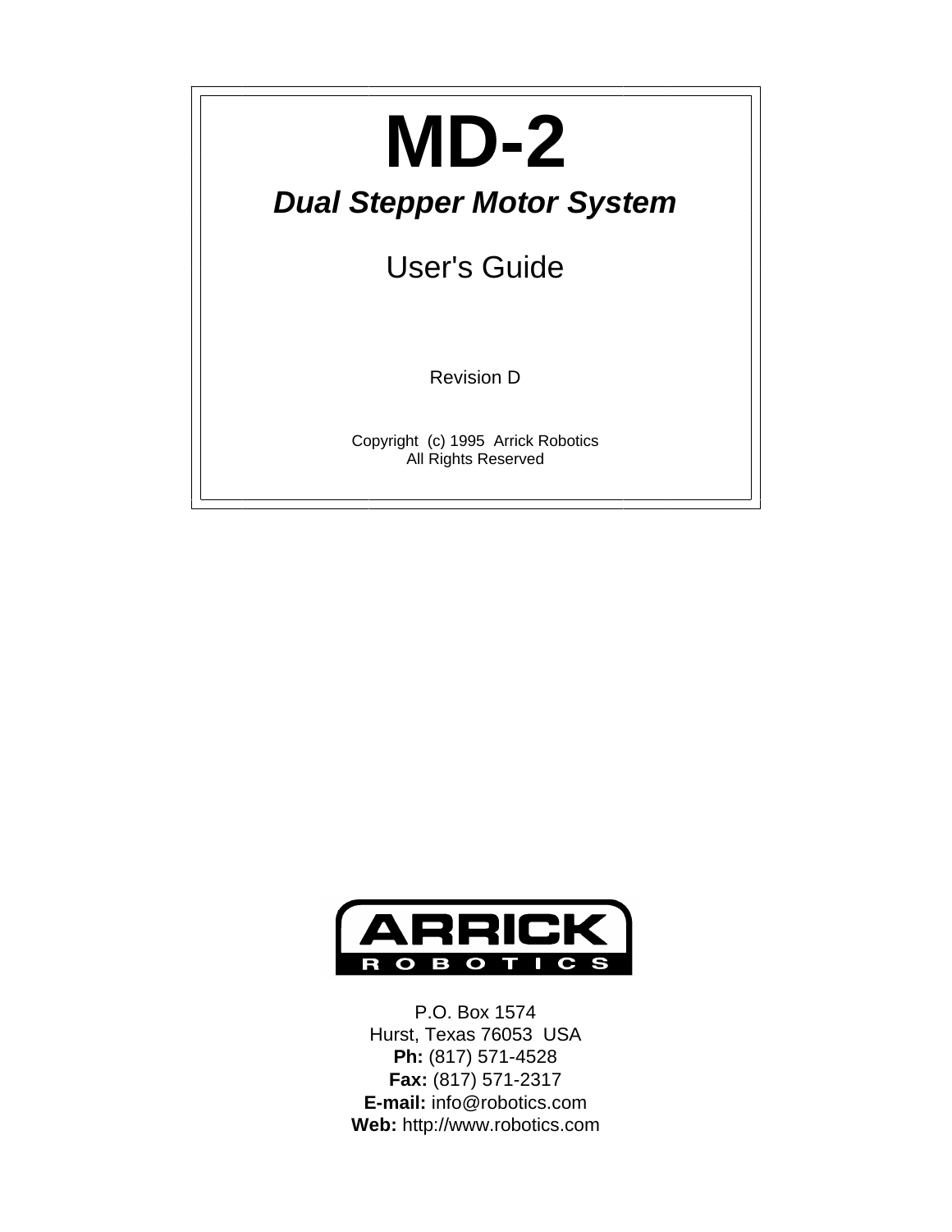# MD-2

## *Dual Stepper Motor System*

User's Guide

Revision D

Copyright (c) 1995 Arrick Robotics
All Rights Reserved

ARRICK
ROBOTICS

P.O. Box 1574
Hurst, Texas 76053 USA
**Ph:** (817) 571-4528
**Fax:** (817) 571-2317
**E-mail:** info@robotics.com
**Web:** http://www.robotics.com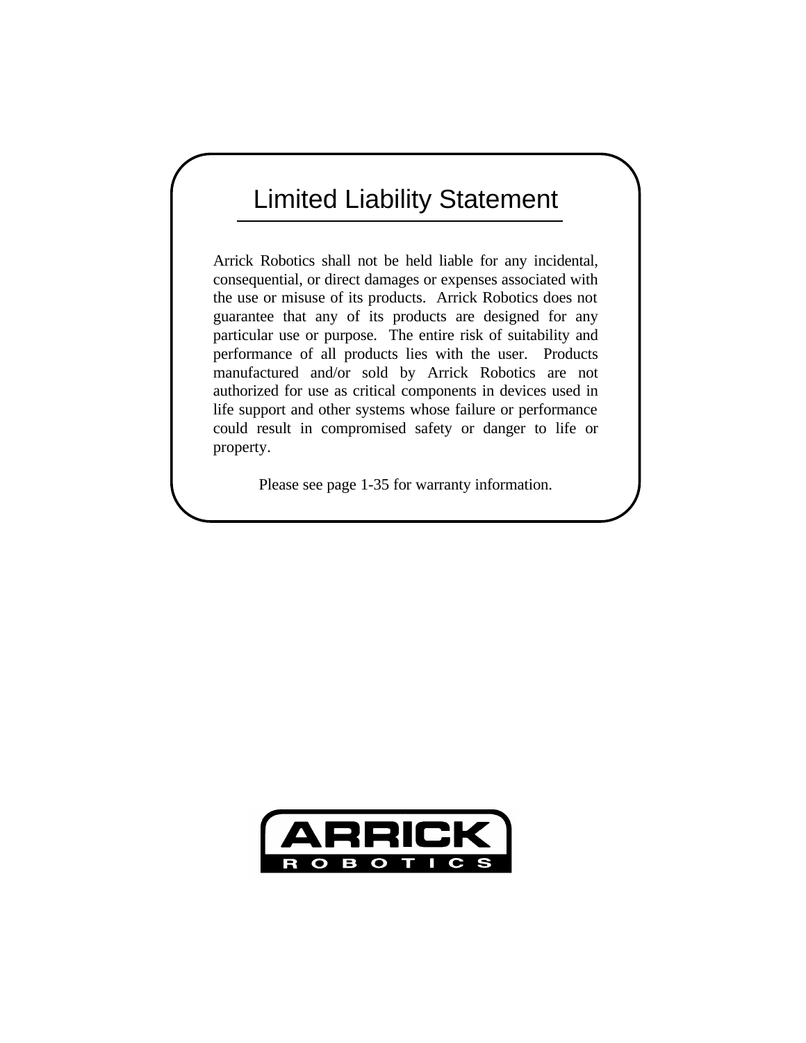# Limited Liability Statement

Arrick Robotics shall not be held liable for any incidental, consequential, or direct damages or expenses associated with the use or misuse of its products. Arrick Robotics does not guarantee that any of its products are designed for any particular use or purpose. The entire risk of suitability and performance of all products lies with the user. Products manufactured and/or sold by Arrick Robotics are not authorized for use as critical components in devices used in life support and other systems whose failure or performance could result in compromised safety or danger to life or property.

Please see page 1-35 for warranty information.

ARRICK ROBOTICS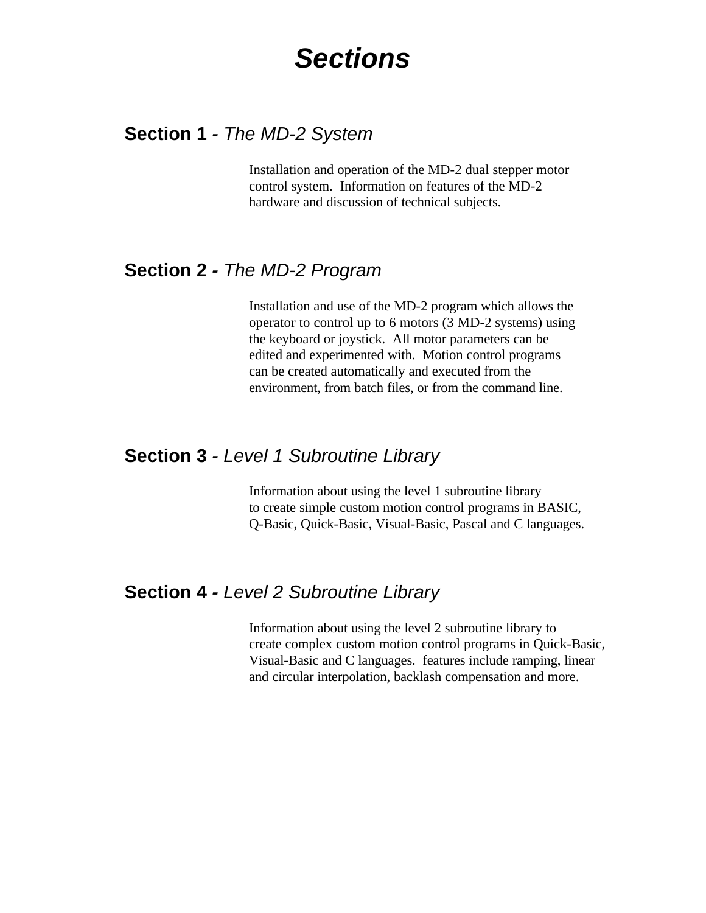# *Sections*

## **Section 1 -** *The MD-2 System*

Installation and operation of the MD-2 dual stepper motor control system. Information on features of the MD-2 hardware and discussion of technical subjects.

## **Section 2 -** *The MD-2 Program*

Installation and use of the MD-2 program which allows the operator to control up to 6 motors (3 MD-2 systems) using the keyboard or joystick. All motor parameters can be edited and experimented with. Motion control programs can be created automatically and executed from the environment, from batch files, or from the command line.

## **Section 3 -** *Level 1 Subroutine Library*

Information about using the level 1 subroutine library to create simple custom motion control programs in BASIC, Q-Basic, Quick-Basic, Visual-Basic, Pascal and C languages.

## **Section 4 -** *Level 2 Subroutine Library*

Information about using the level 2 subroutine library to create complex custom motion control programs in Quick-Basic, Visual-Basic and C languages. features include ramping, linear and circular interpolation, backlash compensation and more.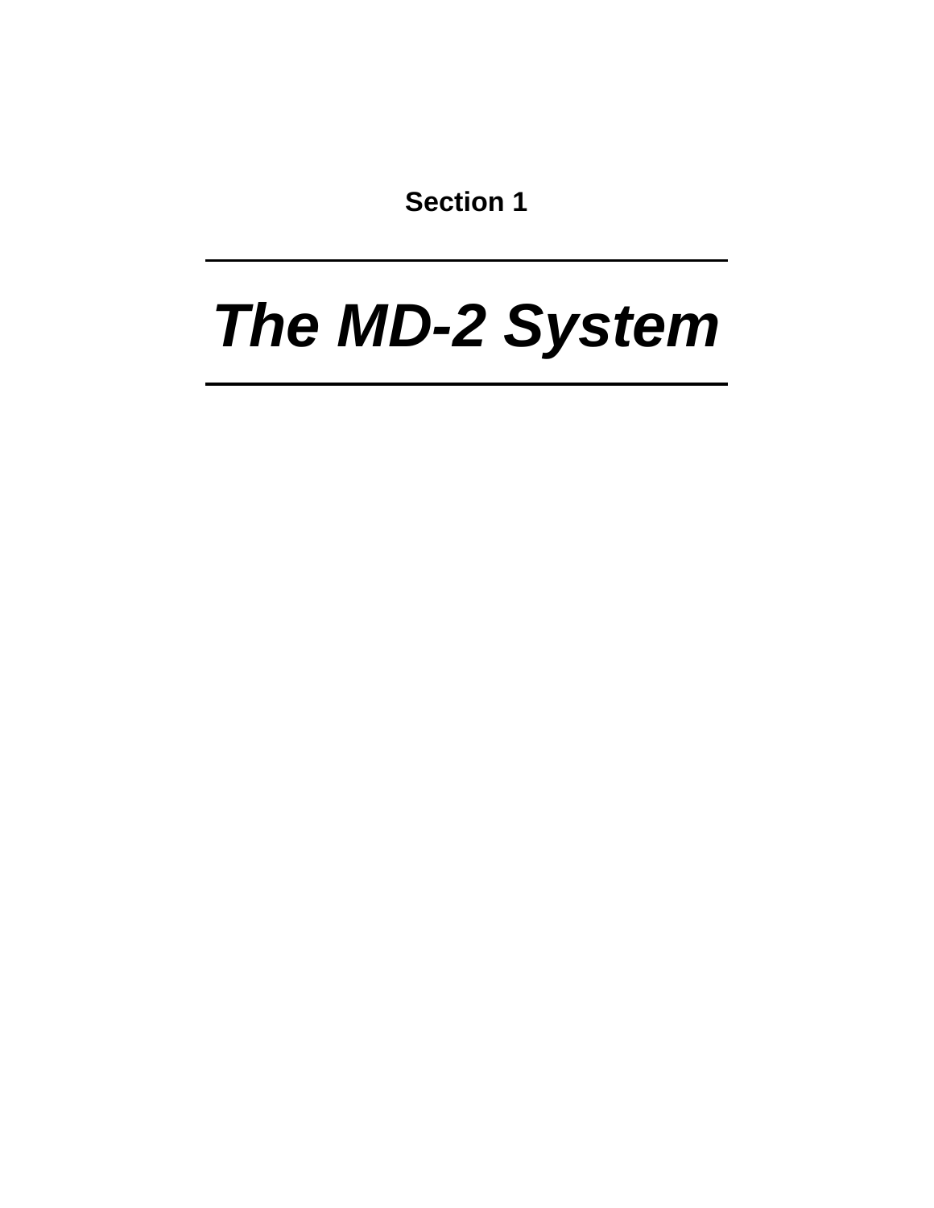Section 1

---

# *The MD-2 System*

---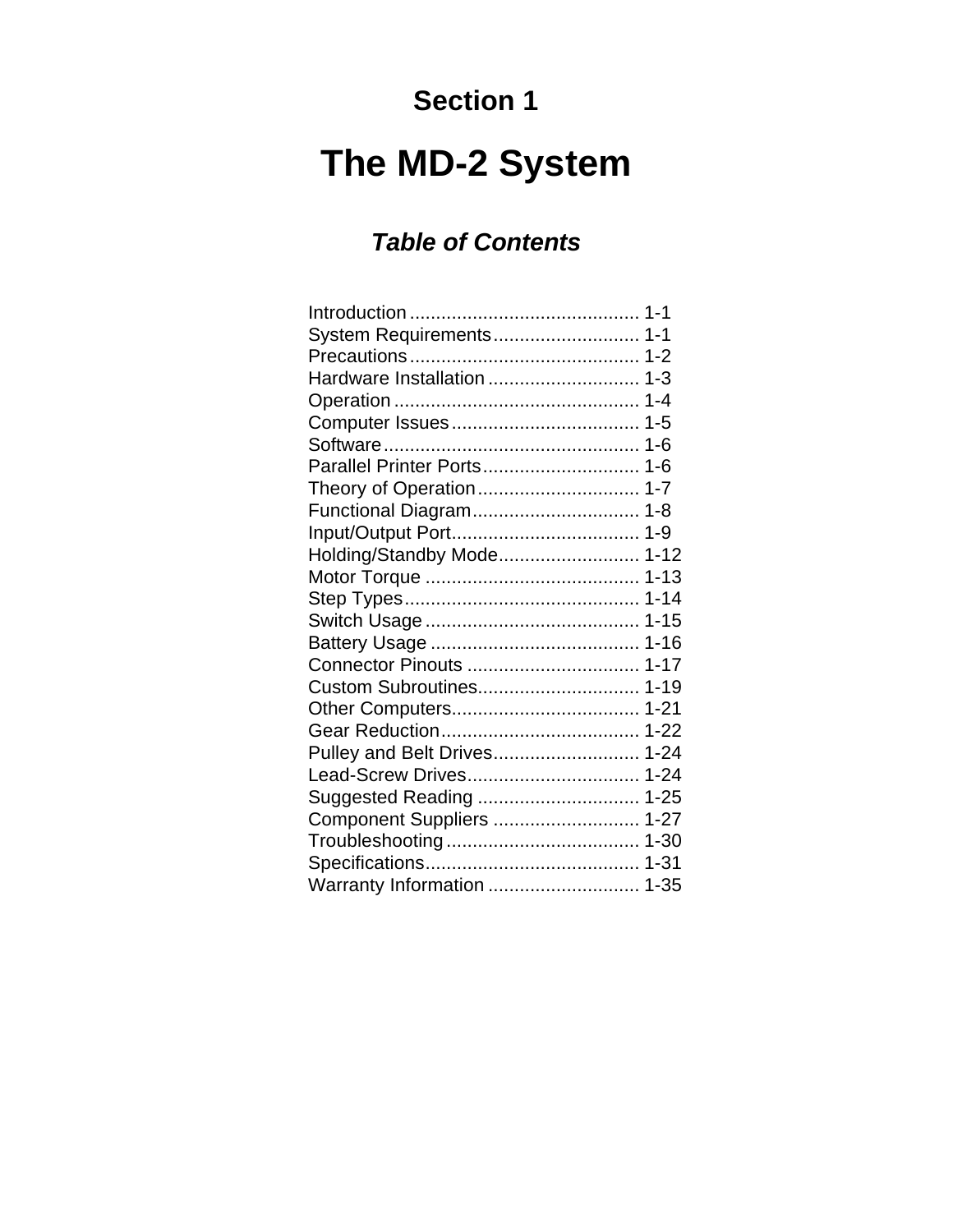# Section 1

# The MD-2 System

## *Table of Contents*

| | |
|---|---|
| Introduction | 1-1 |
| System Requirements | 1-1 |
| Precautions | 1-2 |
| Hardware Installation | 1-3 |
| Operation | 1-4 |
| Computer Issues | 1-5 |
| Software | 1-6 |
| Parallel Printer Ports | 1-6 |
| Theory of Operation | 1-7 |
| Functional Diagram | 1-8 |
| Input/Output Port | 1-9 |
| Holding/Standby Mode | 1-12 |
| Motor Torque | 1-13 |
| Step Types | 1-14 |
| Switch Usage | 1-15 |
| Battery Usage | 1-16 |
| Connector Pinouts | 1-17 |
| Custom Subroutines | 1-19 |
| Other Computers | 1-21 |
| Gear Reduction | 1-22 |
| Pulley and Belt Drives | 1-24 |
| Lead-Screw Drives | 1-24 |
| Suggested Reading | 1-25 |
| Component Suppliers | 1-27 |
| Troubleshooting | 1-30 |
| Specifications | 1-31 |
| Warranty Information | 1-35 |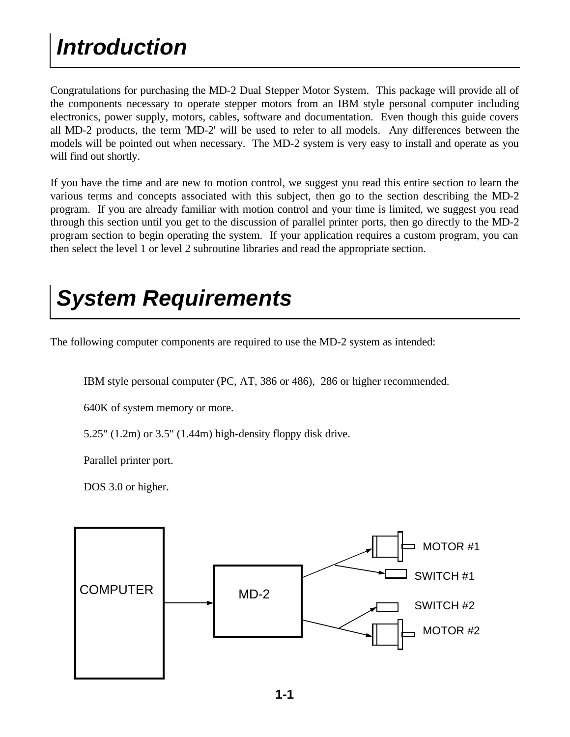# Introduction

Congratulations for purchasing the MD-2 Dual Stepper Motor System. This package will provide all of the components necessary to operate stepper motors from an IBM style personal computer including electronics, power supply, motors, cables, software and documentation. Even though this guide covers all MD-2 products, the term 'MD-2' will be used to refer to all models. Any differences between the models will be pointed out when necessary. The MD-2 system is very easy to install and operate as you will find out shortly.

If you have the time and are new to motion control, we suggest you read this entire section to learn the various terms and concepts associated with this subject, then go to the section describing the MD-2 program. If you are already familiar with motion control and your time is limited, we suggest you read through this section until you get to the discussion of parallel printer ports, then go directly to the MD-2 program section to begin operating the system. If your application requires a custom program, you can then select the level 1 or level 2 subroutine libraries and read the appropriate section.

# System Requirements

The following computer components are required to use the MD-2 system as intended:

IBM style personal computer (PC, AT, 386 or 486), 286 or higher recommended.

640K of system memory or more.

5.25" (1.2m) or 3.5" (1.44m) high-density floppy disk drive.

Parallel printer port.

DOS 3.0 or higher.

COMPUTER

MD-2

MOTOR #1

SWITCH #1

SWITCH #2

MOTOR #2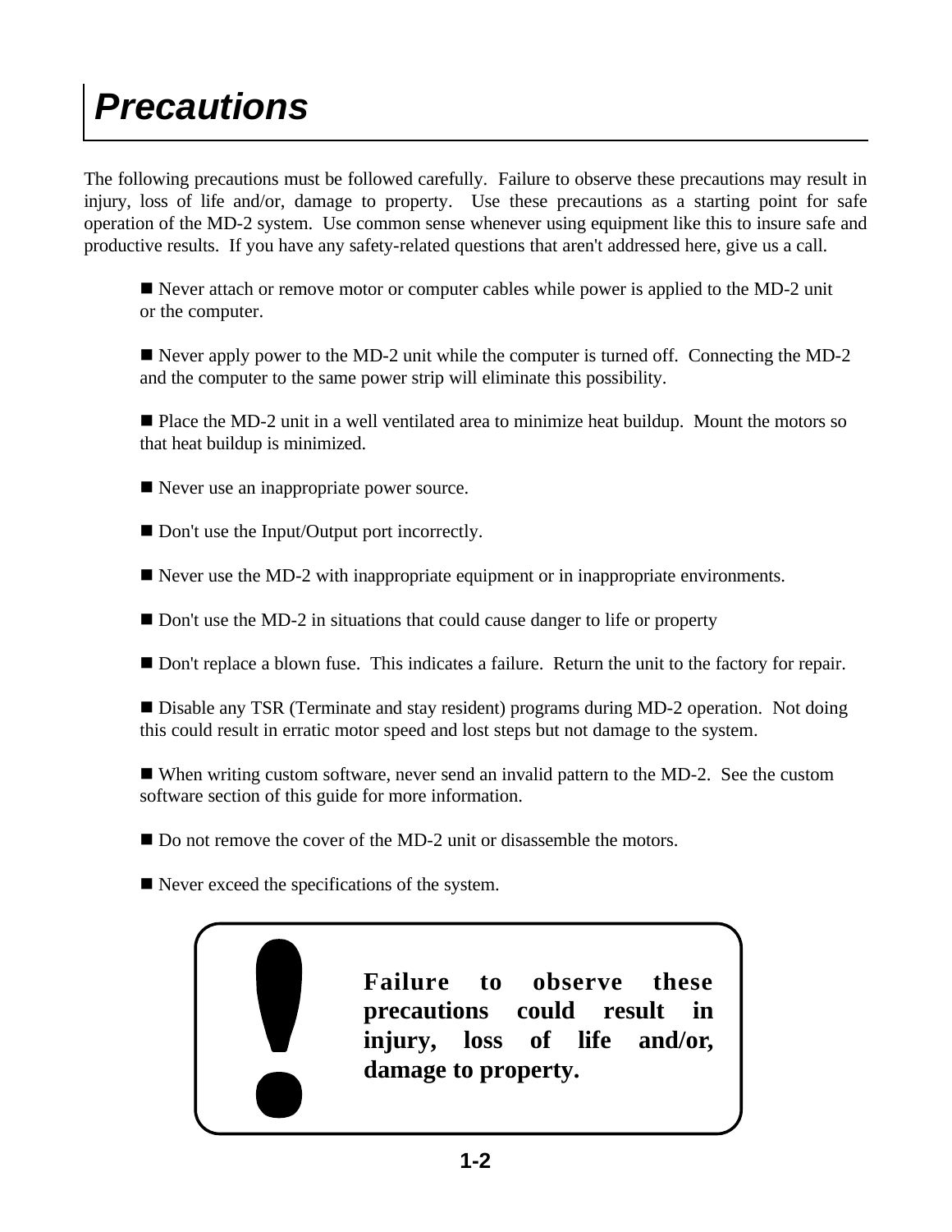# Precautions

The following precautions must be followed carefully. Failure to observe these precautions may result in injury, loss of life and/or, damage to property. Use these precautions as a starting point for safe operation of the MD-2 system. Use common sense whenever using equipment like this to insure safe and productive results. If you have any safety-related questions that aren't addressed here, give us a call.

- Never attach or remove motor or computer cables while power is applied to the MD-2 unit or the computer.

- Never apply power to the MD-2 unit while the computer is turned off. Connecting the MD-2 and the computer to the same power strip will eliminate this possibility.

- Place the MD-2 unit in a well ventilated area to minimize heat buildup. Mount the motors so that heat buildup is minimized.

- Never use an inappropriate power source.

- Don't use the Input/Output port incorrectly.

- Never use the MD-2 with inappropriate equipment or in inappropriate environments.

- Don't use the MD-2 in situations that could cause danger to life or property

- Don't replace a blown fuse. This indicates a failure. Return the unit to the factory for repair.

- Disable any TSR (Terminate and stay resident) programs during MD-2 operation. Not doing this could result in erratic motor speed and lost steps but not damage to the system.

- When writing custom software, never send an invalid pattern to the MD-2. See the custom software section of this guide for more information.

- Do not remove the cover of the MD-2 unit or disassemble the motors.

- Never exceed the specifications of the system.

**!**

**Failure to observe these precautions could result in injury, loss of life and/or, damage to property.**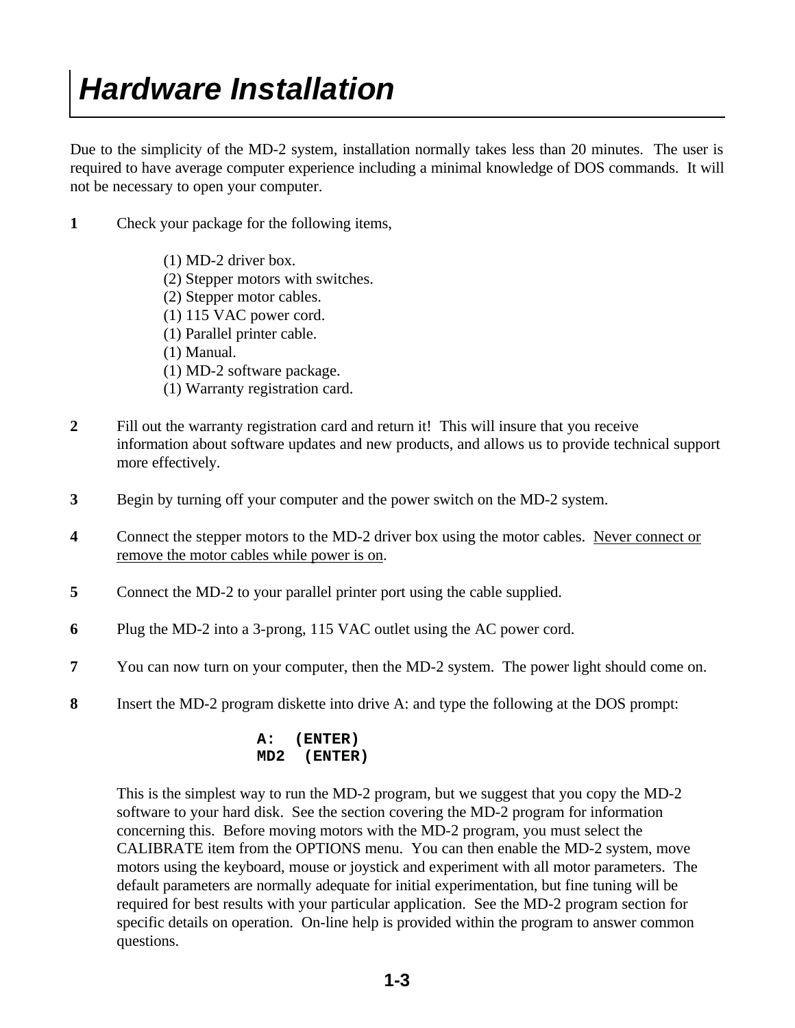# Hardware Installation

Due to the simplicity of the MD-2 system, installation normally takes less than 20 minutes. The user is required to have average computer experience including a minimal knowledge of DOS commands. It will not be necessary to open your computer.

**1** Check your package for the following items,

(1) MD-2 driver box.
(2) Stepper motors with switches.
(2) Stepper motor cables.
(1) 115 VAC power cord.
(1) Parallel printer cable.
(1) Manual.
(1) MD-2 software package.
(1) Warranty registration card.

**2** Fill out the warranty registration card and return it! This will insure that you receive information about software updates and new products, and allows us to provide technical support more effectively.

**3** Begin by turning off your computer and the power switch on the MD-2 system.

**4** Connect the stepper motors to the MD-2 driver box using the motor cables. <u>Never connect or remove the motor cables while power is on</u>.

**5** Connect the MD-2 to your parallel printer port using the cable supplied.

**6** Plug the MD-2 into a 3-prong, 115 VAC outlet using the AC power cord.

**7** You can now turn on your computer, then the MD-2 system. The power light should come on.

**8** Insert the MD-2 program diskette into drive A: and type the following at the DOS prompt:

```
A:  (ENTER)
MD2  (ENTER)
```

This is the simplest way to run the MD-2 program, but we suggest that you copy the MD-2 software to your hard disk. See the section covering the MD-2 program for information concerning this. Before moving motors with the MD-2 program, you must select the CALIBRATE item from the OPTIONS menu. You can then enable the MD-2 system, move motors using the keyboard, mouse or joystick and experiment with all motor parameters. The default parameters are normally adequate for initial experimentation, but fine tuning will be required for best results with your particular application. See the MD-2 program section for specific details on operation. On-line help is provided within the program to answer common questions.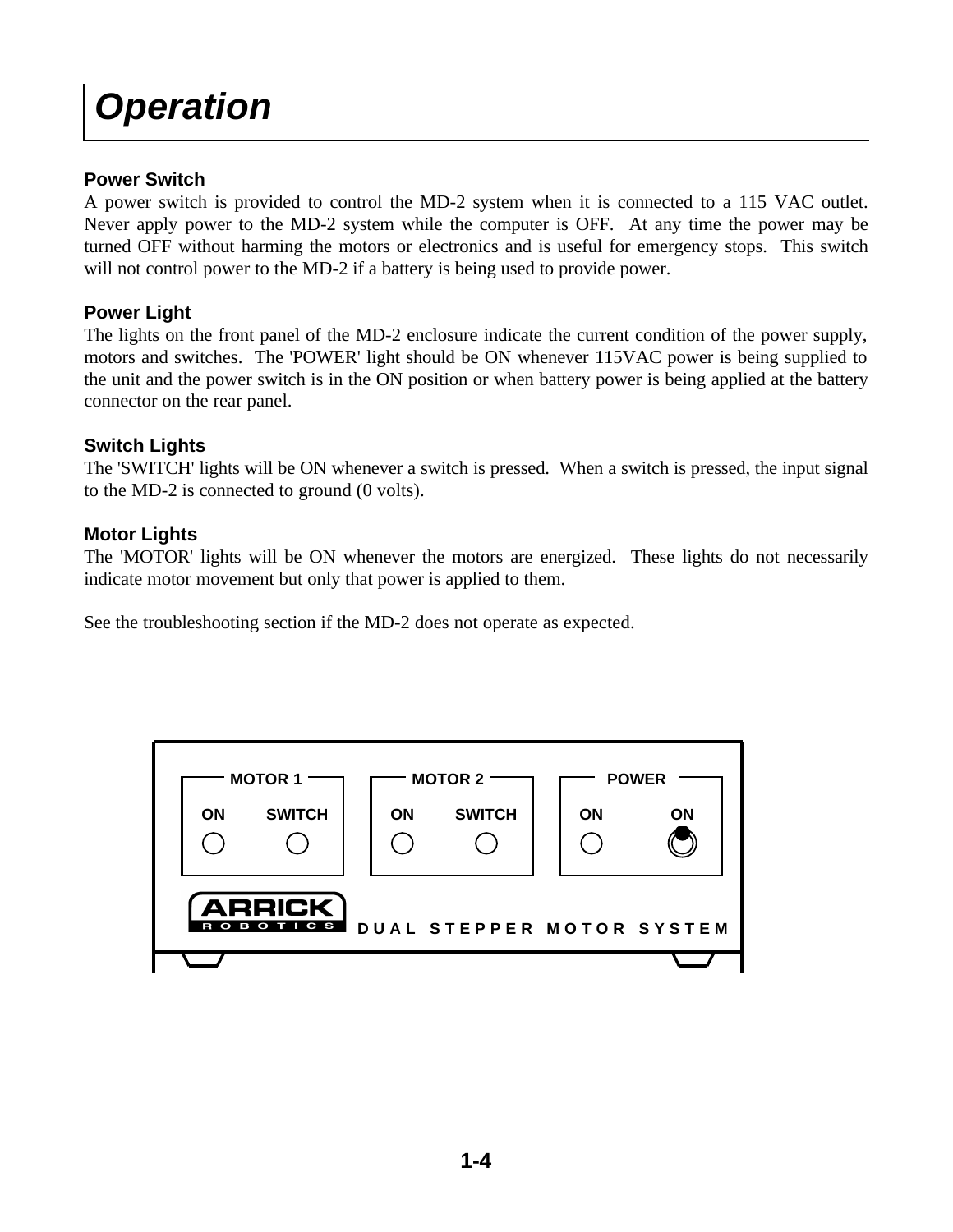# Operation

### Power Switch

A power switch is provided to control the MD-2 system when it is connected to a 115 VAC outlet. Never apply power to the MD-2 system while the computer is OFF. At any time the power may be turned OFF without harming the motors or electronics and is useful for emergency stops. This switch will not control power to the MD-2 if a battery is being used to provide power.

### Power Light

The lights on the front panel of the MD-2 enclosure indicate the current condition of the power supply, motors and switches. The 'POWER' light should be ON whenever 115VAC power is being supplied to the unit and the power switch is in the ON position or when battery power is being applied at the battery connector on the rear panel.

### Switch Lights

The 'SWITCH' lights will be ON whenever a switch is pressed. When a switch is pressed, the input signal to the MD-2 is connected to ground (0 volts).

### Motor Lights

The 'MOTOR' lights will be ON whenever the motors are energized. These lights do not necessarily indicate motor movement but only that power is applied to them.

See the troubleshooting section if the MD-2 does not operate as expected.

MOTOR 1 — ON SWITCH
MOTOR 2 — ON SWITCH
POWER — ON ON

ARRICK ROBOTICS DUAL STEPPER MOTOR SYSTEM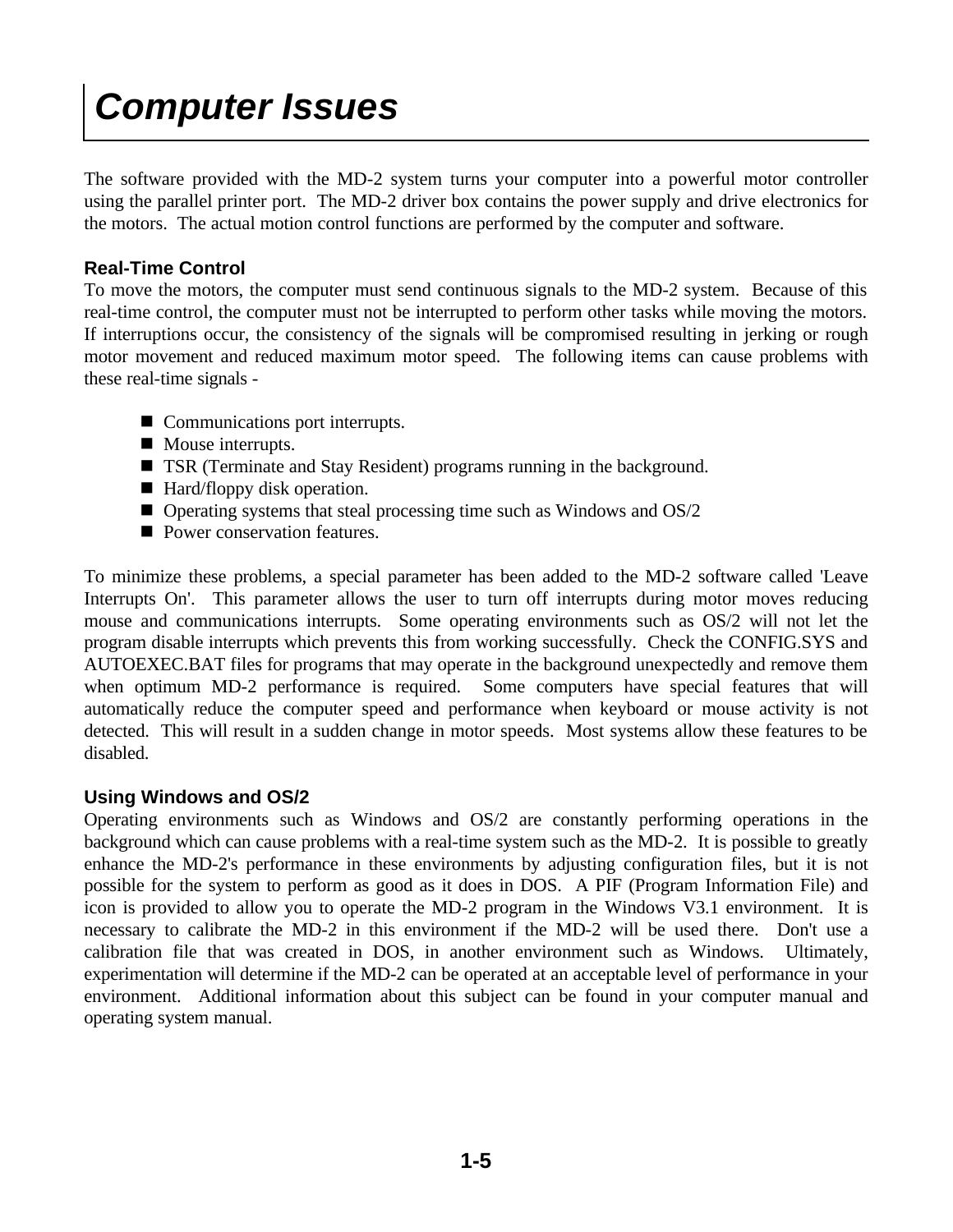# Computer Issues

The software provided with the MD-2 system turns your computer into a powerful motor controller using the parallel printer port. The MD-2 driver box contains the power supply and drive electronics for the motors. The actual motion control functions are performed by the computer and software.

### Real-Time Control

To move the motors, the computer must send continuous signals to the MD-2 system. Because of this real-time control, the computer must not be interrupted to perform other tasks while moving the motors. If interruptions occur, the consistency of the signals will be compromised resulting in jerking or rough motor movement and reduced maximum motor speed. The following items can cause problems with these real-time signals -

- Communications port interrupts.
- Mouse interrupts.
- TSR (Terminate and Stay Resident) programs running in the background.
- Hard/floppy disk operation.
- Operating systems that steal processing time such as Windows and OS/2
- Power conservation features.

To minimize these problems, a special parameter has been added to the MD-2 software called 'Leave Interrupts On'. This parameter allows the user to turn off interrupts during motor moves reducing mouse and communications interrupts. Some operating environments such as OS/2 will not let the program disable interrupts which prevents this from working successfully. Check the CONFIG.SYS and AUTOEXEC.BAT files for programs that may operate in the background unexpectedly and remove them when optimum MD-2 performance is required. Some computers have special features that will automatically reduce the computer speed and performance when keyboard or mouse activity is not detected. This will result in a sudden change in motor speeds. Most systems allow these features to be disabled.

### Using Windows and OS/2

Operating environments such as Windows and OS/2 are constantly performing operations in the background which can cause problems with a real-time system such as the MD-2. It is possible to greatly enhance the MD-2's performance in these environments by adjusting configuration files, but it is not possible for the system to perform as good as it does in DOS. A PIF (Program Information File) and icon is provided to allow you to operate the MD-2 program in the Windows V3.1 environment. It is necessary to calibrate the MD-2 in this environment if the MD-2 will be used there. Don't use a calibration file that was created in DOS, in another environment such as Windows. Ultimately, experimentation will determine if the MD-2 can be operated at an acceptable level of performance in your environment. Additional information about this subject can be found in your computer manual and operating system manual.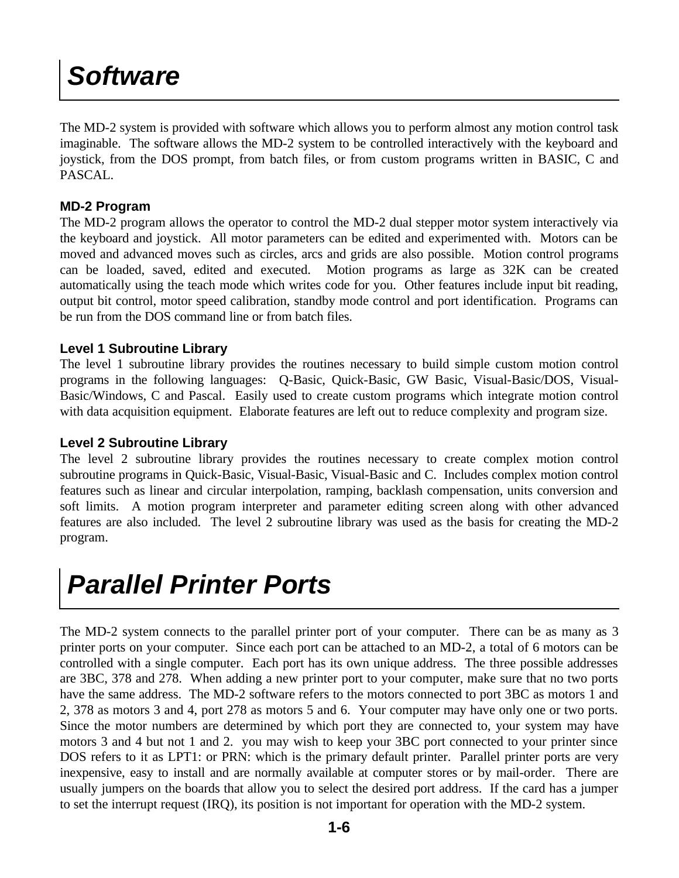# Software

The MD-2 system is provided with software which allows you to perform almost any motion control task imaginable. The software allows the MD-2 system to be controlled interactively with the keyboard and joystick, from the DOS prompt, from batch files, or from custom programs written in BASIC, C and PASCAL.

### MD-2 Program

The MD-2 program allows the operator to control the MD-2 dual stepper motor system interactively via the keyboard and joystick. All motor parameters can be edited and experimented with. Motors can be moved and advanced moves such as circles, arcs and grids are also possible. Motion control programs can be loaded, saved, edited and executed. Motion programs as large as 32K can be created automatically using the teach mode which writes code for you. Other features include input bit reading, output bit control, motor speed calibration, standby mode control and port identification. Programs can be run from the DOS command line or from batch files.

### Level 1 Subroutine Library

The level 1 subroutine library provides the routines necessary to build simple custom motion control programs in the following languages: Q-Basic, Quick-Basic, GW Basic, Visual-Basic/DOS, Visual-Basic/Windows, C and Pascal. Easily used to create custom programs which integrate motion control with data acquisition equipment. Elaborate features are left out to reduce complexity and program size.

### Level 2 Subroutine Library

The level 2 subroutine library provides the routines necessary to create complex motion control subroutine programs in Quick-Basic, Visual-Basic, Visual-Basic and C. Includes complex motion control features such as linear and circular interpolation, ramping, backlash compensation, units conversion and soft limits. A motion program interpreter and parameter editing screen along with other advanced features are also included. The level 2 subroutine library was used as the basis for creating the MD-2 program.

# Parallel Printer Ports

The MD-2 system connects to the parallel printer port of your computer. There can be as many as 3 printer ports on your computer. Since each port can be attached to an MD-2, a total of 6 motors can be controlled with a single computer. Each port has its own unique address. The three possible addresses are 3BC, 378 and 278. When adding a new printer port to your computer, make sure that no two ports have the same address. The MD-2 software refers to the motors connected to port 3BC as motors 1 and 2, 378 as motors 3 and 4, port 278 as motors 5 and 6. Your computer may have only one or two ports. Since the motor numbers are determined by which port they are connected to, your system may have motors 3 and 4 but not 1 and 2. you may wish to keep your 3BC port connected to your printer since DOS refers to it as LPT1: or PRN: which is the primary default printer. Parallel printer ports are very inexpensive, easy to install and are normally available at computer stores or by mail-order. There are usually jumpers on the boards that allow you to select the desired port address. If the card has a jumper to set the interrupt request (IRQ), its position is not important for operation with the MD-2 system.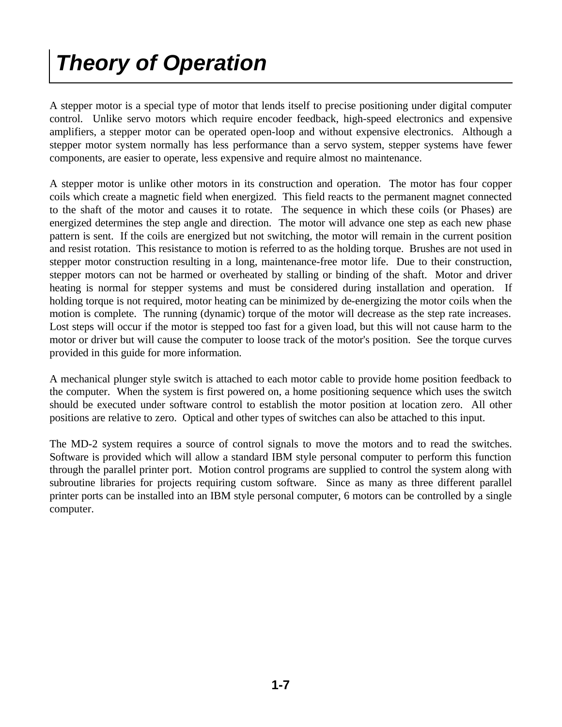# Theory of Operation

A stepper motor is a special type of motor that lends itself to precise positioning under digital computer control. Unlike servo motors which require encoder feedback, high-speed electronics and expensive amplifiers, a stepper motor can be operated open-loop and without expensive electronics. Although a stepper motor system normally has less performance than a servo system, stepper systems have fewer components, are easier to operate, less expensive and require almost no maintenance.

A stepper motor is unlike other motors in its construction and operation. The motor has four copper coils which create a magnetic field when energized. This field reacts to the permanent magnet connected to the shaft of the motor and causes it to rotate. The sequence in which these coils (or Phases) are energized determines the step angle and direction. The motor will advance one step as each new phase pattern is sent. If the coils are energized but not switching, the motor will remain in the current position and resist rotation. This resistance to motion is referred to as the holding torque. Brushes are not used in stepper motor construction resulting in a long, maintenance-free motor life. Due to their construction, stepper motors can not be harmed or overheated by stalling or binding of the shaft. Motor and driver heating is normal for stepper systems and must be considered during installation and operation. If holding torque is not required, motor heating can be minimized by de-energizing the motor coils when the motion is complete. The running (dynamic) torque of the motor will decrease as the step rate increases. Lost steps will occur if the motor is stepped too fast for a given load, but this will not cause harm to the motor or driver but will cause the computer to loose track of the motor's position. See the torque curves provided in this guide for more information.

A mechanical plunger style switch is attached to each motor cable to provide home position feedback to the computer. When the system is first powered on, a home positioning sequence which uses the switch should be executed under software control to establish the motor position at location zero. All other positions are relative to zero. Optical and other types of switches can also be attached to this input.

The MD-2 system requires a source of control signals to move the motors and to read the switches. Software is provided which will allow a standard IBM style personal computer to perform this function through the parallel printer port. Motion control programs are supplied to control the system along with subroutine libraries for projects requiring custom software. Since as many as three different parallel printer ports can be installed into an IBM style personal computer, 6 motors can be controlled by a single computer.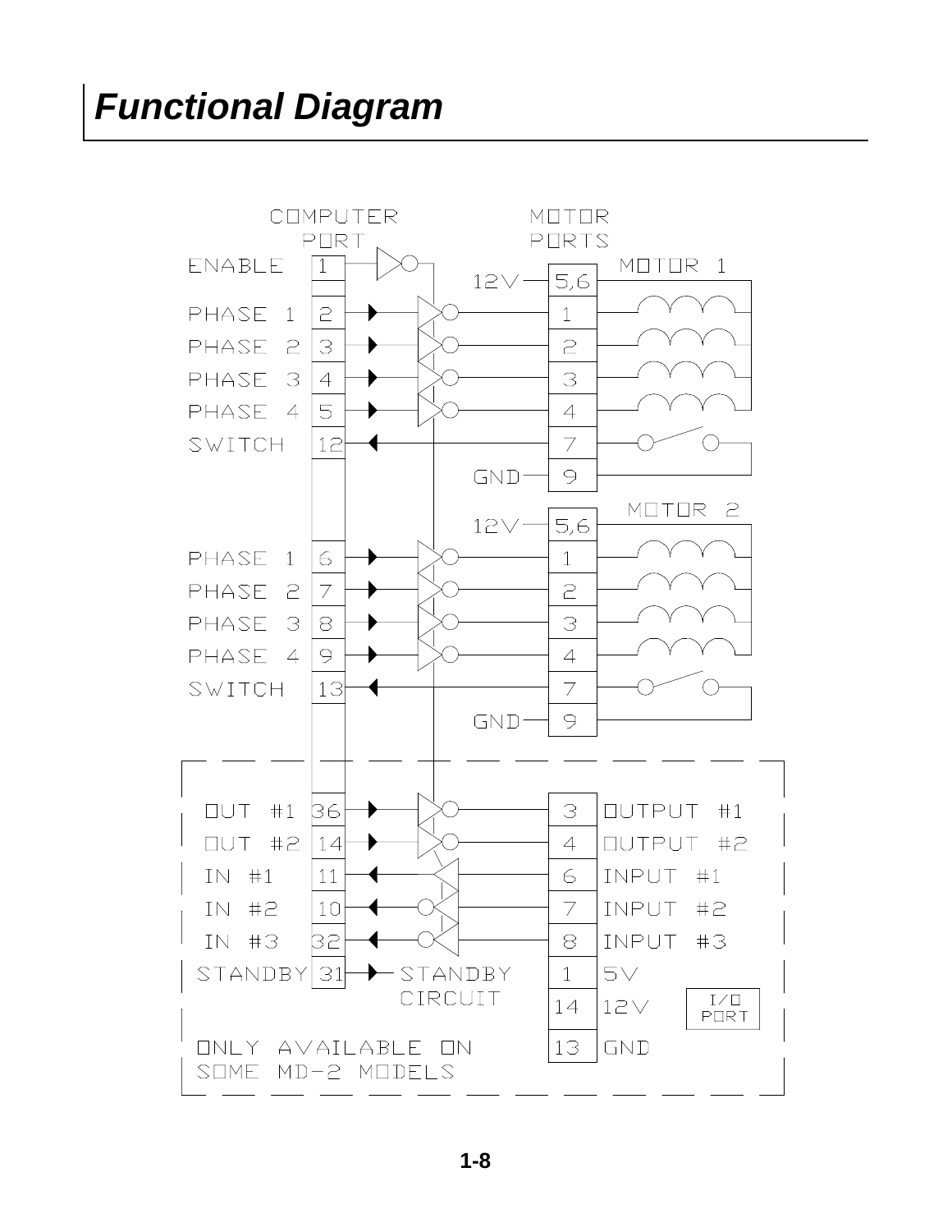# Functional Diagram

COMPUTER PORT

MOTOR PORTS

ENABLE 1

MOTOR 1

12V — 5,6

PHASE 1 2 → 1

PHASE 2 3 → 2

PHASE 3 4 → 3

PHASE 4 5 → 4

SWITCH 12 ← 7

GND — 9

MOTOR 2

12V — 5,6

PHASE 1 6 → 1

PHASE 2 7 → 2

PHASE 3 8 → 3

PHASE 4 9 → 4

SWITCH 13 ← 7

GND — 9

OUT #1 36 → 3 OUTPUT #1

OUT #2 14 → 4 OUTPUT #2

IN #1 11 ← 6 INPUT #1

IN #2 10 ← 7 INPUT #2

IN #3 32 ← 8 INPUT #3

STANDBY 31 → STANDBY CIRCUIT

1 5V

14 12V

13 GND

I/O PORT

ONLY AVAILABLE ON SOME MD-2 MODELS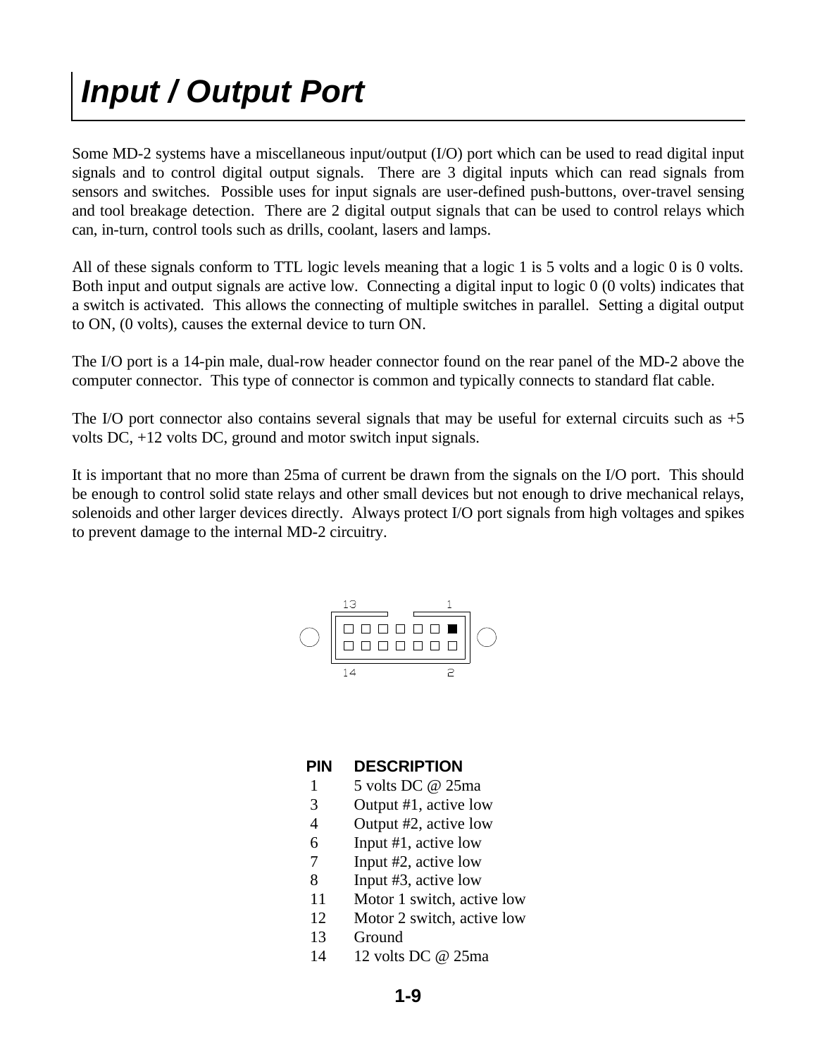# Input / Output Port

Some MD-2 systems have a miscellaneous input/output (I/O) port which can be used to read digital input signals and to control digital output signals. There are 3 digital inputs which can read signals from sensors and switches. Possible uses for input signals are user-defined push-buttons, over-travel sensing and tool breakage detection. There are 2 digital output signals that can be used to control relays which can, in-turn, control tools such as drills, coolant, lasers and lamps.

All of these signals conform to TTL logic levels meaning that a logic 1 is 5 volts and a logic 0 is 0 volts. Both input and output signals are active low. Connecting a digital input to logic 0 (0 volts) indicates that a switch is activated. This allows the connecting of multiple switches in parallel. Setting a digital output to ON, (0 volts), causes the external device to turn ON.

The I/O port is a 14-pin male, dual-row header connector found on the rear panel of the MD-2 above the computer connector. This type of connector is common and typically connects to standard flat cable.

The I/O port connector also contains several signals that may be useful for external circuits such as +5 volts DC, +12 volts DC, ground and motor switch input signals.

It is important that no more than 25ma of current be drawn from the signals on the I/O port. This should be enough to control solid state relays and other small devices but not enough to drive mechanical relays, solenoids and other larger devices directly. Always protect I/O port signals from high voltages and spikes to prevent damage to the internal MD-2 circuitry.

13 1

14 2

| PIN | DESCRIPTION |
|---|---|
| 1 | 5 volts DC @ 25ma |
| 3 | Output #1, active low |
| 4 | Output #2, active low |
| 6 | Input #1, active low |
| 7 | Input #2, active low |
| 8 | Input #3, active low |
| 11 | Motor 1 switch, active low |
| 12 | Motor 2 switch, active low |
| 13 | Ground |
| 14 | 12 volts DC @ 25ma |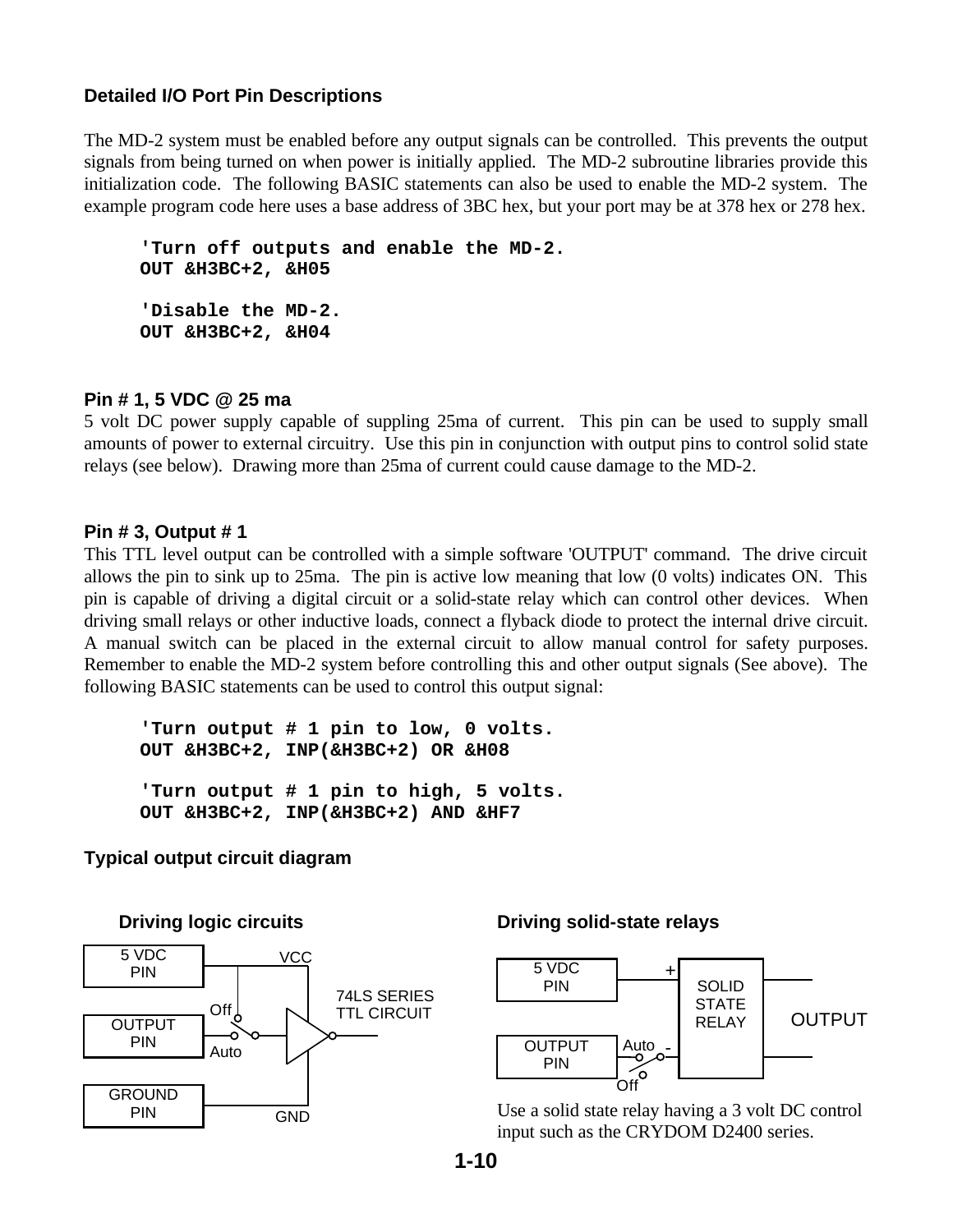### Detailed I/O Port Pin Descriptions

The MD-2 system must be enabled before any output signals can be controlled. This prevents the output signals from being turned on when power is initially applied. The MD-2 subroutine libraries provide this initialization code. The following BASIC statements can also be used to enable the MD-2 system. The example program code here uses a base address of 3BC hex, but your port may be at 378 hex or 278 hex.

```
'Turn off outputs and enable the MD-2.
OUT &H3BC+2, &H05

'Disable the MD-2.
OUT &H3BC+2, &H04
```

**Pin # 1, 5 VDC @ 25 ma**

5 volt DC power supply capable of suppling 25ma of current. This pin can be used to supply small amounts of power to external circuitry. Use this pin in conjunction with output pins to control solid state relays (see below). Drawing more than 25ma of current could cause damage to the MD-2.

**Pin # 3, Output # 1**

This TTL level output can be controlled with a simple software 'OUTPUT' command. The drive circuit allows the pin to sink up to 25ma. The pin is active low meaning that low (0 volts) indicates ON. This pin is capable of driving a digital circuit or a solid-state relay which can control other devices. When driving small relays or other inductive loads, connect a flyback diode to protect the internal drive circuit. A manual switch can be placed in the external circuit to allow manual control for safety purposes. Remember to enable the MD-2 system before controlling this and other output signals (See above). The following BASIC statements can be used to control this output signal:

```
'Turn output # 1 pin to low, 0 volts.
OUT &H3BC+2, INP(&H3BC+2) OR &H08

'Turn output # 1 pin to high, 5 volts.
OUT &H3BC+2, INP(&H3BC+2) AND &HF7
```

**Typical output circuit diagram**

**Driving logic circuits**

5 VDC PIN — VCC; OUTPUT PIN — Off / Auto switch — 74LS SERIES TTL CIRCUIT; GROUND PIN — GND

**Driving solid-state relays**

5 VDC PIN — + SOLID STATE RELAY — OUTPUT; OUTPUT PIN — Auto / Off switch — -

Use a solid state relay having a 3 volt DC control input such as the CRYDOM D2400 series.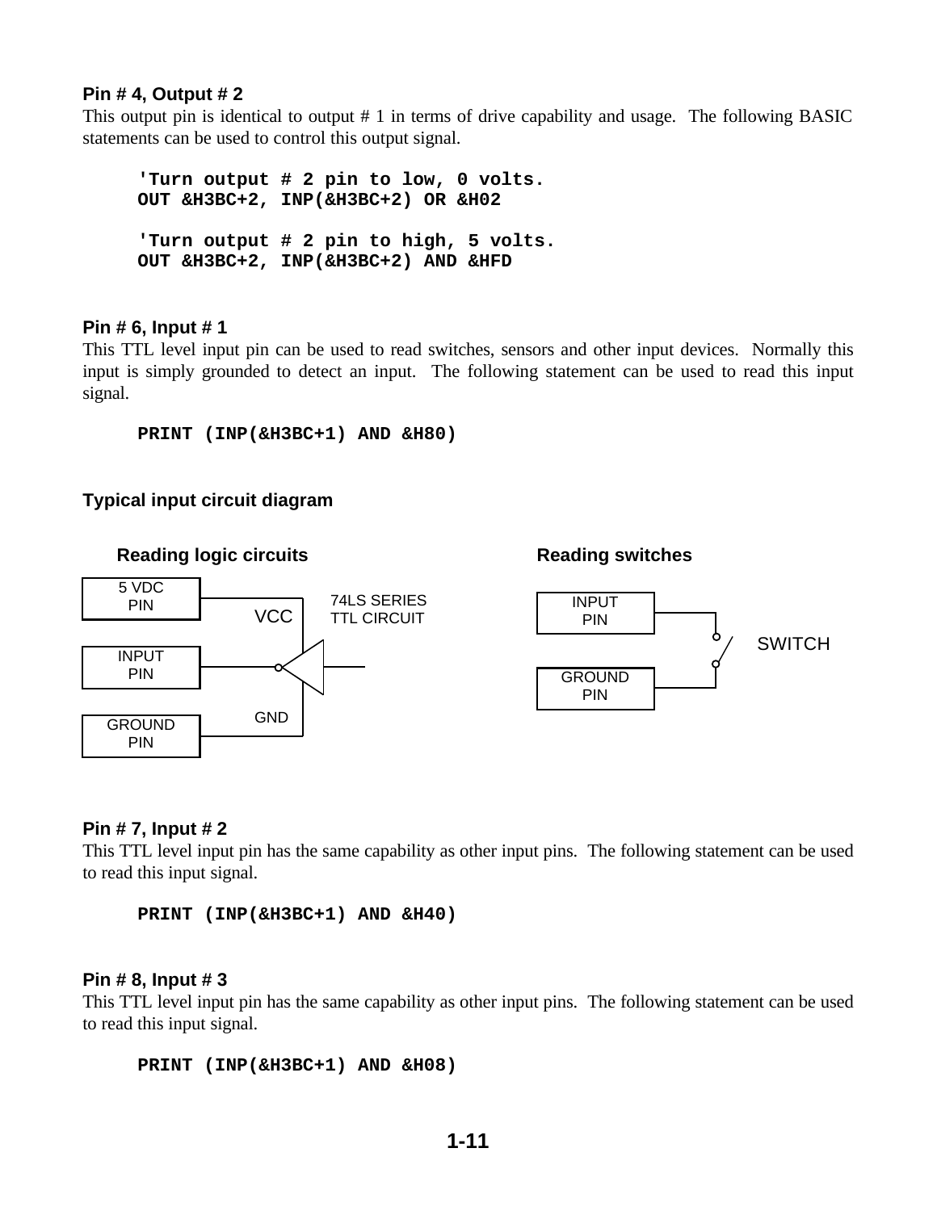### Pin # 4, Output # 2

This output pin is identical to output # 1 in terms of drive capability and usage. The following BASIC statements can be used to control this output signal.

```
'Turn output # 2 pin to low, 0 volts.
OUT &H3BC+2, INP(&H3BC+2) OR &H02

'Turn output # 2 pin to high, 5 volts.
OUT &H3BC+2, INP(&H3BC+2) AND &HFD
```

### Pin # 6, Input # 1

This TTL level input pin can be used to read switches, sensors and other input devices. Normally this input is simply grounded to detect an input. The following statement can be used to read this input signal.

```
PRINT (INP(&H3BC+1) AND &H80)
```

### Typical input circuit diagram

**Reading logic circuits**

5 VDC PIN — VCC
INPUT PIN — 74LS SERIES TTL CIRCUIT
GROUND PIN — GND

**Reading switches**

INPUT PIN — SWITCH — GROUND PIN

### Pin # 7, Input # 2

This TTL level input pin has the same capability as other input pins. The following statement can be used to read this input signal.

```
PRINT (INP(&H3BC+1) AND &H40)
```

### Pin # 8, Input # 3

This TTL level input pin has the same capability as other input pins. The following statement can be used to read this input signal.

```
PRINT (INP(&H3BC+1) AND &H08)
```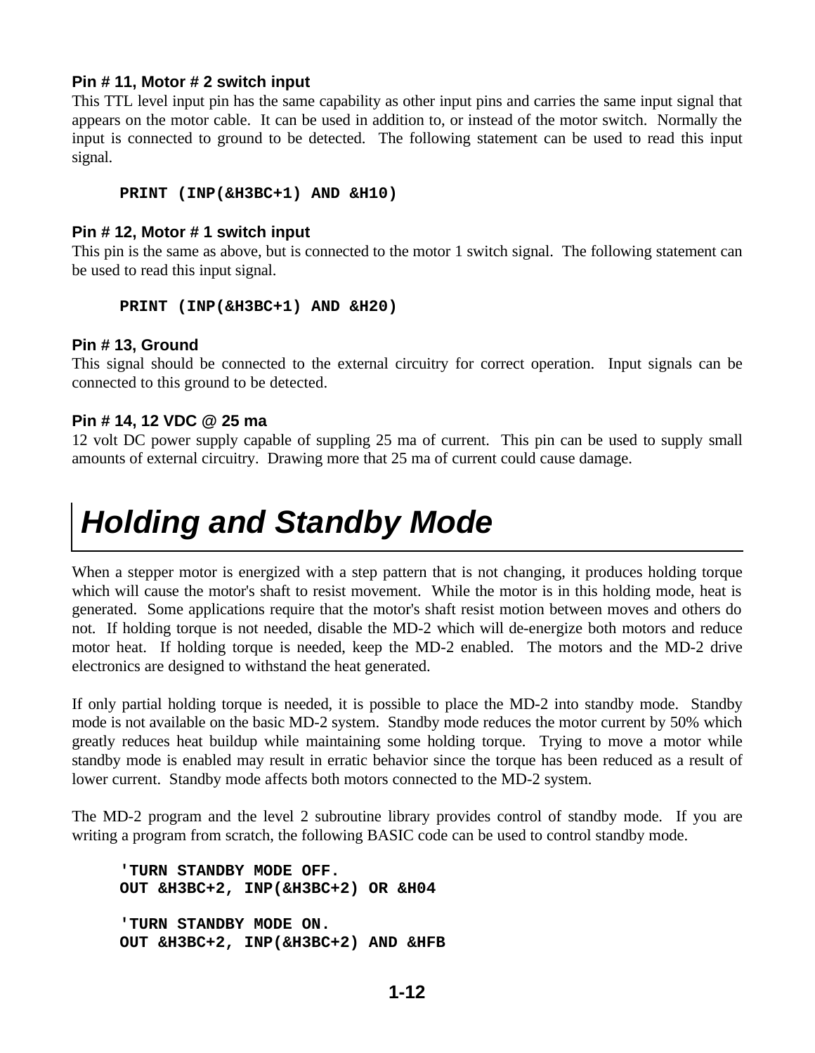**Pin # 11, Motor # 2 switch input**

This TTL level input pin has the same capability as other input pins and carries the same input signal that appears on the motor cable. It can be used in addition to, or instead of the motor switch. Normally the input is connected to ground to be detected. The following statement can be used to read this input signal.

```
PRINT (INP(&H3BC+1) AND &H10)
```

**Pin # 12, Motor # 1 switch input**

This pin is the same as above, but is connected to the motor 1 switch signal. The following statement can be used to read this input signal.

```
PRINT (INP(&H3BC+1) AND &H20)
```

**Pin # 13, Ground**

This signal should be connected to the external circuitry for correct operation. Input signals can be connected to this ground to be detected.

**Pin # 14, 12 VDC @ 25 ma**

12 volt DC power supply capable of suppling 25 ma of current. This pin can be used to supply small amounts of external circuitry. Drawing more that 25 ma of current could cause damage.

# *Holding and Standby Mode*

When a stepper motor is energized with a step pattern that is not changing, it produces holding torque which will cause the motor's shaft to resist movement. While the motor is in this holding mode, heat is generated. Some applications require that the motor's shaft resist motion between moves and others do not. If holding torque is not needed, disable the MD-2 which will de-energize both motors and reduce motor heat. If holding torque is needed, keep the MD-2 enabled. The motors and the MD-2 drive electronics are designed to withstand the heat generated.

If only partial holding torque is needed, it is possible to place the MD-2 into standby mode. Standby mode is not available on the basic MD-2 system. Standby mode reduces the motor current by 50% which greatly reduces heat buildup while maintaining some holding torque. Trying to move a motor while standby mode is enabled may result in erratic behavior since the torque has been reduced as a result of lower current. Standby mode affects both motors connected to the MD-2 system.

The MD-2 program and the level 2 subroutine library provides control of standby mode. If you are writing a program from scratch, the following BASIC code can be used to control standby mode.

```
'TURN STANDBY MODE OFF.
OUT &H3BC+2, INP(&H3BC+2) OR &H04

'TURN STANDBY MODE ON.
OUT &H3BC+2, INP(&H3BC+2) AND &HFB
```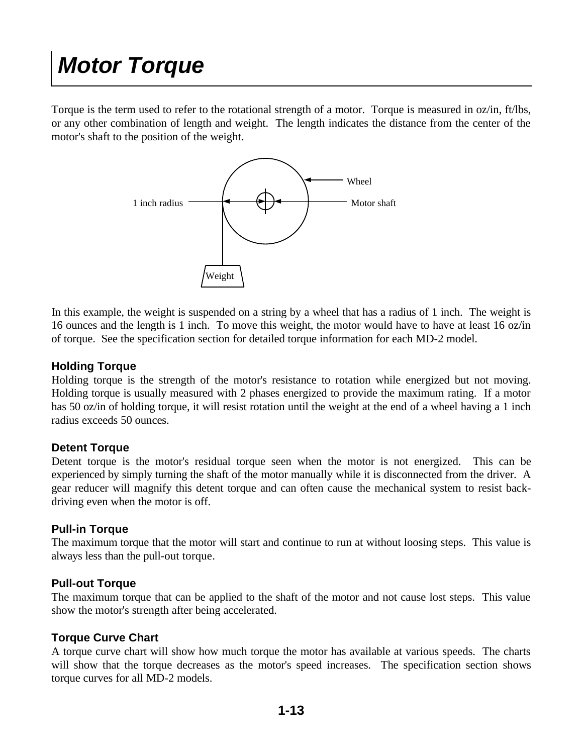# Motor Torque

Torque is the term used to refer to the rotational strength of a motor. Torque is measured in oz/in, ft/lbs, or any other combination of length and weight. The length indicates the distance from the center of the motor's shaft to the position of the weight.

Wheel

1 inch radius

Motor shaft

Weight

In this example, the weight is suspended on a string by a wheel that has a radius of 1 inch. The weight is 16 ounces and the length is 1 inch. To move this weight, the motor would have to have at least 16 oz/in of torque. See the specification section for detailed torque information for each MD-2 model.

### Holding Torque

Holding torque is the strength of the motor's resistance to rotation while energized but not moving. Holding torque is usually measured with 2 phases energized to provide the maximum rating. If a motor has 50 oz/in of holding torque, it will resist rotation until the weight at the end of a wheel having a 1 inch radius exceeds 50 ounces.

### Detent Torque

Detent torque is the motor's residual torque seen when the motor is not energized. This can be experienced by simply turning the shaft of the motor manually while it is disconnected from the driver. A gear reducer will magnify this detent torque and can often cause the mechanical system to resist back-driving even when the motor is off.

### Pull-in Torque

The maximum torque that the motor will start and continue to run at without loosing steps. This value is always less than the pull-out torque.

### Pull-out Torque

The maximum torque that can be applied to the shaft of the motor and not cause lost steps. This value show the motor's strength after being accelerated.

### Torque Curve Chart

A torque curve chart will show how much torque the motor has available at various speeds. The charts will show that the torque decreases as the motor's speed increases. The specification section shows torque curves for all MD-2 models.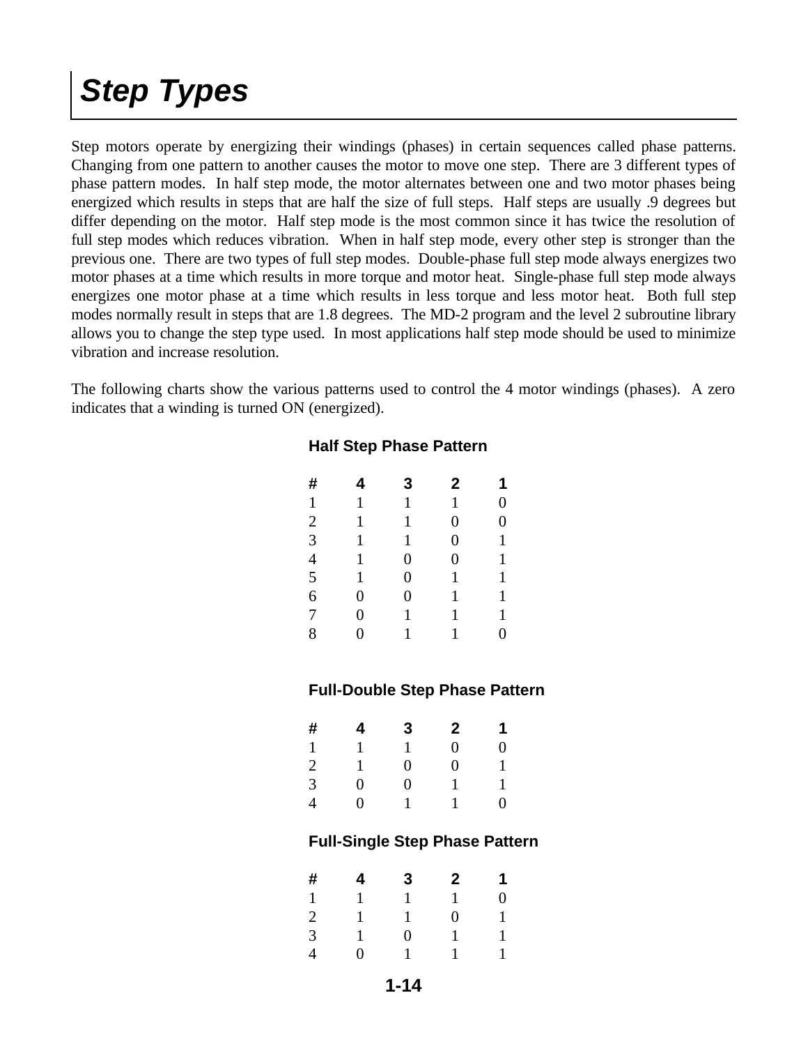# Step Types

Step motors operate by energizing their windings (phases) in certain sequences called phase patterns. Changing from one pattern to another causes the motor to move one step. There are 3 different types of phase pattern modes. In half step mode, the motor alternates between one and two motor phases being energized which results in steps that are half the size of full steps. Half steps are usually .9 degrees but differ depending on the motor. Half step mode is the most common since it has twice the resolution of full step modes which reduces vibration. When in half step mode, every other step is stronger than the previous one. There are two types of full step modes. Double-phase full step mode always energizes two motor phases at a time which results in more torque and motor heat. Single-phase full step mode always energizes one motor phase at a time which results in less torque and less motor heat. Both full step modes normally result in steps that are 1.8 degrees. The MD-2 program and the level 2 subroutine library allows you to change the step type used. In most applications half step mode should be used to minimize vibration and increase resolution.

The following charts show the various patterns used to control the 4 motor windings (phases). A zero indicates that a winding is turned ON (energized).

### Half Step Phase Pattern

| # | 4 | 3 | 2 | 1 |
|---|---|---|---|---|
| 1 | 1 | 1 | 1 | 0 |
| 2 | 1 | 1 | 0 | 0 |
| 3 | 1 | 1 | 0 | 1 |
| 4 | 1 | 0 | 0 | 1 |
| 5 | 1 | 0 | 1 | 1 |
| 6 | 0 | 0 | 1 | 1 |
| 7 | 0 | 1 | 1 | 1 |
| 8 | 0 | 1 | 1 | 0 |

### Full-Double Step Phase Pattern

| # | 4 | 3 | 2 | 1 |
|---|---|---|---|---|
| 1 | 1 | 1 | 0 | 0 |
| 2 | 1 | 0 | 0 | 1 |
| 3 | 0 | 0 | 1 | 1 |
| 4 | 0 | 1 | 1 | 0 |

### Full-Single Step Phase Pattern

| # | 4 | 3 | 2 | 1 |
|---|---|---|---|---|
| 1 | 1 | 1 | 1 | 0 |
| 2 | 1 | 1 | 0 | 1 |
| 3 | 1 | 0 | 1 | 1 |
| 4 | 0 | 1 | 1 | 1 |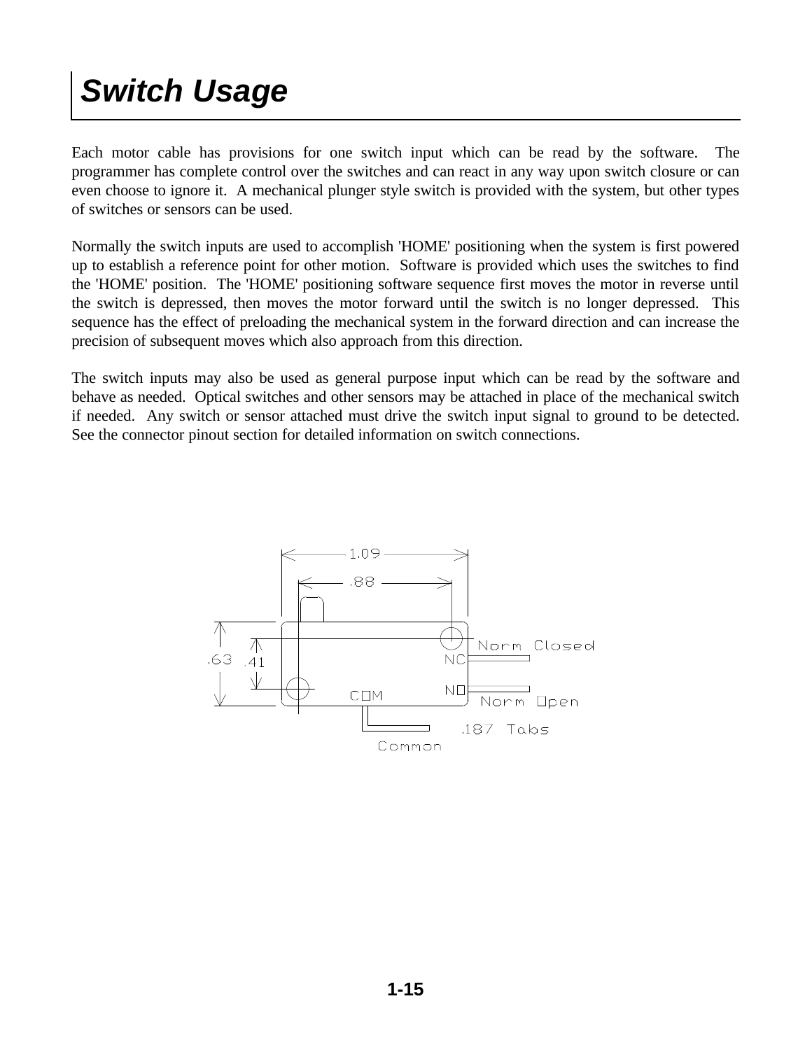# Switch Usage

Each motor cable has provisions for one switch input which can be read by the software. The programmer has complete control over the switches and can react in any way upon switch closure or can even choose to ignore it. A mechanical plunger style switch is provided with the system, but other types of switches or sensors can be used.

Normally the switch inputs are used to accomplish 'HOME' positioning when the system is first powered up to establish a reference point for other motion. Software is provided which uses the switches to find the 'HOME' position. The 'HOME' positioning software sequence first moves the motor in reverse until the switch is depressed, then moves the motor forward until the switch is no longer depressed. This sequence has the effect of preloading the mechanical system in the forward direction and can increase the precision of subsequent moves which also approach from this direction.

The switch inputs may also be used as general purpose input which can be read by the software and behave as needed. Optical switches and other sensors may be attached in place of the mechanical switch if needed. Any switch or sensor attached must drive the switch input signal to ground to be detected. See the connector pinout section for detailed information on switch connections.

1.09

.88

.63 .41

NC Norm Closed

NO Norm Open

COM

Common

.187 Tabs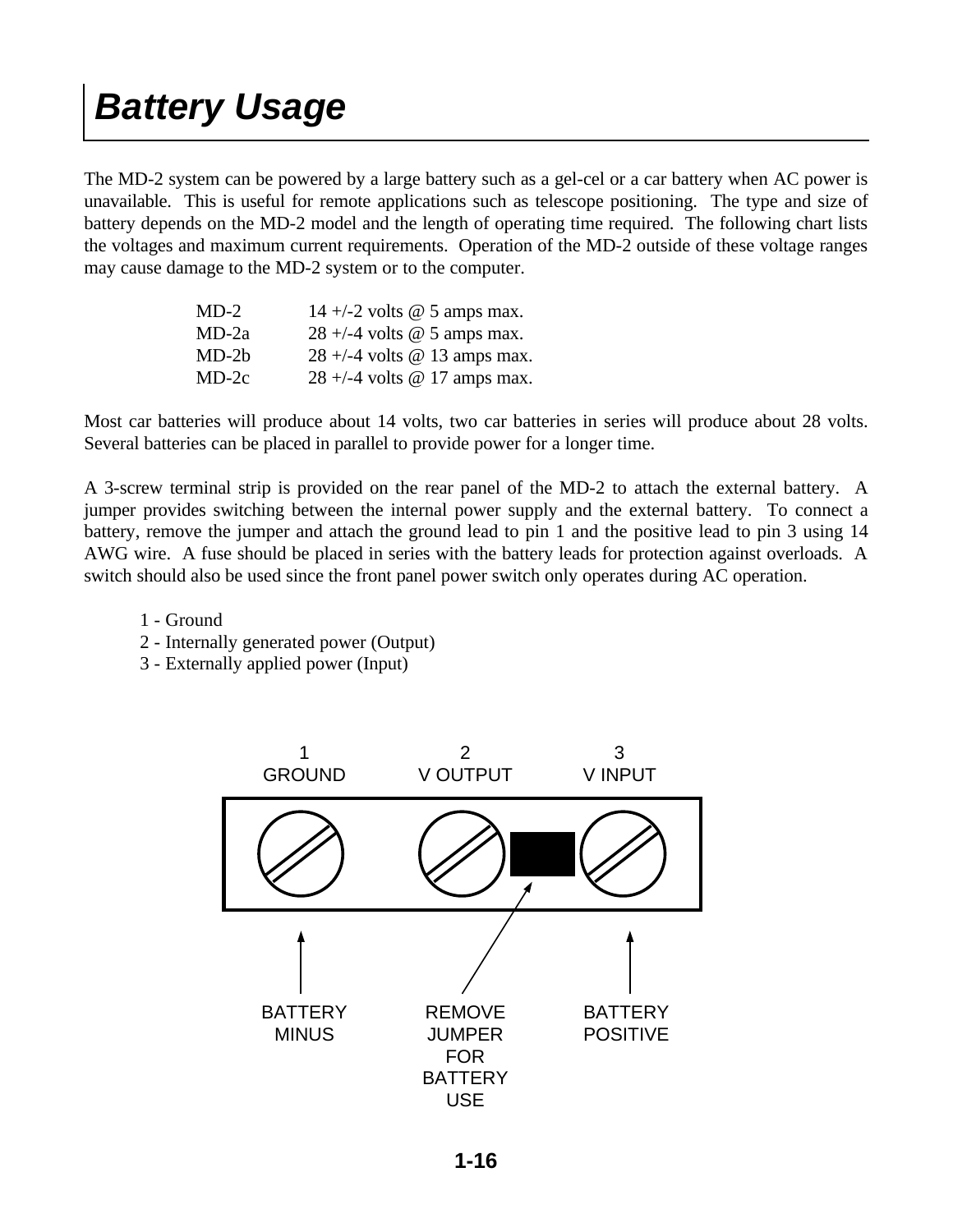# Battery Usage

The MD-2 system can be powered by a large battery such as a gel-cel or a car battery when AC power is unavailable. This is useful for remote applications such as telescope positioning. The type and size of battery depends on the MD-2 model and the length of operating time required. The following chart lists the voltages and maximum current requirements. Operation of the MD-2 outside of these voltage ranges may cause damage to the MD-2 system or to the computer.

| | |
|---|---|
| MD-2 | 14 +/-2 volts @ 5 amps max. |
| MD-2a | 28 +/-4 volts @ 5 amps max. |
| MD-2b | 28 +/-4 volts @ 13 amps max. |
| MD-2c | 28 +/-4 volts @ 17 amps max. |

Most car batteries will produce about 14 volts, two car batteries in series will produce about 28 volts. Several batteries can be placed in parallel to provide power for a longer time.

A 3-screw terminal strip is provided on the rear panel of the MD-2 to attach the external battery. A jumper provides switching between the internal power supply and the external battery. To connect a battery, remove the jumper and attach the ground lead to pin 1 and the positive lead to pin 3 using 14 AWG wire. A fuse should be placed in series with the battery leads for protection against overloads. A switch should also be used since the front panel power switch only operates during AC operation.

1 - Ground
2 - Internally generated power (Output)
3 - Externally applied power (Input)

1 GROUND — 2 V OUTPUT — 3 V INPUT

BATTERY MINUS — REMOVE JUMPER FOR BATTERY USE — BATTERY POSITIVE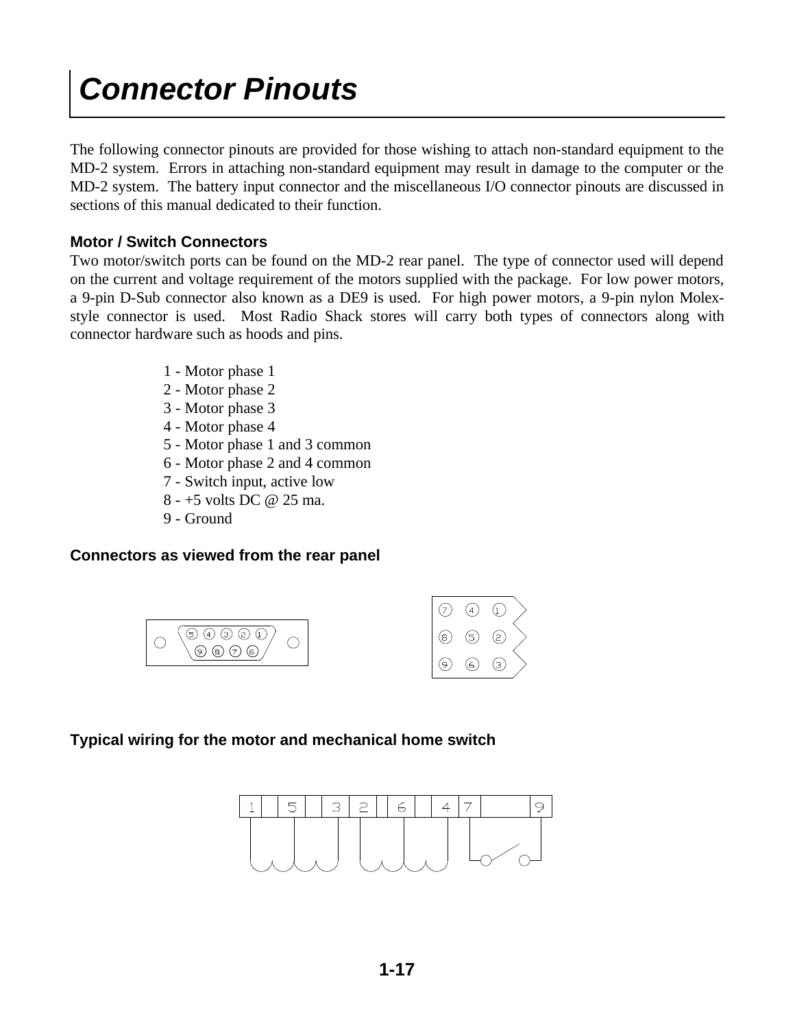# Connector Pinouts

The following connector pinouts are provided for those wishing to attach non-standard equipment to the MD-2 system. Errors in attaching non-standard equipment may result in damage to the computer or the MD-2 system. The battery input connector and the miscellaneous I/O connector pinouts are discussed in sections of this manual dedicated to their function.

### Motor / Switch Connectors

Two motor/switch ports can be found on the MD-2 rear panel. The type of connector used will depend on the current and voltage requirement of the motors supplied with the package. For low power motors, a 9-pin D-Sub connector also known as a DE9 is used. For high power motors, a 9-pin nylon Molex-style connector is used. Most Radio Shack stores will carry both types of connectors along with connector hardware such as hoods and pins.

1 - Motor phase 1
2 - Motor phase 2
3 - Motor phase 3
4 - Motor phase 4
5 - Motor phase 1 and 3 common
6 - Motor phase 2 and 4 common
7 - Switch input, active low
8 - +5 volts DC @ 25 ma.
9 - Ground

### Connectors as viewed from the rear panel

### Typical wiring for the motor and mechanical home switch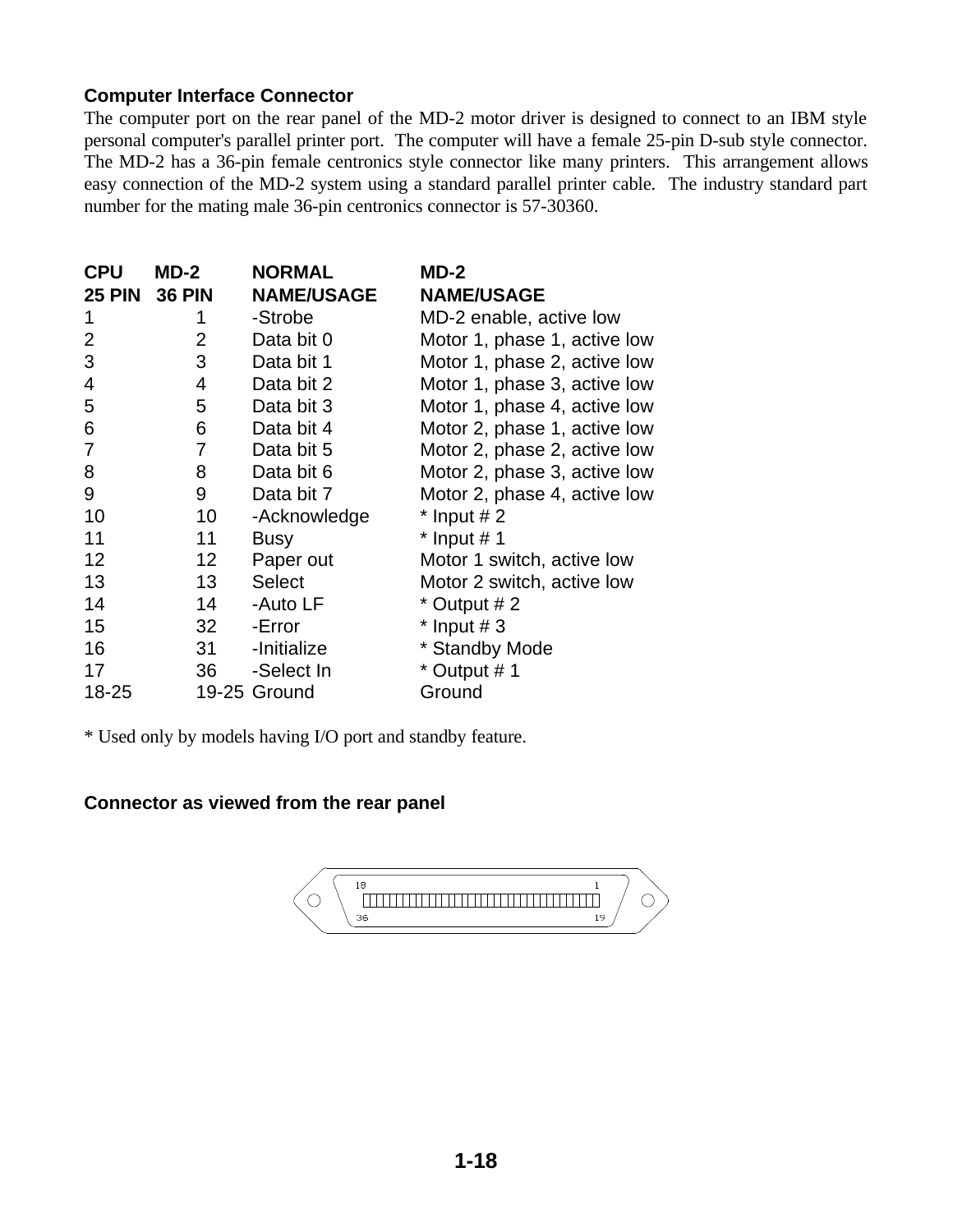### Computer Interface Connector

The computer port on the rear panel of the MD-2 motor driver is designed to connect to an IBM style personal computer's parallel printer port. The computer will have a female 25-pin D-sub style connector. The MD-2 has a 36-pin female centronics style connector like many printers. This arrangement allows easy connection of the MD-2 system using a standard parallel printer cable. The industry standard part number for the mating male 36-pin centronics connector is 57-30360.

| CPU 25 PIN | MD-2 36 PIN | NORMAL NAME/USAGE | MD-2 NAME/USAGE |
|---|---|---|---|
| 1 | 1 | -Strobe | MD-2 enable, active low |
| 2 | 2 | Data bit 0 | Motor 1, phase 1, active low |
| 3 | 3 | Data bit 1 | Motor 1, phase 2, active low |
| 4 | 4 | Data bit 2 | Motor 1, phase 3, active low |
| 5 | 5 | Data bit 3 | Motor 1, phase 4, active low |
| 6 | 6 | Data bit 4 | Motor 2, phase 1, active low |
| 7 | 7 | Data bit 5 | Motor 2, phase 2, active low |
| 8 | 8 | Data bit 6 | Motor 2, phase 3, active low |
| 9 | 9 | Data bit 7 | Motor 2, phase 4, active low |
| 10 | 10 | -Acknowledge | * Input # 2 |
| 11 | 11 | Busy | * Input # 1 |
| 12 | 12 | Paper out | Motor 1 switch, active low |
| 13 | 13 | Select | Motor 2 switch, active low |
| 14 | 14 | -Auto LF | * Output # 2 |
| 15 | 32 | -Error | * Input # 3 |
| 16 | 31 | -Initialize | * Standby Mode |
| 17 | 36 | -Select In | * Output # 1 |
| 18-25 | 19-25 | Ground | Ground |

* Used only by models having I/O port and standby feature.

### Connector as viewed from the rear panel

18 &nbsp;&nbsp;&nbsp;&nbsp;&nbsp;&nbsp;&nbsp;&nbsp;&nbsp;&nbsp;&nbsp;&nbsp;&nbsp;&nbsp;&nbsp;&nbsp;&nbsp;&nbsp; 1

36 &nbsp;&nbsp;&nbsp;&nbsp;&nbsp;&nbsp;&nbsp;&nbsp;&nbsp;&nbsp;&nbsp;&nbsp;&nbsp;&nbsp;&nbsp;&nbsp;&nbsp; 19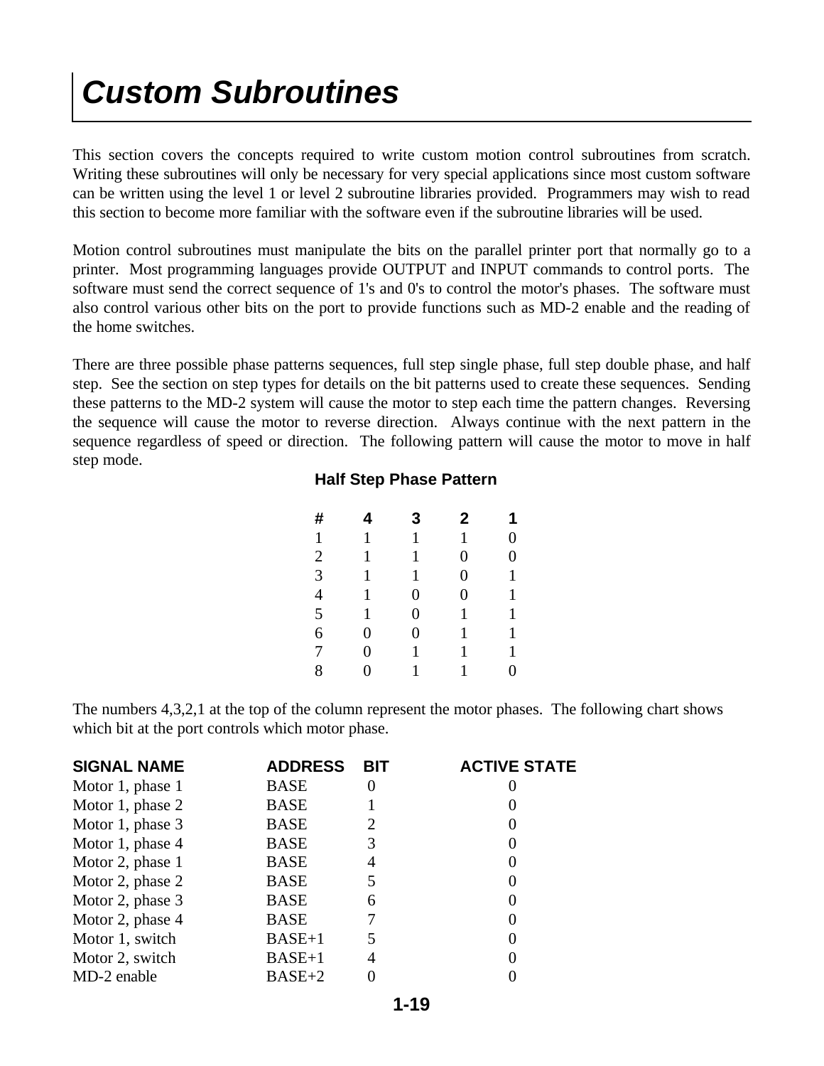# Custom Subroutines

This section covers the concepts required to write custom motion control subroutines from scratch. Writing these subroutines will only be necessary for very special applications since most custom software can be written using the level 1 or level 2 subroutine libraries provided. Programmers may wish to read this section to become more familiar with the software even if the subroutine libraries will be used.

Motion control subroutines must manipulate the bits on the parallel printer port that normally go to a printer. Most programming languages provide OUTPUT and INPUT commands to control ports. The software must send the correct sequence of 1's and 0's to control the motor's phases. The software must also control various other bits on the port to provide functions such as MD-2 enable and the reading of the home switches.

There are three possible phase patterns sequences, full step single phase, full step double phase, and half step. See the section on step types for details on the bit patterns used to create these sequences. Sending these patterns to the MD-2 system will cause the motor to step each time the pattern changes. Reversing the sequence will cause the motor to reverse direction. Always continue with the next pattern in the sequence regardless of speed or direction. The following pattern will cause the motor to move in half step mode.

**Half Step Phase Pattern**

| # | 4 | 3 | 2 | 1 |
|---|---|---|---|---|
| 1 | 1 | 1 | 1 | 0 |
| 2 | 1 | 1 | 0 | 0 |
| 3 | 1 | 1 | 0 | 1 |
| 4 | 1 | 0 | 0 | 1 |
| 5 | 1 | 0 | 1 | 1 |
| 6 | 0 | 0 | 1 | 1 |
| 7 | 0 | 1 | 1 | 1 |
| 8 | 0 | 1 | 1 | 0 |

The numbers 4,3,2,1 at the top of the column represent the motor phases. The following chart shows which bit at the port controls which motor phase.

| SIGNAL NAME | ADDRESS | BIT | ACTIVE STATE |
|---|---|---|---|
| Motor 1, phase 1 | BASE | 0 | 0 |
| Motor 1, phase 2 | BASE | 1 | 0 |
| Motor 1, phase 3 | BASE | 2 | 0 |
| Motor 1, phase 4 | BASE | 3 | 0 |
| Motor 2, phase 1 | BASE | 4 | 0 |
| Motor 2, phase 2 | BASE | 5 | 0 |
| Motor 2, phase 3 | BASE | 6 | 0 |
| Motor 2, phase 4 | BASE | 7 | 0 |
| Motor 1, switch | BASE+1 | 5 | 0 |
| Motor 2, switch | BASE+1 | 4 | 0 |
| MD-2 enable | BASE+2 | 0 | 0 |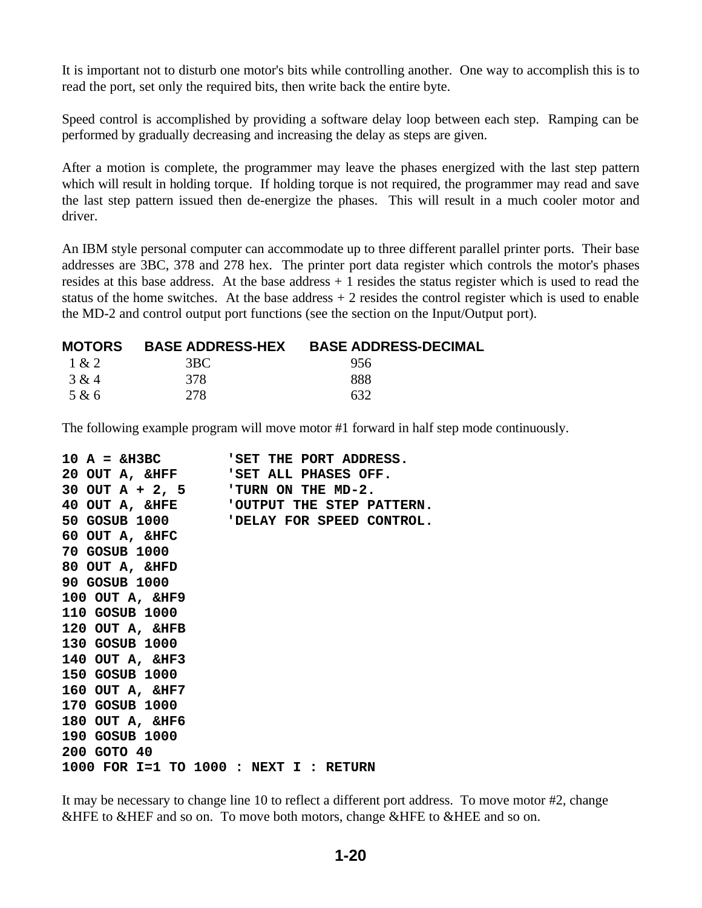It is important not to disturb one motor's bits while controlling another. One way to accomplish this is to read the port, set only the required bits, then write back the entire byte.

Speed control is accomplished by providing a software delay loop between each step. Ramping can be performed by gradually decreasing and increasing the delay as steps are given.

After a motion is complete, the programmer may leave the phases energized with the last step pattern which will result in holding torque. If holding torque is not required, the programmer may read and save the last step pattern issued then de-energize the phases. This will result in a much cooler motor and driver.

An IBM style personal computer can accommodate up to three different parallel printer ports. Their base addresses are 3BC, 378 and 278 hex. The printer port data register which controls the motor's phases resides at this base address. At the base address + 1 resides the status register which is used to read the status of the home switches. At the base address + 2 resides the control register which is used to enable the MD-2 and control output port functions (see the section on the Input/Output port).

| MOTORS | BASE ADDRESS-HEX | BASE ADDRESS-DECIMAL |
|---|---|---|
| 1 & 2 | 3BC | 956 |
| 3 & 4 | 378 | 888 |
| 5 & 6 | 278 | 632 |

The following example program will move motor #1 forward in half step mode continuously.

```
10 A = &H3BC        'SET THE PORT ADDRESS.
20 OUT A, &HFF      'SET ALL PHASES OFF.
30 OUT A + 2, 5     'TURN ON THE MD-2.
40 OUT A, &HFE      'OUTPUT THE STEP PATTERN.
50 GOSUB 1000       'DELAY FOR SPEED CONTROL.
60 OUT A, &HFC
70 GOSUB 1000
80 OUT A, &HFD
90 GOSUB 1000
100 OUT A, &HF9
110 GOSUB 1000
120 OUT A, &HFB
130 GOSUB 1000
140 OUT A, &HF3
150 GOSUB 1000
160 OUT A, &HF7
170 GOSUB 1000
180 OUT A, &HF6
190 GOSUB 1000
200 GOTO 40
1000 FOR I=1 TO 1000 : NEXT I : RETURN
```

It may be necessary to change line 10 to reflect a different port address. To move motor #2, change &HFE to &HEF and so on. To move both motors, change &HFE to &HEE and so on.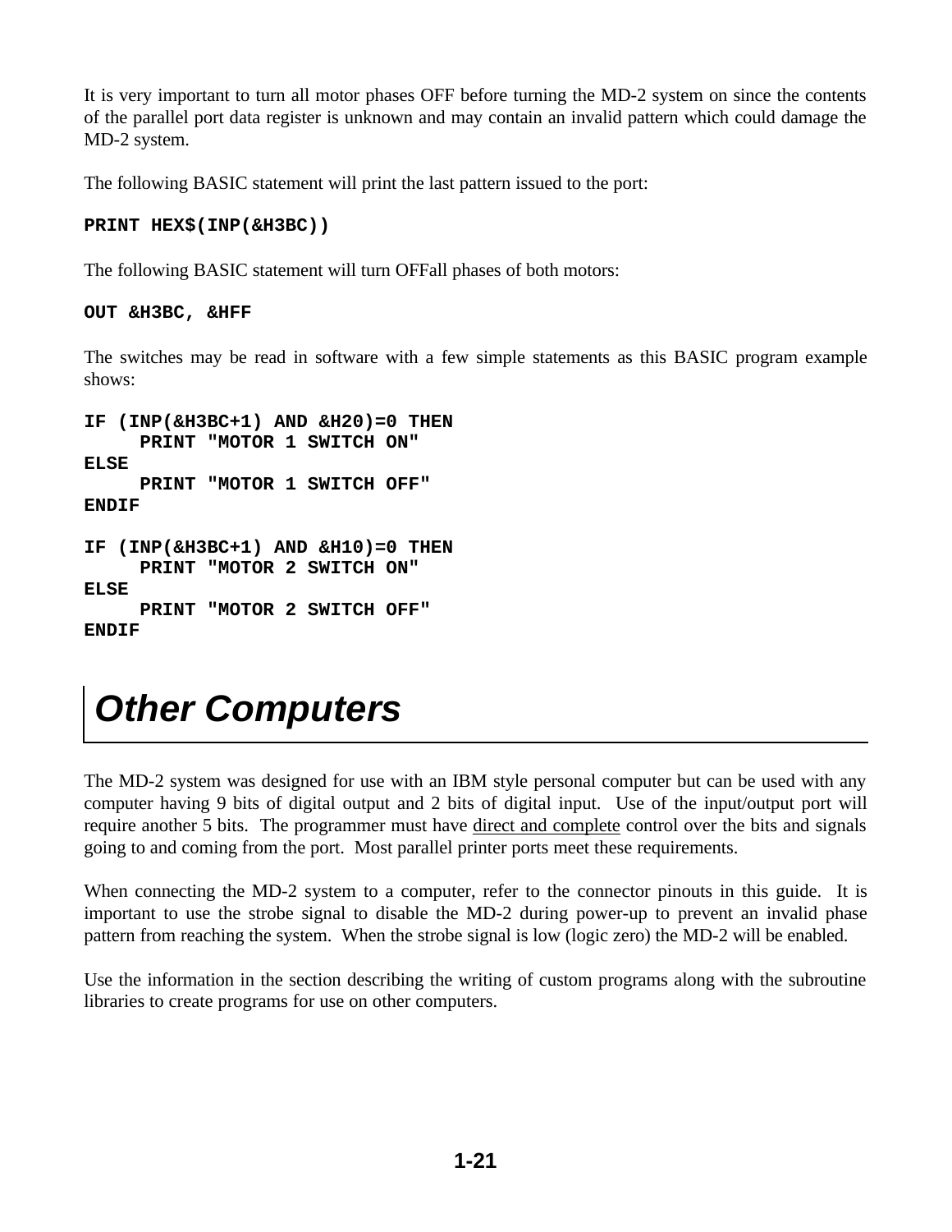It is very important to turn all motor phases OFF before turning the MD-2 system on since the contents of the parallel port data register is unknown and may contain an invalid pattern which could damage the MD-2 system.

The following BASIC statement will print the last pattern issued to the port:

```
PRINT HEX$(INP(&H3BC))
```

The following BASIC statement will turn OFFall phases of both motors:

```
OUT &H3BC, &HFF
```

The switches may be read in software with a few simple statements as this BASIC program example shows:

```
IF (INP(&H3BC+1) AND &H20)=0 THEN
     PRINT "MOTOR 1 SWITCH ON"
ELSE
     PRINT "MOTOR 1 SWITCH OFF"
ENDIF

IF (INP(&H3BC+1) AND &H10)=0 THEN
     PRINT "MOTOR 2 SWITCH ON"
ELSE
     PRINT "MOTOR 2 SWITCH OFF"
ENDIF
```

# *Other Computers*

The MD-2 system was designed for use with an IBM style personal computer but can be used with any computer having 9 bits of digital output and 2 bits of digital input. Use of the input/output port will require another 5 bits. The programmer must have <u>direct and complete</u> control over the bits and signals going to and coming from the port. Most parallel printer ports meet these requirements.

When connecting the MD-2 system to a computer, refer to the connector pinouts in this guide. It is important to use the strobe signal to disable the MD-2 during power-up to prevent an invalid phase pattern from reaching the system. When the strobe signal is low (logic zero) the MD-2 will be enabled.

Use the information in the section describing the writing of custom programs along with the subroutine libraries to create programs for use on other computers.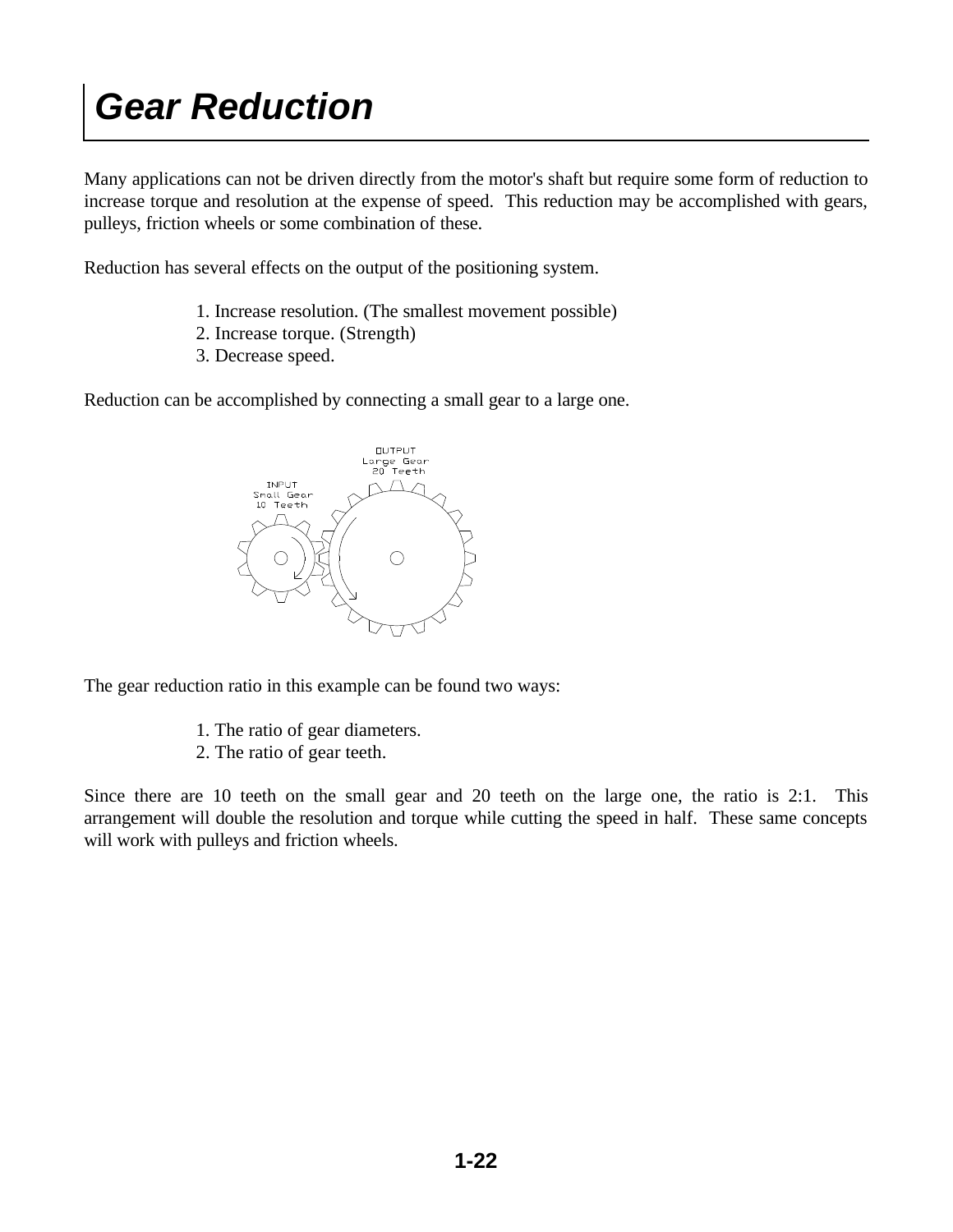# Gear Reduction

Many applications can not be driven directly from the motor's shaft but require some form of reduction to increase torque and resolution at the expense of speed. This reduction may be accomplished with gears, pulleys, friction wheels or some combination of these.

Reduction has several effects on the output of the positioning system.

1. Increase resolution. (The smallest movement possible)
2. Increase torque. (Strength)
3. Decrease speed.

Reduction can be accomplished by connecting a small gear to a large one.

INPUT
Small Gear
10 Teeth

OUTPUT
Large Gear
20 Teeth

The gear reduction ratio in this example can be found two ways:

1. The ratio of gear diameters.
2. The ratio of gear teeth.

Since there are 10 teeth on the small gear and 20 teeth on the large one, the ratio is 2:1. This arrangement will double the resolution and torque while cutting the speed in half. These same concepts will work with pulleys and friction wheels.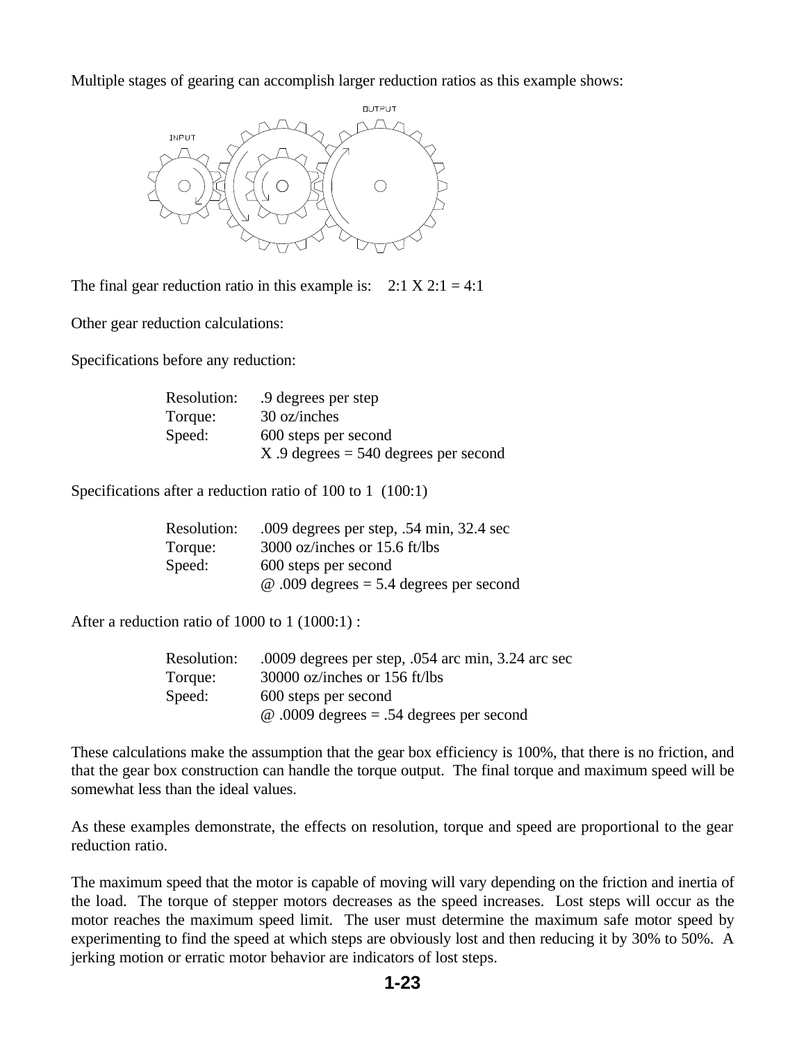Multiple stages of gearing can accomplish larger reduction ratios as this example shows:

The final gear reduction ratio in this example is: 2:1 X 2:1 = 4:1

Other gear reduction calculations:

Specifications before any reduction:

| | |
|---|---|
| Resolution: | .9 degrees per step |
| Torque: | 30 oz/inches |
| Speed: | 600 steps per second |
| | X .9 degrees = 540 degrees per second |

Specifications after a reduction ratio of 100 to 1 (100:1)

| | |
|---|---|
| Resolution: | .009 degrees per step, .54 min, 32.4 sec |
| Torque: | 3000 oz/inches or 15.6 ft/lbs |
| Speed: | 600 steps per second |
| | @ .009 degrees = 5.4 degrees per second |

After a reduction ratio of 1000 to 1 (1000:1) :

| | |
|---|---|
| Resolution: | .0009 degrees per step, .054 arc min, 3.24 arc sec |
| Torque: | 30000 oz/inches or 156 ft/lbs |
| Speed: | 600 steps per second |
| | @ .0009 degrees = .54 degrees per second |

These calculations make the assumption that the gear box efficiency is 100%, that there is no friction, and that the gear box construction can handle the torque output. The final torque and maximum speed will be somewhat less than the ideal values.

As these examples demonstrate, the effects on resolution, torque and speed are proportional to the gear reduction ratio.

The maximum speed that the motor is capable of moving will vary depending on the friction and inertia of the load. The torque of stepper motors decreases as the speed increases. Lost steps will occur as the motor reaches the maximum speed limit. The user must determine the maximum safe motor speed by experimenting to find the speed at which steps are obviously lost and then reducing it by 30% to 50%. A jerking motion or erratic motor behavior are indicators of lost steps.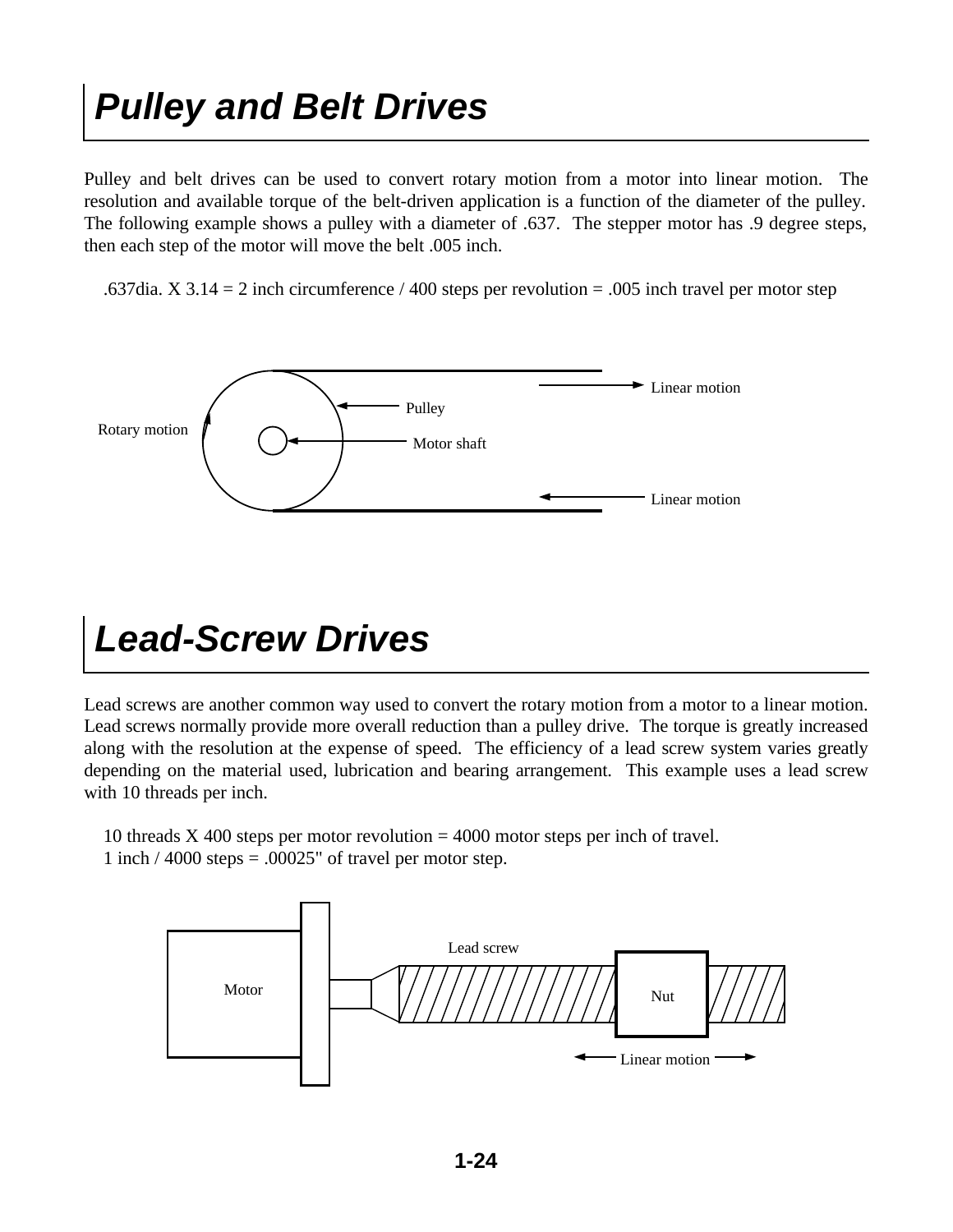# Pulley and Belt Drives

Pulley and belt drives can be used to convert rotary motion from a motor into linear motion. The resolution and available torque of the belt-driven application is a function of the diameter of the pulley. The following example shows a pulley with a diameter of .637. The stepper motor has .9 degree steps, then each step of the motor will move the belt .005 inch.

.637dia. X 3.14 = 2 inch circumference / 400 steps per revolution = .005 inch travel per motor step

# Lead-Screw Drives

Lead screws are another common way used to convert the rotary motion from a motor to a linear motion. Lead screws normally provide more overall reduction than a pulley drive. The torque is greatly increased along with the resolution at the expense of speed. The efficiency of a lead screw system varies greatly depending on the material used, lubrication and bearing arrangement. This example uses a lead screw with 10 threads per inch.

10 threads X 400 steps per motor revolution = 4000 motor steps per inch of travel.
1 inch / 4000 steps = .00025" of travel per motor step.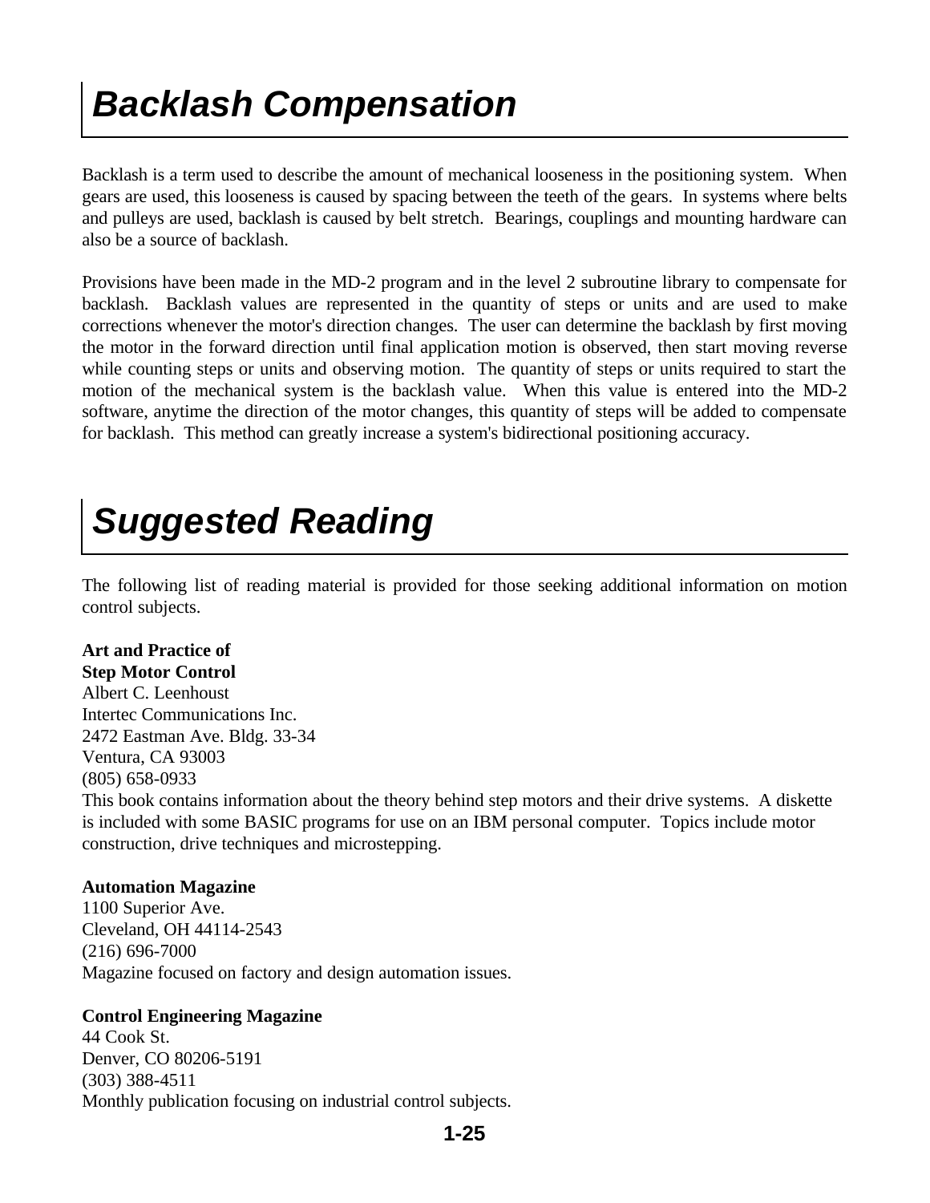# Backlash Compensation

Backlash is a term used to describe the amount of mechanical looseness in the positioning system. When gears are used, this looseness is caused by spacing between the teeth of the gears. In systems where belts and pulleys are used, backlash is caused by belt stretch. Bearings, couplings and mounting hardware can also be a source of backlash.

Provisions have been made in the MD-2 program and in the level 2 subroutine library to compensate for backlash. Backlash values are represented in the quantity of steps or units and are used to make corrections whenever the motor's direction changes. The user can determine the backlash by first moving the motor in the forward direction until final application motion is observed, then start moving reverse while counting steps or units and observing motion. The quantity of steps or units required to start the motion of the mechanical system is the backlash value. When this value is entered into the MD-2 software, anytime the direction of the motor changes, this quantity of steps will be added to compensate for backlash. This method can greatly increase a system's bidirectional positioning accuracy.

# Suggested Reading

The following list of reading material is provided for those seeking additional information on motion control subjects.

**Art and Practice of**
**Step Motor Control**
Albert C. Leenhoust
Intertec Communications Inc.
2472 Eastman Ave. Bldg. 33-34
Ventura, CA 93003
(805) 658-0933
This book contains information about the theory behind step motors and their drive systems. A diskette is included with some BASIC programs for use on an IBM personal computer. Topics include motor construction, drive techniques and microstepping.

**Automation Magazine**
1100 Superior Ave.
Cleveland, OH 44114-2543
(216) 696-7000
Magazine focused on factory and design automation issues.

**Control Engineering Magazine**
44 Cook St.
Denver, CO 80206-5191
(303) 388-4511
Monthly publication focusing on industrial control subjects.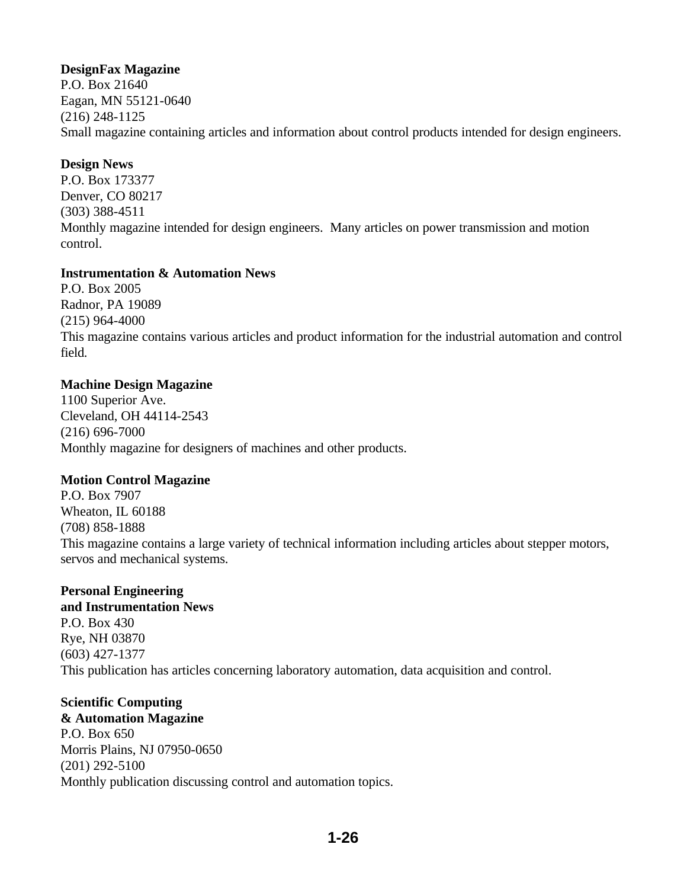**DesignFax Magazine**
P.O. Box 21640
Eagan, MN 55121-0640
(216) 248-1125
Small magazine containing articles and information about control products intended for design engineers.

**Design News**
P.O. Box 173377
Denver, CO 80217
(303) 388-4511
Monthly magazine intended for design engineers. Many articles on power transmission and motion control.

**Instrumentation & Automation News**
P.O. Box 2005
Radnor, PA 19089
(215) 964-4000
This magazine contains various articles and product information for the industrial automation and control field.

**Machine Design Magazine**
1100 Superior Ave.
Cleveland, OH 44114-2543
(216) 696-7000
Monthly magazine for designers of machines and other products.

**Motion Control Magazine**
P.O. Box 7907
Wheaton, IL 60188
(708) 858-1888
This magazine contains a large variety of technical information including articles about stepper motors, servos and mechanical systems.

**Personal Engineering and Instrumentation News**
P.O. Box 430
Rye, NH 03870
(603) 427-1377
This publication has articles concerning laboratory automation, data acquisition and control.

**Scientific Computing & Automation Magazine**
P.O. Box 650
Morris Plains, NJ 07950-0650
(201) 292-5100
Monthly publication discussing control and automation topics.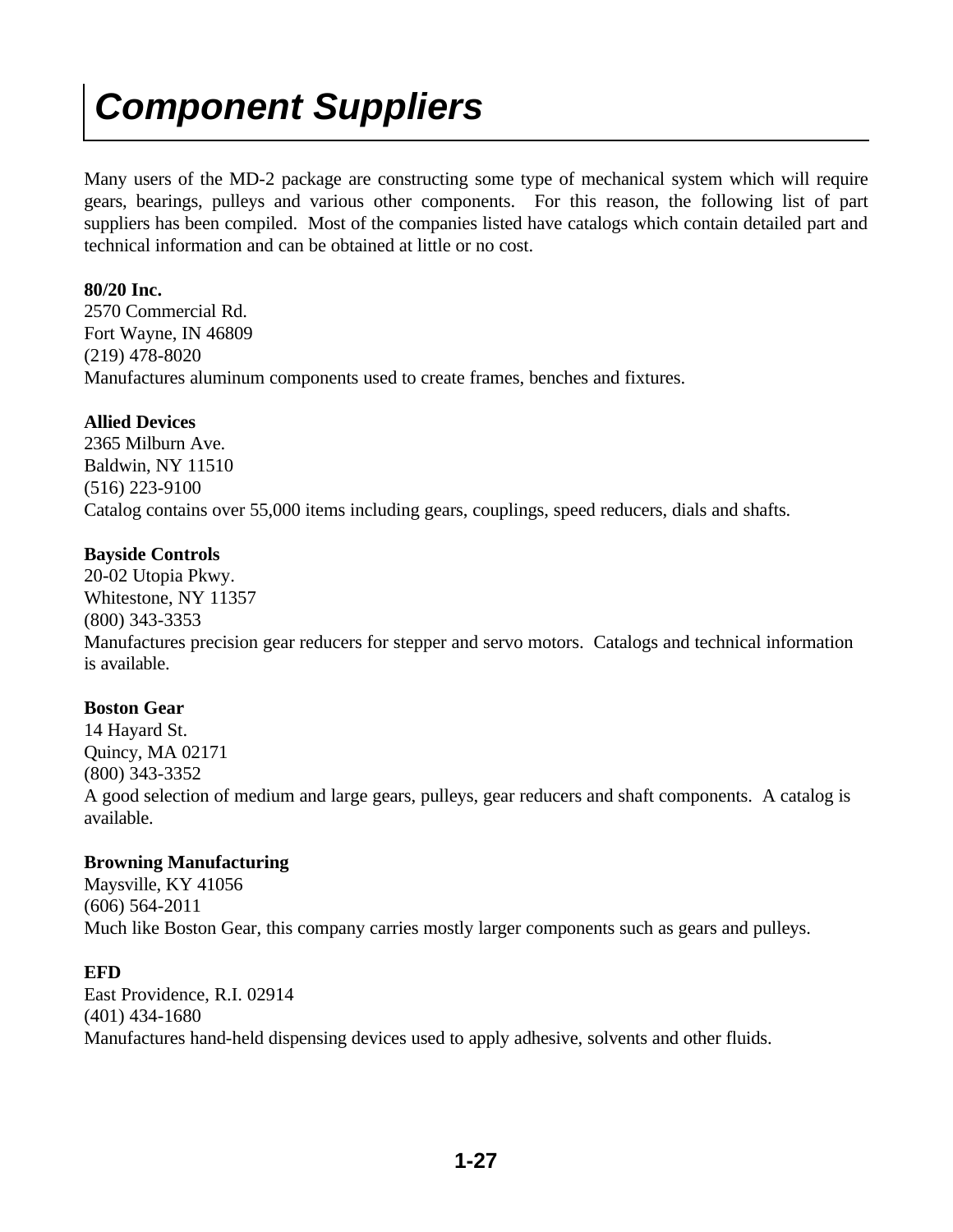# Component Suppliers

Many users of the MD-2 package are constructing some type of mechanical system which will require gears, bearings, pulleys and various other components. For this reason, the following list of part suppliers has been compiled. Most of the companies listed have catalogs which contain detailed part and technical information and can be obtained at little or no cost.

**80/20 Inc.**
2570 Commercial Rd.
Fort Wayne, IN 46809
(219) 478-8020
Manufactures aluminum components used to create frames, benches and fixtures.

**Allied Devices**
2365 Milburn Ave.
Baldwin, NY 11510
(516) 223-9100
Catalog contains over 55,000 items including gears, couplings, speed reducers, dials and shafts.

**Bayside Controls**
20-02 Utopia Pkwy.
Whitestone, NY 11357
(800) 343-3353
Manufactures precision gear reducers for stepper and servo motors. Catalogs and technical information is available.

**Boston Gear**
14 Hayard St.
Quincy, MA 02171
(800) 343-3352
A good selection of medium and large gears, pulleys, gear reducers and shaft components. A catalog is available.

**Browning Manufacturing**
Maysville, KY 41056
(606) 564-2011
Much like Boston Gear, this company carries mostly larger components such as gears and pulleys.

**EFD**
East Providence, R.I. 02914
(401) 434-1680
Manufactures hand-held dispensing devices used to apply adhesive, solvents and other fluids.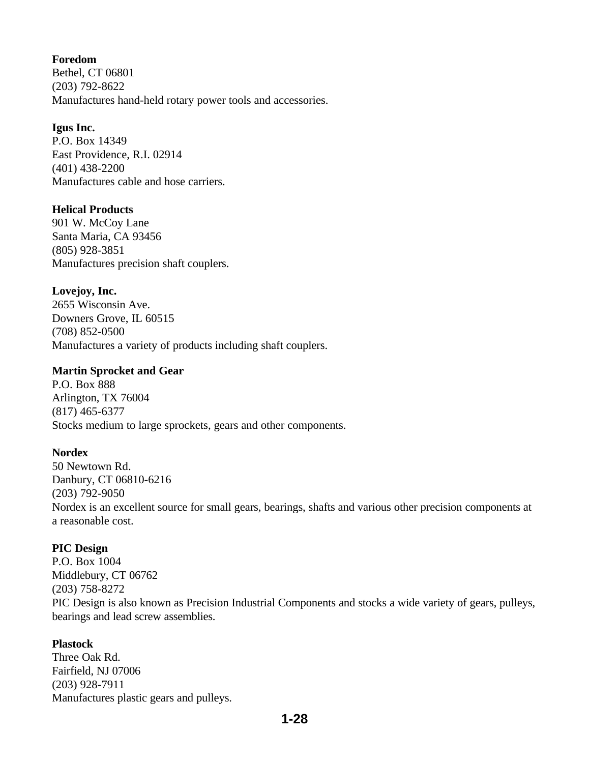**Foredom**
Bethel, CT 06801
(203) 792-8622
Manufactures hand-held rotary power tools and accessories.

**Igus Inc.**
P.O. Box 14349
East Providence, R.I. 02914
(401) 438-2200
Manufactures cable and hose carriers.

**Helical Products**
901 W. McCoy Lane
Santa Maria, CA 93456
(805) 928-3851
Manufactures precision shaft couplers.

**Lovejoy, Inc.**
2655 Wisconsin Ave.
Downers Grove, IL 60515
(708) 852-0500
Manufactures a variety of products including shaft couplers.

**Martin Sprocket and Gear**
P.O. Box 888
Arlington, TX 76004
(817) 465-6377
Stocks medium to large sprockets, gears and other components.

**Nordex**
50 Newtown Rd.
Danbury, CT 06810-6216
(203) 792-9050
Nordex is an excellent source for small gears, bearings, shafts and various other precision components at a reasonable cost.

**PIC Design**
P.O. Box 1004
Middlebury, CT 06762
(203) 758-8272
PIC Design is also known as Precision Industrial Components and stocks a wide variety of gears, pulleys, bearings and lead screw assemblies.

**Plastock**
Three Oak Rd.
Fairfield, NJ 07006
(203) 928-7911
Manufactures plastic gears and pulleys.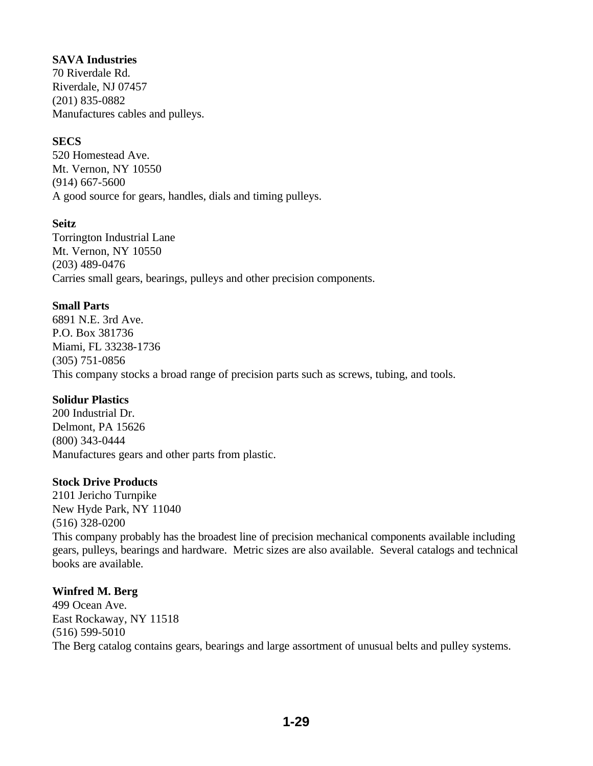**SAVA Industries**
70 Riverdale Rd.
Riverdale, NJ 07457
(201) 835-0882
Manufactures cables and pulleys.

**SECS**
520 Homestead Ave.
Mt. Vernon, NY 10550
(914) 667-5600
A good source for gears, handles, dials and timing pulleys.

**Seitz**
Torrington Industrial Lane
Mt. Vernon, NY 10550
(203) 489-0476
Carries small gears, bearings, pulleys and other precision components.

**Small Parts**
6891 N.E. 3rd Ave.
P.O. Box 381736
Miami, FL 33238-1736
(305) 751-0856
This company stocks a broad range of precision parts such as screws, tubing, and tools.

**Solidur Plastics**
200 Industrial Dr.
Delmont, PA 15626
(800) 343-0444
Manufactures gears and other parts from plastic.

**Stock Drive Products**
2101 Jericho Turnpike
New Hyde Park, NY 11040
(516) 328-0200
This company probably has the broadest line of precision mechanical components available including gears, pulleys, bearings and hardware. Metric sizes are also available. Several catalogs and technical books are available.

**Winfred M. Berg**
499 Ocean Ave.
East Rockaway, NY 11518
(516) 599-5010
The Berg catalog contains gears, bearings and large assortment of unusual belts and pulley systems.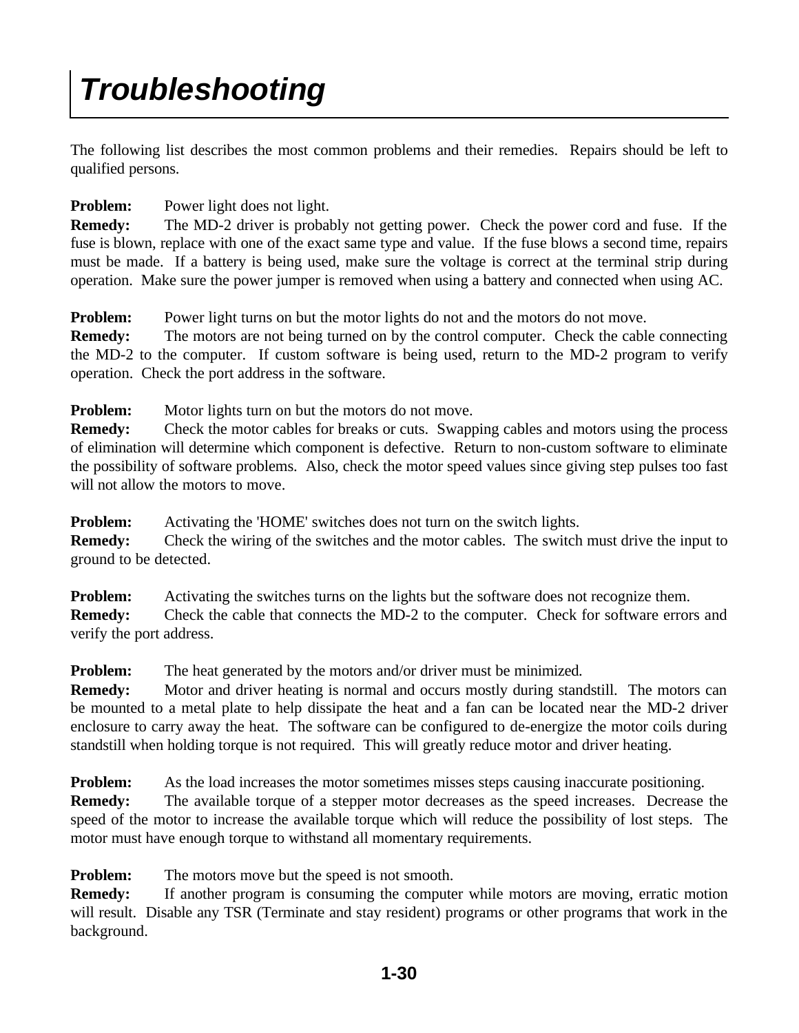# Troubleshooting

The following list describes the most common problems and their remedies. Repairs should be left to qualified persons.

**Problem:** Power light does not light.
**Remedy:** The MD-2 driver is probably not getting power. Check the power cord and fuse. If the fuse is blown, replace with one of the exact same type and value. If the fuse blows a second time, repairs must be made. If a battery is being used, make sure the voltage is correct at the terminal strip during operation. Make sure the power jumper is removed when using a battery and connected when using AC.

**Problem:** Power light turns on but the motor lights do not and the motors do not move.
**Remedy:** The motors are not being turned on by the control computer. Check the cable connecting the MD-2 to the computer. If custom software is being used, return to the MD-2 program to verify operation. Check the port address in the software.

**Problem:** Motor lights turn on but the motors do not move.
**Remedy:** Check the motor cables for breaks or cuts. Swapping cables and motors using the process of elimination will determine which component is defective. Return to non-custom software to eliminate the possibility of software problems. Also, check the motor speed values since giving step pulses too fast will not allow the motors to move.

**Problem:** Activating the 'HOME' switches does not turn on the switch lights.
**Remedy:** Check the wiring of the switches and the motor cables. The switch must drive the input to ground to be detected.

**Problem:** Activating the switches turns on the lights but the software does not recognize them.
**Remedy:** Check the cable that connects the MD-2 to the computer. Check for software errors and verify the port address.

**Problem:** The heat generated by the motors and/or driver must be minimized.
**Remedy:** Motor and driver heating is normal and occurs mostly during standstill. The motors can be mounted to a metal plate to help dissipate the heat and a fan can be located near the MD-2 driver enclosure to carry away the heat. The software can be configured to de-energize the motor coils during standstill when holding torque is not required. This will greatly reduce motor and driver heating.

**Problem:** As the load increases the motor sometimes misses steps causing inaccurate positioning.
**Remedy:** The available torque of a stepper motor decreases as the speed increases. Decrease the speed of the motor to increase the available torque which will reduce the possibility of lost steps. The motor must have enough torque to withstand all momentary requirements.

**Problem:** The motors move but the speed is not smooth.
**Remedy:** If another program is consuming the computer while motors are moving, erratic motion will result. Disable any TSR (Terminate and stay resident) programs or other programs that work in the background.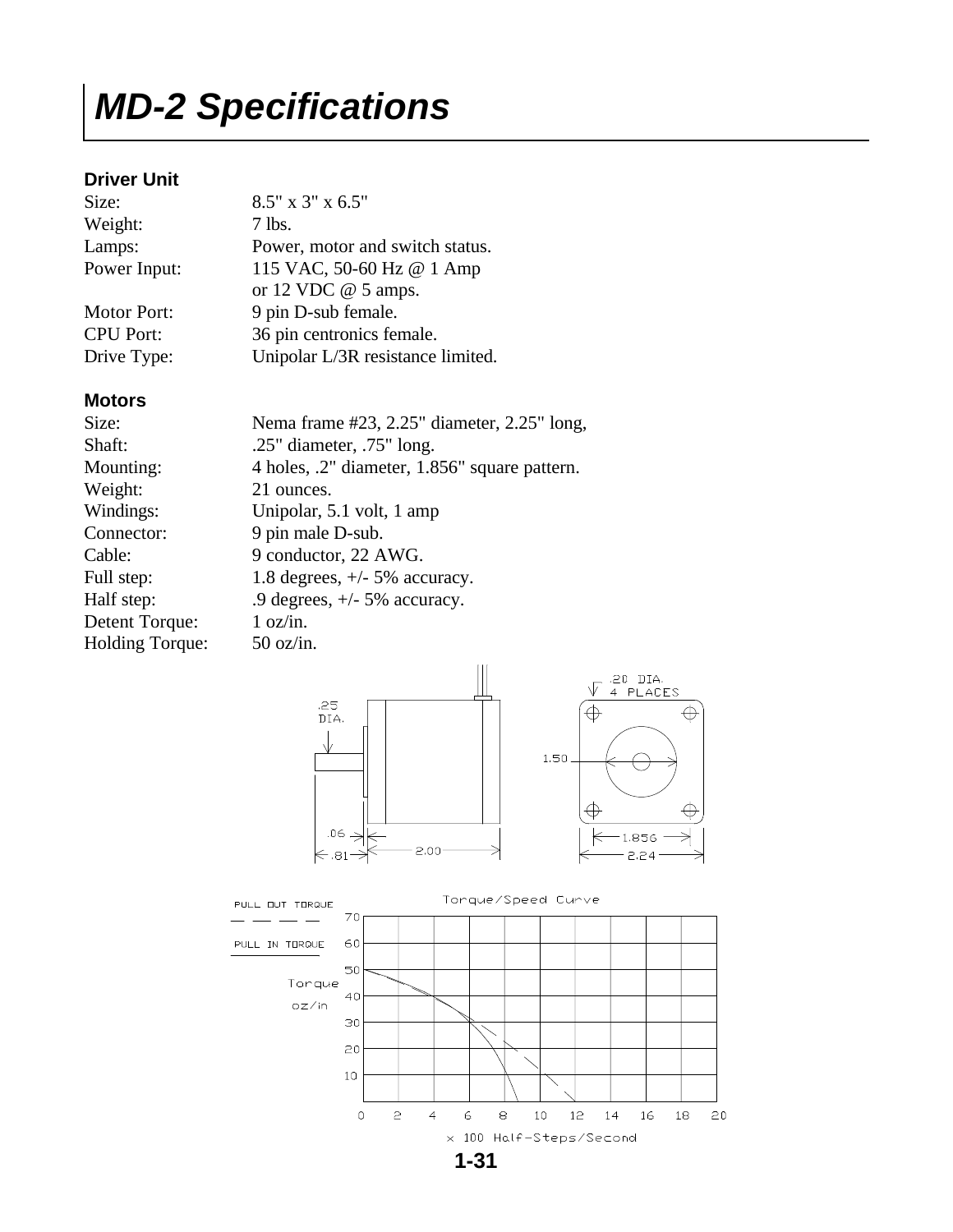# MD-2 Specifications

### Driver Unit

| | |
|---|---|
| Size: | 8.5" x 3" x 6.5" |
| Weight: | 7 lbs. |
| Lamps: | Power, motor and switch status. |
| Power Input: | 115 VAC, 50-60 Hz @ 1 Amp<br>or 12 VDC @ 5 amps. |
| Motor Port: | 9 pin D-sub female. |
| CPU Port: | 36 pin centronics female. |
| Drive Type: | Unipolar L/3R resistance limited. |

### Motors

| | |
|---|---|
| Size: | Nema frame #23, 2.25" diameter, 2.25" long, |
| Shaft: | .25" diameter, .75" long. |
| Mounting: | 4 holes, .2" diameter, 1.856" square pattern. |
| Weight: | 21 ounces. |
| Windings: | Unipolar, 5.1 volt, 1 amp |
| Connector: | 9 pin male D-sub. |
| Cable: | 9 conductor, 22 AWG. |
| Full step: | 1.8 degrees, +/- 5% accuracy. |
| Half step: | .9 degrees, +/- 5% accuracy. |
| Detent Torque: | 1 oz/in. |
| Holding Torque: | 50 oz/in. |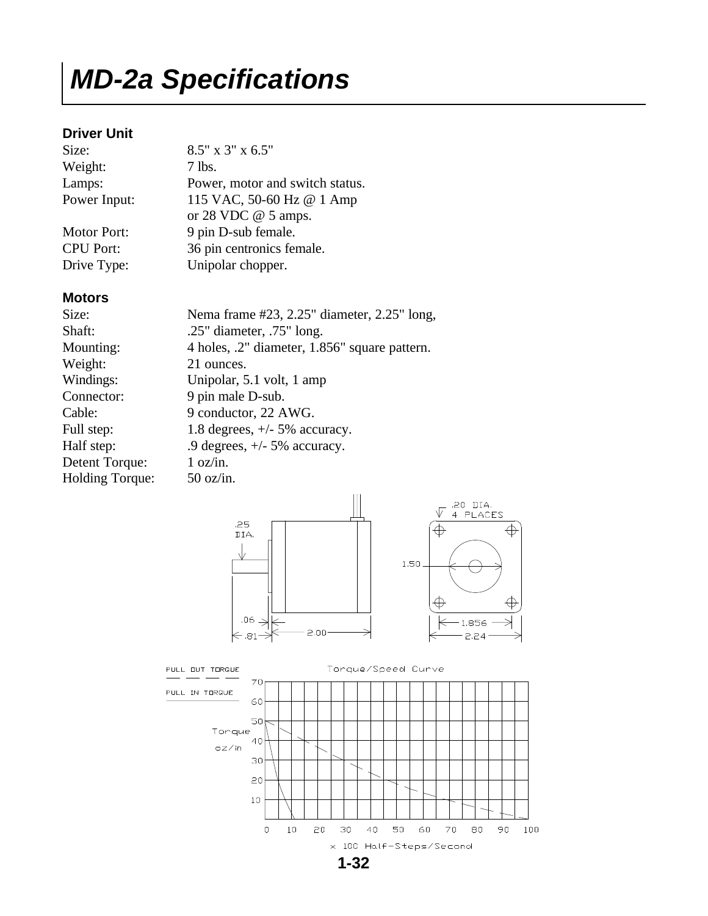# MD-2a Specifications

### Driver Unit

| | |
|---|---|
| Size: | 8.5" x 3" x 6.5" |
| Weight: | 7 lbs. |
| Lamps: | Power, motor and switch status. |
| Power Input: | 115 VAC, 50-60 Hz @ 1 Amp or 28 VDC @ 5 amps. |
| Motor Port: | 9 pin D-sub female. |
| CPU Port: | 36 pin centronics female. |
| Drive Type: | Unipolar chopper. |

### Motors

| | |
|---|---|
| Size: | Nema frame #23, 2.25" diameter, 2.25" long, |
| Shaft: | .25" diameter, .75" long. |
| Mounting: | 4 holes, .2" diameter, 1.856" square pattern. |
| Weight: | 21 ounces. |
| Windings: | Unipolar, 5.1 volt, 1 amp |
| Connector: | 9 pin male D-sub. |
| Cable: | 9 conductor, 22 AWG. |
| Full step: | 1.8 degrees, +/- 5% accuracy. |
| Half step: | .9 degrees, +/- 5% accuracy. |
| Detent Torque: | 1 oz/in. |
| Holding Torque: | 50 oz/in. |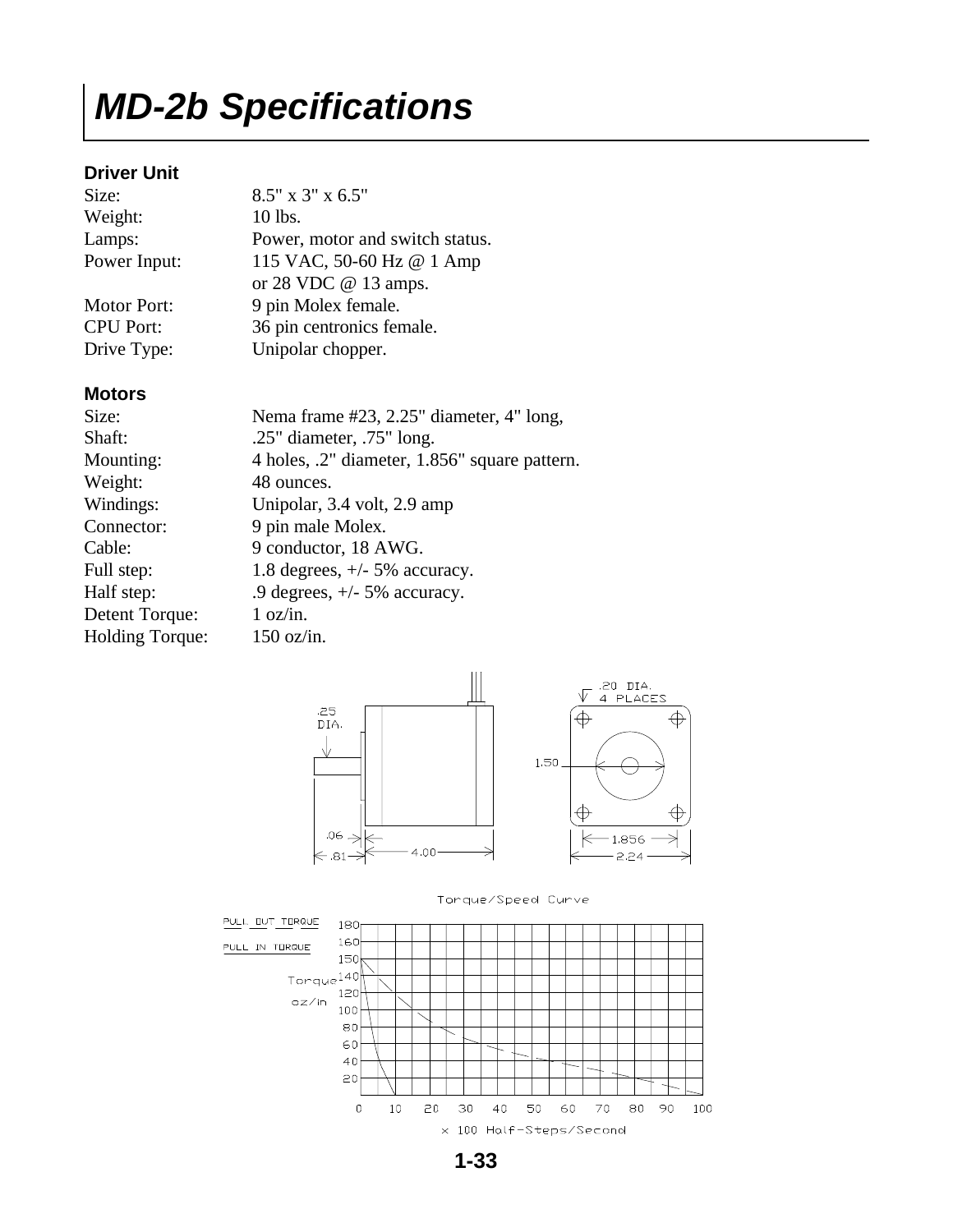# MD-2b Specifications

### Driver Unit

| | |
|---|---|
| Size: | 8.5" x 3" x 6.5" |
| Weight: | 10 lbs. |
| Lamps: | Power, motor and switch status. |
| Power Input: | 115 VAC, 50-60 Hz @ 1 Amp<br>or 28 VDC @ 13 amps. |
| Motor Port: | 9 pin Molex female. |
| CPU Port: | 36 pin centronics female. |
| Drive Type: | Unipolar chopper. |

### Motors

| | |
|---|---|
| Size: | Nema frame #23, 2.25" diameter, 4" long, |
| Shaft: | .25" diameter, .75" long. |
| Mounting: | 4 holes, .2" diameter, 1.856" square pattern. |
| Weight: | 48 ounces. |
| Windings: | Unipolar, 3.4 volt, 2.9 amp |
| Connector: | 9 pin male Molex. |
| Cable: | 9 conductor, 18 AWG. |
| Full step: | 1.8 degrees, +/- 5% accuracy. |
| Half step: | .9 degrees, +/- 5% accuracy. |
| Detent Torque: | 1 oz/in. |
| Holding Torque: | 150 oz/in. |

.25 DIA.

.06 .81 4.00

.20 DIA. 4 PLACES

1.50

1.856 2.24

Torque/Speed Curve

PULL OUT TORQUE

PULL IN TORQUE

Torque oz/in

× 100 Half-Steps/Second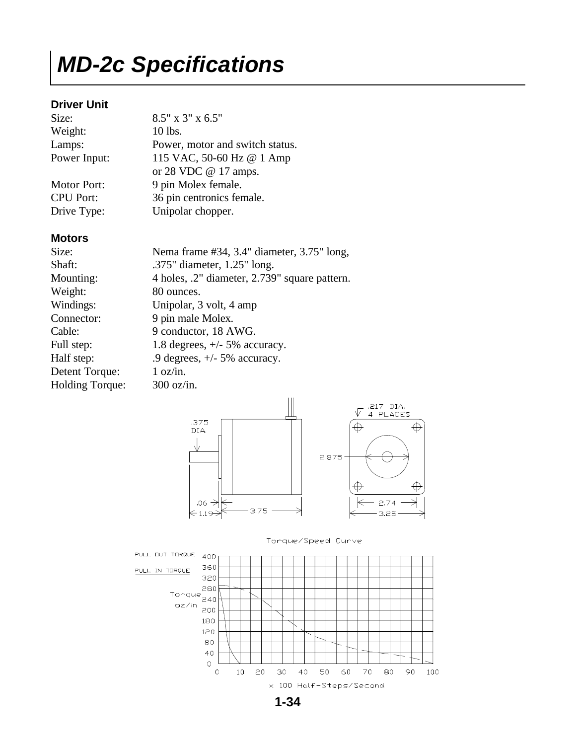# MD-2c Specifications

## Driver Unit

| | |
|---|---|
| Size: | 8.5" x 3" x 6.5" |
| Weight: | 10 lbs. |
| Lamps: | Power, motor and switch status. |
| Power Input: | 115 VAC, 50-60 Hz @ 1 Amp or 28 VDC @ 17 amps. |
| Motor Port: | 9 pin Molex female. |
| CPU Port: | 36 pin centronics female. |
| Drive Type: | Unipolar chopper. |

## Motors

| | |
|---|---|
| Size: | Nema frame #34, 3.4" diameter, 3.75" long, |
| Shaft: | .375" diameter, 1.25" long. |
| Mounting: | 4 holes, .2" diameter, 2.739" square pattern. |
| Weight: | 80 ounces. |
| Windings: | Unipolar, 3 volt, 4 amp |
| Connector: | 9 pin male Molex. |
| Cable: | 9 conductor, 18 AWG. |
| Full step: | 1.8 degrees, +/- 5% accuracy. |
| Half step: | .9 degrees, +/- 5% accuracy. |
| Detent Torque: | 1 oz/in. |
| Holding Torque: | 300 oz/in. |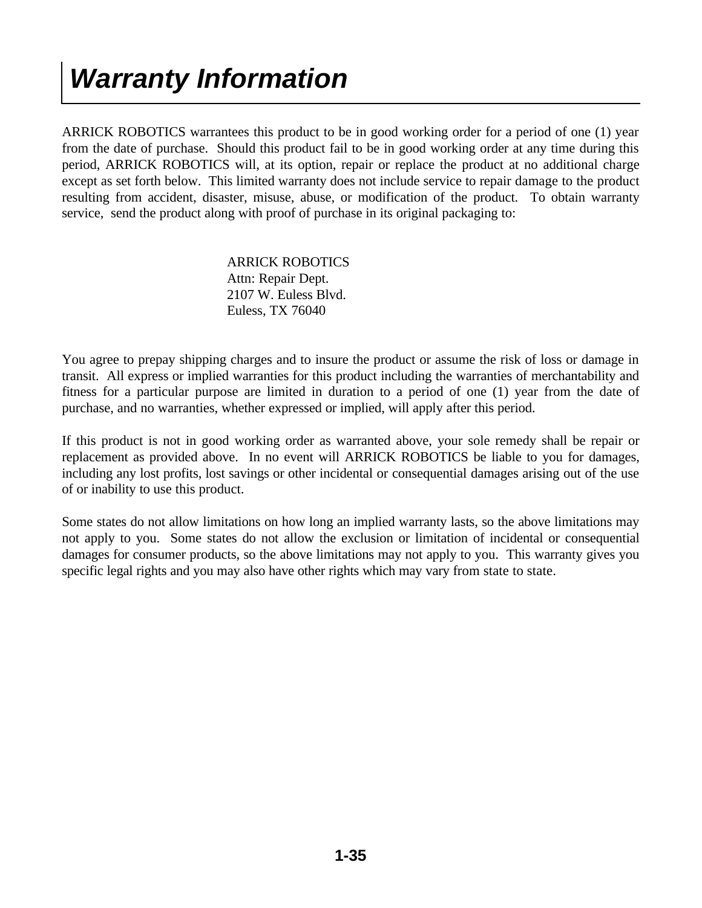# Warranty Information

ARRICK ROBOTICS warrantees this product to be in good working order for a period of one (1) year from the date of purchase. Should this product fail to be in good working order at any time during this period, ARRICK ROBOTICS will, at its option, repair or replace the product at no additional charge except as set forth below. This limited warranty does not include service to repair damage to the product resulting from accident, disaster, misuse, abuse, or modification of the product. To obtain warranty service, send the product along with proof of purchase in its original packaging to:

ARRICK ROBOTICS
Attn: Repair Dept.
2107 W. Euless Blvd.
Euless, TX 76040

You agree to prepay shipping charges and to insure the product or assume the risk of loss or damage in transit. All express or implied warranties for this product including the warranties of merchantability and fitness for a particular purpose are limited in duration to a period of one (1) year from the date of purchase, and no warranties, whether expressed or implied, will apply after this period.

If this product is not in good working order as warranted above, your sole remedy shall be repair or replacement as provided above. In no event will ARRICK ROBOTICS be liable to you for damages, including any lost profits, lost savings or other incidental or consequential damages arising out of the use of or inability to use this product.

Some states do not allow limitations on how long an implied warranty lasts, so the above limitations may not apply to you. Some states do not allow the exclusion or limitation of incidental or consequential damages for consumer products, so the above limitations may not apply to you. This warranty gives you specific legal rights and you may also have other rights which may vary from state to state.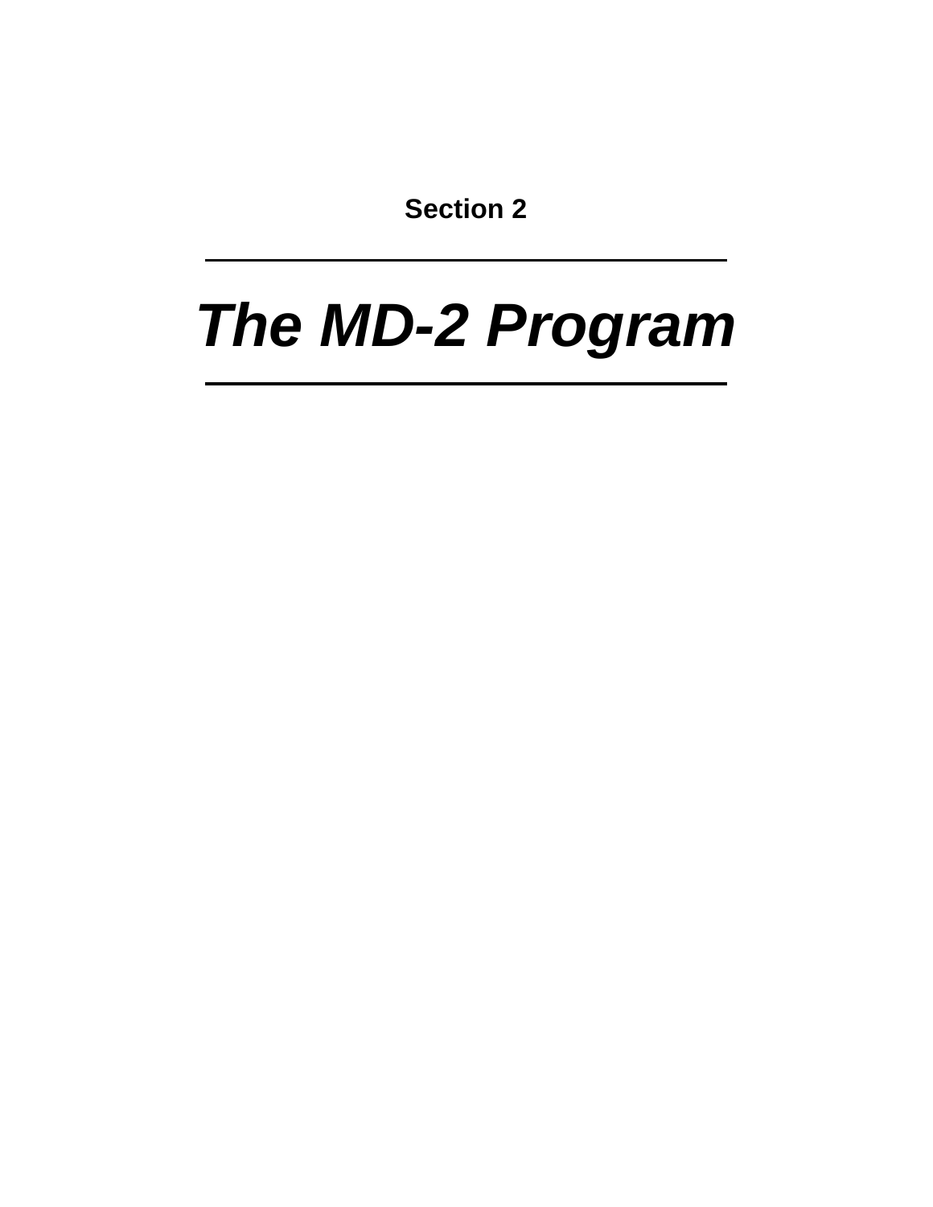**Section 2**

---

# *The MD-2 Program*

---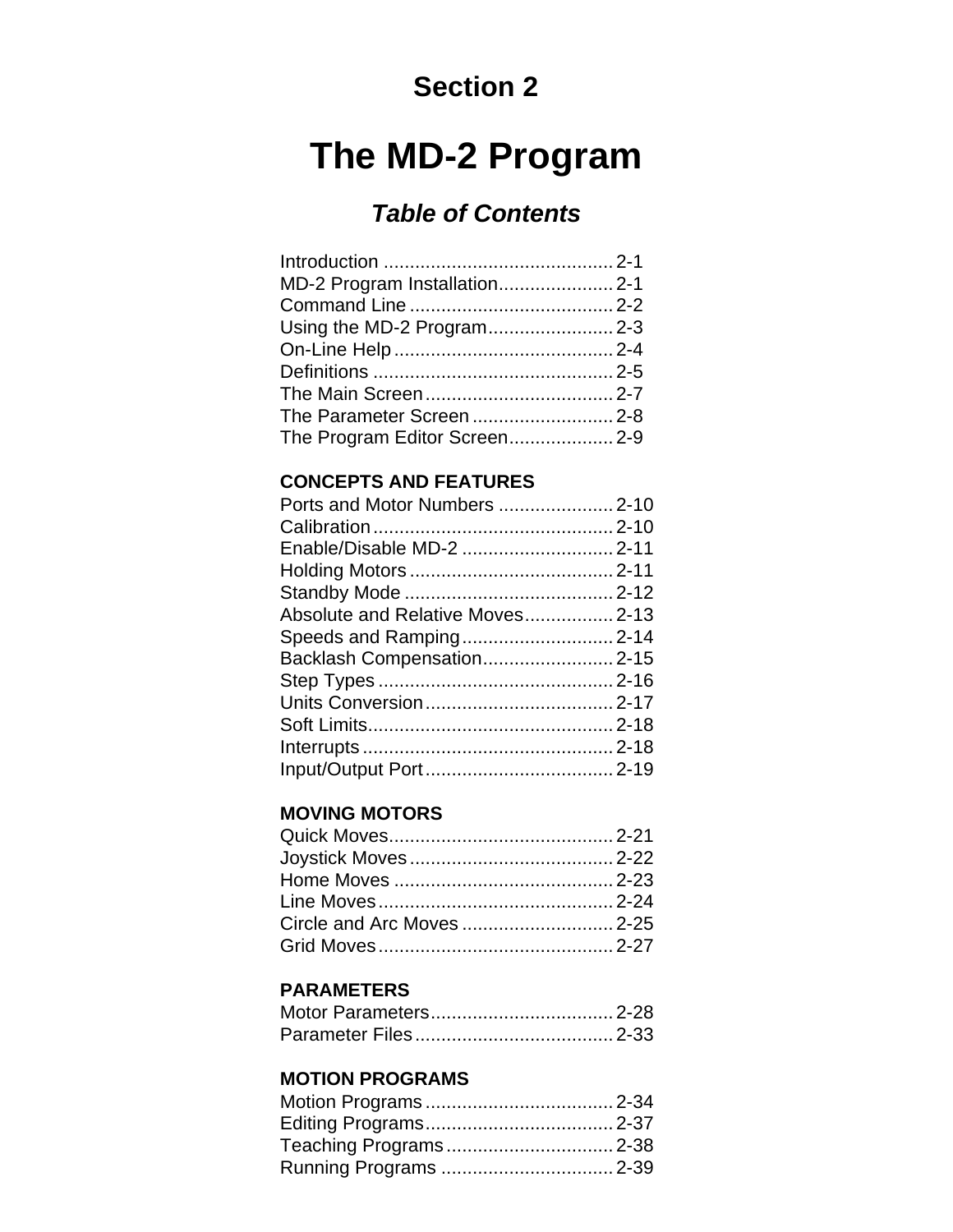# Section 2

# The MD-2 Program

## *Table of Contents*

| | |
|---|---|
| Introduction | 2-1 |
| MD-2 Program Installation | 2-1 |
| Command Line | 2-2 |
| Using the MD-2 Program | 2-3 |
| On-Line Help | 2-4 |
| Definitions | 2-5 |
| The Main Screen | 2-7 |
| The Parameter Screen | 2-8 |
| The Program Editor Screen | 2-9 |

**CONCEPTS AND FEATURES**

| | |
|---|---|
| Ports and Motor Numbers | 2-10 |
| Calibration | 2-10 |
| Enable/Disable MD-2 | 2-11 |
| Holding Motors | 2-11 |
| Standby Mode | 2-12 |
| Absolute and Relative Moves | 2-13 |
| Speeds and Ramping | 2-14 |
| Backlash Compensation | 2-15 |
| Step Types | 2-16 |
| Units Conversion | 2-17 |
| Soft Limits | 2-18 |
| Interrupts | 2-18 |
| Input/Output Port | 2-19 |

**MOVING MOTORS**

| | |
|---|---|
| Quick Moves | 2-21 |
| Joystick Moves | 2-22 |
| Home Moves | 2-23 |
| Line Moves | 2-24 |
| Circle and Arc Moves | 2-25 |
| Grid Moves | 2-27 |

**PARAMETERS**

| | |
|---|---|
| Motor Parameters | 2-28 |
| Parameter Files | 2-33 |

**MOTION PROGRAMS**

| | |
|---|---|
| Motion Programs | 2-34 |
| Editing Programs | 2-37 |
| Teaching Programs | 2-38 |
| Running Programs | 2-39 |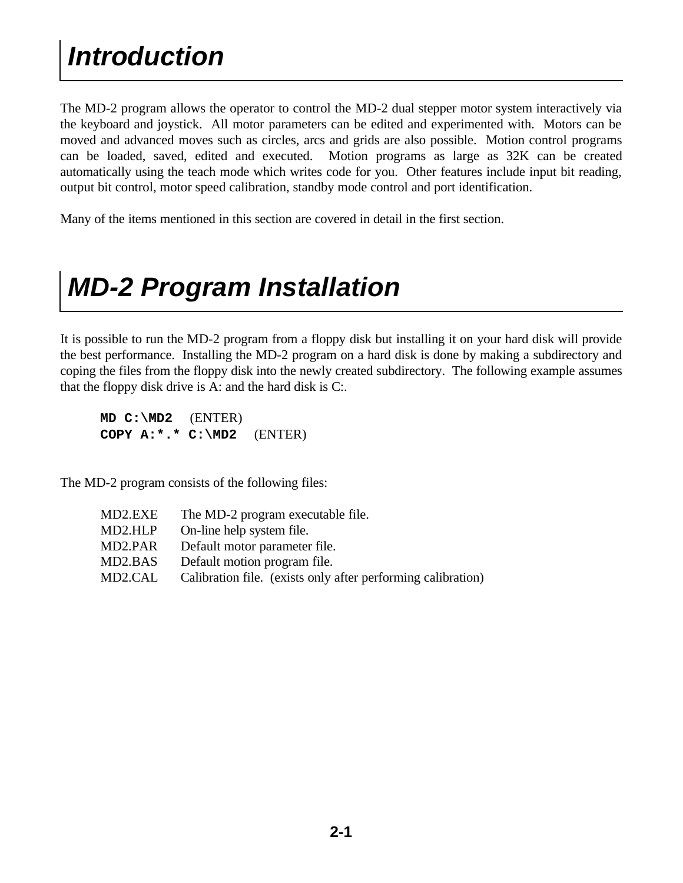# Introduction

The MD-2 program allows the operator to control the MD-2 dual stepper motor system interactively via the keyboard and joystick. All motor parameters can be edited and experimented with. Motors can be moved and advanced moves such as circles, arcs and grids are also possible. Motion control programs can be loaded, saved, edited and executed. Motion programs as large as 32K can be created automatically using the teach mode which writes code for you. Other features include input bit reading, output bit control, motor speed calibration, standby mode control and port identification.

Many of the items mentioned in this section are covered in detail in the first section.

# MD-2 Program Installation

It is possible to run the MD-2 program from a floppy disk but installing it on your hard disk will provide the best performance. Installing the MD-2 program on a hard disk is done by making a subdirectory and coping the files from the floppy disk into the newly created subdirectory. The following example assumes that the floppy disk drive is A: and the hard disk is C:.

**MD C:\MD2** (ENTER)
**COPY A:*.* C:\MD2** (ENTER)

The MD-2 program consists of the following files:

| | |
|---|---|
| MD2.EXE | The MD-2 program executable file. |
| MD2.HLP | On-line help system file. |
| MD2.PAR | Default motor parameter file. |
| MD2.BAS | Default motion program file. |
| MD2.CAL | Calibration file. (exists only after performing calibration) |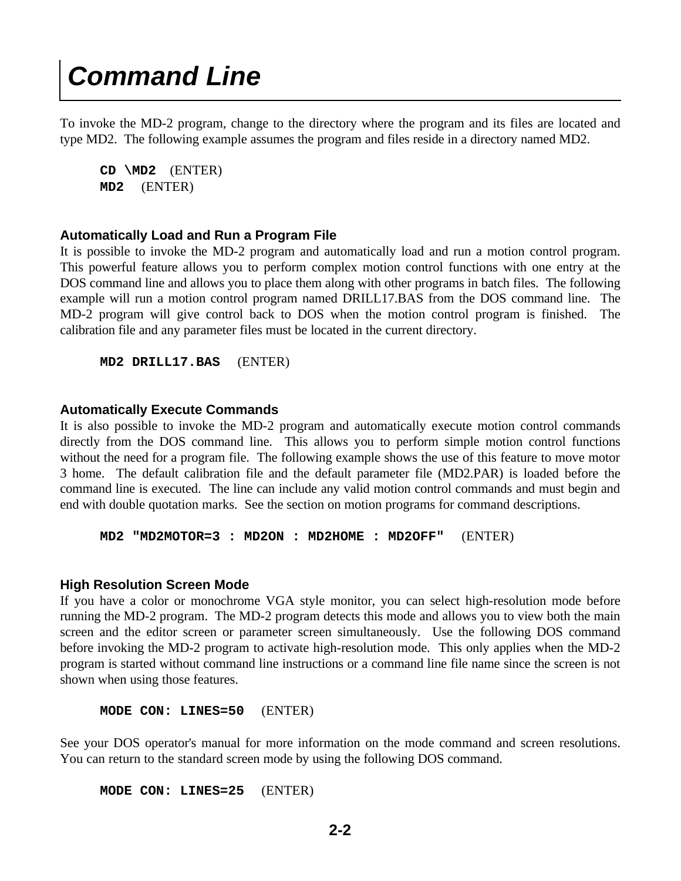# Command Line

To invoke the MD-2 program, change to the directory where the program and its files are located and type MD2. The following example assumes the program and files reside in a directory named MD2.

> **CD \MD2** (ENTER)
> **MD2** (ENTER)

### Automatically Load and Run a Program File

It is possible to invoke the MD-2 program and automatically load and run a motion control program. This powerful feature allows you to perform complex motion control functions with one entry at the DOS command line and allows you to place them along with other programs in batch files. The following example will run a motion control program named DRILL17.BAS from the DOS command line. The MD-2 program will give control back to DOS when the motion control program is finished. The calibration file and any parameter files must be located in the current directory.

> **MD2 DRILL17.BAS** (ENTER)

### Automatically Execute Commands

It is also possible to invoke the MD-2 program and automatically execute motion control commands directly from the DOS command line. This allows you to perform simple motion control functions without the need for a program file. The following example shows the use of this feature to move motor 3 home. The default calibration file and the default parameter file (MD2.PAR) is loaded before the command line is executed. The line can include any valid motion control commands and must begin and end with double quotation marks. See the section on motion programs for command descriptions.

> **MD2 "MD2MOTOR=3 : MD2ON : MD2HOME : MD2OFF"** (ENTER)

### High Resolution Screen Mode

If you have a color or monochrome VGA style monitor, you can select high-resolution mode before running the MD-2 program. The MD-2 program detects this mode and allows you to view both the main screen and the editor screen or parameter screen simultaneously. Use the following DOS command before invoking the MD-2 program to activate high-resolution mode. This only applies when the MD-2 program is started without command line instructions or a command line file name since the screen is not shown when using those features.

> **MODE CON: LINES=50** (ENTER)

See your DOS operator's manual for more information on the mode command and screen resolutions. You can return to the standard screen mode by using the following DOS command.

> **MODE CON: LINES=25** (ENTER)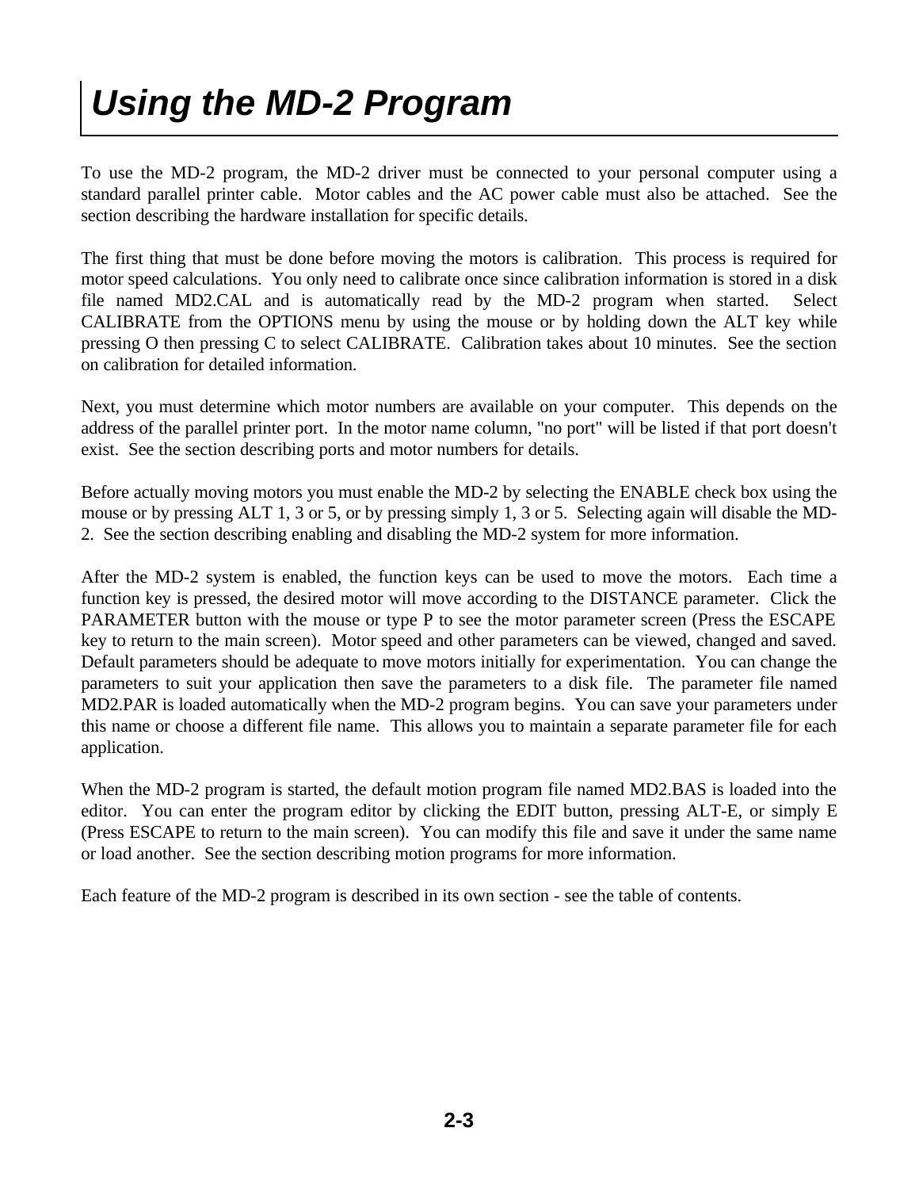# *Using the MD-2 Program*

To use the MD-2 program, the MD-2 driver must be connected to your personal computer using a standard parallel printer cable. Motor cables and the AC power cable must also be attached. See the section describing the hardware installation for specific details.

The first thing that must be done before moving the motors is calibration. This process is required for motor speed calculations. You only need to calibrate once since calibration information is stored in a disk file named MD2.CAL and is automatically read by the MD-2 program when started. Select CALIBRATE from the OPTIONS menu by using the mouse or by holding down the ALT key while pressing O then pressing C to select CALIBRATE. Calibration takes about 10 minutes. See the section on calibration for detailed information.

Next, you must determine which motor numbers are available on your computer. This depends on the address of the parallel printer port. In the motor name column, "no port" will be listed if that port doesn't exist. See the section describing ports and motor numbers for details.

Before actually moving motors you must enable the MD-2 by selecting the ENABLE check box using the mouse or by pressing ALT 1, 3 or 5, or by pressing simply 1, 3 or 5. Selecting again will disable the MD-2. See the section describing enabling and disabling the MD-2 system for more information.

After the MD-2 system is enabled, the function keys can be used to move the motors. Each time a function key is pressed, the desired motor will move according to the DISTANCE parameter. Click the PARAMETER button with the mouse or type P to see the motor parameter screen (Press the ESCAPE key to return to the main screen). Motor speed and other parameters can be viewed, changed and saved. Default parameters should be adequate to move motors initially for experimentation. You can change the parameters to suit your application then save the parameters to a disk file. The parameter file named MD2.PAR is loaded automatically when the MD-2 program begins. You can save your parameters under this name or choose a different file name. This allows you to maintain a separate parameter file for each application.

When the MD-2 program is started, the default motion program file named MD2.BAS is loaded into the editor. You can enter the program editor by clicking the EDIT button, pressing ALT-E, or simply E (Press ESCAPE to return to the main screen). You can modify this file and save it under the same name or load another. See the section describing motion programs for more information.

Each feature of the MD-2 program is described in its own section - see the table of contents.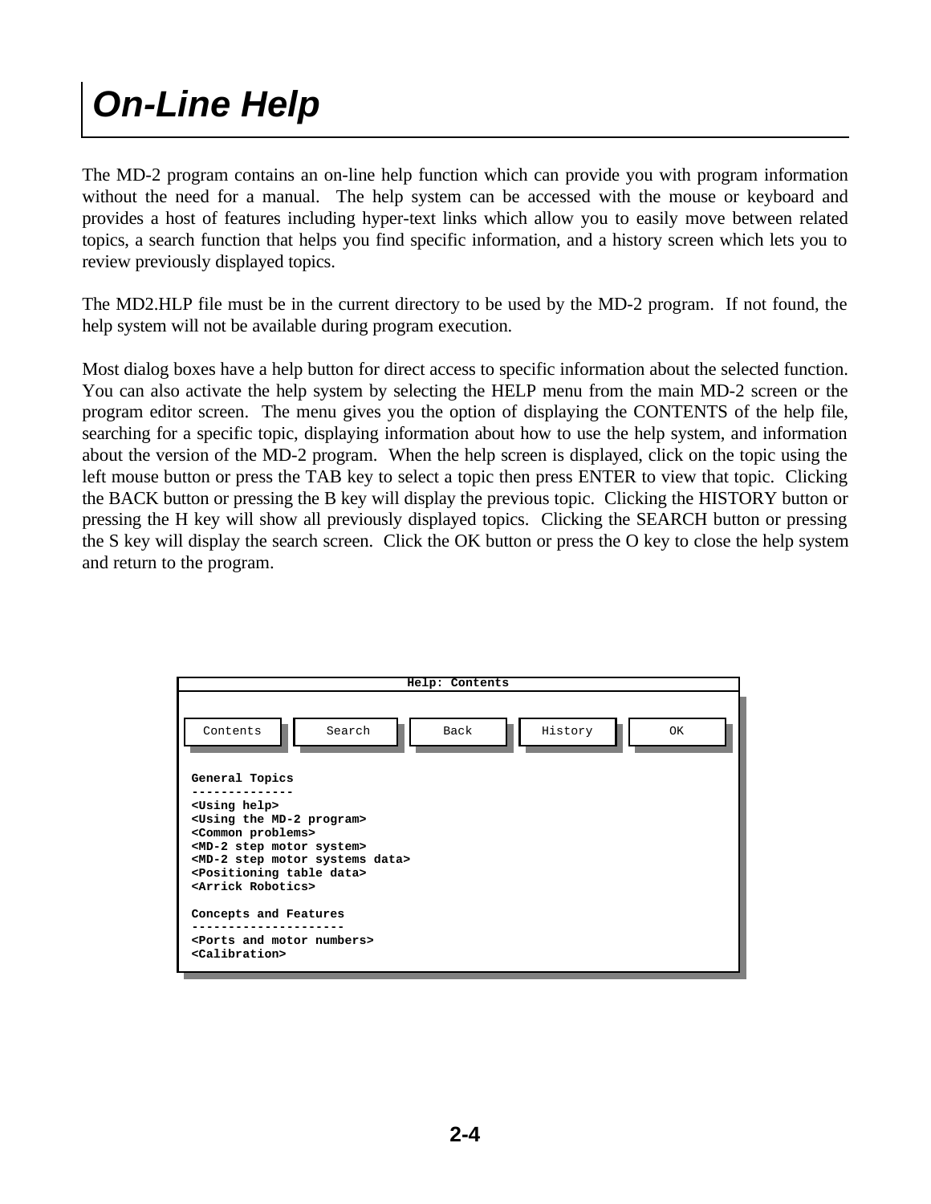# On-Line Help

The MD-2 program contains an on-line help function which can provide you with program information without the need for a manual. The help system can be accessed with the mouse or keyboard and provides a host of features including hyper-text links which allow you to easily move between related topics, a search function that helps you find specific information, and a history screen which lets you to review previously displayed topics.

The MD2.HLP file must be in the current directory to be used by the MD-2 program. If not found, the help system will not be available during program execution.

Most dialog boxes have a help button for direct access to specific information about the selected function. You can also activate the help system by selecting the HELP menu from the main MD-2 screen or the program editor screen. The menu gives you the option of displaying the CONTENTS of the help file, searching for a specific topic, displaying information about how to use the help system, and information about the version of the MD-2 program. When the help screen is displayed, click on the topic using the left mouse button or press the TAB key to select a topic then press ENTER to view that topic. Clicking the BACK button or pressing the B key will display the previous topic. Clicking the HISTORY button or pressing the H key will show all previously displayed topics. Clicking the SEARCH button or pressing the S key will display the search screen. Click the OK button or press the O key to close the help system and return to the program.

```
                          Help: Contents

 [ Contents ]  [ Search ]  [ Back ]  [ History ]  [ OK ]

 General Topics
 --------------
 <Using help>
 <Using the MD-2 program>
 <Common problems>
 <MD-2 step motor system>
 <MD-2 step motor systems data>
 <Positioning table data>
 <Arrick Robotics>

 Concepts and Features
 ---------------------
 <Ports and motor numbers>
 <Calibration>
```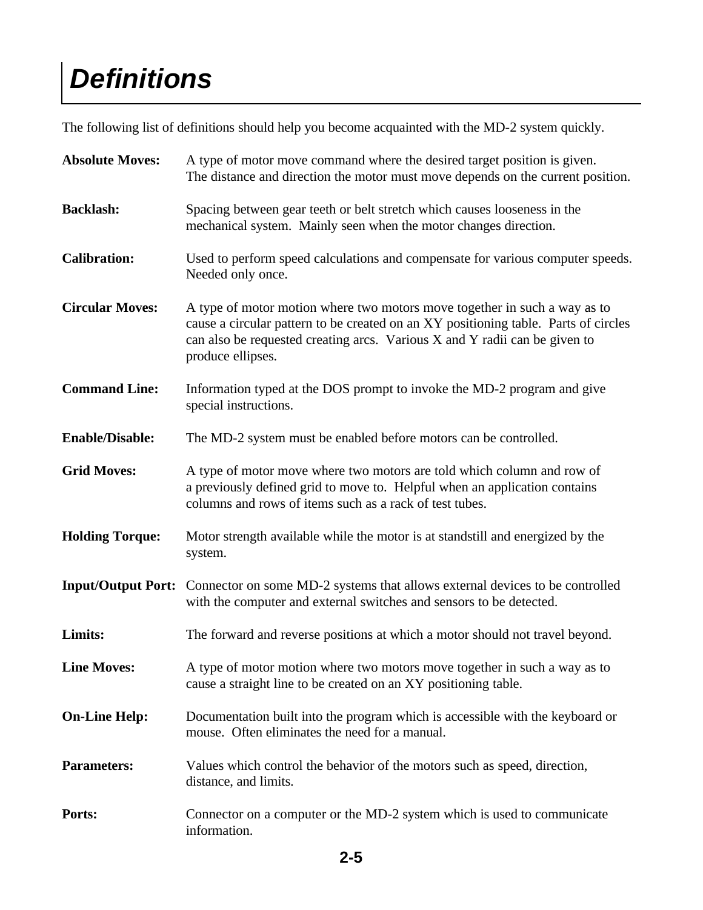# Definitions

The following list of definitions should help you become acquainted with the MD-2 system quickly.

**Absolute Moves:** A type of motor move command where the desired target position is given. The distance and direction the motor must move depends on the current position.

**Backlash:** Spacing between gear teeth or belt stretch which causes looseness in the mechanical system. Mainly seen when the motor changes direction.

**Calibration:** Used to perform speed calculations and compensate for various computer speeds. Needed only once.

**Circular Moves:** A type of motor motion where two motors move together in such a way as to cause a circular pattern to be created on an XY positioning table. Parts of circles can also be requested creating arcs. Various X and Y radii can be given to produce ellipses.

**Command Line:** Information typed at the DOS prompt to invoke the MD-2 program and give special instructions.

**Enable/Disable:** The MD-2 system must be enabled before motors can be controlled.

**Grid Moves:** A type of motor move where two motors are told which column and row of a previously defined grid to move to. Helpful when an application contains columns and rows of items such as a rack of test tubes.

**Holding Torque:** Motor strength available while the motor is at standstill and energized by the system.

**Input/Output Port:** Connector on some MD-2 systems that allows external devices to be controlled with the computer and external switches and sensors to be detected.

**Limits:** The forward and reverse positions at which a motor should not travel beyond.

**Line Moves:** A type of motor motion where two motors move together in such a way as to cause a straight line to be created on an XY positioning table.

**On-Line Help:** Documentation built into the program which is accessible with the keyboard or mouse. Often eliminates the need for a manual.

**Parameters:** Values which control the behavior of the motors such as speed, direction, distance, and limits.

**Ports:** Connector on a computer or the MD-2 system which is used to communicate information.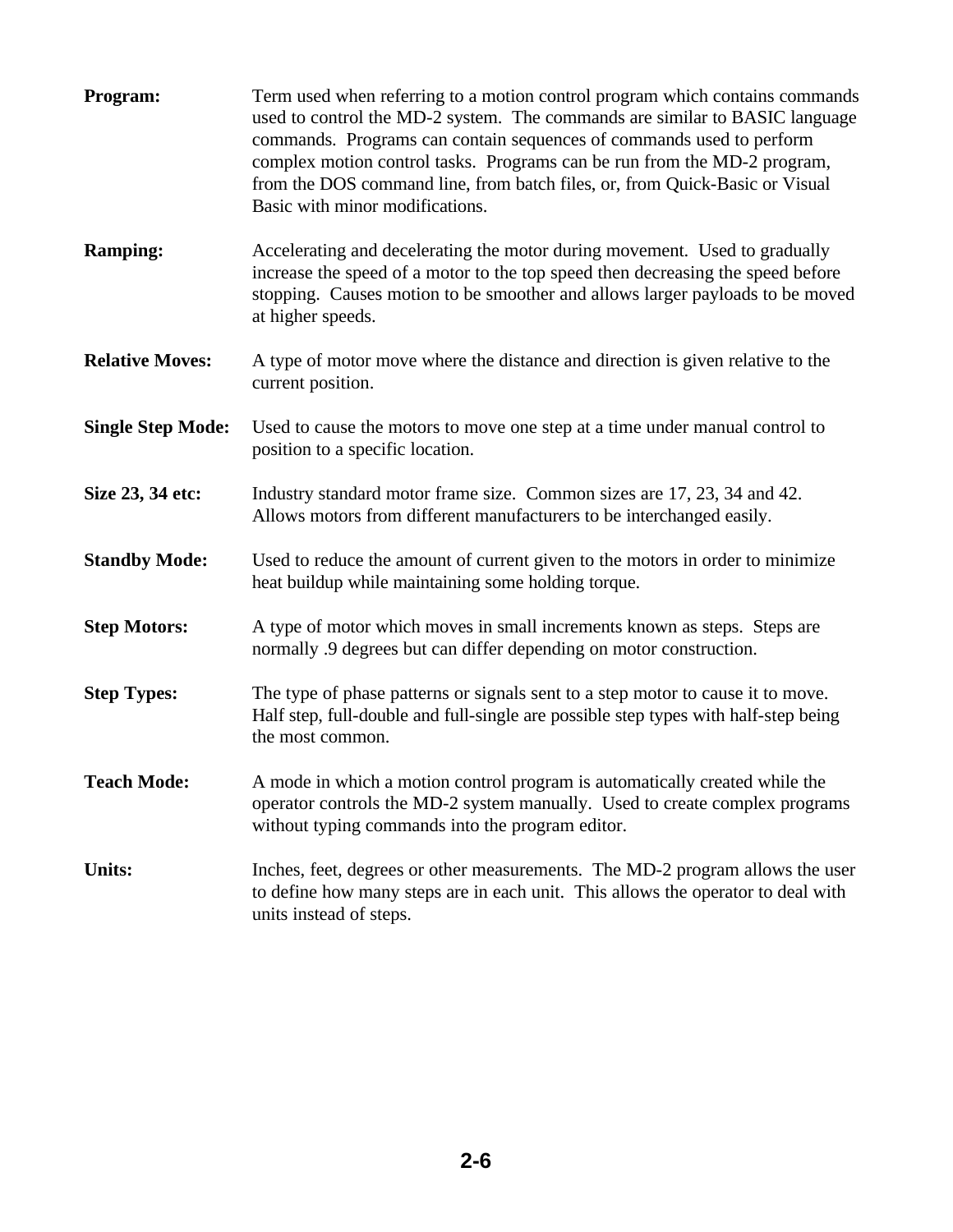**Program:** Term used when referring to a motion control program which contains commands used to control the MD-2 system. The commands are similar to BASIC language commands. Programs can contain sequences of commands used to perform complex motion control tasks. Programs can be run from the MD-2 program, from the DOS command line, from batch files, or, from Quick-Basic or Visual Basic with minor modifications.

**Ramping:** Accelerating and decelerating the motor during movement. Used to gradually increase the speed of a motor to the top speed then decreasing the speed before stopping. Causes motion to be smoother and allows larger payloads to be moved at higher speeds.

**Relative Moves:** A type of motor move where the distance and direction is given relative to the current position.

**Single Step Mode:** Used to cause the motors to move one step at a time under manual control to position to a specific location.

**Size 23, 34 etc:** Industry standard motor frame size. Common sizes are 17, 23, 34 and 42. Allows motors from different manufacturers to be interchanged easily.

**Standby Mode:** Used to reduce the amount of current given to the motors in order to minimize heat buildup while maintaining some holding torque.

**Step Motors:** A type of motor which moves in small increments known as steps. Steps are normally .9 degrees but can differ depending on motor construction.

**Step Types:** The type of phase patterns or signals sent to a step motor to cause it to move. Half step, full-double and full-single are possible step types with half-step being the most common.

**Teach Mode:** A mode in which a motion control program is automatically created while the operator controls the MD-2 system manually. Used to create complex programs without typing commands into the program editor.

**Units:** Inches, feet, degrees or other measurements. The MD-2 program allows the user to define how many steps are in each unit. This allows the operator to deal with units instead of steps.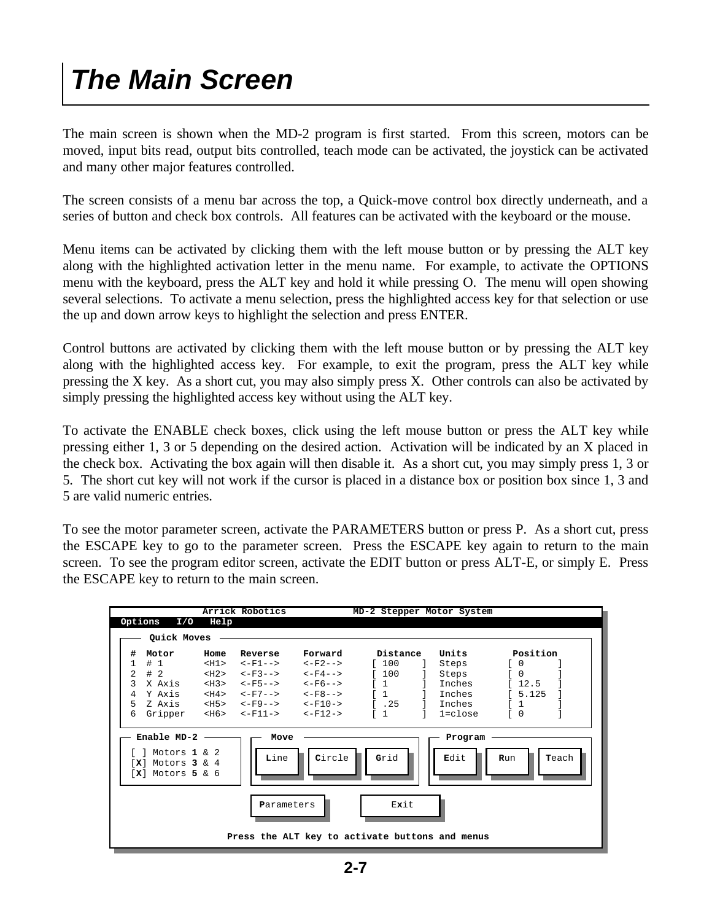# The Main Screen

The main screen is shown when the MD-2 program is first started. From this screen, motors can be moved, input bits read, output bits controlled, teach mode can be activated, the joystick can be activated and many other major features controlled.

The screen consists of a menu bar across the top, a Quick-move control box directly underneath, and a series of button and check box controls. All features can be activated with the keyboard or the mouse.

Menu items can be activated by clicking them with the left mouse button or by pressing the ALT key along with the highlighted activation letter in the menu name. For example, to activate the OPTIONS menu with the keyboard, press the ALT key and hold it while pressing O. The menu will open showing several selections. To activate a menu selection, press the highlighted access key for that selection or use the up and down arrow keys to highlight the selection and press ENTER.

Control buttons are activated by clicking them with the left mouse button or by pressing the ALT key along with the highlighted access key. For example, to exit the program, press the ALT key while pressing the X key. As a short cut, you may also simply press X. Other controls can also be activated by simply pressing the highlighted access key without using the ALT key.

To activate the ENABLE check boxes, click using the left mouse button or press the ALT key while pressing either 1, 3 or 5 depending on the desired action. Activation will be indicated by an X placed in the check box. Activating the box again will then disable it. As a short cut, you may simply press 1, 3 or 5. The short cut key will not work if the cursor is placed in a distance box or position box since 1, 3 and 5 are valid numeric entries.

To see the motor parameter screen, activate the PARAMETERS button or press P. As a short cut, press the ESCAPE key to go to the parameter screen. Press the ESCAPE key again to return to the main screen. To see the program editor screen, activate the EDIT button or press ALT-E, or simply E. Press the ESCAPE key to return to the main screen.

```
              Arrick Robotics           MD-2 Stepper Motor System
 Options   I/O   Help

 ---- Quick Moves ------------------------------------------------------------
  #  Motor      Home   Reverse    Forward     Distance   Units      Position
  1  # 1        <H1>   <-F1-->    <-F2-->     [ 100   ]  Steps      [ 0      ]
  2  # 2        <H2>   <-F3-->    <-F4-->     [ 100   ]  Steps      [ 0      ]
  3  X Axis     <H3>   <-F5-->    <-F6-->     [ 1     ]  Inches     [ 12.5   ]
  4  Y Axis     <H4>   <-F7-->    <-F8-->     [ 1     ]  Inches     [ 5.125  ]
  5  Z Axis     <H5>   <-F9-->    <-F10->     [ .25   ]  Inches     [ 1      ]
  6  Gripper    <H6>   <-F11->    <-F12->     [ 1     ]  1=close    [ 0      ]

 -- Enable MD-2 --     ------- Move -------------     ------- Program --------
 [ ] Motors 1 & 2      [ Line ] [ Circle ] [ Grid ]   [ Edit ] [ Run ] [ Teach ]
 [X] Motors 3 & 4
 [X] Motors 5 & 6

                   [ Parameters ]      [ Exit ]

            Press the ALT key to activate buttons and menus
```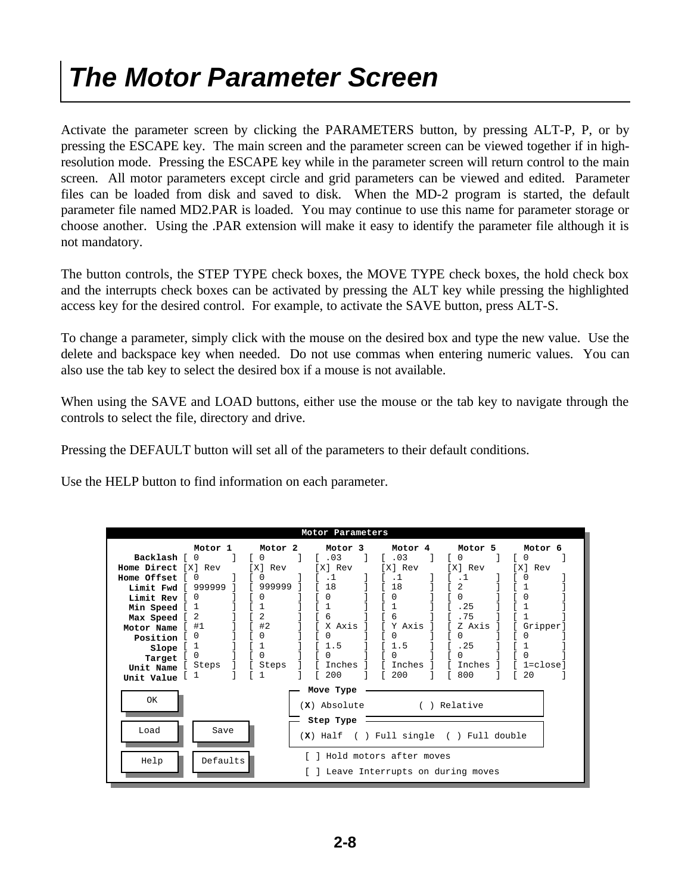# The Motor Parameter Screen

Activate the parameter screen by clicking the PARAMETERS button, by pressing ALT-P, P, or by pressing the ESCAPE key. The main screen and the parameter screen can be viewed together if in high-resolution mode. Pressing the ESCAPE key while in the parameter screen will return control to the main screen. All motor parameters except circle and grid parameters can be viewed and edited. Parameter files can be loaded from disk and saved to disk. When the MD-2 program is started, the default parameter file named MD2.PAR is loaded. You may continue to use this name for parameter storage or choose another. Using the .PAR extension will make it easy to identify the parameter file although it is not mandatory.

The button controls, the STEP TYPE check boxes, the MOVE TYPE check boxes, the hold check box and the interrupts check boxes can be activated by pressing the ALT key while pressing the highlighted access key for the desired control. For example, to activate the SAVE button, press ALT-S.

To change a parameter, simply click with the mouse on the desired box and type the new value. Use the delete and backspace key when needed. Do not use commas when entering numeric values. You can also use the tab key to select the desired box if a mouse is not available.

When using the SAVE and LOAD buttons, either use the mouse or the tab key to navigate through the controls to select the file, directory and drive.

Pressing the DEFAULT button will set all of the parameters to their default conditions.

Use the HELP button to find information on each parameter.

```
                               Motor Parameters
              Motor 1    Motor 2    Motor 3    Motor 4    Motor 5    Motor 6
  Backlash [ 0      ]  [ 0      ]  [ .03    ]  [ .03    ]  [ 0      ]  [ 0      ]
Home Direct [X] Rev    [X] Rev     [X] Rev     [X] Rev     [X] Rev     [X] Rev
Home Offset [ 0      ]  [ 0      ]  [ .1     ]  [ .1     ]  [ .1     ]  [ 0      ]
  Limit Fwd [ 999999 ]  [ 999999 ]  [ 18     ]  [ 18     ]  [ 2      ]  [ 1      ]
  Limit Rev [ 0      ]  [ 0      ]  [ 0      ]  [ 0      ]  [ 0      ]  [ 0      ]
  Min Speed [ 1      ]  [ 1      ]  [ 1      ]  [ 1      ]  [ .25    ]  [ 1      ]
  Max Speed [ 2      ]  [ 2      ]  [ 6      ]  [ 6      ]  [ .75    ]  [ 1      ]
 Motor Name [ #1     ]  [ #2     ]  [ X Axis ]  [ Y Axis ]  [ Z Axis ]  [ Gripper]
   Position [ 0      ]  [ 0      ]  [ 0      ]  [ 0      ]  [ 0      ]  [ 0      ]
      Slope [ 1      ]  [ 1      ]  [ 1.5    ]  [ 1.5    ]  [ .25    ]  [ 1      ]
     Target [ 0      ]  [ 0      ]  [ 0      ]  [ 0      ]  [ 0      ]  [ 0      ]
  Unit Name [ Steps  ]  [ Steps  ]  [ Inches ]  [ Inches ]  [ Inches ]  [ 1=close]
 Unit Value [ 1      ]  [ 1      ]  [ 200    ]  [ 200    ]  [ 800    ]  [ 20     ]

  [ OK ]                       Move Type
                               (X) Absolute        ( ) Relative
  [ Load ]   [ Save ]          Step Type
                               (X) Half  ( ) Full single  ( ) Full double
  [ Help ]   [ Defaults ]      [ ] Hold motors after moves
                               [ ] Leave Interrupts on during moves
```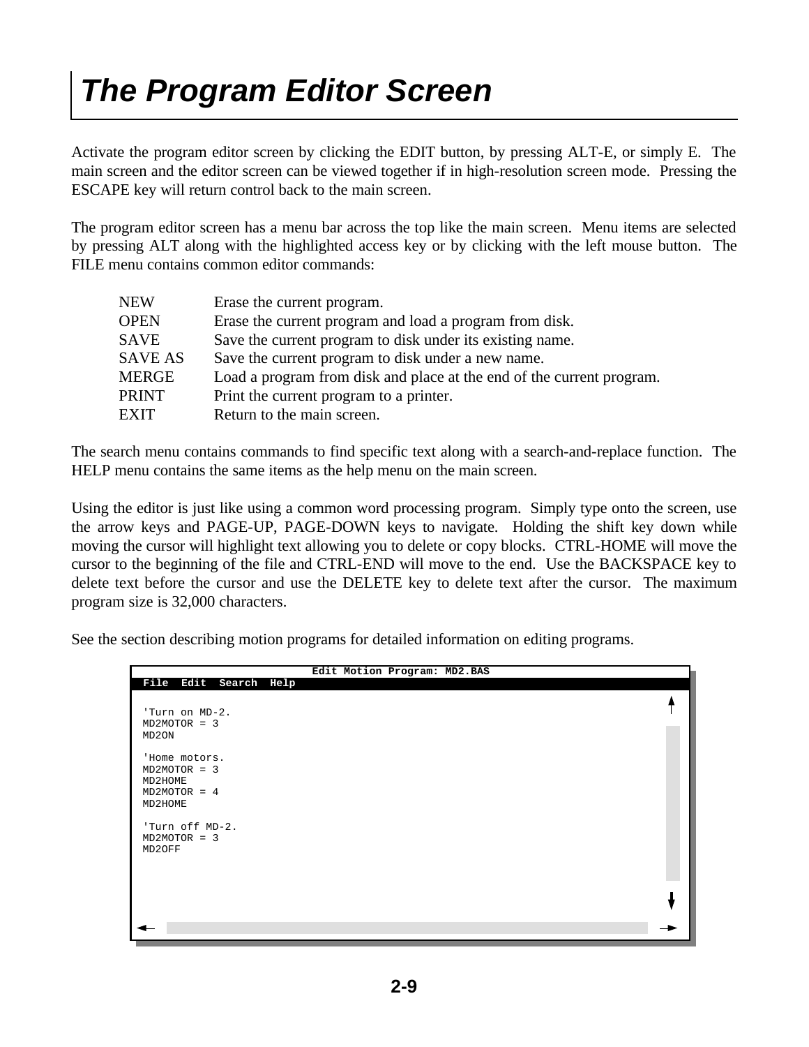# The Program Editor Screen

Activate the program editor screen by clicking the EDIT button, by pressing ALT-E, or simply E. The main screen and the editor screen can be viewed together if in high-resolution screen mode. Pressing the ESCAPE key will return control back to the main screen.

The program editor screen has a menu bar across the top like the main screen. Menu items are selected by pressing ALT along with the highlighted access key or by clicking with the left mouse button. The FILE menu contains common editor commands:

| | |
|---|---|
| NEW | Erase the current program. |
| OPEN | Erase the current program and load a program from disk. |
| SAVE | Save the current program to disk under its existing name. |
| SAVE AS | Save the current program to disk under a new name. |
| MERGE | Load a program from disk and place at the end of the current program. |
| PRINT | Print the current program to a printer. |
| EXIT | Return to the main screen. |

The search menu contains commands to find specific text along with a search-and-replace function. The HELP menu contains the same items as the help menu on the main screen.

Using the editor is just like using a common word processing program. Simply type onto the screen, use the arrow keys and PAGE-UP, PAGE-DOWN keys to navigate. Holding the shift key down while moving the cursor will highlight text allowing you to delete or copy blocks. CTRL-HOME will move the cursor to the beginning of the file and CTRL-END will move to the end. Use the BACKSPACE key to delete text before the cursor and use the DELETE key to delete text after the cursor. The maximum program size is 32,000 characters.

See the section describing motion programs for detailed information on editing programs.

```
                    Edit Motion Program: MD2.BAS
 File  Edit  Search  Help

 'Turn on MD-2.
 MD2MOTOR = 3
 MD2ON

 'Home motors.
 MD2MOTOR = 3
 MD2HOME
 MD2MOTOR = 4
 MD2HOME

 'Turn off MD-2.
 MD2MOTOR = 3
 MD2OFF
```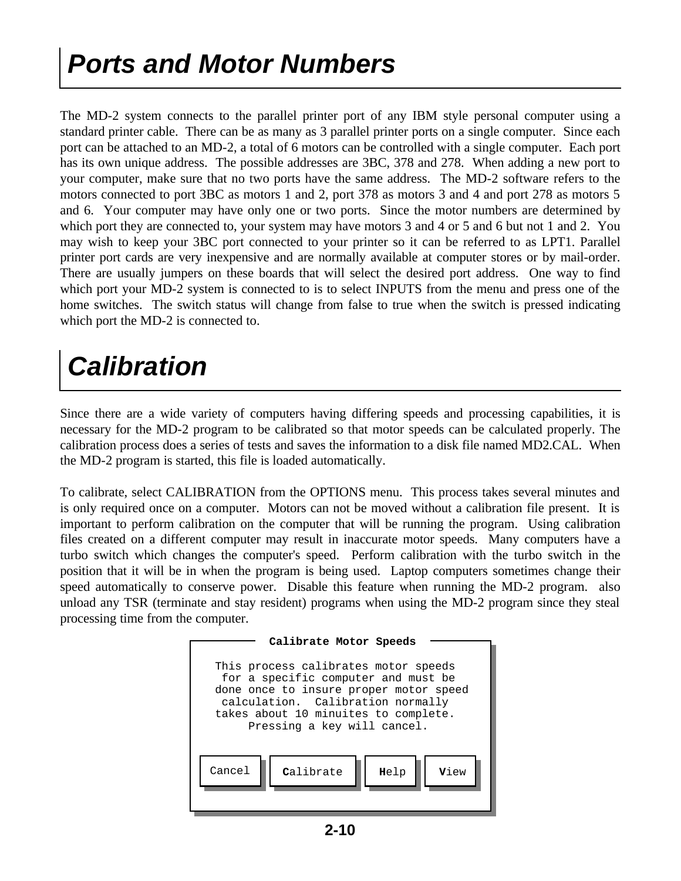# Ports and Motor Numbers

The MD-2 system connects to the parallel printer port of any IBM style personal computer using a standard printer cable. There can be as many as 3 parallel printer ports on a single computer. Since each port can be attached to an MD-2, a total of 6 motors can be controlled with a single computer. Each port has its own unique address. The possible addresses are 3BC, 378 and 278. When adding a new port to your computer, make sure that no two ports have the same address. The MD-2 software refers to the motors connected to port 3BC as motors 1 and 2, port 378 as motors 3 and 4 and port 278 as motors 5 and 6. Your computer may have only one or two ports. Since the motor numbers are determined by which port they are connected to, your system may have motors 3 and 4 or 5 and 6 but not 1 and 2. You may wish to keep your 3BC port connected to your printer so it can be referred to as LPT1. Parallel printer port cards are very inexpensive and are normally available at computer stores or by mail-order. There are usually jumpers on these boards that will select the desired port address. One way to find which port your MD-2 system is connected to is to select INPUTS from the menu and press one of the home switches. The switch status will change from false to true when the switch is pressed indicating which port the MD-2 is connected to.

# Calibration

Since there are a wide variety of computers having differing speeds and processing capabilities, it is necessary for the MD-2 program to be calibrated so that motor speeds can be calculated properly. The calibration process does a series of tests and saves the information to a disk file named MD2.CAL. When the MD-2 program is started, this file is loaded automatically.

To calibrate, select CALIBRATION from the OPTIONS menu. This process takes several minutes and is only required once on a computer. Motors can not be moved without a calibration file present. It is important to perform calibration on the computer that will be running the program. Using calibration files created on a different computer may result in inaccurate motor speeds. Many computers have a turbo switch which changes the computer's speed. Perform calibration with the turbo switch in the position that it will be in when the program is being used. Laptop computers sometimes change their speed automatically to conserve power. Disable this feature when running the MD-2 program. also unload any TSR (terminate and stay resident) programs when using the MD-2 program since they steal processing time from the computer.

```
              Calibrate Motor Speeds

      This process calibrates motor speeds
       for a specific computer and must be
      done once to insure proper motor speed
       calculation.  Calibration normally
      takes about 10 minuites to complete.
           Pressing a key will cancel.

  [ Cancel ]  [ Calibrate ]  [ Help ]  [ View ]
```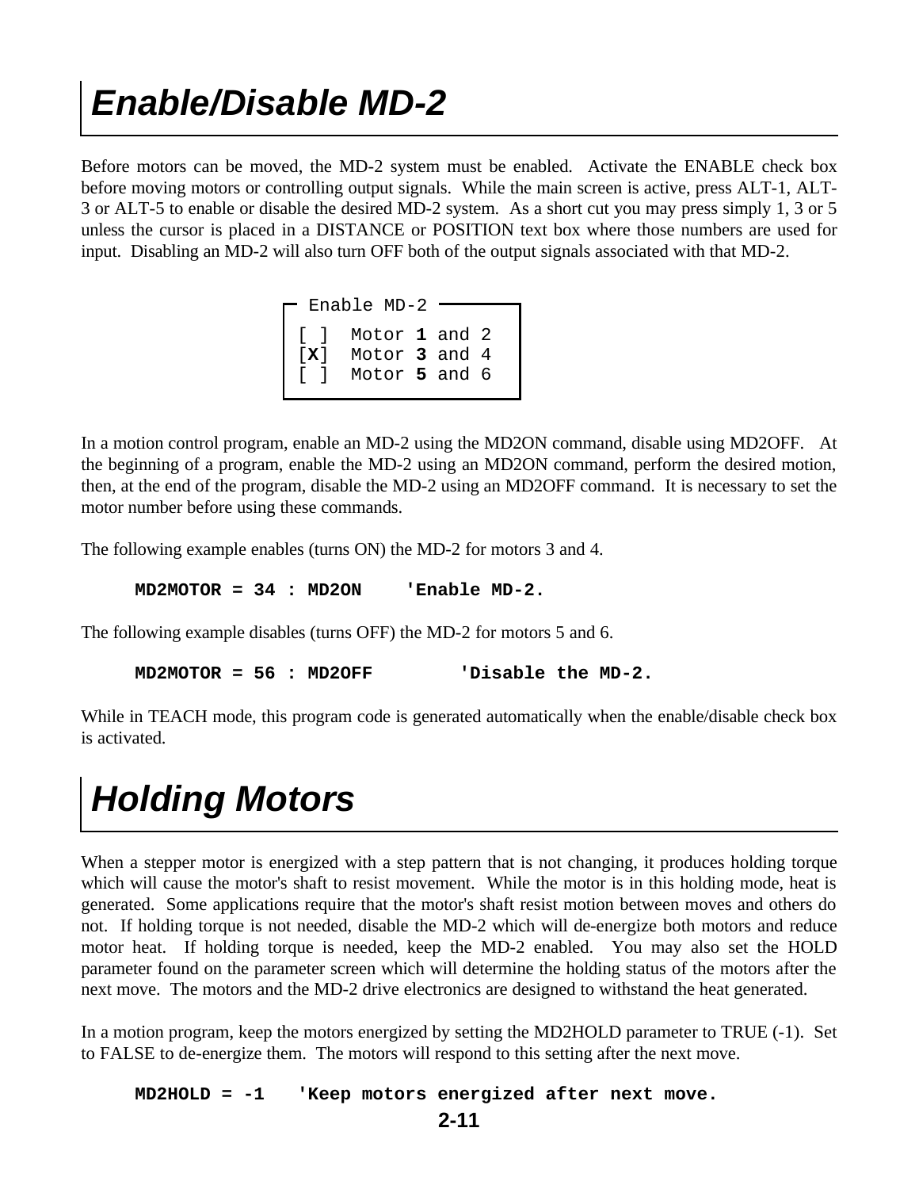# Enable/Disable MD-2

Before motors can be moved, the MD-2 system must be enabled. Activate the ENABLE check box before moving motors or controlling output signals. While the main screen is active, press ALT-1, ALT-3 or ALT-5 to enable or disable the desired MD-2 system. As a short cut you may press simply 1, 3 or 5 unless the cursor is placed in a DISTANCE or POSITION text box where those numbers are used for input. Disabling an MD-2 will also turn OFF both of the output signals associated with that MD-2.

```
┌ Enable MD-2 ──────┐
│ [ ]  Motor 1 and 2 │
│ [X]  Motor 3 and 4 │
│ [ ]  Motor 5 and 6 │
└────────────────────┘
```

In a motion control program, enable an MD-2 using the MD2ON command, disable using MD2OFF. At the beginning of a program, enable the MD-2 using an MD2ON command, perform the desired motion, then, at the end of the program, disable the MD-2 using an MD2OFF command. It is necessary to set the motor number before using these commands.

The following example enables (turns ON) the MD-2 for motors 3 and 4.

```
MD2MOTOR = 34 : MD2ON    'Enable MD-2.
```

The following example disables (turns OFF) the MD-2 for motors 5 and 6.

```
MD2MOTOR = 56 : MD2OFF        'Disable the MD-2.
```

While in TEACH mode, this program code is generated automatically when the enable/disable check box is activated.

# Holding Motors

When a stepper motor is energized with a step pattern that is not changing, it produces holding torque which will cause the motor's shaft to resist movement. While the motor is in this holding mode, heat is generated. Some applications require that the motor's shaft resist motion between moves and others do not. If holding torque is not needed, disable the MD-2 which will de-energize both motors and reduce motor heat. If holding torque is needed, keep the MD-2 enabled. You may also set the HOLD parameter found on the parameter screen which will determine the holding status of the motors after the next move. The motors and the MD-2 drive electronics are designed to withstand the heat generated.

In a motion program, keep the motors energized by setting the MD2HOLD parameter to TRUE (-1). Set to FALSE to de-energize them. The motors will respond to this setting after the next move.

```
MD2HOLD = -1   'Keep motors energized after next move.
```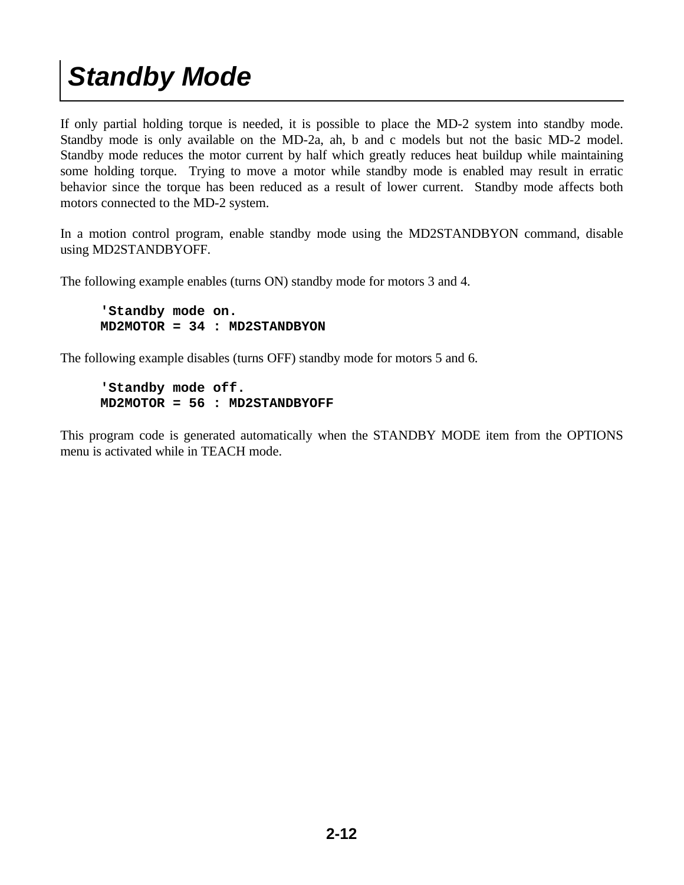# Standby Mode

If only partial holding torque is needed, it is possible to place the MD-2 system into standby mode. Standby mode is only available on the MD-2a, ah, b and c models but not the basic MD-2 model. Standby mode reduces the motor current by half which greatly reduces heat buildup while maintaining some holding torque. Trying to move a motor while standby mode is enabled may result in erratic behavior since the torque has been reduced as a result of lower current. Standby mode affects both motors connected to the MD-2 system.

In a motion control program, enable standby mode using the MD2STANDBYON command, disable using MD2STANDBYOFF.

The following example enables (turns ON) standby mode for motors 3 and 4.

```
'Standby mode on.
MD2MOTOR = 34 : MD2STANDBYON
```

The following example disables (turns OFF) standby mode for motors 5 and 6.

```
'Standby mode off.
MD2MOTOR = 56 : MD2STANDBYOFF
```

This program code is generated automatically when the STANDBY MODE item from the OPTIONS menu is activated while in TEACH mode.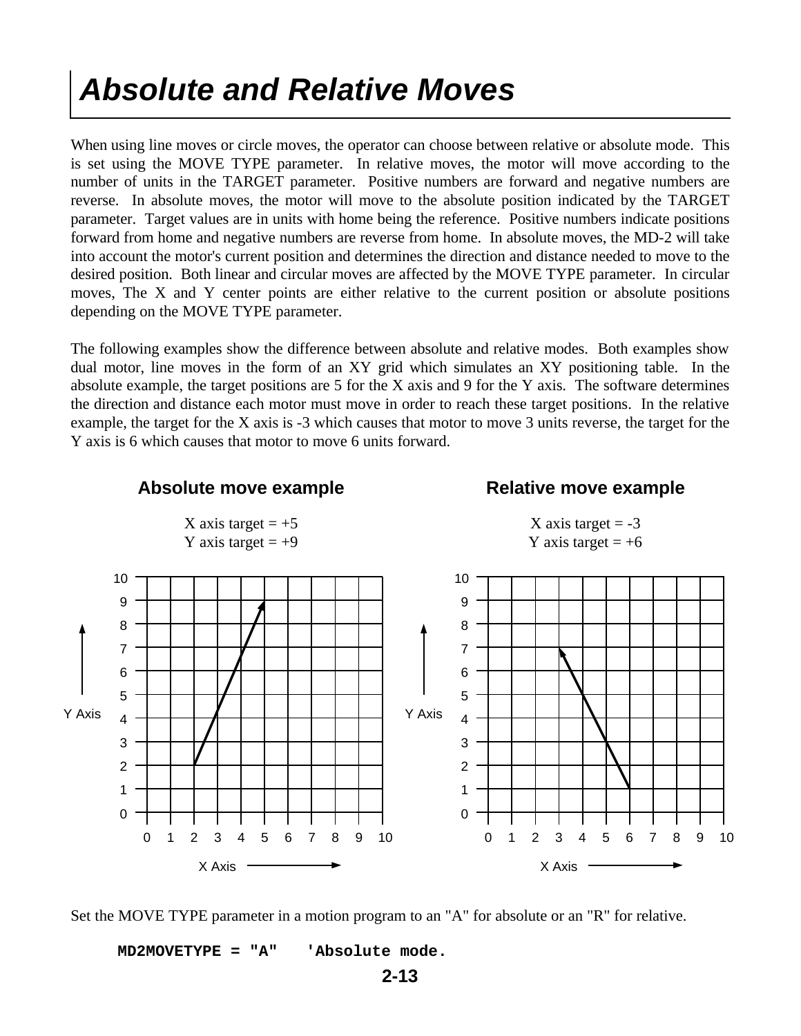# Absolute and Relative Moves

When using line moves or circle moves, the operator can choose between relative or absolute mode. This is set using the MOVE TYPE parameter. In relative moves, the motor will move according to the number of units in the TARGET parameter. Positive numbers are forward and negative numbers are reverse. In absolute moves, the motor will move to the absolute position indicated by the TARGET parameter. Target values are in units with home being the reference. Positive numbers indicate positions forward from home and negative numbers are reverse from home. In absolute moves, the MD-2 will take into account the motor's current position and determines the direction and distance needed to move to the desired position. Both linear and circular moves are affected by the MOVE TYPE parameter. In circular moves, The X and Y center points are either relative to the current position or absolute positions depending on the MOVE TYPE parameter.

The following examples show the difference between absolute and relative modes. Both examples show dual motor, line moves in the form of an XY grid which simulates an XY positioning table. In the absolute example, the target positions are 5 for the X axis and 9 for the Y axis. The software determines the direction and distance each motor must move in order to reach these target positions. In the relative example, the target for the X axis is -3 which causes that motor to move 3 units reverse, the target for the Y axis is 6 which causes that motor to move 6 units forward.

**Absolute move example**

X axis target = +5
Y axis target = +9

**Relative move example**

X axis target = -3
Y axis target = +6

Set the MOVE TYPE parameter in a motion program to an "A" for absolute or an "R" for relative.

```
MD2MOVETYPE = "A"   'Absolute mode.
```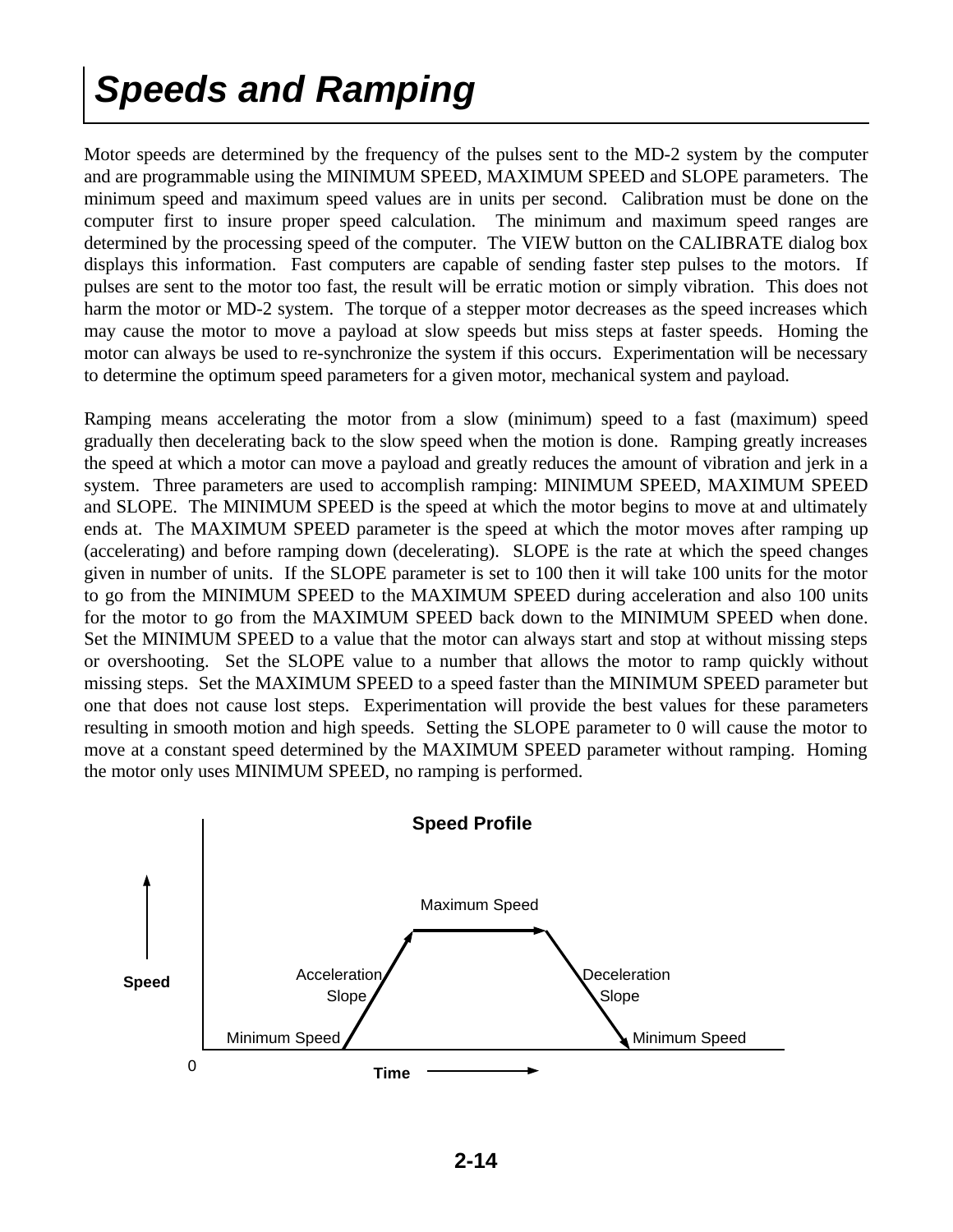# *Speeds and Ramping*

Motor speeds are determined by the frequency of the pulses sent to the MD-2 system by the computer and are programmable using the MINIMUM SPEED, MAXIMUM SPEED and SLOPE parameters. The minimum speed and maximum speed values are in units per second. Calibration must be done on the computer first to insure proper speed calculation. The minimum and maximum speed ranges are determined by the processing speed of the computer. The VIEW button on the CALIBRATE dialog box displays this information. Fast computers are capable of sending faster step pulses to the motors. If pulses are sent to the motor too fast, the result will be erratic motion or simply vibration. This does not harm the motor or MD-2 system. The torque of a stepper motor decreases as the speed increases which may cause the motor to move a payload at slow speeds but miss steps at faster speeds. Homing the motor can always be used to re-synchronize the system if this occurs. Experimentation will be necessary to determine the optimum speed parameters for a given motor, mechanical system and payload.

Ramping means accelerating the motor from a slow (minimum) speed to a fast (maximum) speed gradually then decelerating back to the slow speed when the motion is done. Ramping greatly increases the speed at which a motor can move a payload and greatly reduces the amount of vibration and jerk in a system. Three parameters are used to accomplish ramping: MINIMUM SPEED, MAXIMUM SPEED and SLOPE. The MINIMUM SPEED is the speed at which the motor begins to move at and ultimately ends at. The MAXIMUM SPEED parameter is the speed at which the motor moves after ramping up (accelerating) and before ramping down (decelerating). SLOPE is the rate at which the speed changes given in number of units. If the SLOPE parameter is set to 100 then it will take 100 units for the motor to go from the MINIMUM SPEED to the MAXIMUM SPEED during acceleration and also 100 units for the motor to go from the MAXIMUM SPEED back down to the MINIMUM SPEED when done. Set the MINIMUM SPEED to a value that the motor can always start and stop at without missing steps or overshooting. Set the SLOPE value to a number that allows the motor to ramp quickly without missing steps. Set the MAXIMUM SPEED to a speed faster than the MINIMUM SPEED parameter but one that does not cause lost steps. Experimentation will provide the best values for these parameters resulting in smooth motion and high speeds. Setting the SLOPE parameter to 0 will cause the motor to move at a constant speed determined by the MAXIMUM SPEED parameter without ramping. Homing the motor only uses MINIMUM SPEED, no ramping is performed.

**Speed Profile**

Speed — Maximum Speed — Acceleration Slope — Deceleration Slope — Minimum Speed — Minimum Speed — 0 — Time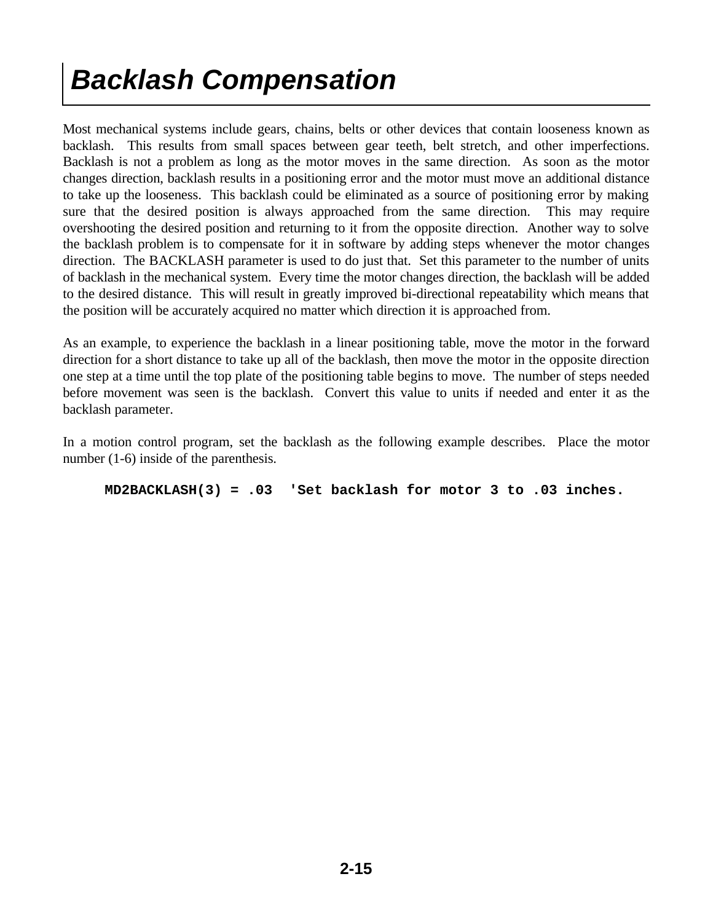# Backlash Compensation

Most mechanical systems include gears, chains, belts or other devices that contain looseness known as backlash. This results from small spaces between gear teeth, belt stretch, and other imperfections. Backlash is not a problem as long as the motor moves in the same direction. As soon as the motor changes direction, backlash results in a positioning error and the motor must move an additional distance to take up the looseness. This backlash could be eliminated as a source of positioning error by making sure that the desired position is always approached from the same direction. This may require overshooting the desired position and returning to it from the opposite direction. Another way to solve the backlash problem is to compensate for it in software by adding steps whenever the motor changes direction. The BACKLASH parameter is used to do just that. Set this parameter to the number of units of backlash in the mechanical system. Every time the motor changes direction, the backlash will be added to the desired distance. This will result in greatly improved bi-directional repeatability which means that the position will be accurately acquired no matter which direction it is approached from.

As an example, to experience the backlash in a linear positioning table, move the motor in the forward direction for a short distance to take up all of the backlash, then move the motor in the opposite direction one step at a time until the top plate of the positioning table begins to move. The number of steps needed before movement was seen is the backlash. Convert this value to units if needed and enter it as the backlash parameter.

In a motion control program, set the backlash as the following example describes. Place the motor number (1-6) inside of the parenthesis.

```
MD2BACKLASH(3) = .03  'Set backlash for motor 3 to .03 inches.
```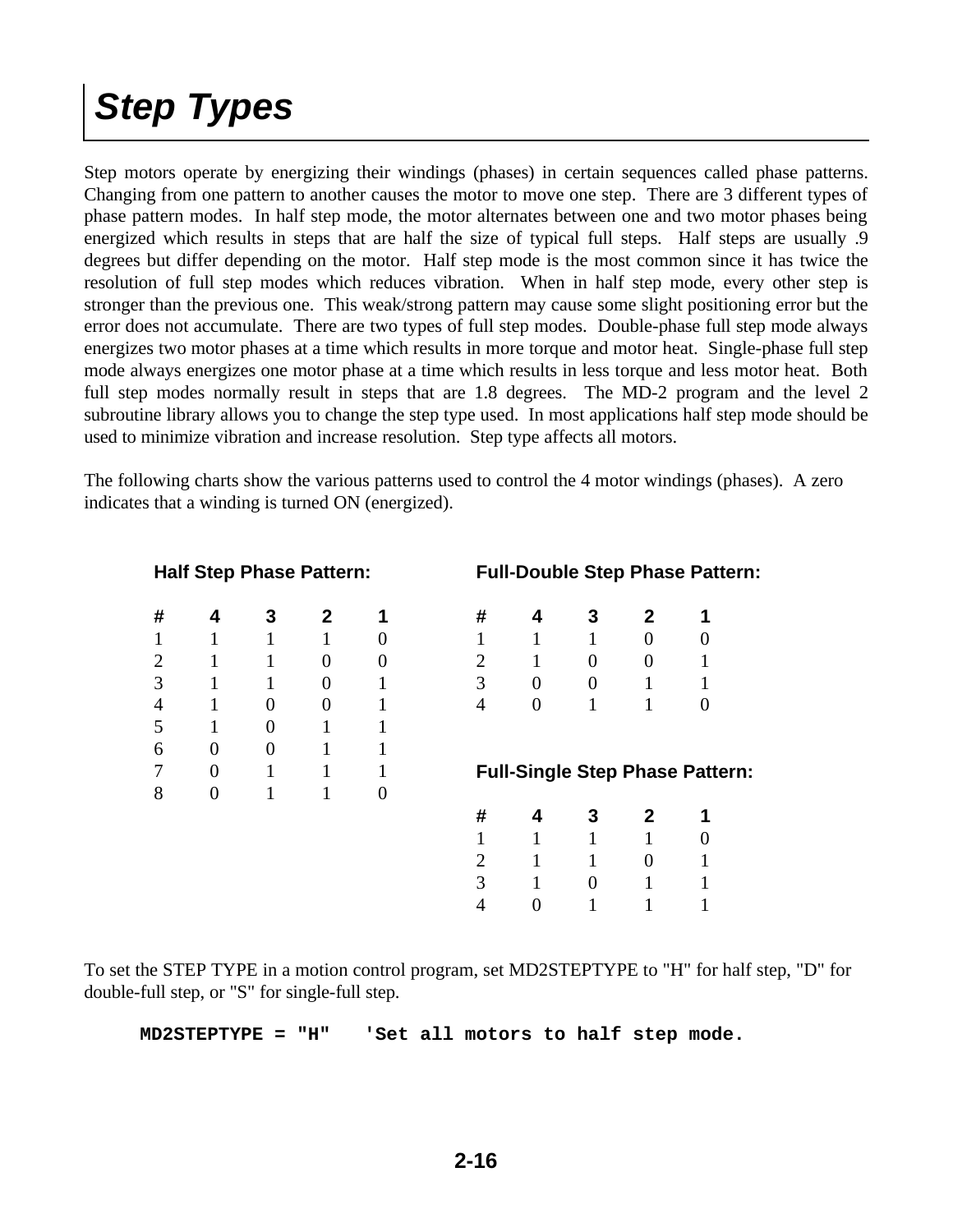# Step Types

Step motors operate by energizing their windings (phases) in certain sequences called phase patterns. Changing from one pattern to another causes the motor to move one step. There are 3 different types of phase pattern modes. In half step mode, the motor alternates between one and two motor phases being energized which results in steps that are half the size of typical full steps. Half steps are usually .9 degrees but differ depending on the motor. Half step mode is the most common since it has twice the resolution of full step modes which reduces vibration. When in half step mode, every other step is stronger than the previous one. This weak/strong pattern may cause some slight positioning error but the error does not accumulate. There are two types of full step modes. Double-phase full step mode always energizes two motor phases at a time which results in more torque and motor heat. Single-phase full step mode always energizes one motor phase at a time which results in less torque and less motor heat. Both full step modes normally result in steps that are 1.8 degrees. The MD-2 program and the level 2 subroutine library allows you to change the step type used. In most applications half step mode should be used to minimize vibration and increase resolution. Step type affects all motors.

The following charts show the various patterns used to control the 4 motor windings (phases). A zero indicates that a winding is turned ON (energized).

**Half Step Phase Pattern:**

| # | 4 | 3 | 2 | 1 |
|---|---|---|---|---|
| 1 | 1 | 1 | 1 | 0 |
| 2 | 1 | 1 | 0 | 0 |
| 3 | 1 | 1 | 0 | 1 |
| 4 | 1 | 0 | 0 | 1 |
| 5 | 1 | 0 | 1 | 1 |
| 6 | 0 | 0 | 1 | 1 |
| 7 | 0 | 1 | 1 | 1 |
| 8 | 0 | 1 | 1 | 0 |

**Full-Double Step Phase Pattern:**

| # | 4 | 3 | 2 | 1 |
|---|---|---|---|---|
| 1 | 1 | 1 | 0 | 0 |
| 2 | 1 | 0 | 0 | 1 |
| 3 | 0 | 0 | 1 | 1 |
| 4 | 0 | 1 | 1 | 0 |

**Full-Single Step Phase Pattern:**

| # | 4 | 3 | 2 | 1 |
|---|---|---|---|---|
| 1 | 1 | 1 | 1 | 0 |
| 2 | 1 | 1 | 0 | 1 |
| 3 | 1 | 0 | 1 | 1 |
| 4 | 0 | 1 | 1 | 1 |

To set the STEP TYPE in a motion control program, set MD2STEPTYPE to "H" for half step, "D" for double-full step, or "S" for single-full step.

```
MD2STEPTYPE = "H"   'Set all motors to half step mode.
```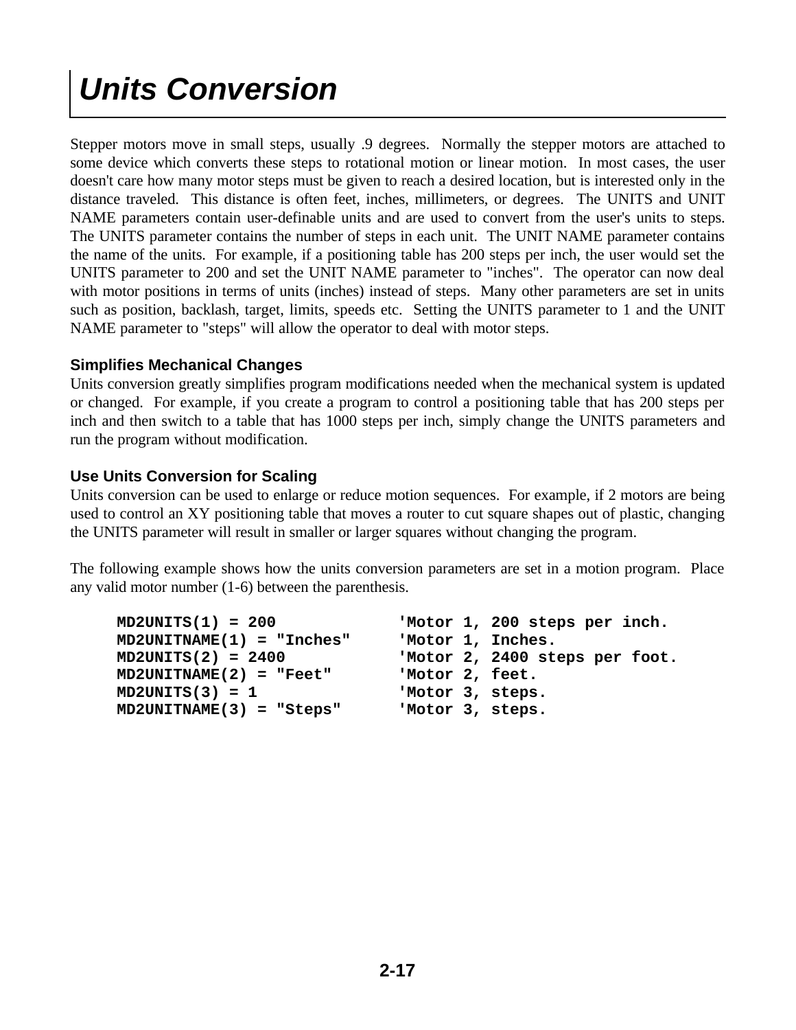# Units Conversion

Stepper motors move in small steps, usually .9 degrees. Normally the stepper motors are attached to some device which converts these steps to rotational motion or linear motion. In most cases, the user doesn't care how many motor steps must be given to reach a desired location, but is interested only in the distance traveled. This distance is often feet, inches, millimeters, or degrees. The UNITS and UNIT NAME parameters contain user-definable units and are used to convert from the user's units to steps. The UNITS parameter contains the number of steps in each unit. The UNIT NAME parameter contains the name of the units. For example, if a positioning table has 200 steps per inch, the user would set the UNITS parameter to 200 and set the UNIT NAME parameter to "inches". The operator can now deal with motor positions in terms of units (inches) instead of steps. Many other parameters are set in units such as position, backlash, target, limits, speeds etc. Setting the UNITS parameter to 1 and the UNIT NAME parameter to "steps" will allow the operator to deal with motor steps.

### Simplifies Mechanical Changes

Units conversion greatly simplifies program modifications needed when the mechanical system is updated or changed. For example, if you create a program to control a positioning table that has 200 steps per inch and then switch to a table that has 1000 steps per inch, simply change the UNITS parameters and run the program without modification.

### Use Units Conversion for Scaling

Units conversion can be used to enlarge or reduce motion sequences. For example, if 2 motors are being used to control an XY positioning table that moves a router to cut square shapes out of plastic, changing the UNITS parameter will result in smaller or larger squares without changing the program.

The following example shows how the units conversion parameters are set in a motion program. Place any valid motor number (1-6) between the parenthesis.

```
MD2UNITS(1) = 200            'Motor 1, 200 steps per inch.
MD2UNITNAME(1) = "Inches"    'Motor 1, Inches.
MD2UNITS(2) = 2400           'Motor 2, 2400 steps per foot.
MD2UNITNAME(2) = "Feet"      'Motor 2, feet.
MD2UNITS(3) = 1              'Motor 3, steps.
MD2UNITNAME(3) = "Steps"     'Motor 3, steps.
```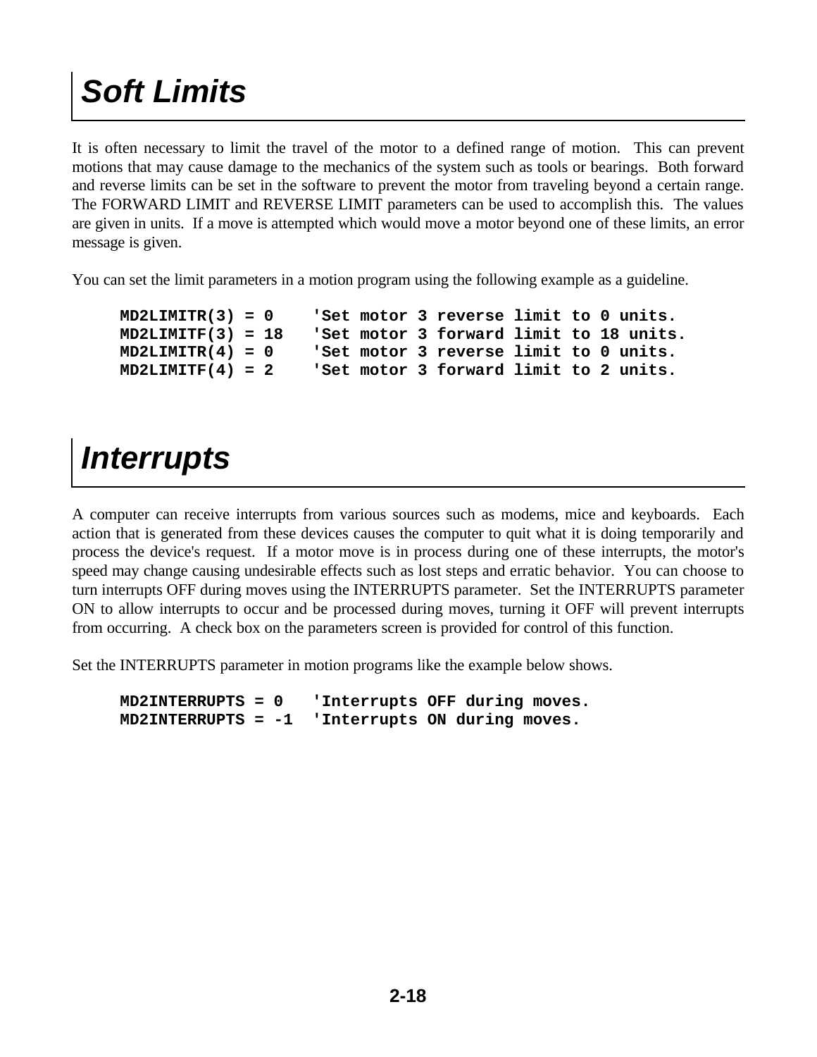# Soft Limits

It is often necessary to limit the travel of the motor to a defined range of motion. This can prevent motions that may cause damage to the mechanics of the system such as tools or bearings. Both forward and reverse limits can be set in the software to prevent the motor from traveling beyond a certain range. The FORWARD LIMIT and REVERSE LIMIT parameters can be used to accomplish this. The values are given in units. If a move is attempted which would move a motor beyond one of these limits, an error message is given.

You can set the limit parameters in a motion program using the following example as a guideline.

```
MD2LIMITR(3) = 0    'Set motor 3 reverse limit to 0 units.
MD2LIMITF(3) = 18   'Set motor 3 forward limit to 18 units.
MD2LIMITR(4) = 0    'Set motor 3 reverse limit to 0 units.
MD2LIMITF(4) = 2    'Set motor 3 forward limit to 2 units.
```

# Interrupts

A computer can receive interrupts from various sources such as modems, mice and keyboards. Each action that is generated from these devices causes the computer to quit what it is doing temporarily and process the device's request. If a motor move is in process during one of these interrupts, the motor's speed may change causing undesirable effects such as lost steps and erratic behavior. You can choose to turn interrupts OFF during moves using the INTERRUPTS parameter. Set the INTERRUPTS parameter ON to allow interrupts to occur and be processed during moves, turning it OFF will prevent interrupts from occurring. A check box on the parameters screen is provided for control of this function.

Set the INTERRUPTS parameter in motion programs like the example below shows.

```
MD2INTERRUPTS = 0   'Interrupts OFF during moves.
MD2INTERRUPTS = -1  'Interrupts ON during moves.
```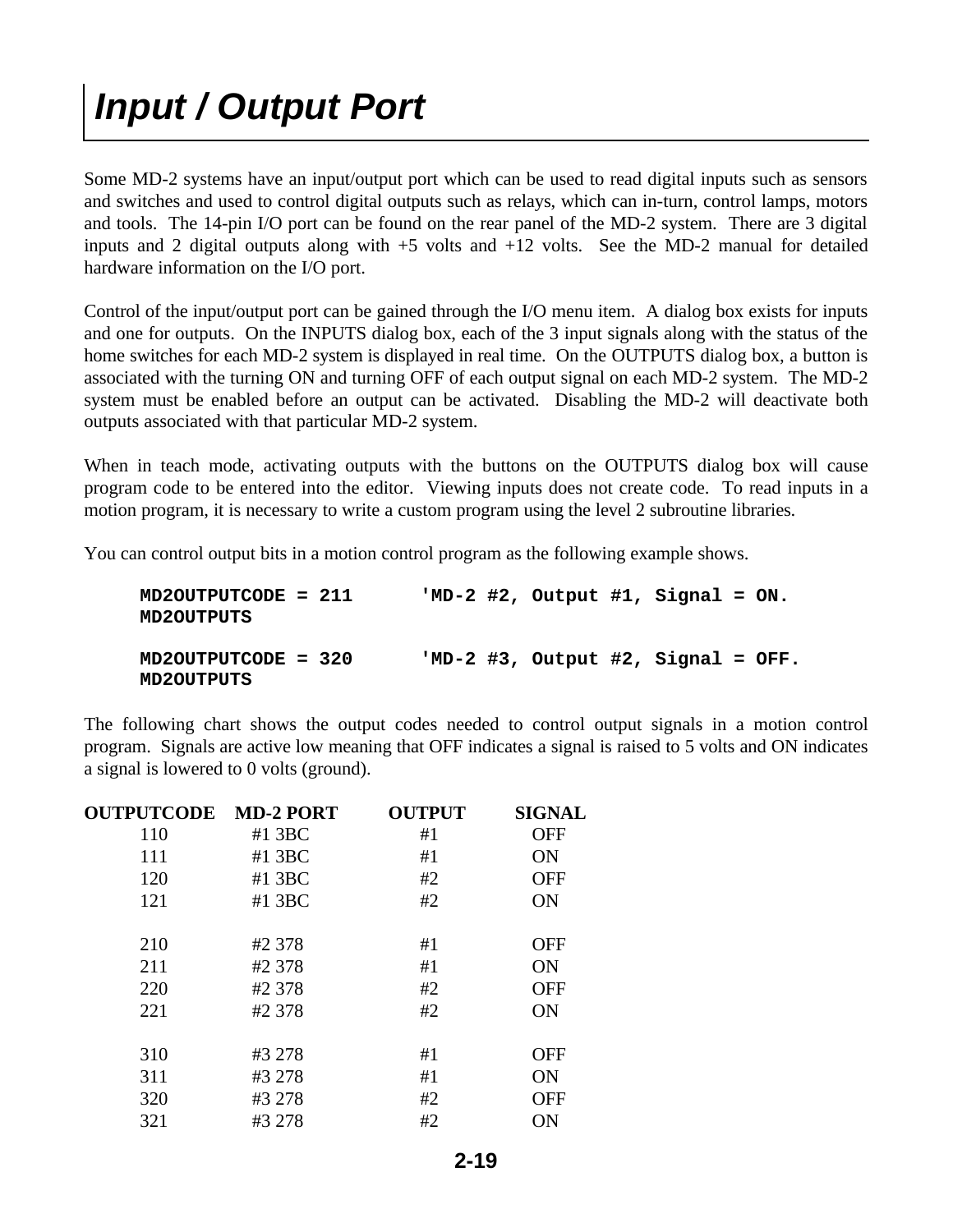# Input / Output Port

Some MD-2 systems have an input/output port which can be used to read digital inputs such as sensors and switches and used to control digital outputs such as relays, which can in-turn, control lamps, motors and tools. The 14-pin I/O port can be found on the rear panel of the MD-2 system. There are 3 digital inputs and 2 digital outputs along with +5 volts and +12 volts. See the MD-2 manual for detailed hardware information on the I/O port.

Control of the input/output port can be gained through the I/O menu item. A dialog box exists for inputs and one for outputs. On the INPUTS dialog box, each of the 3 input signals along with the status of the home switches for each MD-2 system is displayed in real time. On the OUTPUTS dialog box, a button is associated with the turning ON and turning OFF of each output signal on each MD-2 system. The MD-2 system must be enabled before an output can be activated. Disabling the MD-2 will deactivate both outputs associated with that particular MD-2 system.

When in teach mode, activating outputs with the buttons on the OUTPUTS dialog box will cause program code to be entered into the editor. Viewing inputs does not create code. To read inputs in a motion program, it is necessary to write a custom program using the level 2 subroutine libraries.

You can control output bits in a motion control program as the following example shows.

```
MD2OUTPUTCODE = 211      'MD-2 #2, Output #1, Signal = ON.
MD2OUTPUTS

MD2OUTPUTCODE = 320      'MD-2 #3, Output #2, Signal = OFF.
MD2OUTPUTS
```

The following chart shows the output codes needed to control output signals in a motion control program. Signals are active low meaning that OFF indicates a signal is raised to 5 volts and ON indicates a signal is lowered to 0 volts (ground).

| OUTPUTCODE | MD-2 PORT | OUTPUT | SIGNAL |
|---|---|---|---|
| 110 | #1 3BC | #1 | OFF |
| 111 | #1 3BC | #1 | ON |
| 120 | #1 3BC | #2 | OFF |
| 121 | #1 3BC | #2 | ON |
| 210 | #2 378 | #1 | OFF |
| 211 | #2 378 | #1 | ON |
| 220 | #2 378 | #2 | OFF |
| 221 | #2 378 | #2 | ON |
| 310 | #3 278 | #1 | OFF |
| 311 | #3 278 | #1 | ON |
| 320 | #3 278 | #2 | OFF |
| 321 | #3 278 | #2 | ON |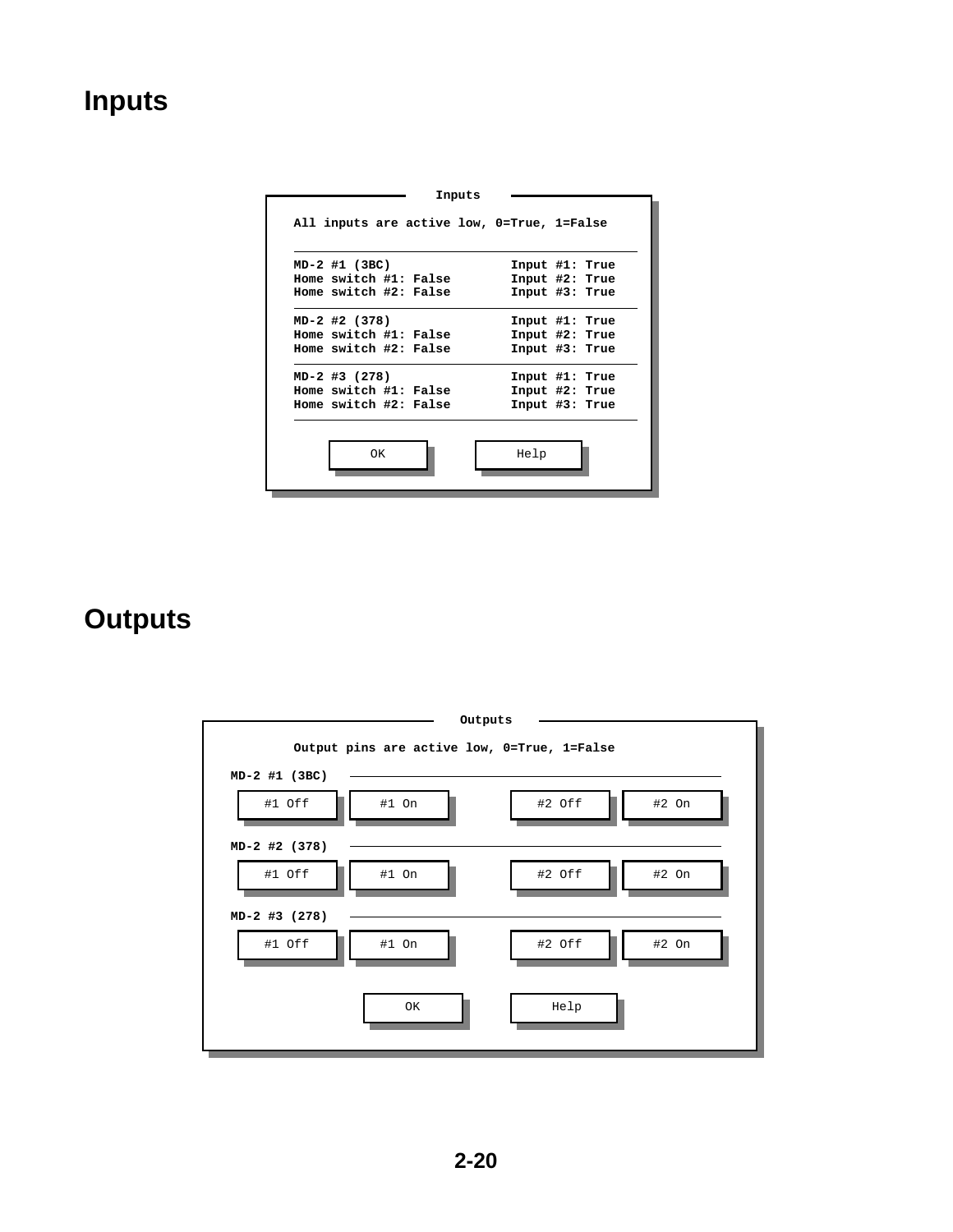# Inputs

```
Inputs

All inputs are active low, 0=True, 1=False

MD-2 #1 (3BC)                  Input #1: True
Home switch #1: False          Input #2: True
Home switch #2: False          Input #3: True

MD-2 #2 (378)                  Input #1: True
Home switch #1: False          Input #2: True
Home switch #2: False          Input #3: True

MD-2 #3 (278)                  Input #1: True
Home switch #1: False          Input #2: True
Home switch #2: False          Input #3: True

        [ OK ]          [ Help ]
```

# Outputs

```
Outputs

Output pins are active low, 0=True, 1=False

MD-2 #1 (3BC)
[ #1 Off ] [ #1 On ]        [ #2 Off ] [ #2 On ]

MD-2 #2 (378)
[ #1 Off ] [ #1 On ]        [ #2 Off ] [ #2 On ]

MD-2 #3 (278)
[ #1 Off ] [ #1 On ]        [ #2 Off ] [ #2 On ]

        [ OK ]          [ Help ]
```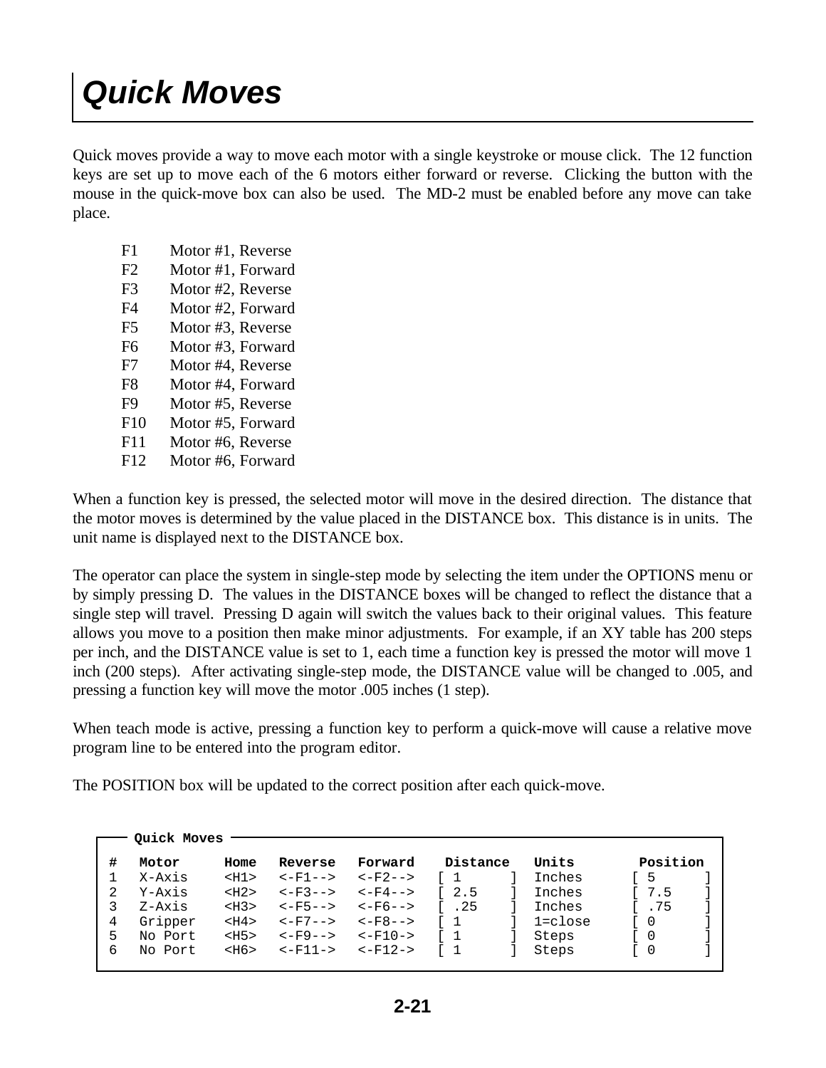# Quick Moves

Quick moves provide a way to move each motor with a single keystroke or mouse click. The 12 function keys are set up to move each of the 6 motors either forward or reverse. Clicking the button with the mouse in the quick-move box can also be used. The MD-2 must be enabled before any move can take place.

| | |
|---|---|
| F1 | Motor #1, Reverse |
| F2 | Motor #1, Forward |
| F3 | Motor #2, Reverse |
| F4 | Motor #2, Forward |
| F5 | Motor #3, Reverse |
| F6 | Motor #3, Forward |
| F7 | Motor #4, Reverse |
| F8 | Motor #4, Forward |
| F9 | Motor #5, Reverse |
| F10 | Motor #5, Forward |
| F11 | Motor #6, Reverse |
| F12 | Motor #6, Forward |

When a function key is pressed, the selected motor will move in the desired direction. The distance that the motor moves is determined by the value placed in the DISTANCE box. This distance is in units. The unit name is displayed next to the DISTANCE box.

The operator can place the system in single-step mode by selecting the item under the OPTIONS menu or by simply pressing D. The values in the DISTANCE boxes will be changed to reflect the distance that a single step will travel. Pressing D again will switch the values back to their original values. This feature allows you move to a position then make minor adjustments. For example, if an XY table has 200 steps per inch, and the DISTANCE value is set to 1, each time a function key is pressed the motor will move 1 inch (200 steps). After activating single-step mode, the DISTANCE value will be changed to .005, and pressing a function key will move the motor .005 inches (1 step).

When teach mode is active, pressing a function key to perform a quick-move will cause a relative move program line to be entered into the program editor.

The POSITION box will be updated to the correct position after each quick-move.

```
 Quick Moves

#  Motor     Home  Reverse  Forward   Distance   Units     Position
1  X-Axis    <H1>  <-F1-->  <-F2-->  [ 1     ]  Inches    [ 5     ]
2  Y-Axis    <H2>  <-F3-->  <-F4-->  [ 2.5   ]  Inches    [ 7.5   ]
3  Z-Axis    <H3>  <-F5-->  <-F6-->  [ .25   ]  Inches    [ .75   ]
4  Gripper   <H4>  <-F7-->  <-F8-->  [ 1     ]  1=close   [ 0     ]
5  No Port   <H5>  <-F9-->  <-F10->  [ 1     ]  Steps     [ 0     ]
6  No Port   <H6>  <-F11->  <-F12->  [ 1     ]  Steps     [ 0     ]
```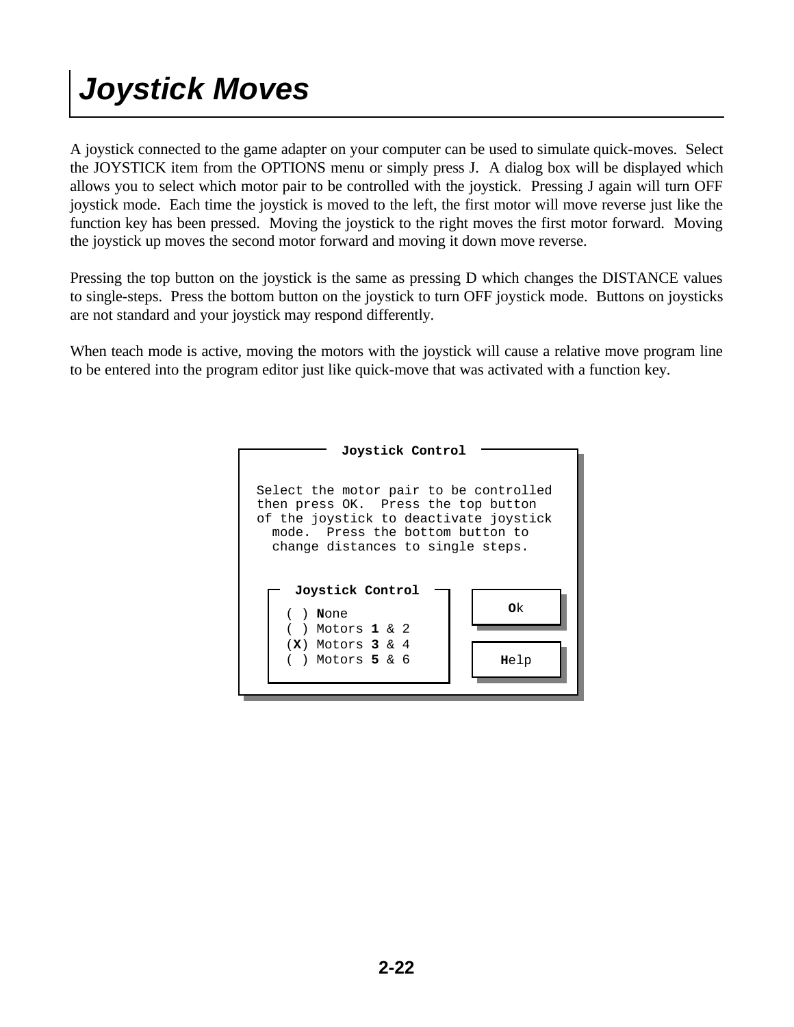# Joystick Moves

A joystick connected to the game adapter on your computer can be used to simulate quick-moves. Select the JOYSTICK item from the OPTIONS menu or simply press J. A dialog box will be displayed which allows you to select which motor pair to be controlled with the joystick. Pressing J again will turn OFF joystick mode. Each time the joystick is moved to the left, the first motor will move reverse just like the function key has been pressed. Moving the joystick to the right moves the first motor forward. Moving the joystick up moves the second motor forward and moving it down move reverse.

Pressing the top button on the joystick is the same as pressing D which changes the DISTANCE values to single-steps. Press the bottom button on the joystick to turn OFF joystick mode. Buttons on joysticks are not standard and your joystick may respond differently.

When teach mode is active, moving the motors with the joystick will cause a relative move program line to be entered into the program editor just like quick-move that was activated with a function key.

```
                 Joystick Control

Select the motor pair to be controlled
then press OK.  Press the top button
of the joystick to deactivate joystick
  mode.  Press the bottom button to
  change distances to single steps.

   Joystick Control
 ( ) None                        [ Ok ]
 ( ) Motors 1 & 2
 (X) Motors 3 & 4
 ( ) Motors 5 & 6               [ Help ]
```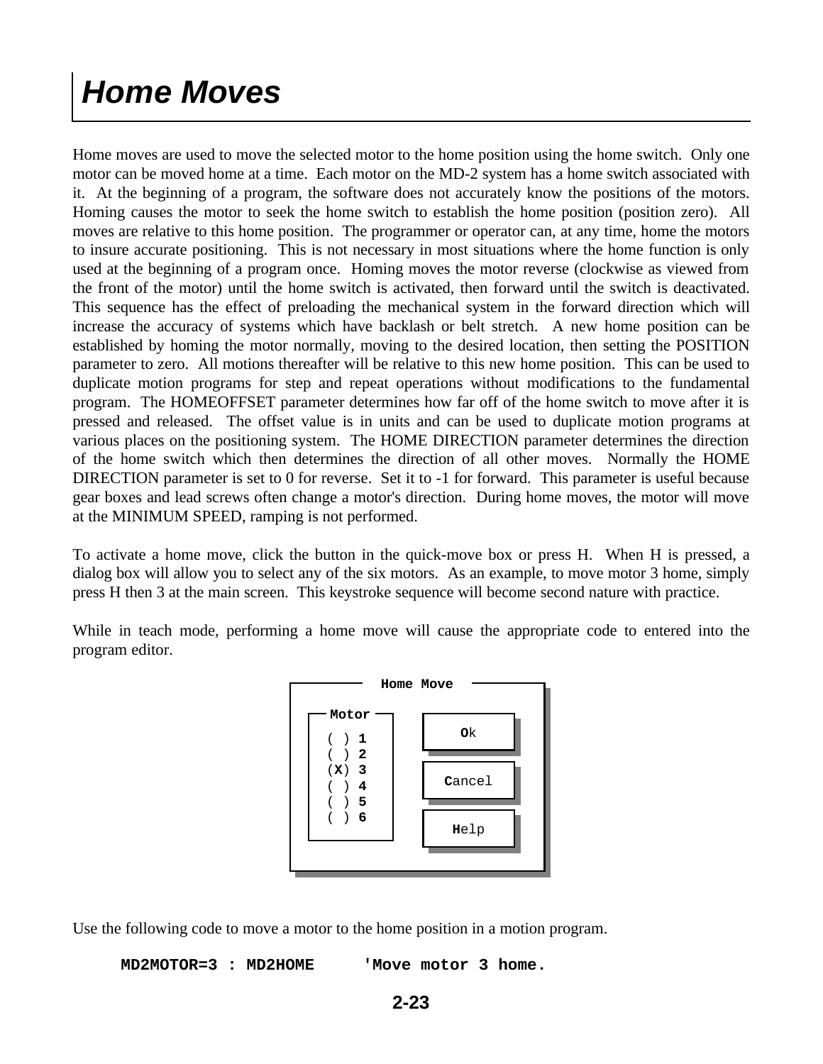# Home Moves

Home moves are used to move the selected motor to the home position using the home switch. Only one motor can be moved home at a time. Each motor on the MD-2 system has a home switch associated with it. At the beginning of a program, the software does not accurately know the positions of the motors. Homing causes the motor to seek the home switch to establish the home position (position zero). All moves are relative to this home position. The programmer or operator can, at any time, home the motors to insure accurate positioning. This is not necessary in most situations where the home function is only used at the beginning of a program once. Homing moves the motor reverse (clockwise as viewed from the front of the motor) until the home switch is activated, then forward until the switch is deactivated. This sequence has the effect of preloading the mechanical system in the forward direction which will increase the accuracy of systems which have backlash or belt stretch. A new home position can be established by homing the motor normally, moving to the desired location, then setting the POSITION parameter to zero. All motions thereafter will be relative to this new home position. This can be used to duplicate motion programs for step and repeat operations without modifications to the fundamental program. The HOMEOFFSET parameter determines how far off of the home switch to move after it is pressed and released. The offset value is in units and can be used to duplicate motion programs at various places on the positioning system. The HOME DIRECTION parameter determines the direction of the home switch which then determines the direction of all other moves. Normally the HOME DIRECTION parameter is set to 0 for reverse. Set it to -1 for forward. This parameter is useful because gear boxes and lead screws often change a motor's direction. During home moves, the motor will move at the MINIMUM SPEED, ramping is not performed.

To activate a home move, click the button in the quick-move box or press H. When H is pressed, a dialog box will allow you to select any of the six motors. As an example, to move motor 3 home, simply press H then 3 at the main screen. This keystroke sequence will become second nature with practice.

While in teach mode, performing a home move will cause the appropriate code to entered into the program editor.

```
Home Move

Motor
( ) 1        [ Ok ]
( ) 2
(X) 3        [ Cancel ]
( ) 4
( ) 5        [ Help ]
( ) 6
```

Use the following code to move a motor to the home position in a motion program.

```
MD2MOTOR=3 : MD2HOME     'Move motor 3 home.
```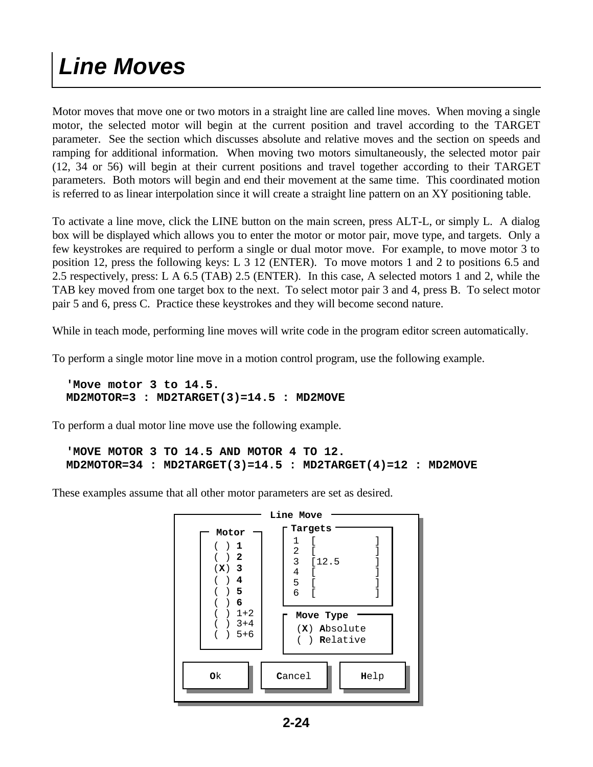# Line Moves

Motor moves that move one or two motors in a straight line are called line moves. When moving a single motor, the selected motor will begin at the current position and travel according to the TARGET parameter. See the section which discusses absolute and relative moves and the section on speeds and ramping for additional information. When moving two motors simultaneously, the selected motor pair (12, 34 or 56) will begin at their current positions and travel together according to their TARGET parameters. Both motors will begin and end their movement at the same time. This coordinated motion is referred to as linear interpolation since it will create a straight line pattern on an XY positioning table.

To activate a line move, click the LINE button on the main screen, press ALT-L, or simply L. A dialog box will be displayed which allows you to enter the motor or motor pair, move type, and targets. Only a few keystrokes are required to perform a single or dual motor move. For example, to move motor 3 to position 12, press the following keys: L 3 12 (ENTER). To move motors 1 and 2 to positions 6.5 and 2.5 respectively, press: L A 6.5 (TAB) 2.5 (ENTER). In this case, A selected motors 1 and 2, while the TAB key moved from one target box to the next. To select motor pair 3 and 4, press B. To select motor pair 5 and 6, press C. Practice these keystrokes and they will become second nature.

While in teach mode, performing line moves will write code in the program editor screen automatically.

To perform a single motor line move in a motion control program, use the following example.

```
'Move motor 3 to 14.5.
MD2MOTOR=3 : MD2TARGET(3)=14.5 : MD2MOVE
```

To perform a dual motor line move use the following example.

```
'MOVE MOTOR 3 TO 14.5 AND MOTOR 4 TO 12.
MD2MOTOR=34 : MD2TARGET(3)=14.5 : MD2TARGET(4)=12 : MD2MOVE
```

These examples assume that all other motor parameters are set as desired.

```
Line Move

Motor          Targets
( ) 1          1  [          ]
( ) 2          2  [          ]
(X) 3          3  [12.5      ]
( ) 4          4  [          ]
( ) 5          5  [          ]
( ) 6          6  [          ]
( ) 1+2
( ) 3+4        Move Type
( ) 5+6        (X) Absolute
               ( ) Relative

[ Ok ]   [ Cancel ]   [ Help ]
```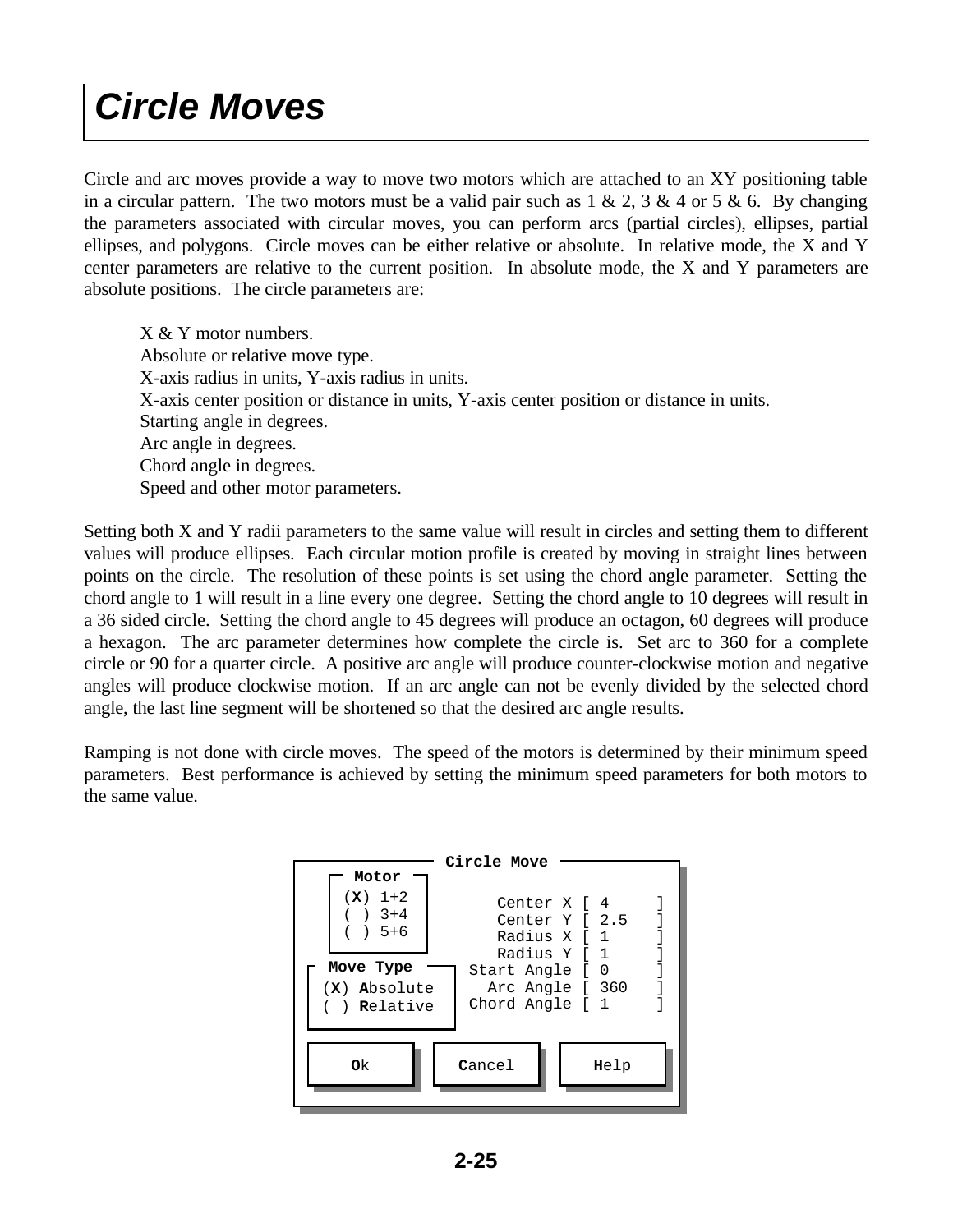# Circle Moves

Circle and arc moves provide a way to move two motors which are attached to an XY positioning table in a circular pattern. The two motors must be a valid pair such as 1 & 2, 3 & 4 or 5 & 6. By changing the parameters associated with circular moves, you can perform arcs (partial circles), ellipses, partial ellipses, and polygons. Circle moves can be either relative or absolute. In relative mode, the X and Y center parameters are relative to the current position. In absolute mode, the X and Y parameters are absolute positions. The circle parameters are:

X & Y motor numbers.
Absolute or relative move type.
X-axis radius in units, Y-axis radius in units.
X-axis center position or distance in units, Y-axis center position or distance in units.
Starting angle in degrees.
Arc angle in degrees.
Chord angle in degrees.
Speed and other motor parameters.

Setting both X and Y radii parameters to the same value will result in circles and setting them to different values will produce ellipses. Each circular motion profile is created by moving in straight lines between points on the circle. The resolution of these points is set using the chord angle parameter. Setting the chord angle to 1 will result in a line every one degree. Setting the chord angle to 10 degrees will result in a 36 sided circle. Setting the chord angle to 45 degrees will produce an octagon, 60 degrees will produce a hexagon. The arc parameter determines how complete the circle is. Set arc to 360 for a complete circle or 90 for a quarter circle. A positive arc angle will produce counter-clockwise motion and negative angles will produce clockwise motion. If an arc angle can not be evenly divided by the selected chord angle, the last line segment will be shortened so that the desired arc angle results.

Ramping is not done with circle moves. The speed of the motors is determined by their minimum speed parameters. Best performance is achieved by setting the minimum speed parameters for both motors to the same value.

```
┌──────────────── Circle Move ────────────────┐
│  ┌ Motor ┐                                  │
│  │(X) 1+2│         Center X [ 4      ]     │
│  │( ) 3+4│         Center Y [ 2.5    ]     │
│  │( ) 5+6│         Radius X [ 1      ]     │
│  └───────┘         Radius Y [ 1      ]     │
│ ┌ Move Type ┐   Start Angle [ 0      ]     │
│ │(X) Absolute│    Arc Angle [ 360    ]     │
│ │( ) Relative│  Chord Angle [ 1      ]     │
│ └────────────┘                              │
│  [   Ok   ]    [ Cancel ]    [  Help  ]    │
└─────────────────────────────────────────────┘
```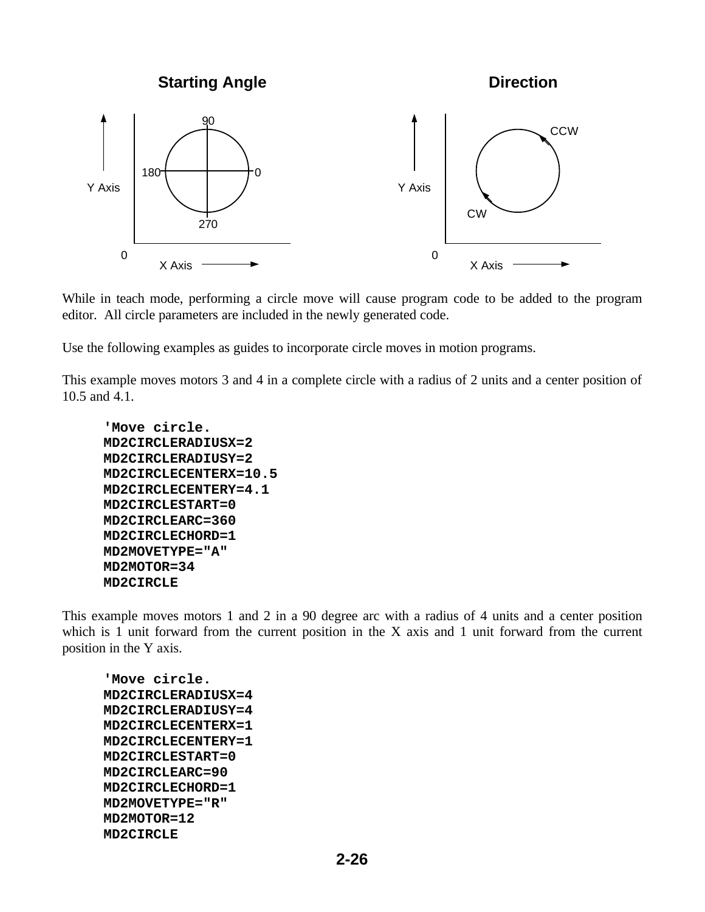**Starting Angle**

Y Axis, X Axis, 0, 90, 180, 0, 270

**Direction**

Y Axis, X Axis, 0, CCW, CW

While in teach mode, performing a circle move will cause program code to be added to the program editor. All circle parameters are included in the newly generated code.

Use the following examples as guides to incorporate circle moves in motion programs.

This example moves motors 3 and 4 in a complete circle with a radius of 2 units and a center position of 10.5 and 4.1.

```
'Move circle.
MD2CIRCLERADIUSX=2
MD2CIRCLERADIUSY=2
MD2CIRCLECENTERX=10.5
MD2CIRCLECENTERY=4.1
MD2CIRCLESTART=0
MD2CIRCLEARC=360
MD2CIRCLECHORD=1
MD2MOVETYPE="A"
MD2MOTOR=34
MD2CIRCLE
```

This example moves motors 1 and 2 in a 90 degree arc with a radius of 4 units and a center position which is 1 unit forward from the current position in the X axis and 1 unit forward from the current position in the Y axis.

```
'Move circle.
MD2CIRCLERADIUSX=4
MD2CIRCLERADIUSY=4
MD2CIRCLECENTERX=1
MD2CIRCLECENTERY=1
MD2CIRCLESTART=0
MD2CIRCLEARC=90
MD2CIRCLECHORD=1
MD2MOVETYPE="R"
MD2MOTOR=12
MD2CIRCLE
```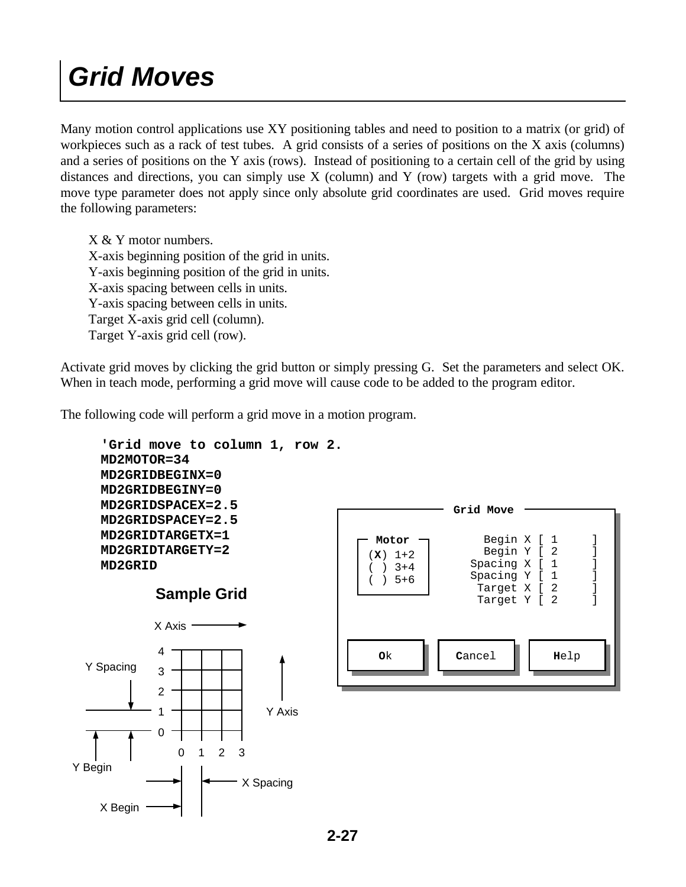# Grid Moves

Many motion control applications use XY positioning tables and need to position to a matrix (or grid) of workpieces such as a rack of test tubes. A grid consists of a series of positions on the X axis (columns) and a series of positions on the Y axis (rows). Instead of positioning to a certain cell of the grid by using distances and directions, you can simply use X (column) and Y (row) targets with a grid move. The move type parameter does not apply since only absolute grid coordinates are used. Grid moves require the following parameters:

- X & Y motor numbers.
- X-axis beginning position of the grid in units.
- Y-axis beginning position of the grid in units.
- X-axis spacing between cells in units.
- Y-axis spacing between cells in units.
- Target X-axis grid cell (column).
- Target Y-axis grid cell (row).

Activate grid moves by clicking the grid button or simply pressing G. Set the parameters and select OK. When in teach mode, performing a grid move will cause code to be added to the program editor.

The following code will perform a grid move in a motion program.

```
'Grid move to column 1, row 2.
MD2MOTOR=34
MD2GRIDBEGINX=0
MD2GRIDBEGINY=0
MD2GRIDSPACEX=2.5
MD2GRIDSPACEY=2.5
MD2GRIDTARGETX=1
MD2GRIDTARGETY=2
MD2GRID
```

```
Grid Move

Motor                Begin X [ 1     ]
(X) 1+2              Begin Y [ 2     ]
( ) 3+4            Spacing X [ 1     ]
( ) 5+6            Spacing Y [ 1     ]
                    Target X [ 2     ]
                    Target Y [ 2     ]

[ Ok ]        [ Cancel ]        [ Help ]
```

**Sample Grid**

(Diagram labels: X Axis, Y Axis, Y Spacing, Y Begin, X Spacing, X Begin; rows 0–4, columns 0–3)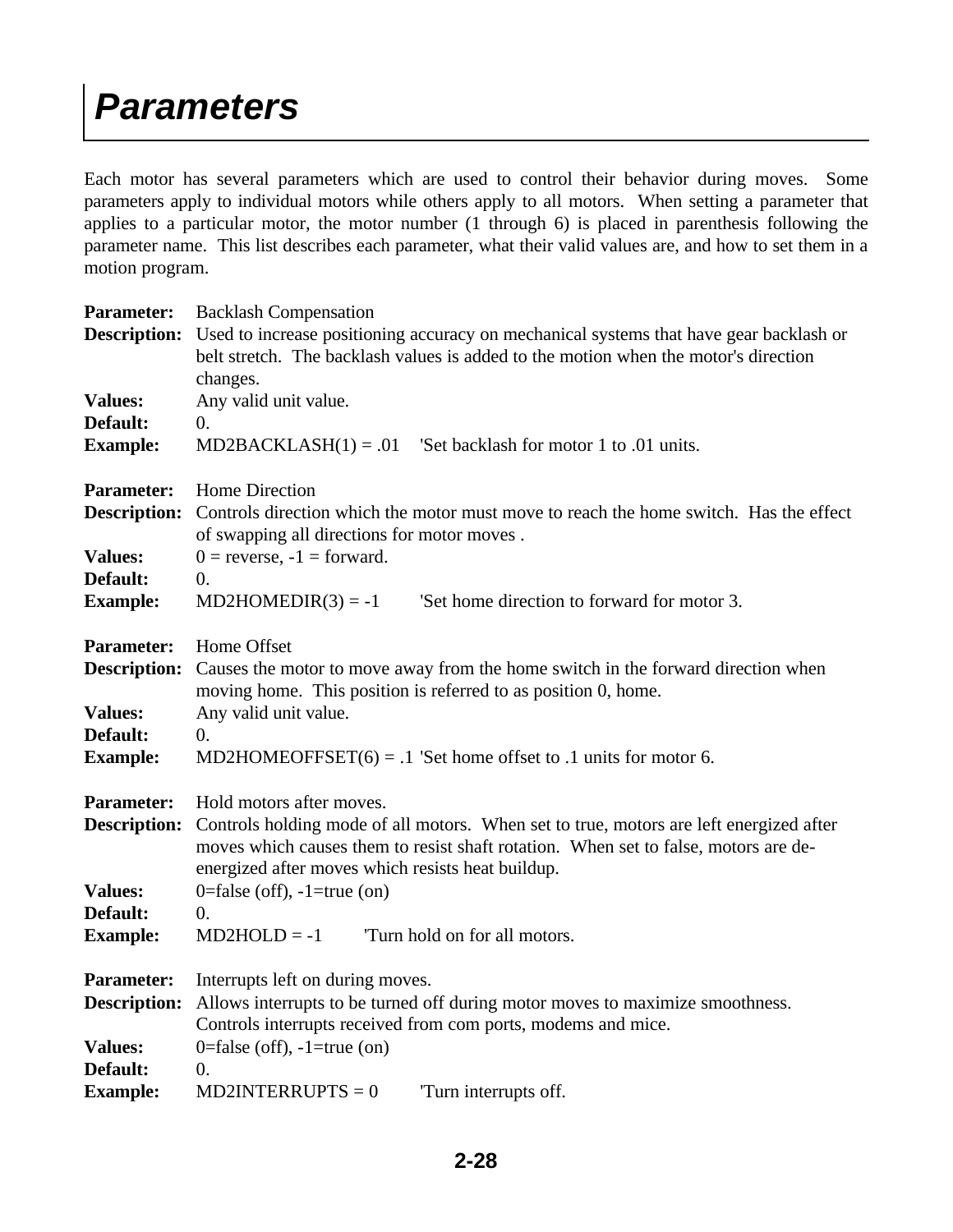# Parameters

Each motor has several parameters which are used to control their behavior during moves. Some parameters apply to individual motors while others apply to all motors. When setting a parameter that applies to a particular motor, the motor number (1 through 6) is placed in parenthesis following the parameter name. This list describes each parameter, what their valid values are, and how to set them in a motion program.

**Parameter:** Backlash Compensation
**Description:** Used to increase positioning accuracy on mechanical systems that have gear backlash or belt stretch. The backlash values is added to the motion when the motor's direction changes.
**Values:** Any valid unit value.
**Default:** 0.
**Example:** MD2BACKLASH(1) = .01 'Set backlash for motor 1 to .01 units.

**Parameter:** Home Direction
**Description:** Controls direction which the motor must move to reach the home switch. Has the effect of swapping all directions for motor moves .
**Values:** 0 = reverse, -1 = forward.
**Default:** 0.
**Example:** MD2HOMEDIR(3) = -1 'Set home direction to forward for motor 3.

**Parameter:** Home Offset
**Description:** Causes the motor to move away from the home switch in the forward direction when moving home. This position is referred to as position 0, home.
**Values:** Any valid unit value.
**Default:** 0.
**Example:** MD2HOMEOFFSET(6) = .1 'Set home offset to .1 units for motor 6.

**Parameter:** Hold motors after moves.
**Description:** Controls holding mode of all motors. When set to true, motors are left energized after moves which causes them to resist shaft rotation. When set to false, motors are de-energized after moves which resists heat buildup.
**Values:** 0=false (off), -1=true (on)
**Default:** 0.
**Example:** MD2HOLD = -1 'Turn hold on for all motors.

**Parameter:** Interrupts left on during moves.
**Description:** Allows interrupts to be turned off during motor moves to maximize smoothness. Controls interrupts received from com ports, modems and mice.
**Values:** 0=false (off), -1=true (on)
**Default:** 0.
**Example:** MD2INTERRUPTS = 0 'Turn interrupts off.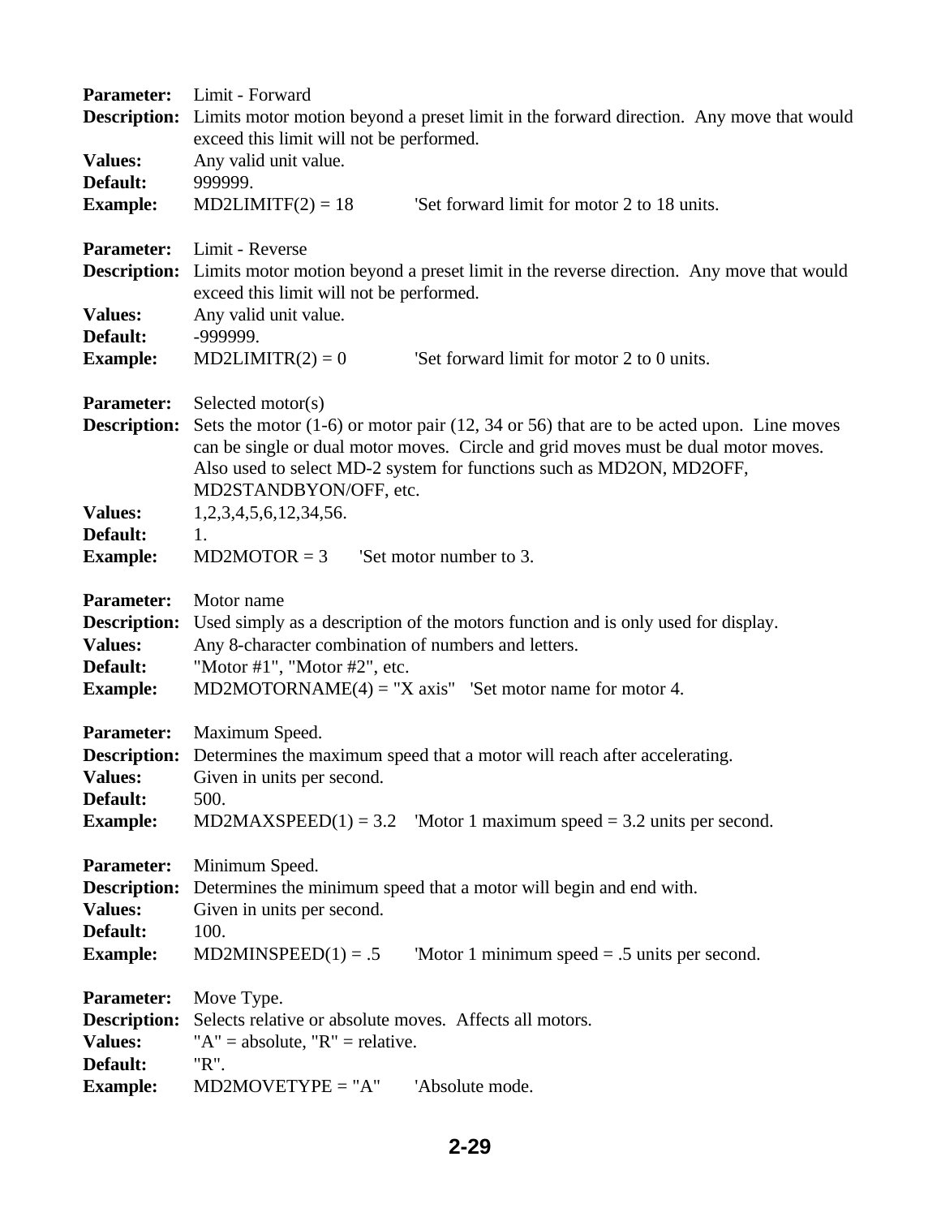**Parameter:** Limit - Forward
**Description:** Limits motor motion beyond a preset limit in the forward direction. Any move that would exceed this limit will not be performed.
**Values:** Any valid unit value.
**Default:** 999999.
**Example:** MD2LIMITF(2) = 18 'Set forward limit for motor 2 to 18 units.

**Parameter:** Limit - Reverse
**Description:** Limits motor motion beyond a preset limit in the reverse direction. Any move that would exceed this limit will not be performed.
**Values:** Any valid unit value.
**Default:** -999999.
**Example:** MD2LIMITR(2) = 0 'Set forward limit for motor 2 to 0 units.

**Parameter:** Selected motor(s)
**Description:** Sets the motor (1-6) or motor pair (12, 34 or 56) that are to be acted upon. Line moves can be single or dual motor moves. Circle and grid moves must be dual motor moves. Also used to select MD-2 system for functions such as MD2ON, MD2OFF, MD2STANDBYON/OFF, etc.
**Values:** 1,2,3,4,5,6,12,34,56.
**Default:** 1.
**Example:** MD2MOTOR = 3 'Set motor number to 3.

**Parameter:** Motor name
**Description:** Used simply as a description of the motors function and is only used for display.
**Values:** Any 8-character combination of numbers and letters.
**Default:** "Motor #1", "Motor #2", etc.
**Example:** MD2MOTORNAME(4) = "X axis" 'Set motor name for motor 4.

**Parameter:** Maximum Speed.
**Description:** Determines the maximum speed that a motor will reach after accelerating.
**Values:** Given in units per second.
**Default:** 500.
**Example:** MD2MAXSPEED(1) = 3.2 'Motor 1 maximum speed = 3.2 units per second.

**Parameter:** Minimum Speed.
**Description:** Determines the minimum speed that a motor will begin and end with.
**Values:** Given in units per second.
**Default:** 100.
**Example:** MD2MINSPEED(1) = .5 'Motor 1 minimum speed = .5 units per second.

**Parameter:** Move Type.
**Description:** Selects relative or absolute moves. Affects all motors.
**Values:** "A" = absolute, "R" = relative.
**Default:** "R".
**Example:** MD2MOVETYPE = "A" 'Absolute mode.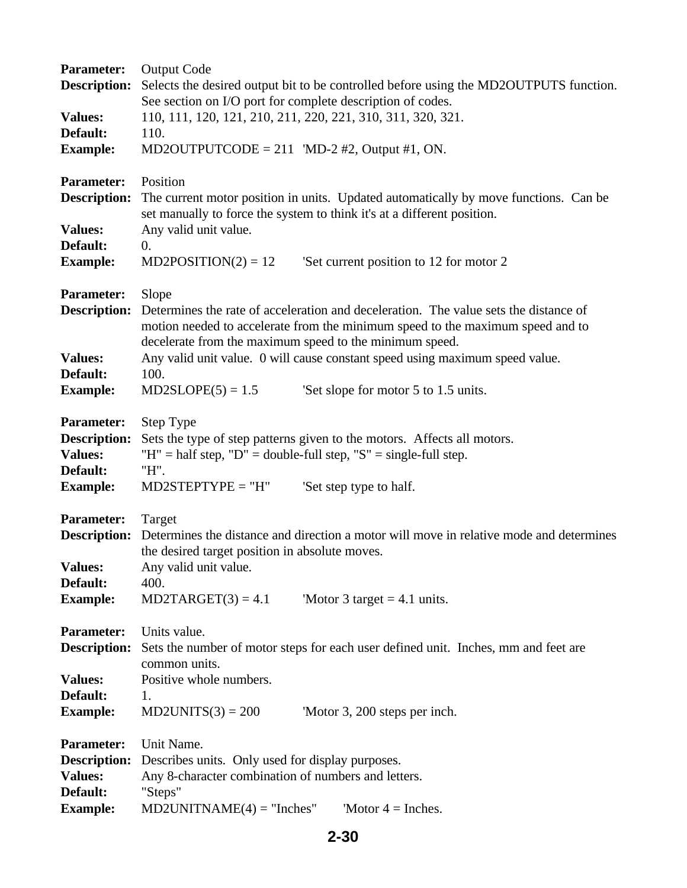**Parameter:** Output Code
**Description:** Selects the desired output bit to be controlled before using the MD2OUTPUTS function. See section on I/O port for complete description of codes.
**Values:** 110, 111, 120, 121, 210, 211, 220, 221, 310, 311, 320, 321.
**Default:** 110.
**Example:** MD2OUTPUTCODE = 211 'MD-2 #2, Output #1, ON.

**Parameter:** Position
**Description:** The current motor position in units. Updated automatically by move functions. Can be set manually to force the system to think it's at a different position.
**Values:** Any valid unit value.
**Default:** 0.
**Example:** MD2POSITION(2) = 12 'Set current position to 12 for motor 2

**Parameter:** Slope
**Description:** Determines the rate of acceleration and deceleration. The value sets the distance of motion needed to accelerate from the minimum speed to the maximum speed and to decelerate from the maximum speed to the minimum speed.
**Values:** Any valid unit value. 0 will cause constant speed using maximum speed value.
**Default:** 100.
**Example:** MD2SLOPE(5) = 1.5 'Set slope for motor 5 to 1.5 units.

**Parameter:** Step Type
**Description:** Sets the type of step patterns given to the motors. Affects all motors.
**Values:** "H" = half step, "D" = double-full step, "S" = single-full step.
**Default:** "H".
**Example:** MD2STEPTYPE = "H" 'Set step type to half.

**Parameter:** Target
**Description:** Determines the distance and direction a motor will move in relative mode and determines the desired target position in absolute moves.
**Values:** Any valid unit value.
**Default:** 400.
**Example:** MD2TARGET(3) = 4.1 'Motor 3 target = 4.1 units.

**Parameter:** Units value.
**Description:** Sets the number of motor steps for each user defined unit. Inches, mm and feet are common units.
**Values:** Positive whole numbers.
**Default:** 1.
**Example:** MD2UNITS(3) = 200 'Motor 3, 200 steps per inch.

**Parameter:** Unit Name.
**Description:** Describes units. Only used for display purposes.
**Values:** Any 8-character combination of numbers and letters.
**Default:** "Steps"
**Example:** MD2UNITNAME(4) = "Inches" 'Motor 4 = Inches.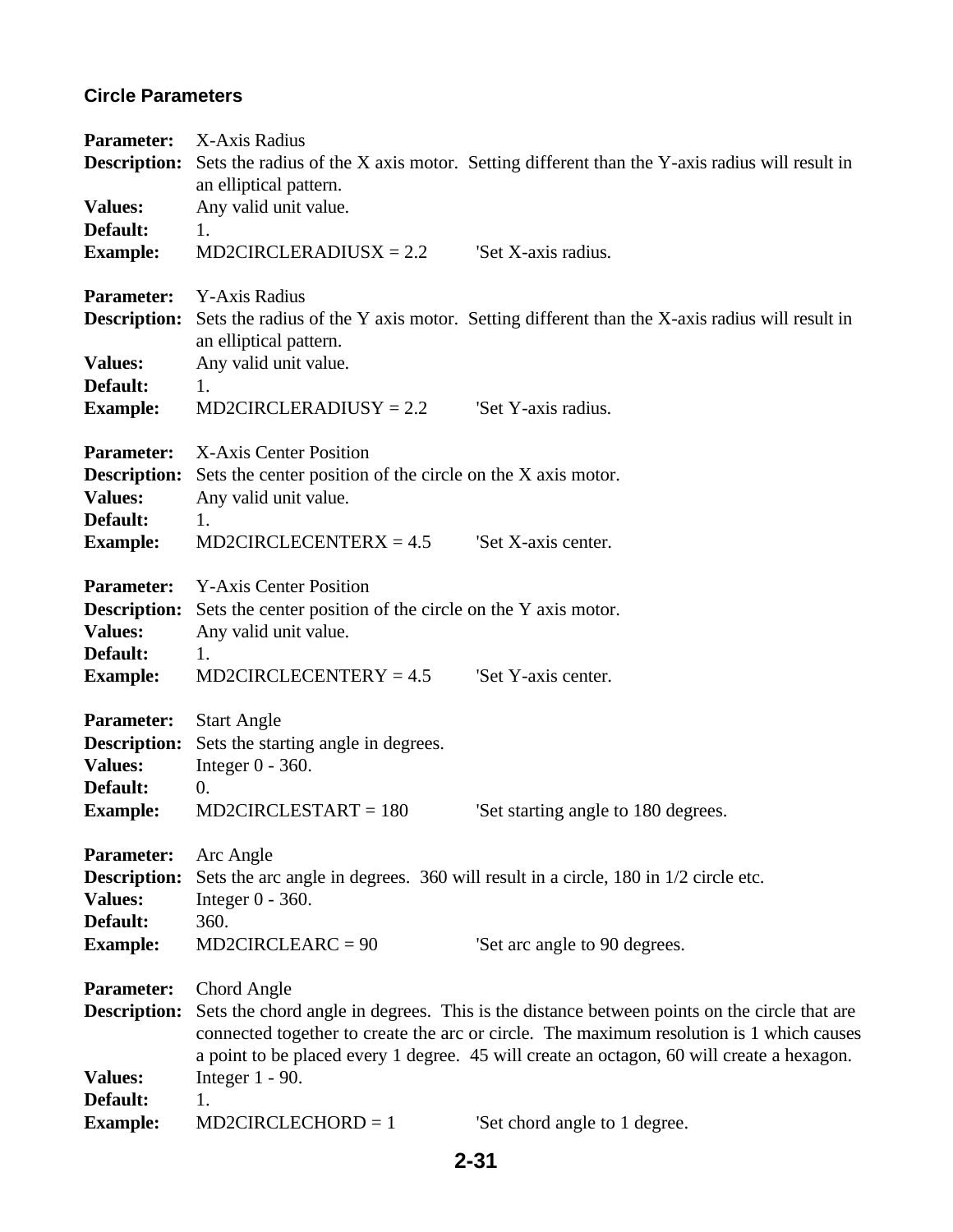### Circle Parameters

**Parameter:** X-Axis Radius
**Description:** Sets the radius of the X axis motor. Setting different than the Y-axis radius will result in an elliptical pattern.
**Values:** Any valid unit value.
**Default:** 1.
**Example:** MD2CIRCLERADIUSX = 2.2 'Set X-axis radius.

**Parameter:** Y-Axis Radius
**Description:** Sets the radius of the Y axis motor. Setting different than the X-axis radius will result in an elliptical pattern.
**Values:** Any valid unit value.
**Default:** 1.
**Example:** MD2CIRCLERADIUSY = 2.2 'Set Y-axis radius.

**Parameter:** X-Axis Center Position
**Description:** Sets the center position of the circle on the X axis motor.
**Values:** Any valid unit value.
**Default:** 1.
**Example:** MD2CIRCLECENTERX = 4.5 'Set X-axis center.

**Parameter:** Y-Axis Center Position
**Description:** Sets the center position of the circle on the Y axis motor.
**Values:** Any valid unit value.
**Default:** 1.
**Example:** MD2CIRCLECENTERY = 4.5 'Set Y-axis center.

**Parameter:** Start Angle
**Description:** Sets the starting angle in degrees.
**Values:** Integer 0 - 360.
**Default:** 0.
**Example:** MD2CIRCLESTART = 180 'Set starting angle to 180 degrees.

**Parameter:** Arc Angle
**Description:** Sets the arc angle in degrees. 360 will result in a circle, 180 in 1/2 circle etc.
**Values:** Integer 0 - 360.
**Default:** 360.
**Example:** MD2CIRCLEARC = 90 'Set arc angle to 90 degrees.

**Parameter:** Chord Angle
**Description:** Sets the chord angle in degrees. This is the distance between points on the circle that are connected together to create the arc or circle. The maximum resolution is 1 which causes a point to be placed every 1 degree. 45 will create an octagon, 60 will create a hexagon.
**Values:** Integer 1 - 90.
**Default:** 1.
**Example:** MD2CIRCLECHORD = 1 'Set chord angle to 1 degree.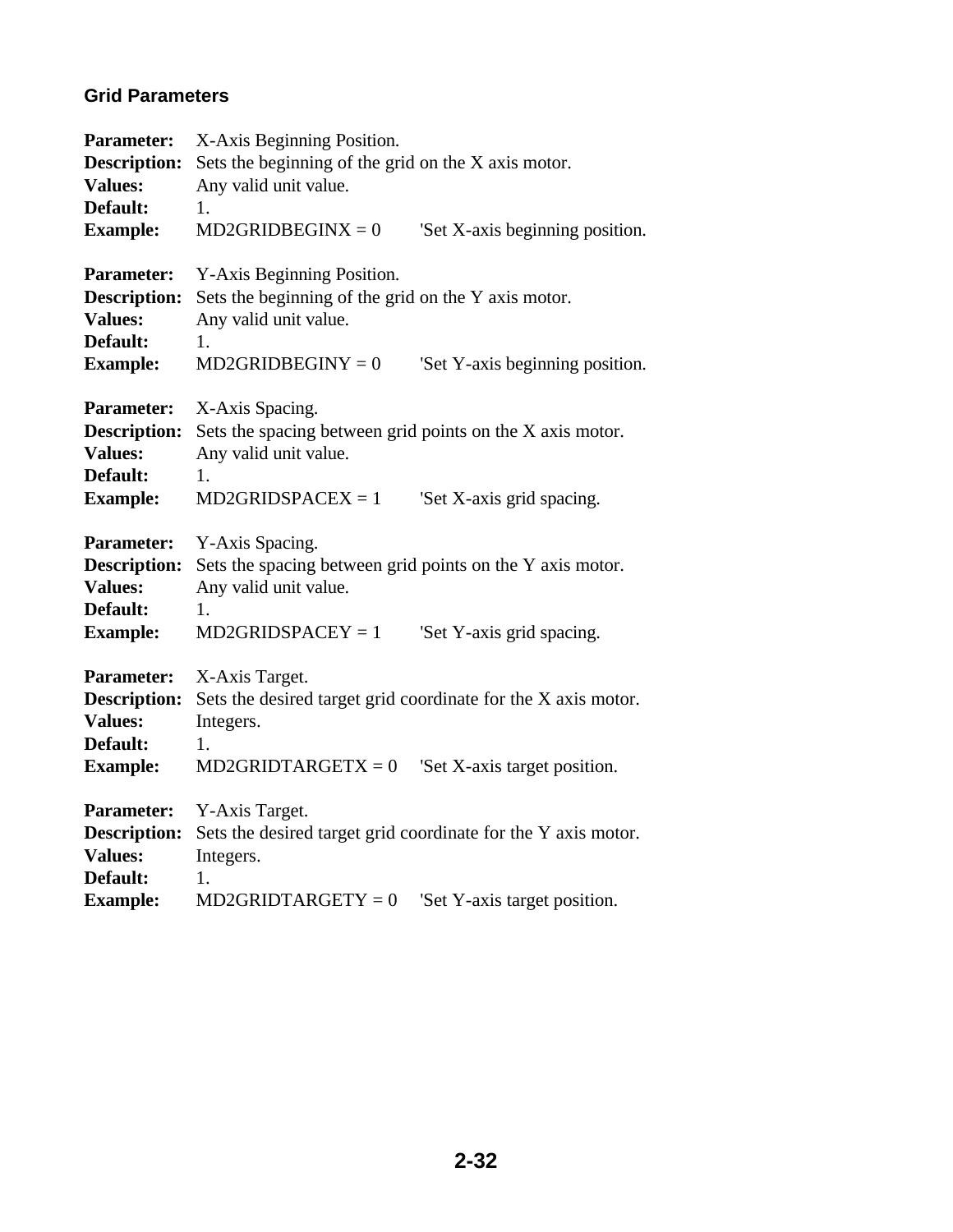### Grid Parameters

**Parameter:** X-Axis Beginning Position.
**Description:** Sets the beginning of the grid on the X axis motor.
**Values:** Any valid unit value.
**Default:** 1.
**Example:** MD2GRIDBEGINX = 0 'Set X-axis beginning position.

**Parameter:** Y-Axis Beginning Position.
**Description:** Sets the beginning of the grid on the Y axis motor.
**Values:** Any valid unit value.
**Default:** 1.
**Example:** MD2GRIDBEGINY = 0 'Set Y-axis beginning position.

**Parameter:** X-Axis Spacing.
**Description:** Sets the spacing between grid points on the X axis motor.
**Values:** Any valid unit value.
**Default:** 1.
**Example:** MD2GRIDSPACEX = 1 'Set X-axis grid spacing.

**Parameter:** Y-Axis Spacing.
**Description:** Sets the spacing between grid points on the Y axis motor.
**Values:** Any valid unit value.
**Default:** 1.
**Example:** MD2GRIDSPACEY = 1 'Set Y-axis grid spacing.

**Parameter:** X-Axis Target.
**Description:** Sets the desired target grid coordinate for the X axis motor.
**Values:** Integers.
**Default:** 1.
**Example:** MD2GRIDTARGETX = 0 'Set X-axis target position.

**Parameter:** Y-Axis Target.
**Description:** Sets the desired target grid coordinate for the Y axis motor.
**Values:** Integers.
**Default:** 1.
**Example:** MD2GRIDTARGETY = 0 'Set Y-axis target position.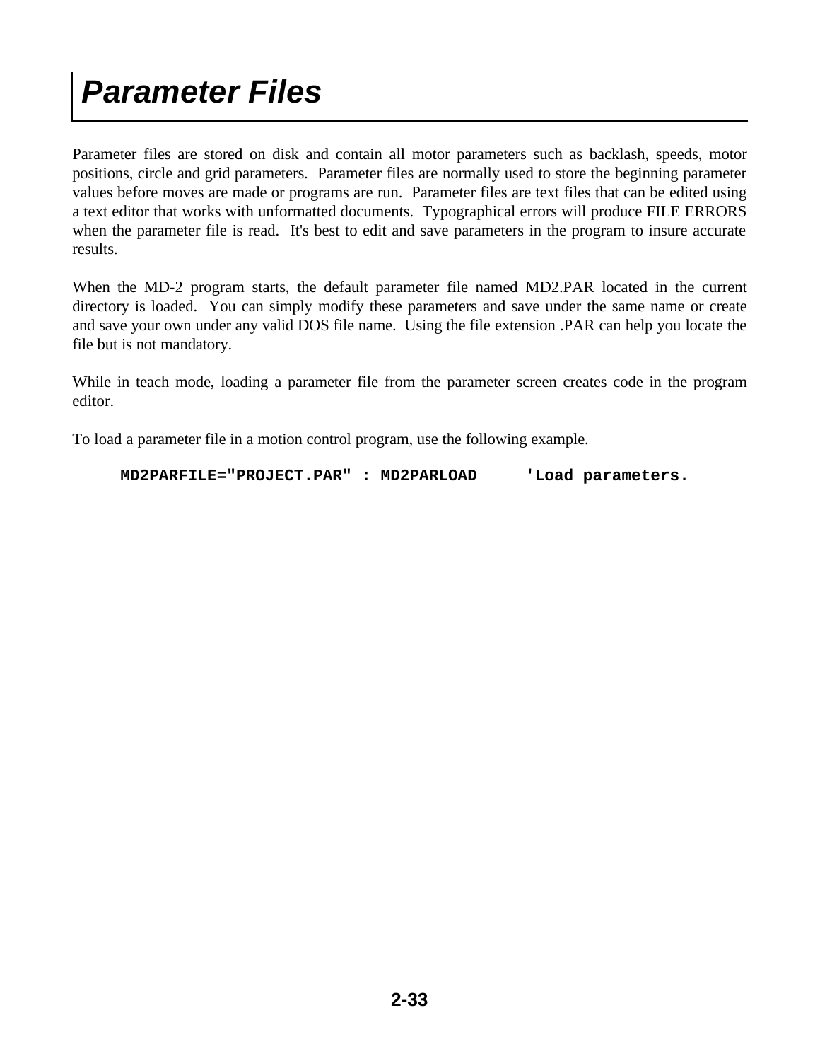# Parameter Files

Parameter files are stored on disk and contain all motor parameters such as backlash, speeds, motor positions, circle and grid parameters. Parameter files are normally used to store the beginning parameter values before moves are made or programs are run. Parameter files are text files that can be edited using a text editor that works with unformatted documents. Typographical errors will produce FILE ERRORS when the parameter file is read. It's best to edit and save parameters in the program to insure accurate results.

When the MD-2 program starts, the default parameter file named MD2.PAR located in the current directory is loaded. You can simply modify these parameters and save under the same name or create and save your own under any valid DOS file name. Using the file extension .PAR can help you locate the file but is not mandatory.

While in teach mode, loading a parameter file from the parameter screen creates code in the program editor.

To load a parameter file in a motion control program, use the following example.

```
MD2PARFILE="PROJECT.PAR" : MD2PARLOAD     'Load parameters.
```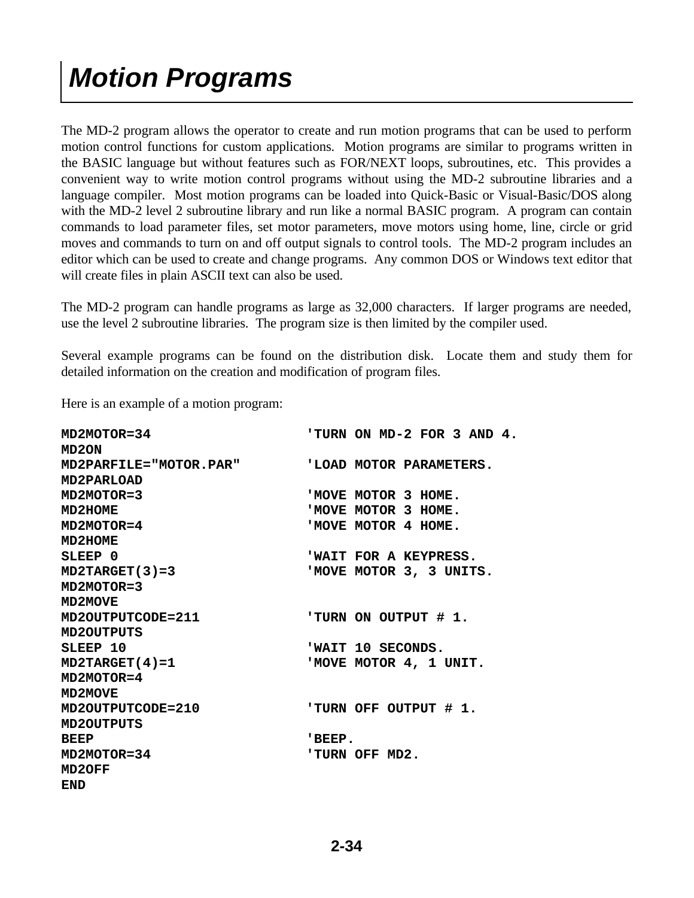# *Motion Programs*

The MD-2 program allows the operator to create and run motion programs that can be used to perform motion control functions for custom applications. Motion programs are similar to programs written in the BASIC language but without features such as FOR/NEXT loops, subroutines, etc. This provides a convenient way to write motion control programs without using the MD-2 subroutine libraries and a language compiler. Most motion programs can be loaded into Quick-Basic or Visual-Basic/DOS along with the MD-2 level 2 subroutine library and run like a normal BASIC program. A program can contain commands to load parameter files, set motor parameters, move motors using home, line, circle or grid moves and commands to turn on and off output signals to control tools. The MD-2 program includes an editor which can be used to create and change programs. Any common DOS or Windows text editor that will create files in plain ASCII text can also be used.

The MD-2 program can handle programs as large as 32,000 characters. If larger programs are needed, use the level 2 subroutine libraries. The program size is then limited by the compiler used.

Several example programs can be found on the distribution disk. Locate them and study them for detailed information on the creation and modification of program files.

Here is an example of a motion program:

```
MD2MOTOR=34                 'TURN ON MD-2 FOR 3 AND 4.
MD2ON
MD2PARFILE="MOTOR.PAR"      'LOAD MOTOR PARAMETERS.
MD2PARLOAD
MD2MOTOR=3                  'MOVE MOTOR 3 HOME.
MD2HOME                     'MOVE MOTOR 3 HOME.
MD2MOTOR=4                  'MOVE MOTOR 4 HOME.
MD2HOME
SLEEP 0                     'WAIT FOR A KEYPRESS.
MD2TARGET(3)=3              'MOVE MOTOR 3, 3 UNITS.
MD2MOTOR=3
MD2MOVE
MD2OUTPUTCODE=211           'TURN ON OUTPUT # 1.
MD2OUTPUTS
SLEEP 10                    'WAIT 10 SECONDS.
MD2TARGET(4)=1              'MOVE MOTOR 4, 1 UNIT.
MD2MOTOR=4
MD2MOVE
MD2OUTPUTCODE=210           'TURN OFF OUTPUT # 1.
MD2OUTPUTS
BEEP                        'BEEP.
MD2MOTOR=34                 'TURN OFF MD2.
MD2OFF
END
```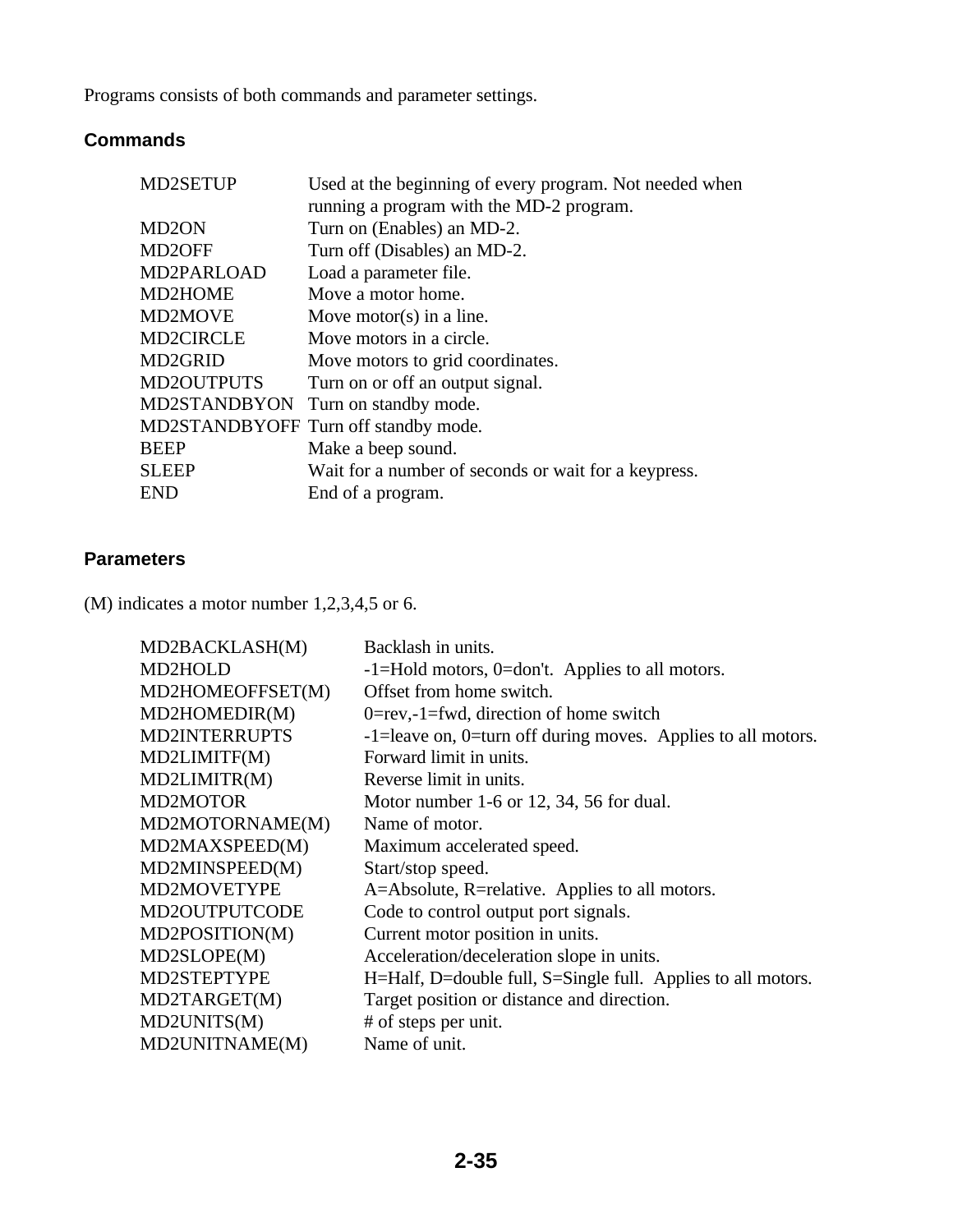Programs consists of both commands and parameter settings.

### Commands

| | |
|---|---|
| MD2SETUP | Used at the beginning of every program. Not needed when running a program with the MD-2 program. |
| MD2ON | Turn on (Enables) an MD-2. |
| MD2OFF | Turn off (Disables) an MD-2. |
| MD2PARLOAD | Load a parameter file. |
| MD2HOME | Move a motor home. |
| MD2MOVE | Move motor(s) in a line. |
| MD2CIRCLE | Move motors in a circle. |
| MD2GRID | Move motors to grid coordinates. |
| MD2OUTPUTS | Turn on or off an output signal. |
| MD2STANDBYON | Turn on standby mode. |
| MD2STANDBYOFF | Turn off standby mode. |
| BEEP | Make a beep sound. |
| SLEEP | Wait for a number of seconds or wait for a keypress. |
| END | End of a program. |

### Parameters

(M) indicates a motor number 1,2,3,4,5 or 6.

| | |
|---|---|
| MD2BACKLASH(M) | Backlash in units. |
| MD2HOLD | -1=Hold motors, 0=don't. Applies to all motors. |
| MD2HOMEOFFSET(M) | Offset from home switch. |
| MD2HOMEDIR(M) | 0=rev,-1=fwd, direction of home switch |
| MD2INTERRUPTS | -1=leave on, 0=turn off during moves. Applies to all motors. |
| MD2LIMITF(M) | Forward limit in units. |
| MD2LIMITR(M) | Reverse limit in units. |
| MD2MOTOR | Motor number 1-6 or 12, 34, 56 for dual. |
| MD2MOTORNAME(M) | Name of motor. |
| MD2MAXSPEED(M) | Maximum accelerated speed. |
| MD2MINSPEED(M) | Start/stop speed. |
| MD2MOVETYPE | A=Absolute, R=relative. Applies to all motors. |
| MD2OUTPUTCODE | Code to control output port signals. |
| MD2POSITION(M) | Current motor position in units. |
| MD2SLOPE(M) | Acceleration/deceleration slope in units. |
| MD2STEPTYPE | H=Half, D=double full, S=Single full. Applies to all motors. |
| MD2TARGET(M) | Target position or distance and direction. |
| MD2UNITS(M) | # of steps per unit. |
| MD2UNITNAME(M) | Name of unit. |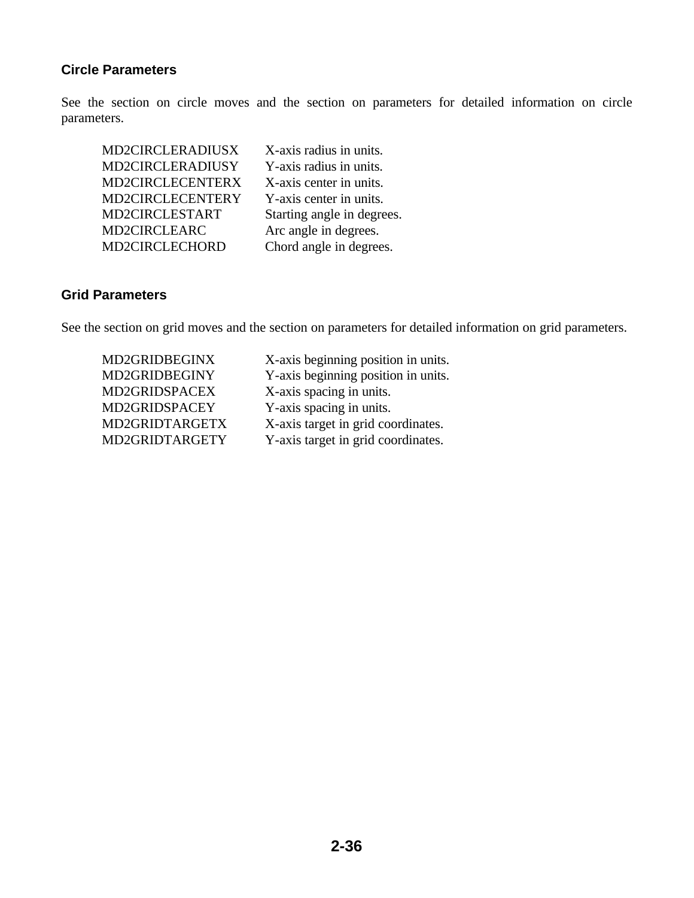### Circle Parameters

See the section on circle moves and the section on parameters for detailed information on circle parameters.

| | |
|---|---|
| MD2CIRCLERADIUSX | X-axis radius in units. |
| MD2CIRCLERADIUSY | Y-axis radius in units. |
| MD2CIRCLECENTERX | X-axis center in units. |
| MD2CIRCLECENTERY | Y-axis center in units. |
| MD2CIRCLESTART | Starting angle in degrees. |
| MD2CIRCLEARC | Arc angle in degrees. |
| MD2CIRCLECHORD | Chord angle in degrees. |

### Grid Parameters

See the section on grid moves and the section on parameters for detailed information on grid parameters.

| | |
|---|---|
| MD2GRIDBEGINX | X-axis beginning position in units. |
| MD2GRIDBEGINY | Y-axis beginning position in units. |
| MD2GRIDSPACEX | X-axis spacing in units. |
| MD2GRIDSPACEY | Y-axis spacing in units. |
| MD2GRIDTARGETX | X-axis target in grid coordinates. |
| MD2GRIDTARGETY | Y-axis target in grid coordinates. |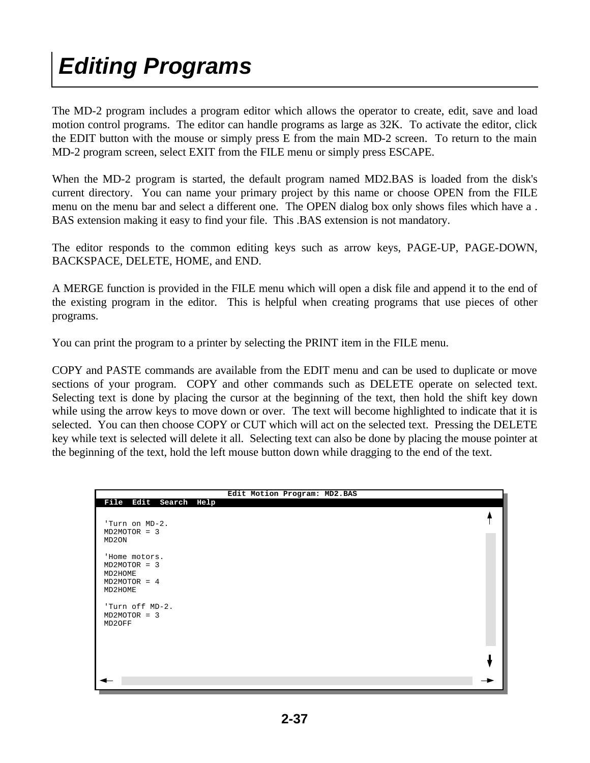# Editing Programs

The MD-2 program includes a program editor which allows the operator to create, edit, save and load motion control programs. The editor can handle programs as large as 32K. To activate the editor, click the EDIT button with the mouse or simply press E from the main MD-2 screen. To return to the main MD-2 program screen, select EXIT from the FILE menu or simply press ESCAPE.

When the MD-2 program is started, the default program named MD2.BAS is loaded from the disk's current directory. You can name your primary project by this name or choose OPEN from the FILE menu on the menu bar and select a different one. The OPEN dialog box only shows files which have a .BAS extension making it easy to find your file. This .BAS extension is not mandatory.

The editor responds to the common editing keys such as arrow keys, PAGE-UP, PAGE-DOWN, BACKSPACE, DELETE, HOME, and END.

A MERGE function is provided in the FILE menu which will open a disk file and append it to the end of the existing program in the editor. This is helpful when creating programs that use pieces of other programs.

You can print the program to a printer by selecting the PRINT item in the FILE menu.

COPY and PASTE commands are available from the EDIT menu and can be used to duplicate or move sections of your program. COPY and other commands such as DELETE operate on selected text. Selecting text is done by placing the cursor at the beginning of the text, then hold the shift key down while using the arrow keys to move down or over. The text will become highlighted to indicate that it is selected. You can then choose COPY or CUT which will act on the selected text. Pressing the DELETE key while text is selected will delete it all. Selecting text can also be done by placing the mouse pointer at the beginning of the text, hold the left mouse button down while dragging to the end of the text.

```
                    Edit Motion Program: MD2.BAS
 File  Edit  Search  Help

 'Turn on MD-2.
 MD2MOTOR = 3
 MD2ON

 'Home motors.
 MD2MOTOR = 3
 MD2HOME
 MD2MOTOR = 4
 MD2HOME

 'Turn off MD-2.
 MD2MOTOR = 3
 MD2OFF
```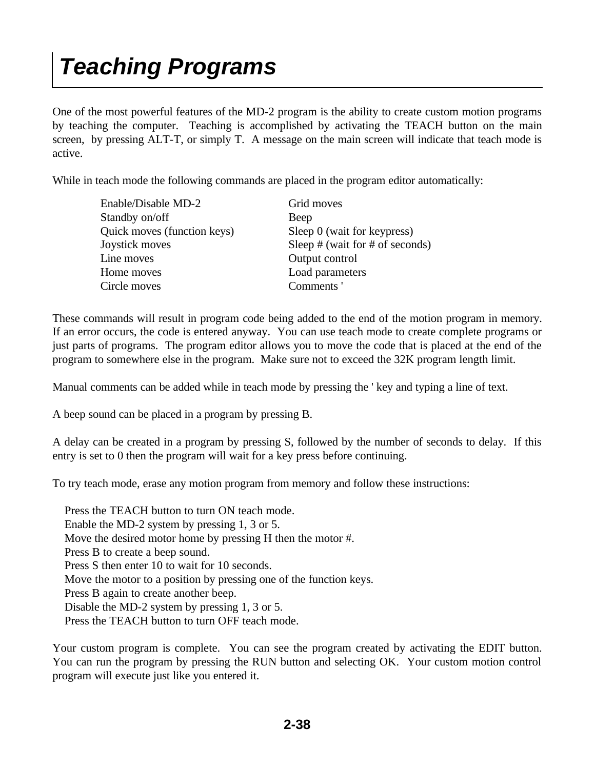# *Teaching Programs*

One of the most powerful features of the MD-2 program is the ability to create custom motion programs by teaching the computer. Teaching is accomplished by activating the TEACH button on the main screen, by pressing ALT-T, or simply T. A message on the main screen will indicate that teach mode is active.

While in teach mode the following commands are placed in the program editor automatically:

| | |
|---|---|
| Enable/Disable MD-2 | Grid moves |
| Standby on/off | Beep |
| Quick moves (function keys) | Sleep 0 (wait for keypress) |
| Joystick moves | Sleep # (wait for # of seconds) |
| Line moves | Output control |
| Home moves | Load parameters |
| Circle moves | Comments ' |

These commands will result in program code being added to the end of the motion program in memory. If an error occurs, the code is entered anyway. You can use teach mode to create complete programs or just parts of programs. The program editor allows you to move the code that is placed at the end of the program to somewhere else in the program. Make sure not to exceed the 32K program length limit.

Manual comments can be added while in teach mode by pressing the ' key and typing a line of text.

A beep sound can be placed in a program by pressing B.

A delay can be created in a program by pressing S, followed by the number of seconds to delay. If this entry is set to 0 then the program will wait for a key press before continuing.

To try teach mode, erase any motion program from memory and follow these instructions:

Press the TEACH button to turn ON teach mode.
Enable the MD-2 system by pressing 1, 3 or 5.
Move the desired motor home by pressing H then the motor #.
Press B to create a beep sound.
Press S then enter 10 to wait for 10 seconds.
Move the motor to a position by pressing one of the function keys.
Press B again to create another beep.
Disable the MD-2 system by pressing 1, 3 or 5.
Press the TEACH button to turn OFF teach mode.

Your custom program is complete. You can see the program created by activating the EDIT button. You can run the program by pressing the RUN button and selecting OK. Your custom motion control program will execute just like you entered it.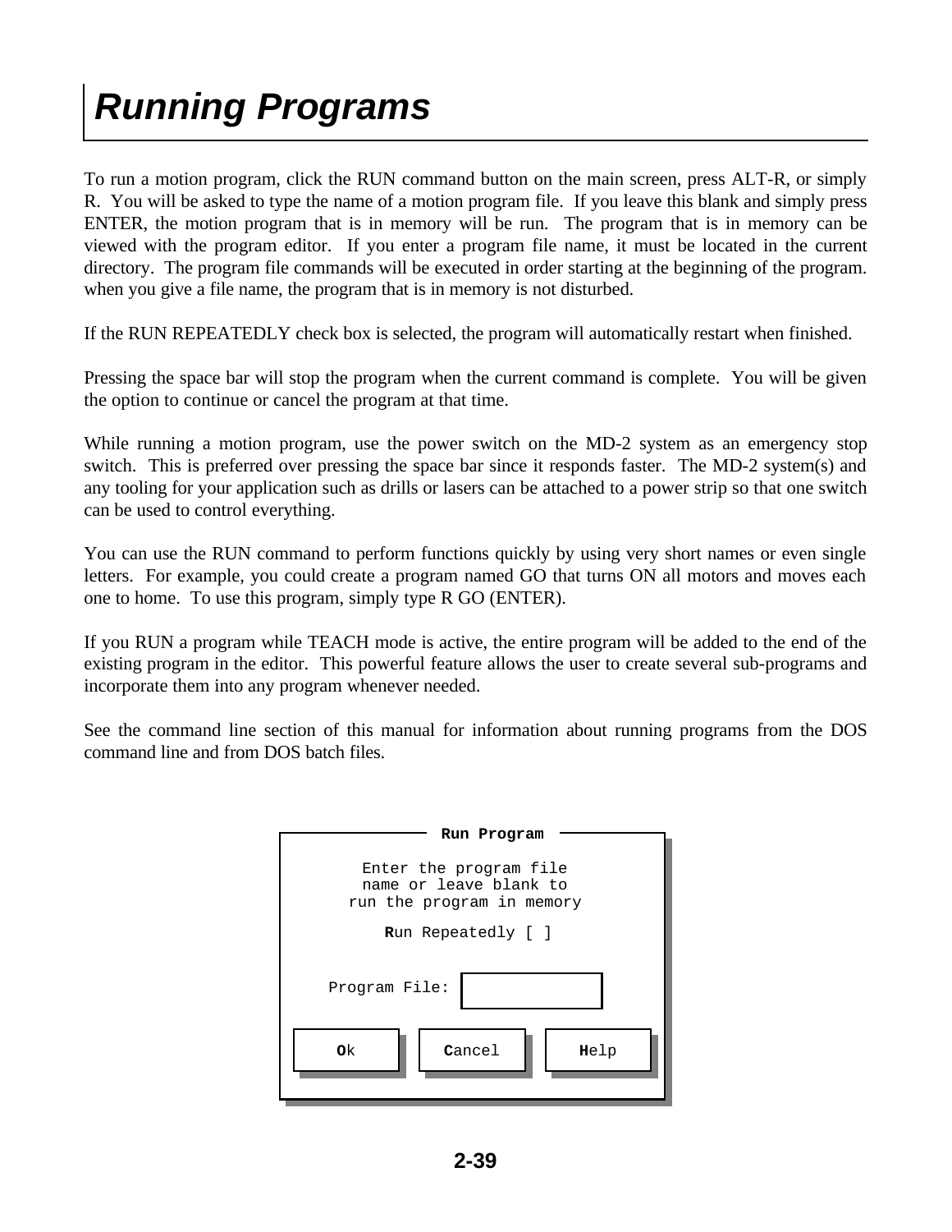# Running Programs

To run a motion program, click the RUN command button on the main screen, press ALT-R, or simply R. You will be asked to type the name of a motion program file. If you leave this blank and simply press ENTER, the motion program that is in memory will be run. The program that is in memory can be viewed with the program editor. If you enter a program file name, it must be located in the current directory. The program file commands will be executed in order starting at the beginning of the program. when you give a file name, the program that is in memory is not disturbed.

If the RUN REPEATEDLY check box is selected, the program will automatically restart when finished.

Pressing the space bar will stop the program when the current command is complete. You will be given the option to continue or cancel the program at that time.

While running a motion program, use the power switch on the MD-2 system as an emergency stop switch. This is preferred over pressing the space bar since it responds faster. The MD-2 system(s) and any tooling for your application such as drills or lasers can be attached to a power strip so that one switch can be used to control everything.

You can use the RUN command to perform functions quickly by using very short names or even single letters. For example, you could create a program named GO that turns ON all motors and moves each one to home. To use this program, simply type R GO (ENTER).

If you RUN a program while TEACH mode is active, the entire program will be added to the end of the existing program in the editor. This powerful feature allows the user to create several sub-programs and incorporate them into any program whenever needed.

See the command line section of this manual for information about running programs from the DOS command line and from DOS batch files.

```
Run Program

Enter the program file
name or leave blank to
run the program in memory

Run Repeatedly [ ]

Program File: [            ]

[ Ok ]   [ Cancel ]   [ Help ]
```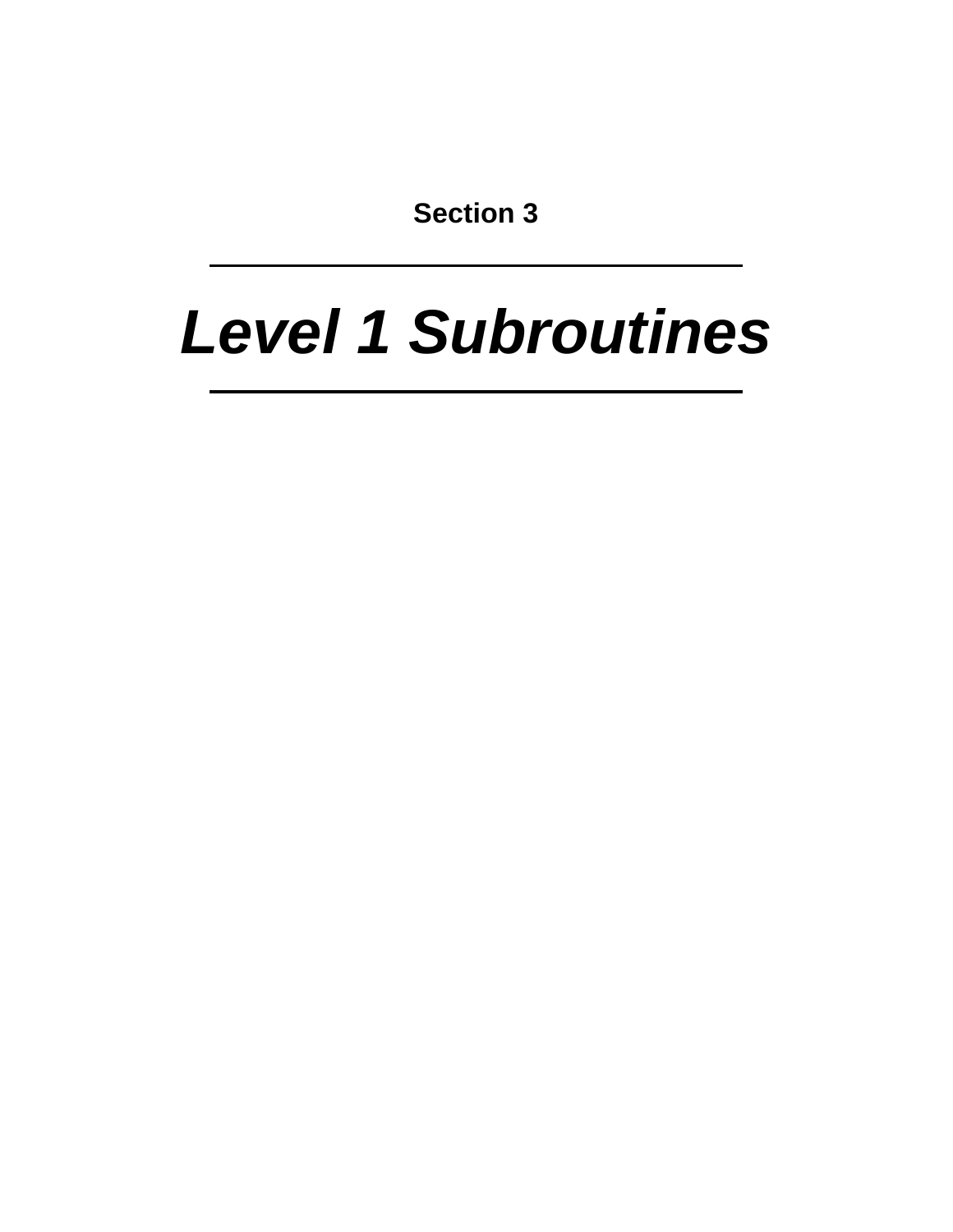**Section 3**

---

# *Level 1 Subroutines*

---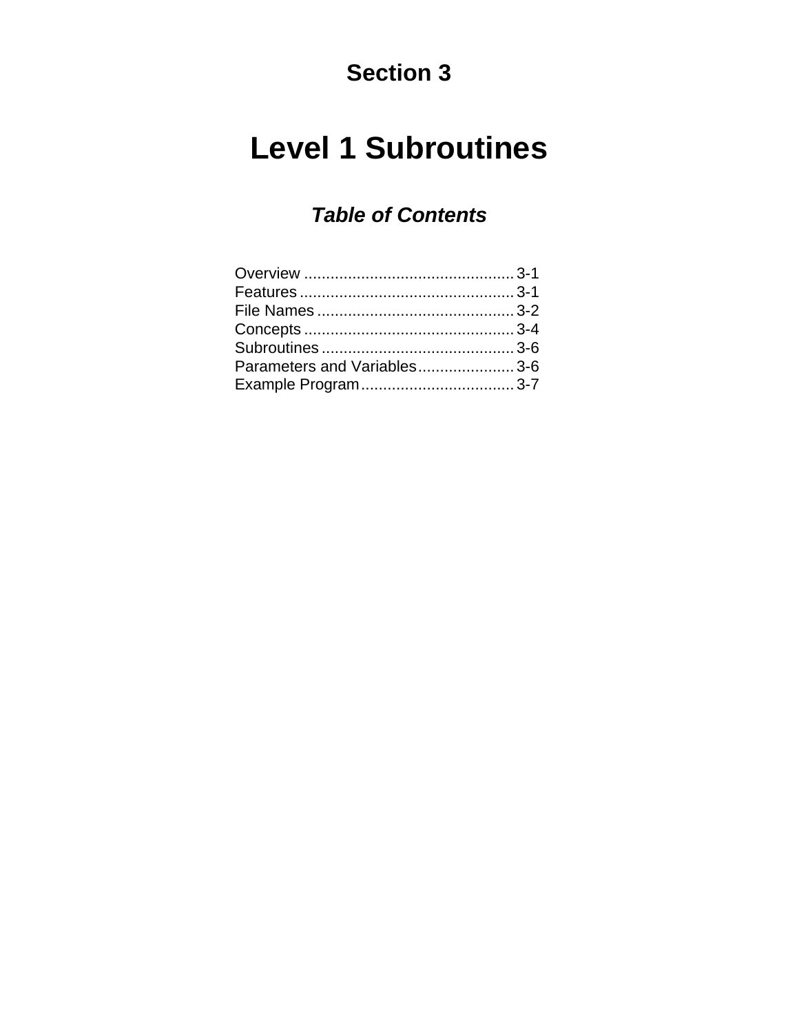# Section 3

# Level 1 Subroutines

## *Table of Contents*

| | |
|---|---|
| Overview | 3-1 |
| Features | 3-1 |
| File Names | 3-2 |
| Concepts | 3-4 |
| Subroutines | 3-6 |
| Parameters and Variables | 3-6 |
| Example Program | 3-7 |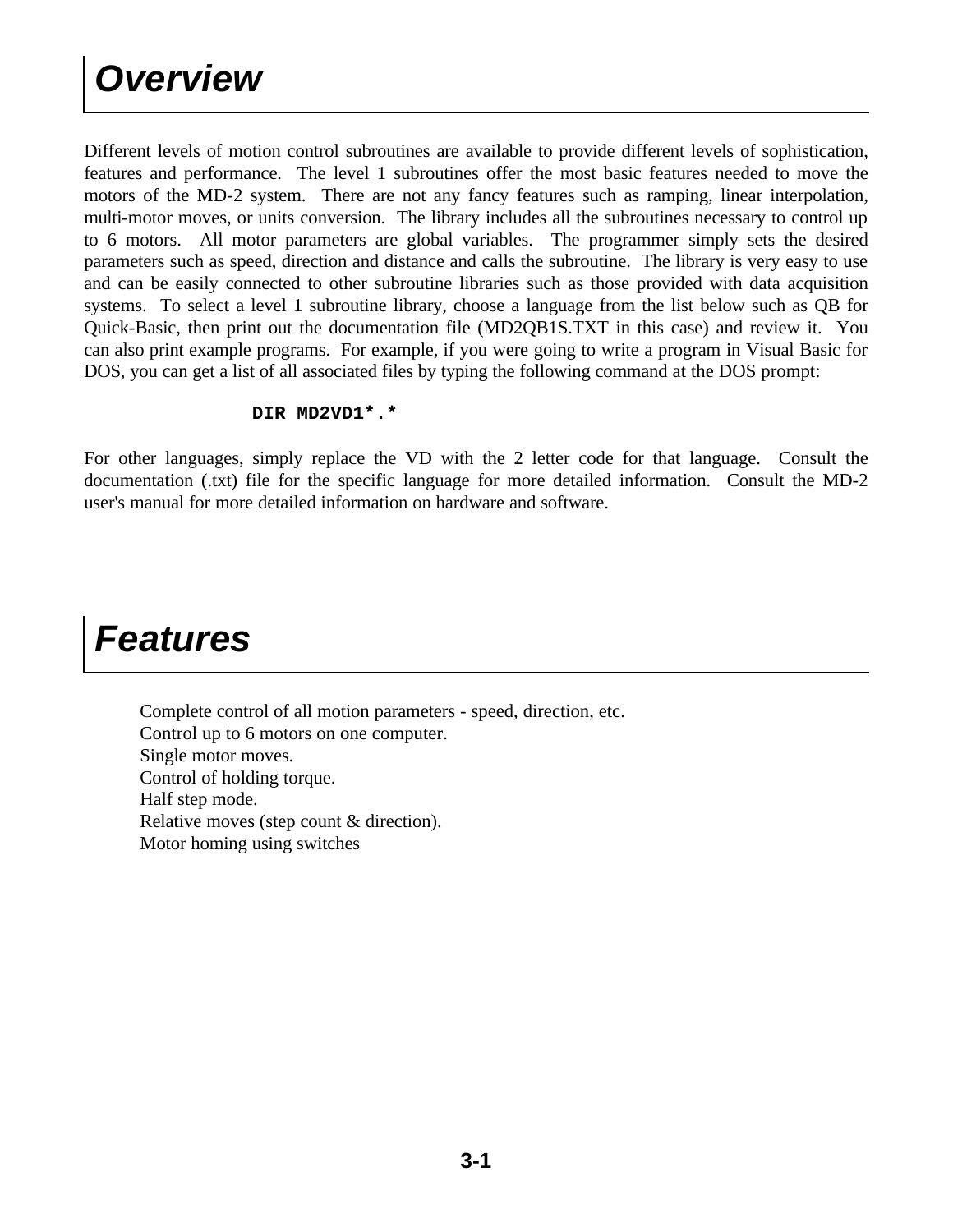# Overview

Different levels of motion control subroutines are available to provide different levels of sophistication, features and performance. The level 1 subroutines offer the most basic features needed to move the motors of the MD-2 system. There are not any fancy features such as ramping, linear interpolation, multi-motor moves, or units conversion. The library includes all the subroutines necessary to control up to 6 motors. All motor parameters are global variables. The programmer simply sets the desired parameters such as speed, direction and distance and calls the subroutine. The library is very easy to use and can be easily connected to other subroutine libraries such as those provided with data acquisition systems. To select a level 1 subroutine library, choose a language from the list below such as QB for Quick-Basic, then print out the documentation file (MD2QB1S.TXT in this case) and review it. You can also print example programs. For example, if you were going to write a program in Visual Basic for DOS, you can get a list of all associated files by typing the following command at the DOS prompt:

```
DIR MD2VD1*.*
```

For other languages, simply replace the VD with the 2 letter code for that language. Consult the documentation (.txt) file for the specific language for more detailed information. Consult the MD-2 user's manual for more detailed information on hardware and software.

# Features

Complete control of all motion parameters - speed, direction, etc.
Control up to 6 motors on one computer.
Single motor moves.
Control of holding torque.
Half step mode.
Relative moves (step count & direction).
Motor homing using switches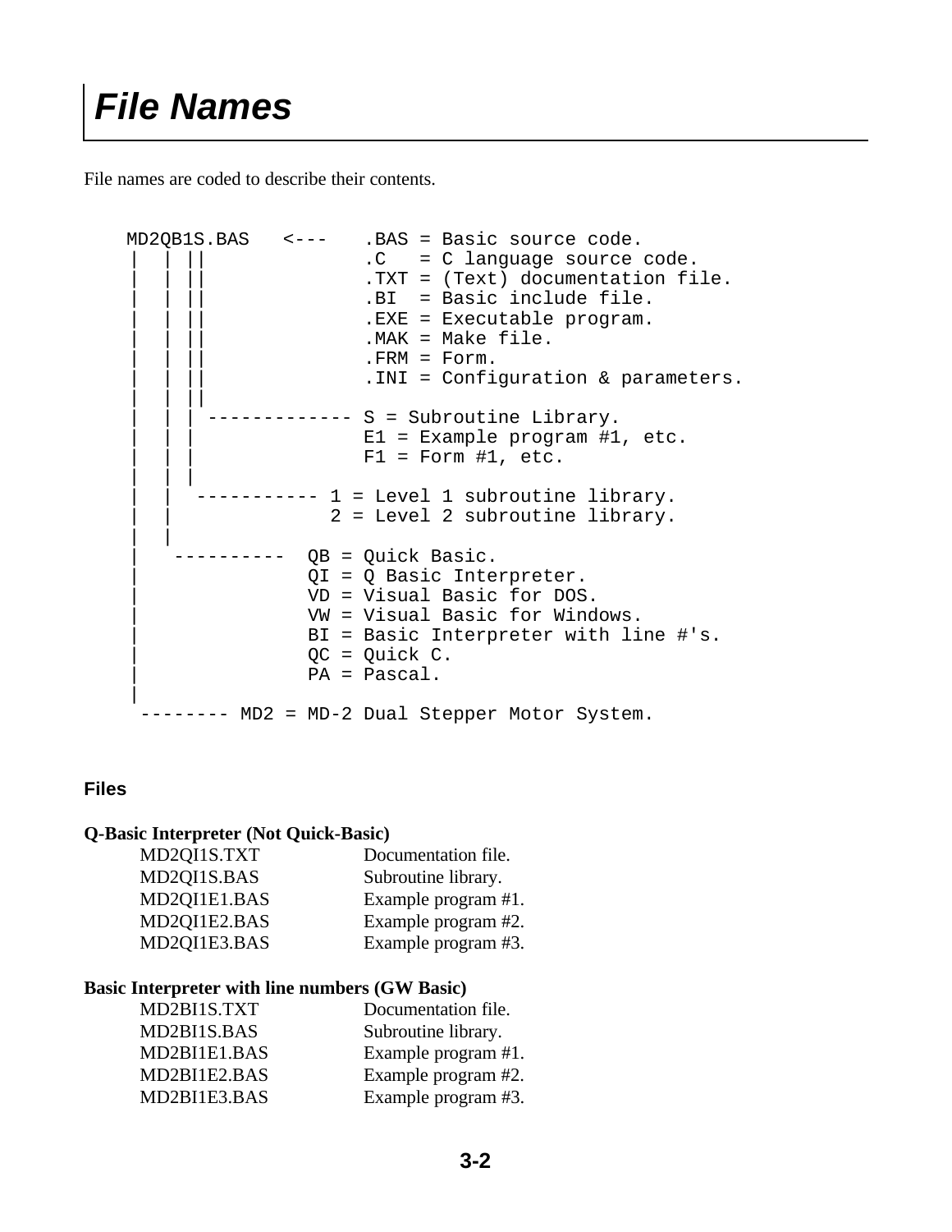# File Names

File names are coded to describe their contents.

```
MD2QB1S.BAS   <---   .BAS = Basic source code.
 |  | ||             .C   = C language source code.
 |  | ||             .TXT = (Text) documentation file.
 |  | ||             .BI  = Basic include file.
 |  | ||             .EXE = Executable program.
 |  | ||             .MAK = Make file.
 |  | ||             .FRM = Form.
 |  | ||             .INI = Configuration & parameters.
 |  | ||
 |  | | ------------ S = Subroutine Library.
 |  | |              E1 = Example program #1, etc.
 |  | |              F1 = Form #1, etc.
 |  | |
 |  |  ----------- 1 = Level 1 subroutine library.
 |  |               2 = Level 2 subroutine library.
 |  |
 |   ----------  QB = Quick Basic.
 |               QI = Q Basic Interpreter.
 |               VD = Visual Basic for DOS.
 |               VW = Visual Basic for Windows.
 |               BI = Basic Interpreter with line #'s.
 |               QC = Quick C.
 |               PA = Pascal.
 |
  -------- MD2 = MD-2 Dual Stepper Motor System.
```

### Files

**Q-Basic Interpreter (Not Quick-Basic)**

| | |
|---|---|
| MD2QI1S.TXT | Documentation file. |
| MD2QI1S.BAS | Subroutine library. |
| MD2QI1E1.BAS | Example program #1. |
| MD2QI1E2.BAS | Example program #2. |
| MD2QI1E3.BAS | Example program #3. |

**Basic Interpreter with line numbers (GW Basic)**

| | |
|---|---|
| MD2BI1S.TXT | Documentation file. |
| MD2BI1S.BAS | Subroutine library. |
| MD2BI1E1.BAS | Example program #1. |
| MD2BI1E2.BAS | Example program #2. |
| MD2BI1E3.BAS | Example program #3. |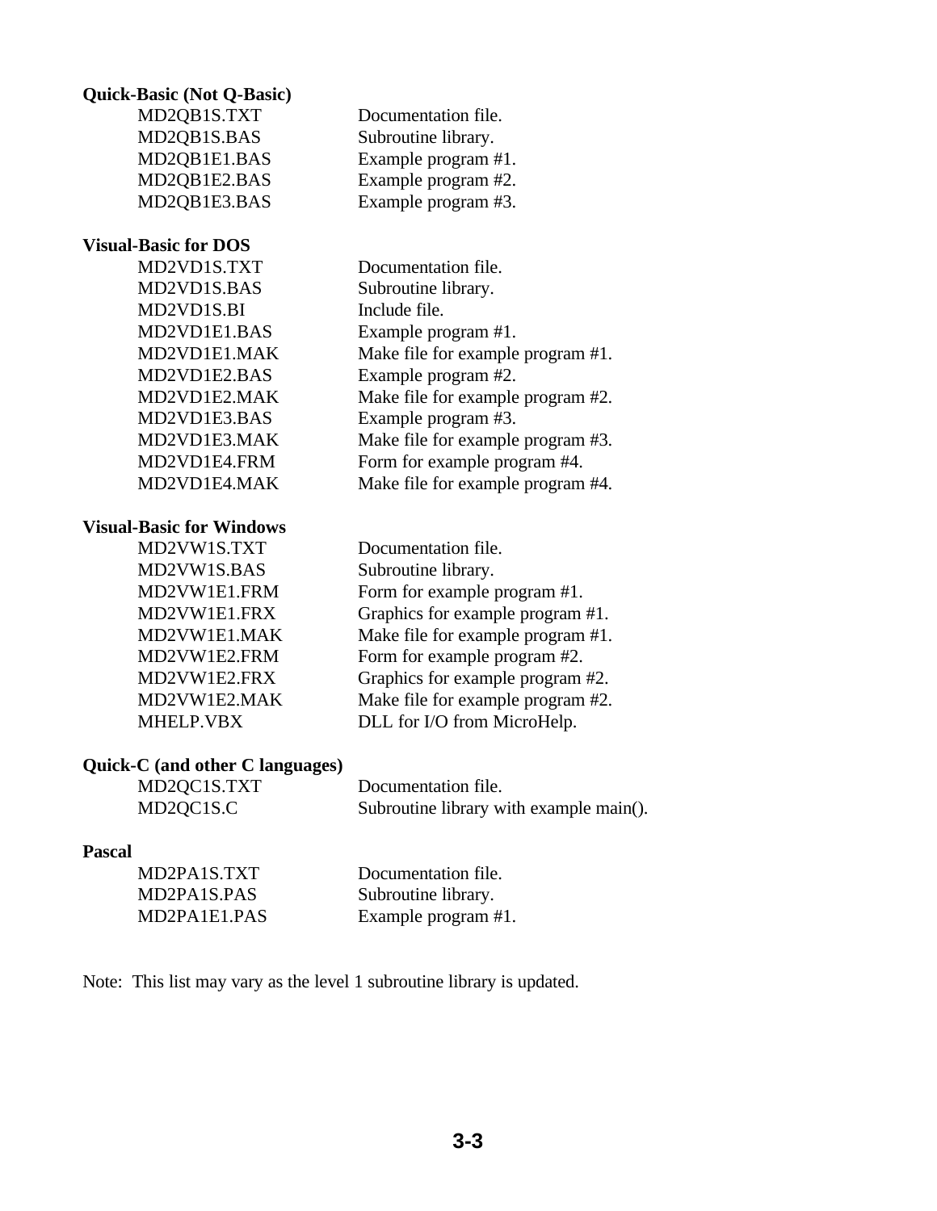**Quick-Basic (Not Q-Basic)**

| | |
|---|---|
| MD2QB1S.TXT | Documentation file. |
| MD2QB1S.BAS | Subroutine library. |
| MD2QB1E1.BAS | Example program #1. |
| MD2QB1E2.BAS | Example program #2. |
| MD2QB1E3.BAS | Example program #3. |

**Visual-Basic for DOS**

| | |
|---|---|
| MD2VD1S.TXT | Documentation file. |
| MD2VD1S.BAS | Subroutine library. |
| MD2VD1S.BI | Include file. |
| MD2VD1E1.BAS | Example program #1. |
| MD2VD1E1.MAK | Make file for example program #1. |
| MD2VD1E2.BAS | Example program #2. |
| MD2VD1E2.MAK | Make file for example program #2. |
| MD2VD1E3.BAS | Example program #3. |
| MD2VD1E3.MAK | Make file for example program #3. |
| MD2VD1E4.FRM | Form for example program #4. |
| MD2VD1E4.MAK | Make file for example program #4. |

**Visual-Basic for Windows**

| | |
|---|---|
| MD2VW1S.TXT | Documentation file. |
| MD2VW1S.BAS | Subroutine library. |
| MD2VW1E1.FRM | Form for example program #1. |
| MD2VW1E1.FRX | Graphics for example program #1. |
| MD2VW1E1.MAK | Make file for example program #1. |
| MD2VW1E2.FRM | Form for example program #2. |
| MD2VW1E2.FRX | Graphics for example program #2. |
| MD2VW1E2.MAK | Make file for example program #2. |
| MHELP.VBX | DLL for I/O from MicroHelp. |

**Quick-C (and other C languages)**

| | |
|---|---|
| MD2QC1S.TXT | Documentation file. |
| MD2QC1S.C | Subroutine library with example main(). |

**Pascal**

| | |
|---|---|
| MD2PA1S.TXT | Documentation file. |
| MD2PA1S.PAS | Subroutine library. |
| MD2PA1E1.PAS | Example program #1. |

Note: This list may vary as the level 1 subroutine library is updated.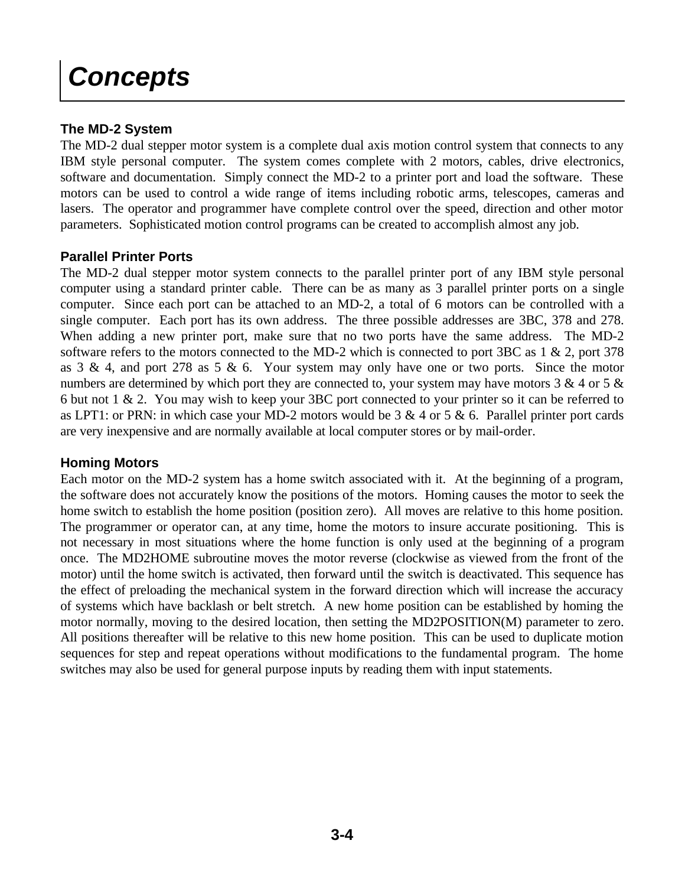# Concepts

### The MD-2 System

The MD-2 dual stepper motor system is a complete dual axis motion control system that connects to any IBM style personal computer. The system comes complete with 2 motors, cables, drive electronics, software and documentation. Simply connect the MD-2 to a printer port and load the software. These motors can be used to control a wide range of items including robotic arms, telescopes, cameras and lasers. The operator and programmer have complete control over the speed, direction and other motor parameters. Sophisticated motion control programs can be created to accomplish almost any job.

### Parallel Printer Ports

The MD-2 dual stepper motor system connects to the parallel printer port of any IBM style personal computer using a standard printer cable. There can be as many as 3 parallel printer ports on a single computer. Since each port can be attached to an MD-2, a total of 6 motors can be controlled with a single computer. Each port has its own address. The three possible addresses are 3BC, 378 and 278. When adding a new printer port, make sure that no two ports have the same address. The MD-2 software refers to the motors connected to the MD-2 which is connected to port 3BC as 1 & 2, port 378 as 3 & 4, and port 278 as 5 & 6. Your system may only have one or two ports. Since the motor numbers are determined by which port they are connected to, your system may have motors 3 & 4 or 5 & 6 but not 1 & 2. You may wish to keep your 3BC port connected to your printer so it can be referred to as LPT1: or PRN: in which case your MD-2 motors would be 3 & 4 or 5 & 6. Parallel printer port cards are very inexpensive and are normally available at local computer stores or by mail-order.

### Homing Motors

Each motor on the MD-2 system has a home switch associated with it. At the beginning of a program, the software does not accurately know the positions of the motors. Homing causes the motor to seek the home switch to establish the home position (position zero). All moves are relative to this home position. The programmer or operator can, at any time, home the motors to insure accurate positioning. This is not necessary in most situations where the home function is only used at the beginning of a program once. The MD2HOME subroutine moves the motor reverse (clockwise as viewed from the front of the motor) until the home switch is activated, then forward until the switch is deactivated. This sequence has the effect of preloading the mechanical system in the forward direction which will increase the accuracy of systems which have backlash or belt stretch. A new home position can be established by homing the motor normally, moving to the desired location, then setting the MD2POSITION(M) parameter to zero. All positions thereafter will be relative to this new home position. This can be used to duplicate motion sequences for step and repeat operations without modifications to the fundamental program. The home switches may also be used for general purpose inputs by reading them with input statements.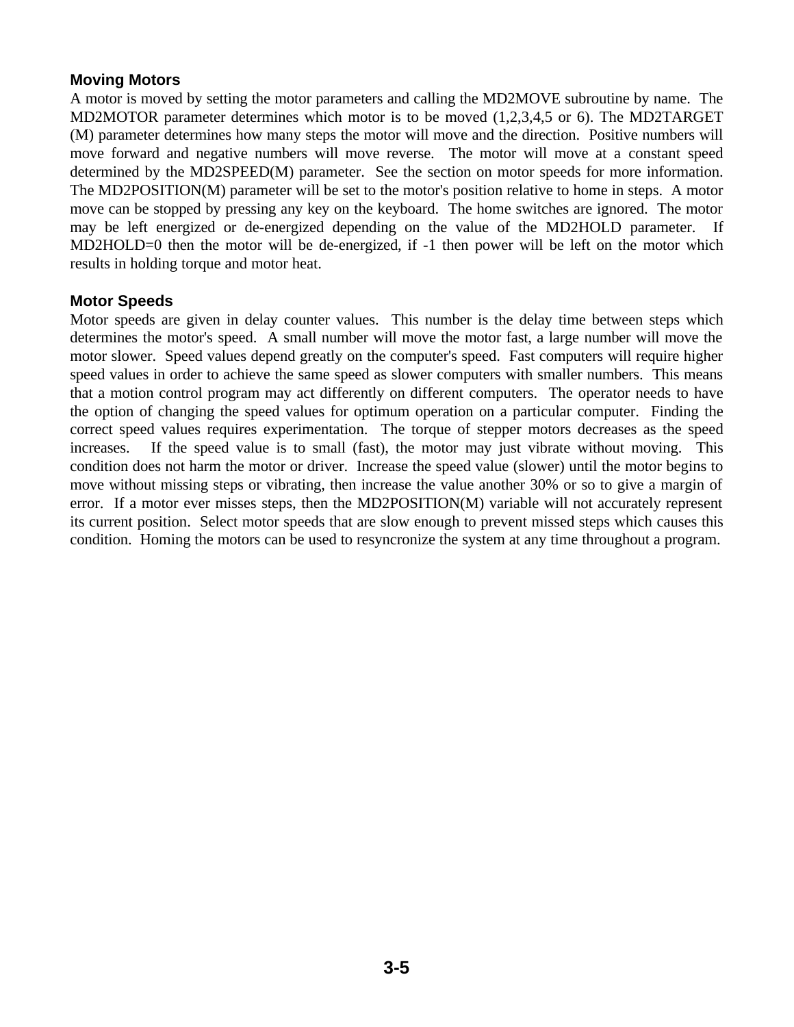### Moving Motors

A motor is moved by setting the motor parameters and calling the MD2MOVE subroutine by name. The MD2MOTOR parameter determines which motor is to be moved (1,2,3,4,5 or 6). The MD2TARGET (M) parameter determines how many steps the motor will move and the direction. Positive numbers will move forward and negative numbers will move reverse. The motor will move at a constant speed determined by the MD2SPEED(M) parameter. See the section on motor speeds for more information. The MD2POSITION(M) parameter will be set to the motor's position relative to home in steps. A motor move can be stopped by pressing any key on the keyboard. The home switches are ignored. The motor may be left energized or de-energized depending on the value of the MD2HOLD parameter. If MD2HOLD=0 then the motor will be de-energized, if -1 then power will be left on the motor which results in holding torque and motor heat.

### Motor Speeds

Motor speeds are given in delay counter values. This number is the delay time between steps which determines the motor's speed. A small number will move the motor fast, a large number will move the motor slower. Speed values depend greatly on the computer's speed. Fast computers will require higher speed values in order to achieve the same speed as slower computers with smaller numbers. This means that a motion control program may act differently on different computers. The operator needs to have the option of changing the speed values for optimum operation on a particular computer. Finding the correct speed values requires experimentation. The torque of stepper motors decreases as the speed increases. If the speed value is to small (fast), the motor may just vibrate without moving. This condition does not harm the motor or driver. Increase the speed value (slower) until the motor begins to move without missing steps or vibrating, then increase the value another 30% or so to give a margin of error. If a motor ever misses steps, then the MD2POSITION(M) variable will not accurately represent its current position. Select motor speeds that are slow enough to prevent missed steps which causes this condition. Homing the motors can be used to resyncronize the system at any time throughout a program.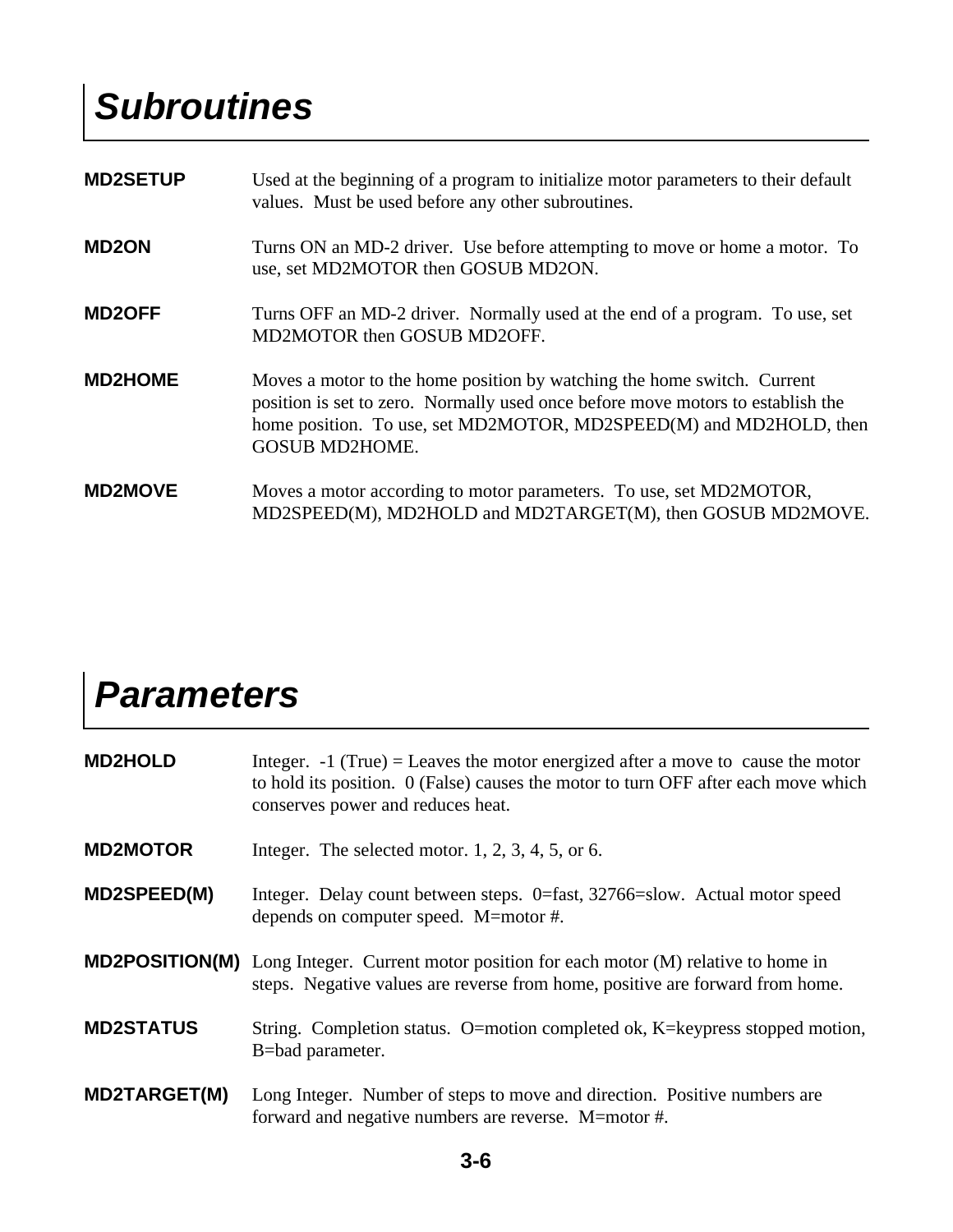# Subroutines

**MD2SETUP** Used at the beginning of a program to initialize motor parameters to their default values. Must be used before any other subroutines.

**MD2ON** Turns ON an MD-2 driver. Use before attempting to move or home a motor. To use, set MD2MOTOR then GOSUB MD2ON.

**MD2OFF** Turns OFF an MD-2 driver. Normally used at the end of a program. To use, set MD2MOTOR then GOSUB MD2OFF.

**MD2HOME** Moves a motor to the home position by watching the home switch. Current position is set to zero. Normally used once before move motors to establish the home position. To use, set MD2MOTOR, MD2SPEED(M) and MD2HOLD, then GOSUB MD2HOME.

**MD2MOVE** Moves a motor according to motor parameters. To use, set MD2MOTOR, MD2SPEED(M), MD2HOLD and MD2TARGET(M), then GOSUB MD2MOVE.

# Parameters

**MD2HOLD** Integer. -1 (True) = Leaves the motor energized after a move to cause the motor to hold its position. 0 (False) causes the motor to turn OFF after each move which conserves power and reduces heat.

**MD2MOTOR** Integer. The selected motor. 1, 2, 3, 4, 5, or 6.

**MD2SPEED(M)** Integer. Delay count between steps. 0=fast, 32766=slow. Actual motor speed depends on computer speed. M=motor #.

**MD2POSITION(M)** Long Integer. Current motor position for each motor (M) relative to home in steps. Negative values are reverse from home, positive are forward from home.

**MD2STATUS** String. Completion status. O=motion completed ok, K=keypress stopped motion, B=bad parameter.

**MD2TARGET(M)** Long Integer. Number of steps to move and direction. Positive numbers are forward and negative numbers are reverse. M=motor #.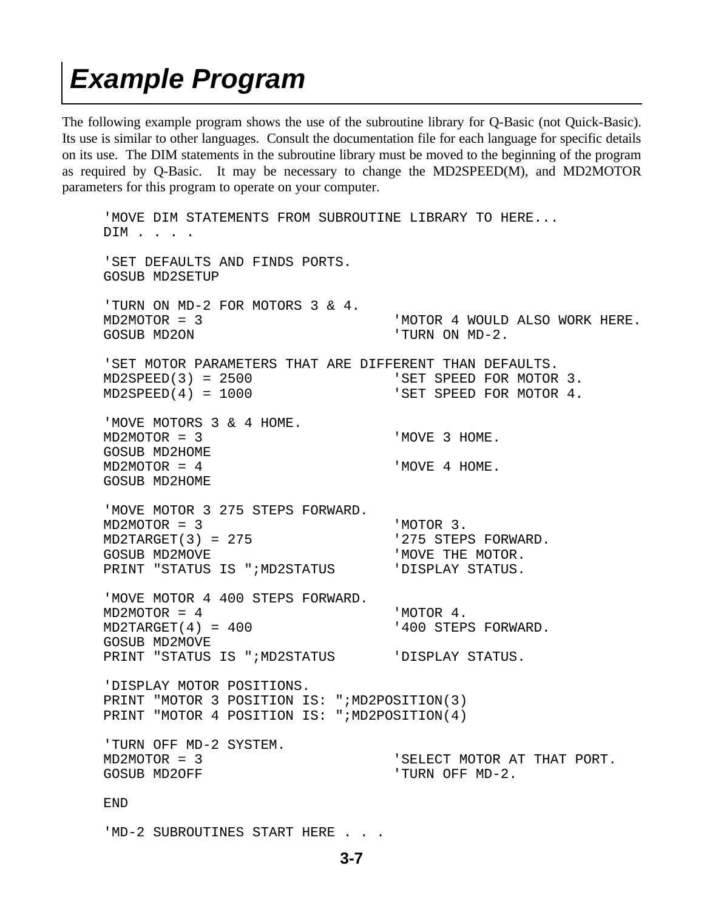# Example Program

The following example program shows the use of the subroutine library for Q-Basic (not Quick-Basic). Its use is similar to other languages. Consult the documentation file for each language for specific details on its use. The DIM statements in the subroutine library must be moved to the beginning of the program as required by Q-Basic. It may be necessary to change the MD2SPEED(M), and MD2MOTOR parameters for this program to operate on your computer.

```
'MOVE DIM STATEMENTS FROM SUBROUTINE LIBRARY TO HERE...
DIM . . . .

'SET DEFAULTS AND FINDS PORTS.
GOSUB MD2SETUP

'TURN ON MD-2 FOR MOTORS 3 & 4.
MD2MOTOR = 3                       'MOTOR 4 WOULD ALSO WORK HERE.
GOSUB MD2ON                        'TURN ON MD-2.

'SET MOTOR PARAMETERS THAT ARE DIFFERENT THAN DEFAULTS.
MD2SPEED(3) = 2500                 'SET SPEED FOR MOTOR 3.
MD2SPEED(4) = 1000                 'SET SPEED FOR MOTOR 4.

'MOVE MOTORS 3 & 4 HOME.
MD2MOTOR = 3                       'MOVE 3 HOME.
GOSUB MD2HOME
MD2MOTOR = 4                       'MOVE 4 HOME.
GOSUB MD2HOME

'MOVE MOTOR 3 275 STEPS FORWARD.
MD2MOTOR = 3                       'MOTOR 3.
MD2TARGET(3) = 275                 '275 STEPS FORWARD.
GOSUB MD2MOVE                      'MOVE THE MOTOR.
PRINT "STATUS IS ";MD2STATUS       'DISPLAY STATUS.

'MOVE MOTOR 4 400 STEPS FORWARD.
MD2MOTOR = 4                       'MOTOR 4.
MD2TARGET(4) = 400                 '400 STEPS FORWARD.
GOSUB MD2MOVE
PRINT "STATUS IS ";MD2STATUS       'DISPLAY STATUS.

'DISPLAY MOTOR POSITIONS.
PRINT "MOTOR 3 POSITION IS: ";MD2POSITION(3)
PRINT "MOTOR 4 POSITION IS: ";MD2POSITION(4)

'TURN OFF MD-2 SYSTEM.
MD2MOTOR = 3                       'SELECT MOTOR AT THAT PORT.
GOSUB MD2OFF                       'TURN OFF MD-2.

END

'MD-2 SUBROUTINES START HERE . . .
```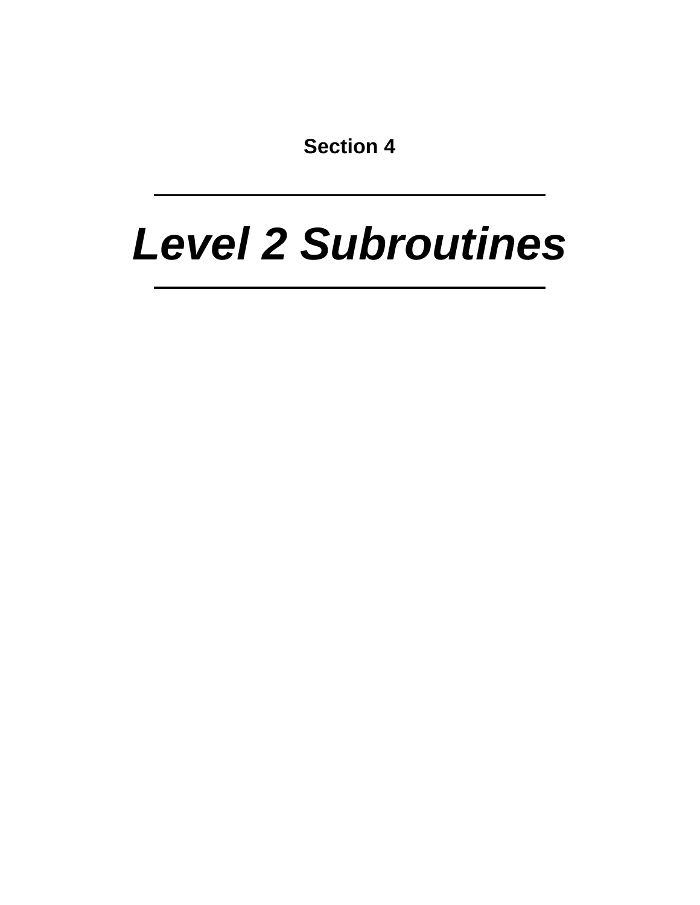**Section 4**

---

# *Level 2 Subroutines*

---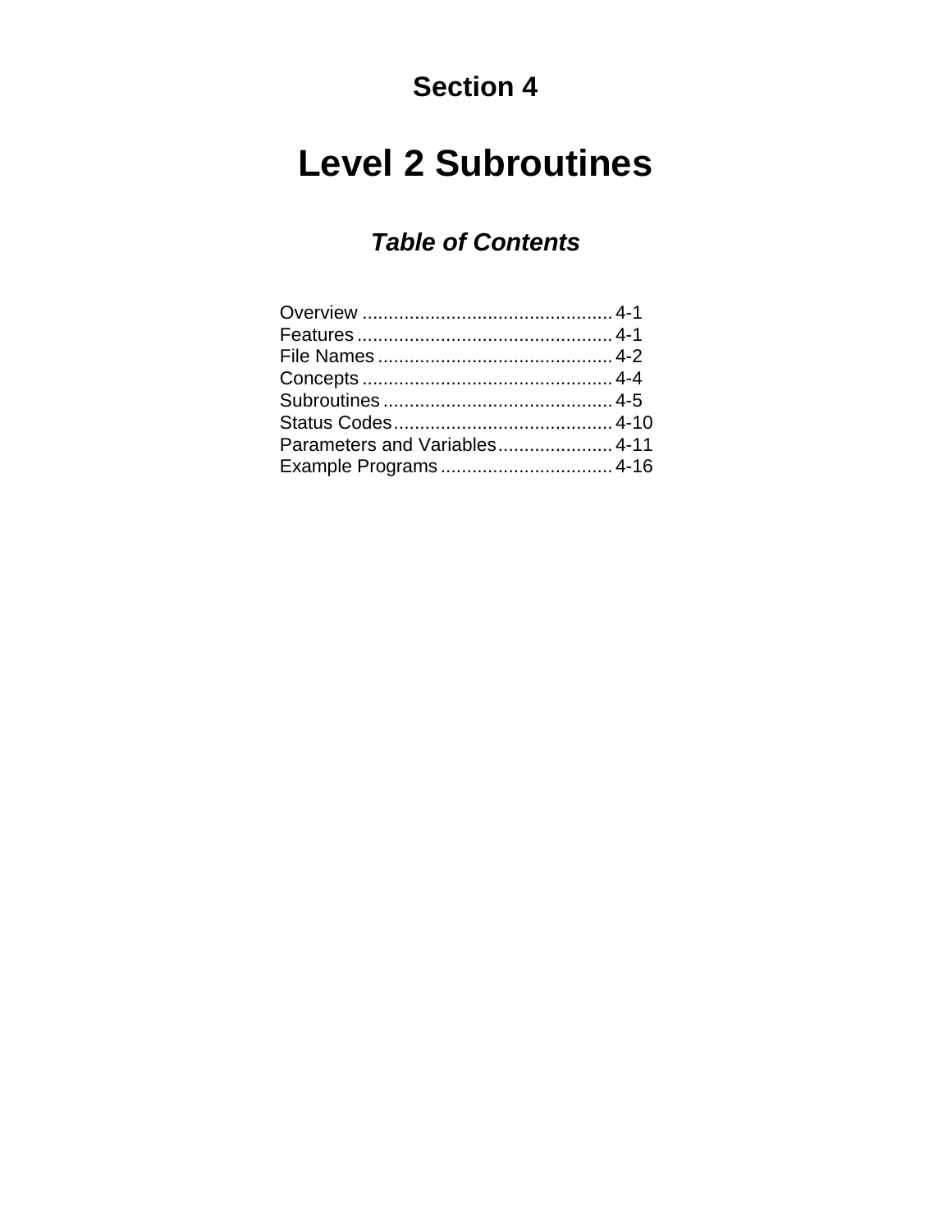# Section 4

# Level 2 Subroutines

## *Table of Contents*

Overview ................................................ 4-1
Features ................................................ 4-1
File Names ............................................ 4-2
Concepts ................................................ 4-4
Subroutines ............................................ 4-5
Status Codes.......................................... 4-10
Parameters and Variables...................... 4-11
Example Programs ................................. 4-16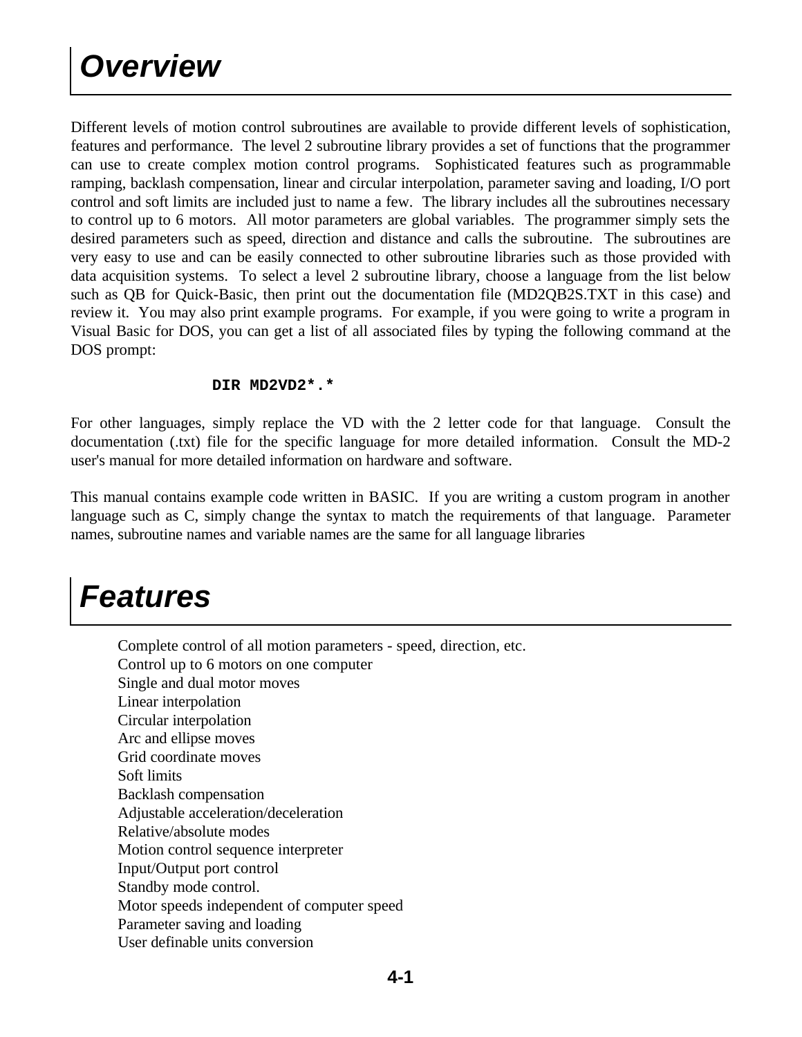# Overview

Different levels of motion control subroutines are available to provide different levels of sophistication, features and performance. The level 2 subroutine library provides a set of functions that the programmer can use to create complex motion control programs. Sophisticated features such as programmable ramping, backlash compensation, linear and circular interpolation, parameter saving and loading, I/O port control and soft limits are included just to name a few. The library includes all the subroutines necessary to control up to 6 motors. All motor parameters are global variables. The programmer simply sets the desired parameters such as speed, direction and distance and calls the subroutine. The subroutines are very easy to use and can be easily connected to other subroutine libraries such as those provided with data acquisition systems. To select a level 2 subroutine library, choose a language from the list below such as QB for Quick-Basic, then print out the documentation file (MD2QB2S.TXT in this case) and review it. You may also print example programs. For example, if you were going to write a program in Visual Basic for DOS, you can get a list of all associated files by typing the following command at the DOS prompt:

```
DIR MD2VD2*.*
```

For other languages, simply replace the VD with the 2 letter code for that language. Consult the documentation (.txt) file for the specific language for more detailed information. Consult the MD-2 user's manual for more detailed information on hardware and software.

This manual contains example code written in BASIC. If you are writing a custom program in another language such as C, simply change the syntax to match the requirements of that language. Parameter names, subroutine names and variable names are the same for all language libraries

# Features

Complete control of all motion parameters - speed, direction, etc.
Control up to 6 motors on one computer
Single and dual motor moves
Linear interpolation
Circular interpolation
Arc and ellipse moves
Grid coordinate moves
Soft limits
Backlash compensation
Adjustable acceleration/deceleration
Relative/absolute modes
Motion control sequence interpreter
Input/Output port control
Standby mode control.
Motor speeds independent of computer speed
Parameter saving and loading
User definable units conversion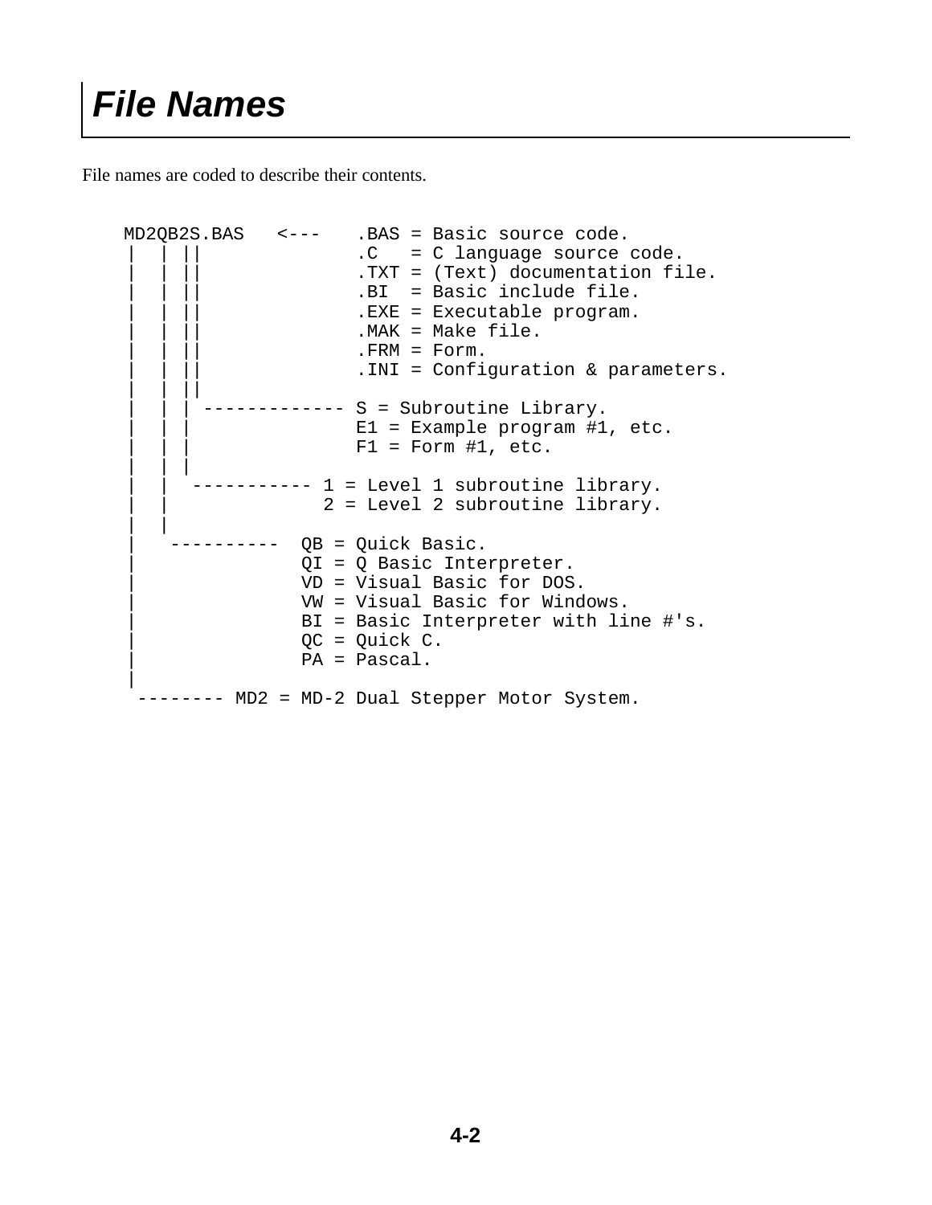# File Names

File names are coded to describe their contents.

```
MD2QB2S.BAS   <---   .BAS = Basic source code.
 |  | ||              .C   = C language source code.
 |  | ||              .TXT = (Text) documentation file.
 |  | ||              .BI  = Basic include file.
 |  | ||              .EXE = Executable program.
 |  | ||              .MAK = Make file.
 |  | ||              .FRM = Form.
 |  | ||              .INI = Configuration & parameters.
 |  | ||
 |  | | ------------- S = Subroutine Library.
 |  | |               E1 = Example program #1, etc.
 |  | |               F1 = Form #1, etc.
 |  | |
 |  |  ----------- 1 = Level 1 subroutine library.
 |  |              2 = Level 2 subroutine library.
 |  |
 |   ----------  QB = Quick Basic.
 |              QI = Q Basic Interpreter.
 |              VD = Visual Basic for DOS.
 |              VW = Visual Basic for Windows.
 |              BI = Basic Interpreter with line #'s.
 |              QC = Quick C.
 |              PA = Pascal.
 |
  -------- MD2 = MD-2 Dual Stepper Motor System.
```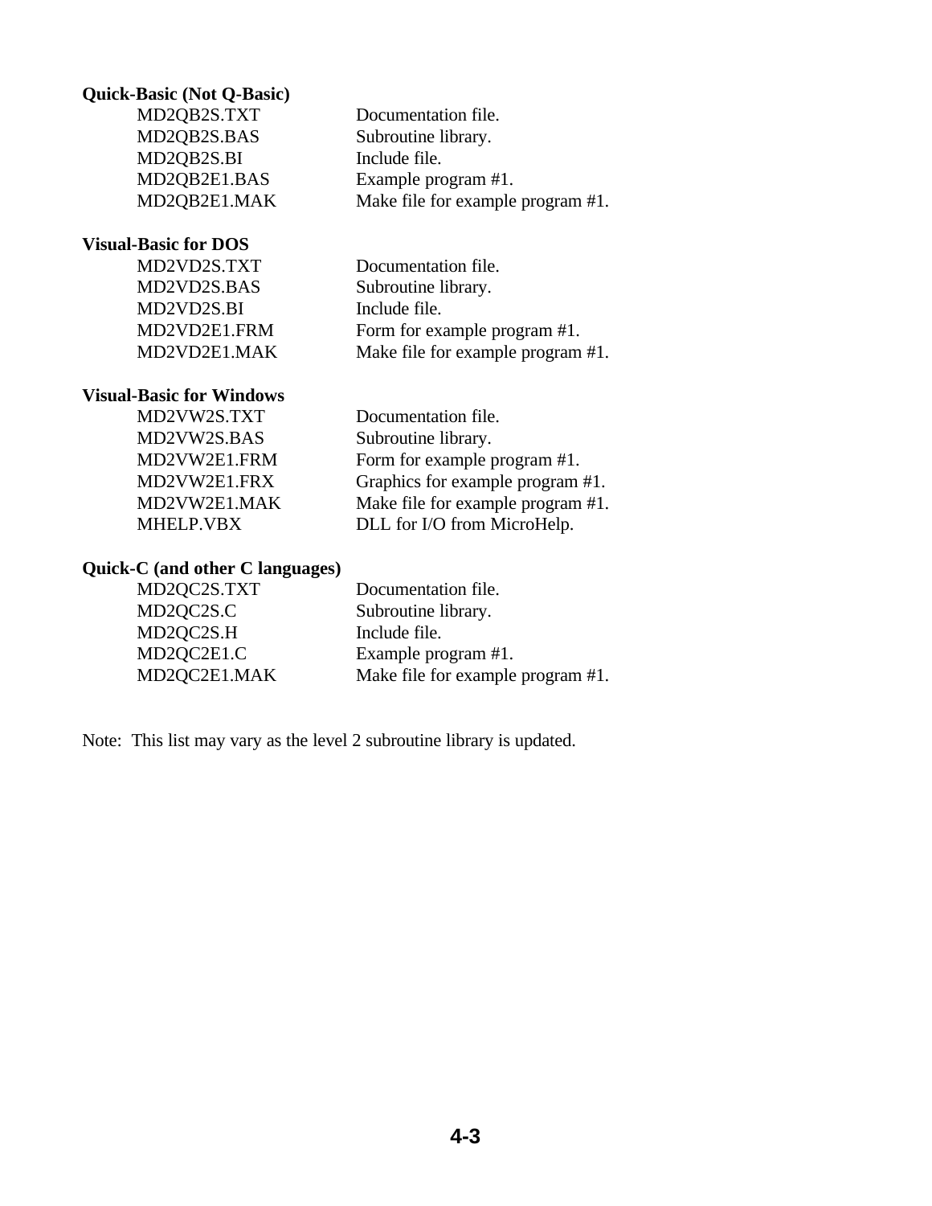**Quick-Basic (Not Q-Basic)**

| | |
|---|---|
| MD2QB2S.TXT | Documentation file. |
| MD2QB2S.BAS | Subroutine library. |
| MD2QB2S.BI | Include file. |
| MD2QB2E1.BAS | Example program #1. |
| MD2QB2E1.MAK | Make file for example program #1. |

**Visual-Basic for DOS**

| | |
|---|---|
| MD2VD2S.TXT | Documentation file. |
| MD2VD2S.BAS | Subroutine library. |
| MD2VD2S.BI | Include file. |
| MD2VD2E1.FRM | Form for example program #1. |
| MD2VD2E1.MAK | Make file for example program #1. |

**Visual-Basic for Windows**

| | |
|---|---|
| MD2VW2S.TXT | Documentation file. |
| MD2VW2S.BAS | Subroutine library. |
| MD2VW2E1.FRM | Form for example program #1. |
| MD2VW2E1.FRX | Graphics for example program #1. |
| MD2VW2E1.MAK | Make file for example program #1. |
| MHELP.VBX | DLL for I/O from MicroHelp. |

**Quick-C (and other C languages)**

| | |
|---|---|
| MD2QC2S.TXT | Documentation file. |
| MD2QC2S.C | Subroutine library. |
| MD2QC2S.H | Include file. |
| MD2QC2E1.C | Example program #1. |
| MD2QC2E1.MAK | Make file for example program #1. |

Note: This list may vary as the level 2 subroutine library is updated.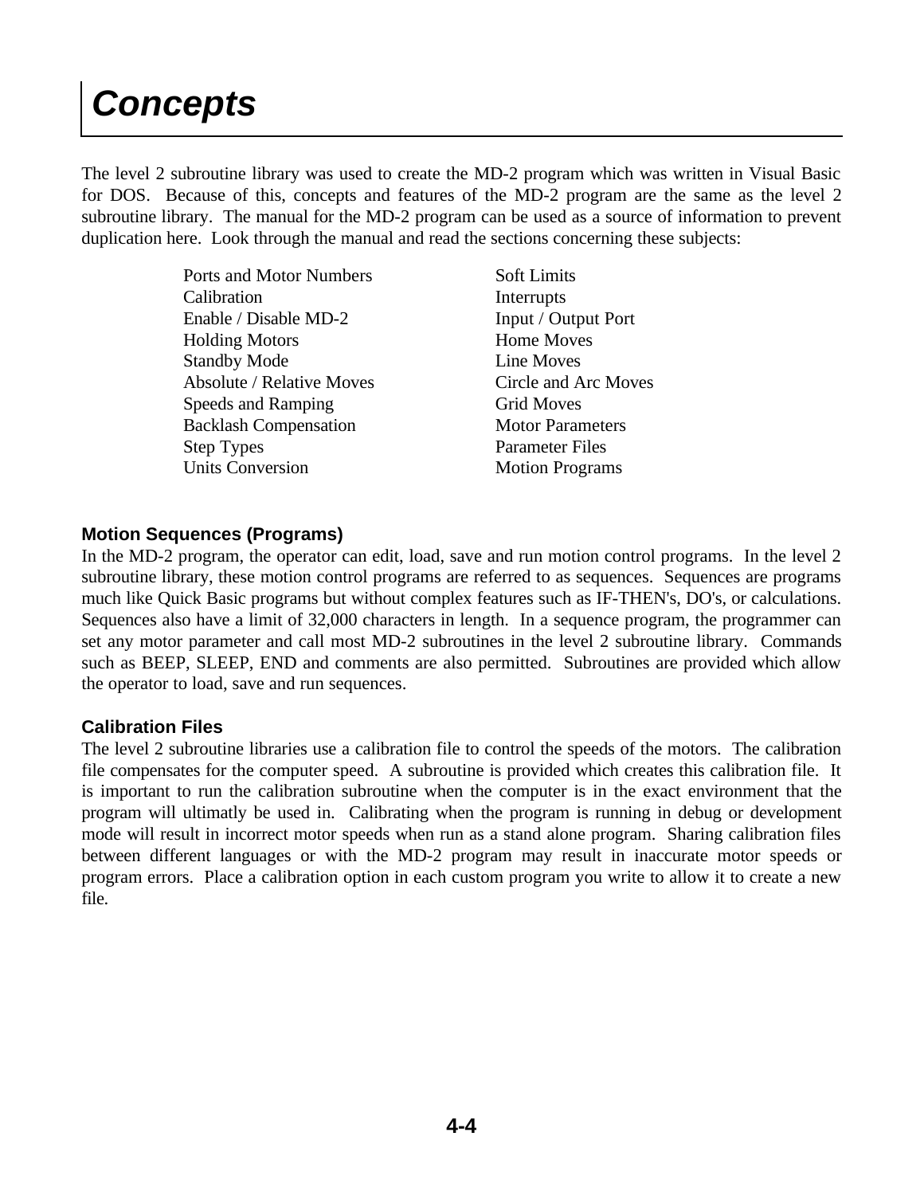# Concepts

The level 2 subroutine library was used to create the MD-2 program which was written in Visual Basic for DOS. Because of this, concepts and features of the MD-2 program are the same as the level 2 subroutine library. The manual for the MD-2 program can be used as a source of information to prevent duplication here. Look through the manual and read the sections concerning these subjects:

- Ports and Motor Numbers
- Calibration
- Enable / Disable MD-2
- Holding Motors
- Standby Mode
- Absolute / Relative Moves
- Speeds and Ramping
- Backlash Compensation
- Step Types
- Units Conversion
- Soft Limits
- Interrupts
- Input / Output Port
- Home Moves
- Line Moves
- Circle and Arc Moves
- Grid Moves
- Motor Parameters
- Parameter Files
- Motion Programs

### Motion Sequences (Programs)

In the MD-2 program, the operator can edit, load, save and run motion control programs. In the level 2 subroutine library, these motion control programs are referred to as sequences. Sequences are programs much like Quick Basic programs but without complex features such as IF-THEN's, DO's, or calculations. Sequences also have a limit of 32,000 characters in length. In a sequence program, the programmer can set any motor parameter and call most MD-2 subroutines in the level 2 subroutine library. Commands such as BEEP, SLEEP, END and comments are also permitted. Subroutines are provided which allow the operator to load, save and run sequences.

### Calibration Files

The level 2 subroutine libraries use a calibration file to control the speeds of the motors. The calibration file compensates for the computer speed. A subroutine is provided which creates this calibration file. It is important to run the calibration subroutine when the computer is in the exact environment that the program will ultimatly be used in. Calibrating when the program is running in debug or development mode will result in incorrect motor speeds when run as a stand alone program. Sharing calibration files between different languages or with the MD-2 program may result in inaccurate motor speeds or program errors. Place a calibration option in each custom program you write to allow it to create a new file.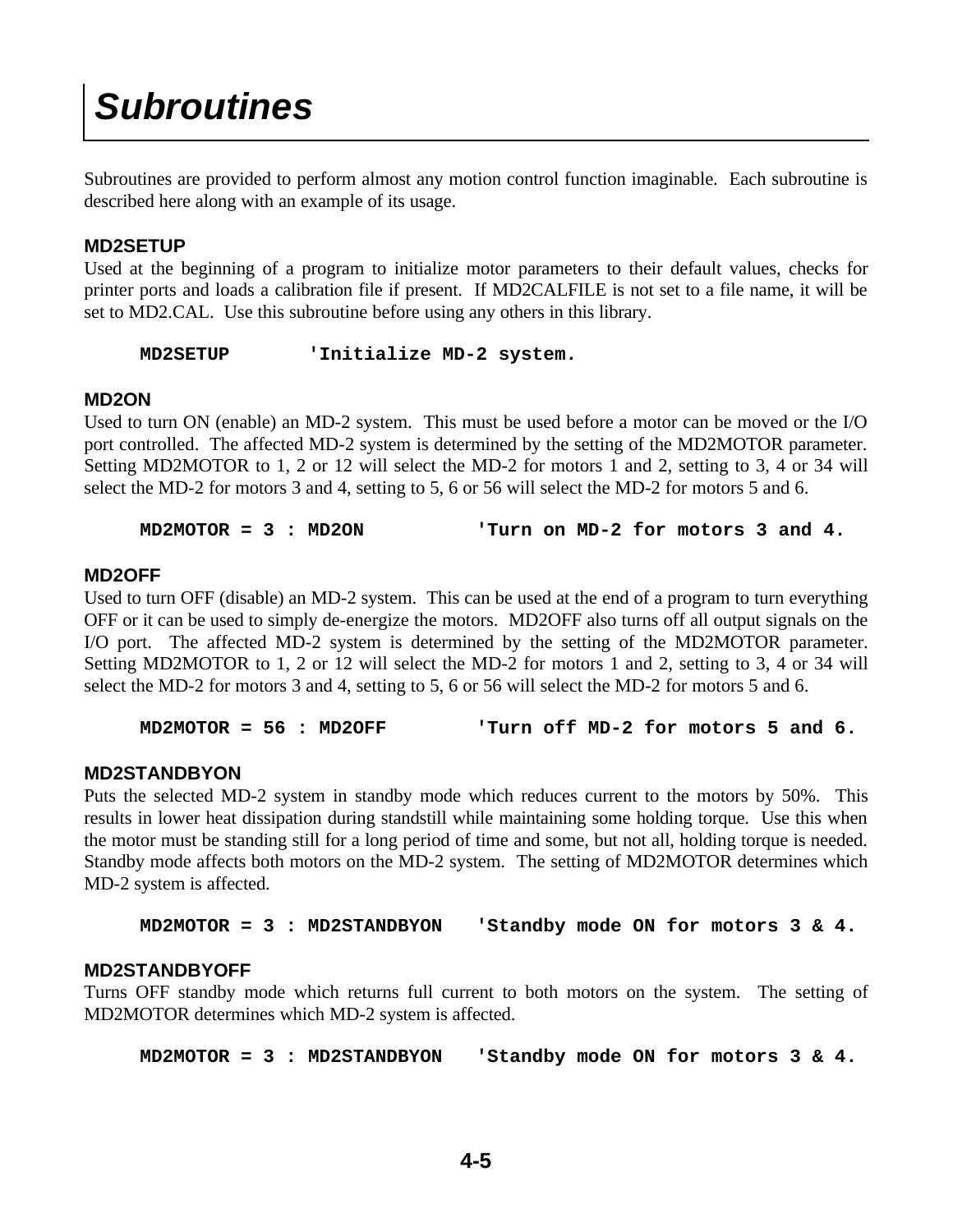# Subroutines

Subroutines are provided to perform almost any motion control function imaginable. Each subroutine is described here along with an example of its usage.

### MD2SETUP

Used at the beginning of a program to initialize motor parameters to their default values, checks for printer ports and loads a calibration file if present. If MD2CALFILE is not set to a file name, it will be set to MD2.CAL. Use this subroutine before using any others in this library.

```
MD2SETUP        'Initialize MD-2 system.
```

### MD2ON

Used to turn ON (enable) an MD-2 system. This must be used before a motor can be moved or the I/O port controlled. The affected MD-2 system is determined by the setting of the MD2MOTOR parameter. Setting MD2MOTOR to 1, 2 or 12 will select the MD-2 for motors 1 and 2, setting to 3, 4 or 34 will select the MD-2 for motors 3 and 4, setting to 5, 6 or 56 will select the MD-2 for motors 5 and 6.

```
MD2MOTOR = 3 : MD2ON            'Turn on MD-2 for motors 3 and 4.
```

### MD2OFF

Used to turn OFF (disable) an MD-2 system. This can be used at the end of a program to turn everything OFF or it can be used to simply de-energize the motors. MD2OFF also turns off all output signals on the I/O port. The affected MD-2 system is determined by the setting of the MD2MOTOR parameter. Setting MD2MOTOR to 1, 2 or 12 will select the MD-2 for motors 1 and 2, setting to 3, 4 or 34 will select the MD-2 for motors 3 and 4, setting to 5, 6 or 56 will select the MD-2 for motors 5 and 6.

```
MD2MOTOR = 56 : MD2OFF          'Turn off MD-2 for motors 5 and 6.
```

### MD2STANDBYON

Puts the selected MD-2 system in standby mode which reduces current to the motors by 50%. This results in lower heat dissipation during standstill while maintaining some holding torque. Use this when the motor must be standing still for a long period of time and some, but not all, holding torque is needed. Standby mode affects both motors on the MD-2 system. The setting of MD2MOTOR determines which MD-2 system is affected.

```
MD2MOTOR = 3 : MD2STANDBYON    'Standby mode ON for motors 3 & 4.
```

### MD2STANDBYOFF

Turns OFF standby mode which returns full current to both motors on the system. The setting of MD2MOTOR determines which MD-2 system is affected.

```
MD2MOTOR = 3 : MD2STANDBYON    'Standby mode ON for motors 3 & 4.
```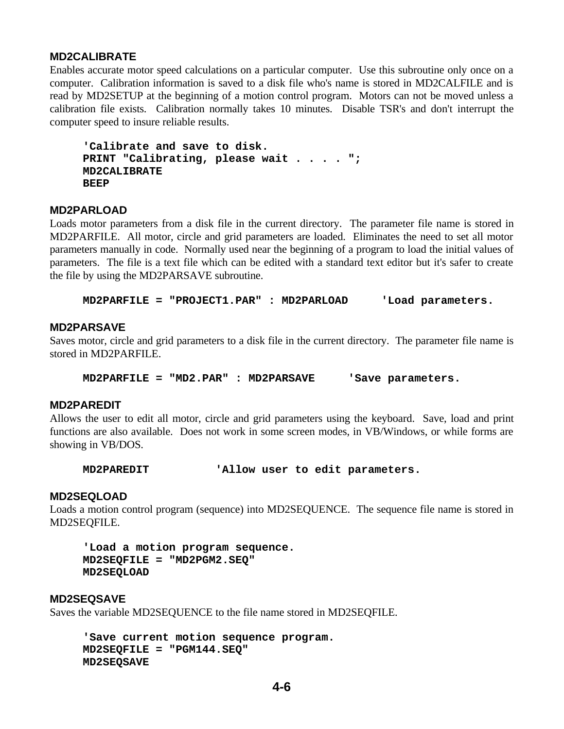### MD2CALIBRATE

Enables accurate motor speed calculations on a particular computer. Use this subroutine only once on a computer. Calibration information is saved to a disk file who's name is stored in MD2CALFILE and is read by MD2SETUP at the beginning of a motion control program. Motors can not be moved unless a calibration file exists. Calibration normally takes 10 minutes. Disable TSR's and don't interrupt the computer speed to insure reliable results.

```
'Calibrate and save to disk.
PRINT "Calibrating, please wait . . . . ";
MD2CALIBRATE
BEEP
```

### MD2PARLOAD

Loads motor parameters from a disk file in the current directory. The parameter file name is stored in MD2PARFILE. All motor, circle and grid parameters are loaded. Eliminates the need to set all motor parameters manually in code. Normally used near the beginning of a program to load the initial values of parameters. The file is a text file which can be edited with a standard text editor but it's safer to create the file by using the MD2PARSAVE subroutine.

```
MD2PARFILE = "PROJECT1.PAR" : MD2PARLOAD     'Load parameters.
```

### MD2PARSAVE

Saves motor, circle and grid parameters to a disk file in the current directory. The parameter file name is stored in MD2PARFILE.

```
MD2PARFILE = "MD2.PAR" : MD2PARSAVE     'Save parameters.
```

### MD2PAREDIT

Allows the user to edit all motor, circle and grid parameters using the keyboard. Save, load and print functions are also available. Does not work in some screen modes, in VB/Windows, or while forms are showing in VB/DOS.

```
MD2PAREDIT          'Allow user to edit parameters.
```

### MD2SEQLOAD

Loads a motion control program (sequence) into MD2SEQUENCE. The sequence file name is stored in MD2SEQFILE.

```
'Load a motion program sequence.
MD2SEQFILE = "MD2PGM2.SEQ"
MD2SEQLOAD
```

### MD2SEQSAVE

Saves the variable MD2SEQUENCE to the file name stored in MD2SEQFILE.

```
'Save current motion sequence program.
MD2SEQFILE = "PGM144.SEQ"
MD2SEQSAVE
```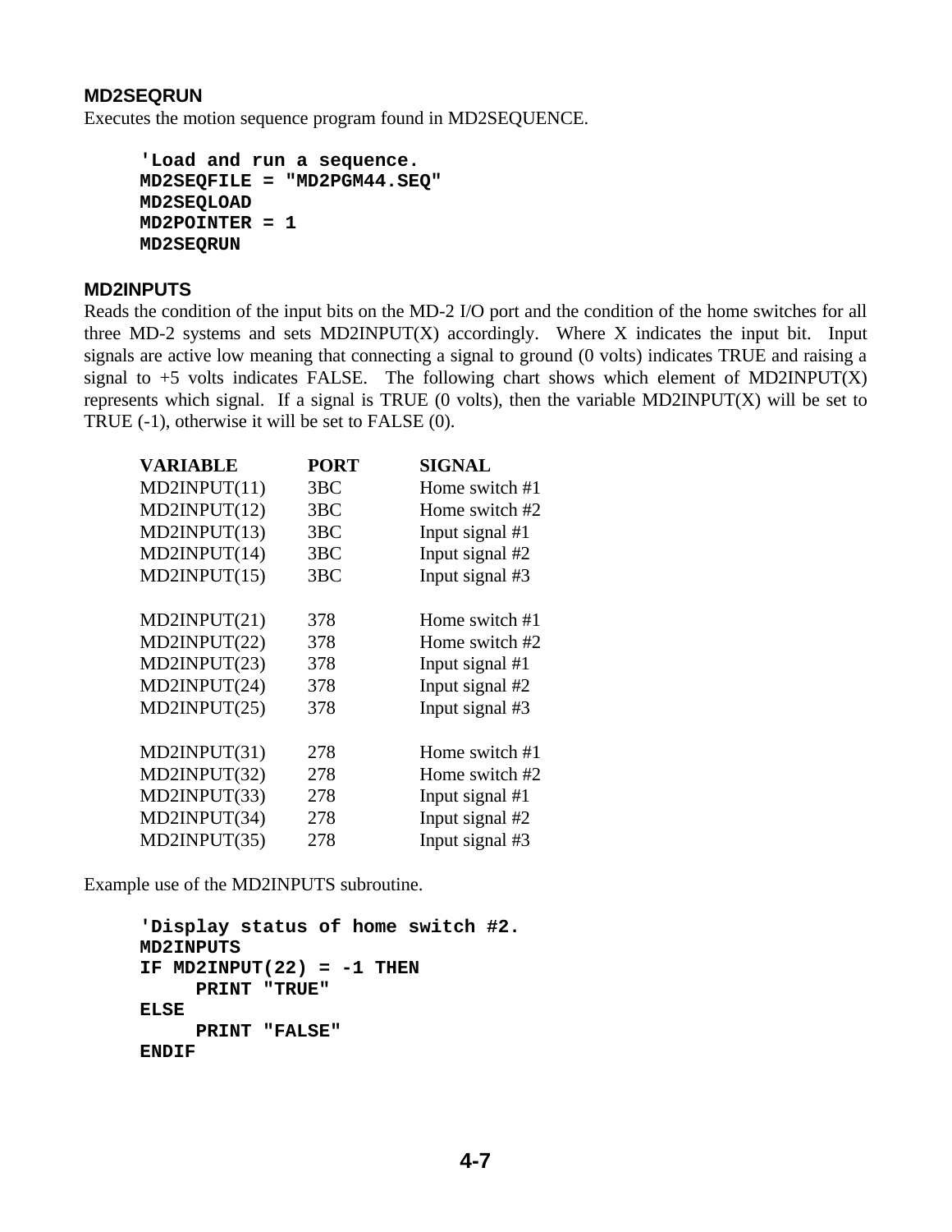### MD2SEQRUN

Executes the motion sequence program found in MD2SEQUENCE.

```
'Load and run a sequence.
MD2SEQFILE = "MD2PGM44.SEQ"
MD2SEQLOAD
MD2POINTER = 1
MD2SEQRUN
```

### MD2INPUTS

Reads the condition of the input bits on the MD-2 I/O port and the condition of the home switches for all three MD-2 systems and sets MD2INPUT(X) accordingly. Where X indicates the input bit. Input signals are active low meaning that connecting a signal to ground (0 volts) indicates TRUE and raising a signal to +5 volts indicates FALSE. The following chart shows which element of MD2INPUT(X) represents which signal. If a signal is TRUE (0 volts), then the variable MD2INPUT(X) will be set to TRUE (-1), otherwise it will be set to FALSE (0).

| VARIABLE | PORT | SIGNAL |
|---|---|---|
| MD2INPUT(11) | 3BC | Home switch #1 |
| MD2INPUT(12) | 3BC | Home switch #2 |
| MD2INPUT(13) | 3BC | Input signal #1 |
| MD2INPUT(14) | 3BC | Input signal #2 |
| MD2INPUT(15) | 3BC | Input signal #3 |
| MD2INPUT(21) | 378 | Home switch #1 |
| MD2INPUT(22) | 378 | Home switch #2 |
| MD2INPUT(23) | 378 | Input signal #1 |
| MD2INPUT(24) | 378 | Input signal #2 |
| MD2INPUT(25) | 378 | Input signal #3 |
| MD2INPUT(31) | 278 | Home switch #1 |
| MD2INPUT(32) | 278 | Home switch #2 |
| MD2INPUT(33) | 278 | Input signal #1 |
| MD2INPUT(34) | 278 | Input signal #2 |
| MD2INPUT(35) | 278 | Input signal #3 |

Example use of the MD2INPUTS subroutine.

```
'Display status of home switch #2.
MD2INPUTS
IF MD2INPUT(22) = -1 THEN
     PRINT "TRUE"
ELSE
     PRINT "FALSE"
ENDIF
```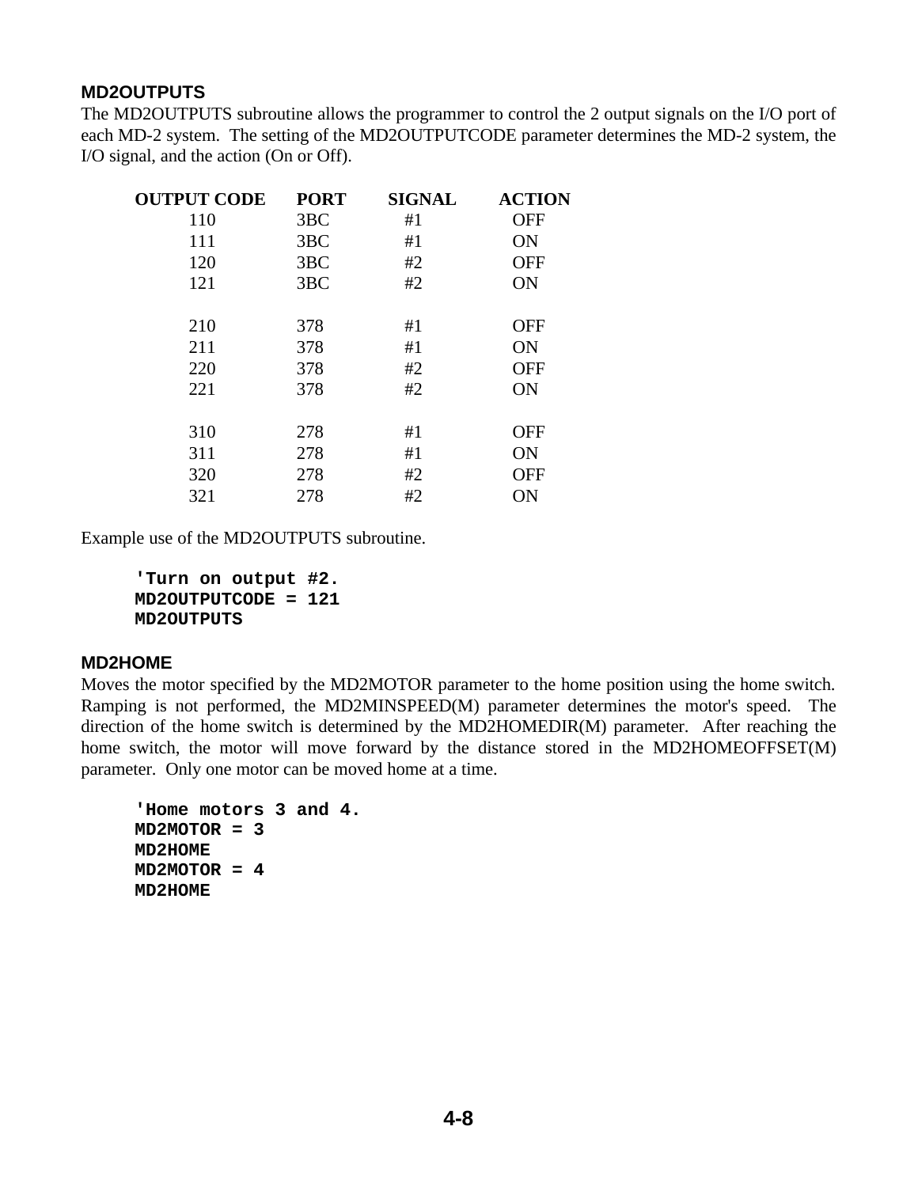### MD2OUTPUTS

The MD2OUTPUTS subroutine allows the programmer to control the 2 output signals on the I/O port of each MD-2 system. The setting of the MD2OUTPUTCODE parameter determines the MD-2 system, the I/O signal, and the action (On or Off).

| OUTPUT CODE | PORT | SIGNAL | ACTION |
|---|---|---|---|
| 110 | 3BC | #1 | OFF |
| 111 | 3BC | #1 | ON |
| 120 | 3BC | #2 | OFF |
| 121 | 3BC | #2 | ON |
| | | | |
| 210 | 378 | #1 | OFF |
| 211 | 378 | #1 | ON |
| 220 | 378 | #2 | OFF |
| 221 | 378 | #2 | ON |
| | | | |
| 310 | 278 | #1 | OFF |
| 311 | 278 | #1 | ON |
| 320 | 278 | #2 | OFF |
| 321 | 278 | #2 | ON |

Example use of the MD2OUTPUTS subroutine.

```
'Turn on output #2.
MD2OUTPUTCODE = 121
MD2OUTPUTS
```

### MD2HOME

Moves the motor specified by the MD2MOTOR parameter to the home position using the home switch. Ramping is not performed, the MD2MINSPEED(M) parameter determines the motor's speed. The direction of the home switch is determined by the MD2HOMEDIR(M) parameter. After reaching the home switch, the motor will move forward by the distance stored in the MD2HOMEOFFSET(M) parameter. Only one motor can be moved home at a time.

```
'Home motors 3 and 4.
MD2MOTOR = 3
MD2HOME
MD2MOTOR = 4
MD2HOME
```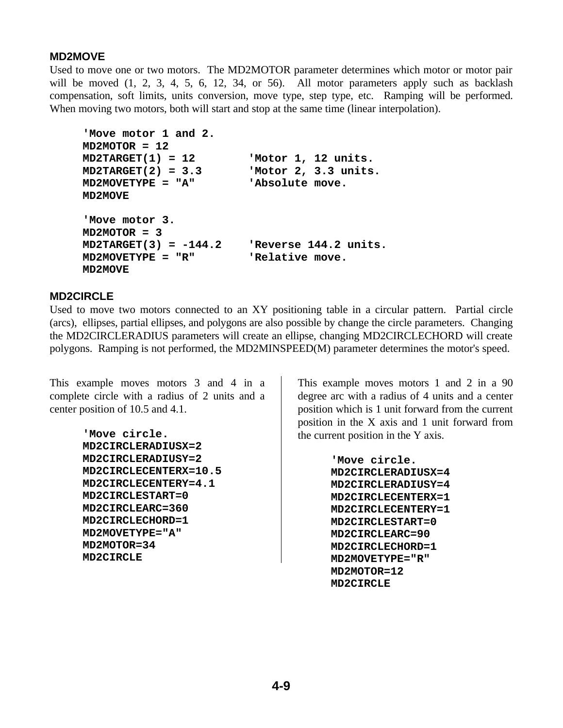### MD2MOVE

Used to move one or two motors. The MD2MOTOR parameter determines which motor or motor pair will be moved (1, 2, 3, 4, 5, 6, 12, 34, or 56). All motor parameters apply such as backlash compensation, soft limits, units conversion, move type, step type, etc. Ramping will be performed. When moving two motors, both will start and stop at the same time (linear interpolation).

```
'Move motor 1 and 2.
MD2MOTOR = 12
MD2TARGET(1) = 12           'Motor 1, 12 units.
MD2TARGET(2) = 3.3          'Motor 2, 3.3 units.
MD2MOVETYPE = "A"           'Absolute move.
MD2MOVE

'Move motor 3.
MD2MOTOR = 3
MD2TARGET(3) = -144.2       'Reverse 144.2 units.
MD2MOVETYPE = "R"           'Relative move.
MD2MOVE
```

### MD2CIRCLE

Used to move two motors connected to an XY positioning table in a circular pattern. Partial circle (arcs), ellipses, partial ellipses, and polygons are also possible by change the circle parameters. Changing the MD2CIRCLERADIUS parameters will create an ellipse, changing MD2CIRCLECHORD will create polygons. Ramping is not performed, the MD2MINSPEED(M) parameter determines the motor's speed.

This example moves motors 3 and 4 in a complete circle with a radius of 2 units and a center position of 10.5 and 4.1.

```
'Move circle.
MD2CIRCLERADIUSX=2
MD2CIRCLERADIUSY=2
MD2CIRCLECENTERX=10.5
MD2CIRCLECENTERY=4.1
MD2CIRCLESTART=0
MD2CIRCLEARC=360
MD2CIRCLECHORD=1
MD2MOVETYPE="A"
MD2MOTOR=34
MD2CIRCLE
```

This example moves motors 1 and 2 in a 90 degree arc with a radius of 4 units and a center position which is 1 unit forward from the current position in the X axis and 1 unit forward from the current position in the Y axis.

```
'Move circle.
MD2CIRCLERADIUSX=4
MD2CIRCLERADIUSY=4
MD2CIRCLECENTERX=1
MD2CIRCLECENTERY=1
MD2CIRCLESTART=0
MD2CIRCLEARC=90
MD2CIRCLECHORD=1
MD2MOVETYPE="R"
MD2MOTOR=12
MD2CIRCLE
```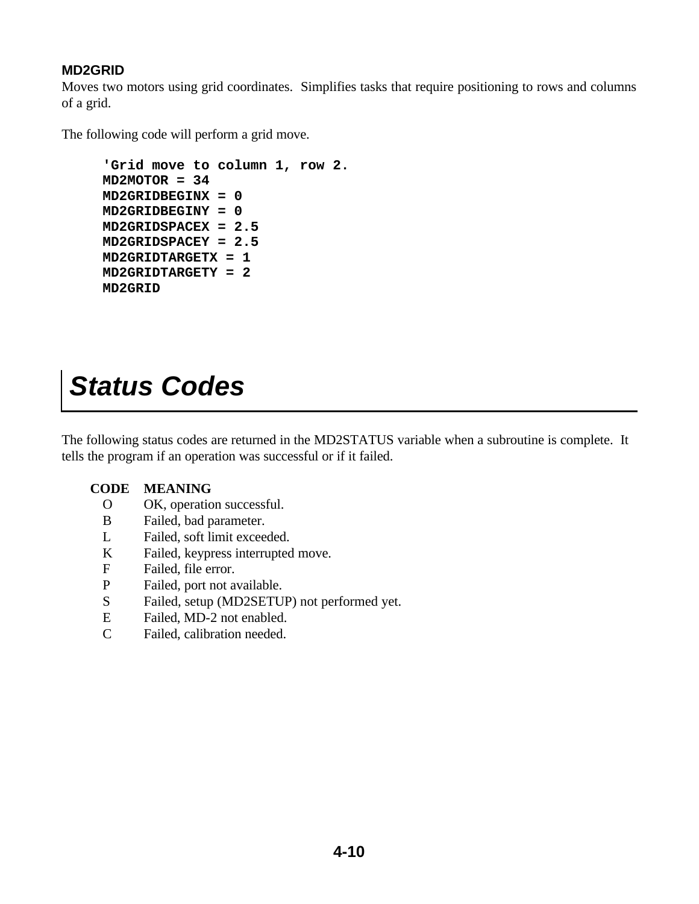### MD2GRID

Moves two motors using grid coordinates. Simplifies tasks that require positioning to rows and columns of a grid.

The following code will perform a grid move.

```
'Grid move to column 1, row 2.
MD2MOTOR = 34
MD2GRIDBEGINX = 0
MD2GRIDBEGINY = 0
MD2GRIDSPACEX = 2.5
MD2GRIDSPACEY = 2.5
MD2GRIDTARGETX = 1
MD2GRIDTARGETY = 2
MD2GRID
```

# *Status Codes*

The following status codes are returned in the MD2STATUS variable when a subroutine is complete. It tells the program if an operation was successful or if it failed.

| CODE | MEANING |
|---|---|
| O | OK, operation successful. |
| B | Failed, bad parameter. |
| L | Failed, soft limit exceeded. |
| K | Failed, keypress interrupted move. |
| F | Failed, file error. |
| P | Failed, port not available. |
| S | Failed, setup (MD2SETUP) not performed yet. |
| E | Failed, MD-2 not enabled. |
| C | Failed, calibration needed. |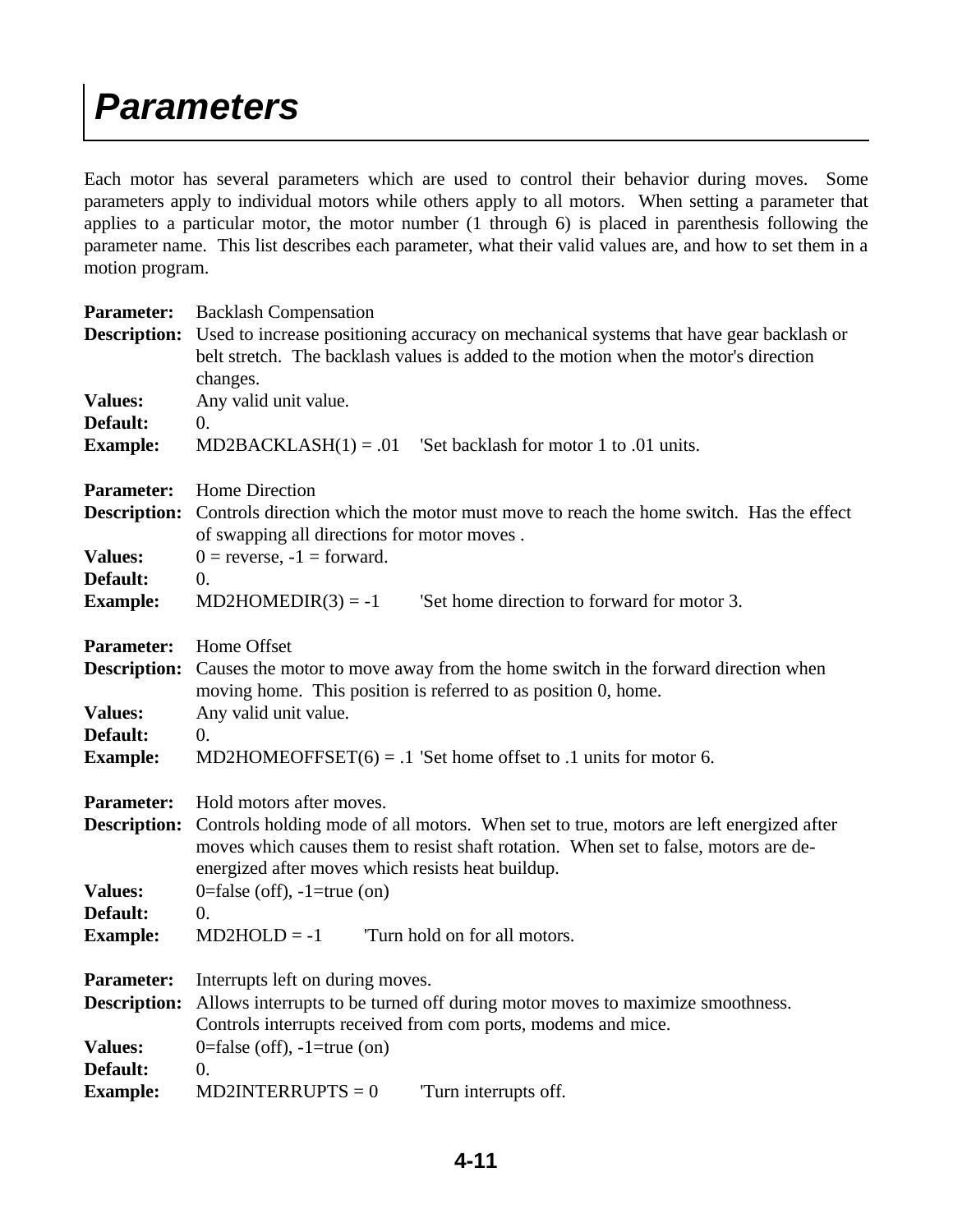# Parameters

Each motor has several parameters which are used to control their behavior during moves. Some parameters apply to individual motors while others apply to all motors. When setting a parameter that applies to a particular motor, the motor number (1 through 6) is placed in parenthesis following the parameter name. This list describes each parameter, what their valid values are, and how to set them in a motion program.

**Parameter:** Backlash Compensation
**Description:** Used to increase positioning accuracy on mechanical systems that have gear backlash or belt stretch. The backlash values is added to the motion when the motor's direction changes.
**Values:** Any valid unit value.
**Default:** 0.
**Example:** MD2BACKLASH(1) = .01 'Set backlash for motor 1 to .01 units.

**Parameter:** Home Direction
**Description:** Controls direction which the motor must move to reach the home switch. Has the effect of swapping all directions for motor moves .
**Values:** 0 = reverse, -1 = forward.
**Default:** 0.
**Example:** MD2HOMEDIR(3) = -1 'Set home direction to forward for motor 3.

**Parameter:** Home Offset
**Description:** Causes the motor to move away from the home switch in the forward direction when moving home. This position is referred to as position 0, home.
**Values:** Any valid unit value.
**Default:** 0.
**Example:** MD2HOMEOFFSET(6) = .1 'Set home offset to .1 units for motor 6.

**Parameter:** Hold motors after moves.
**Description:** Controls holding mode of all motors. When set to true, motors are left energized after moves which causes them to resist shaft rotation. When set to false, motors are de-energized after moves which resists heat buildup.
**Values:** 0=false (off), -1=true (on)
**Default:** 0.
**Example:** MD2HOLD = -1 'Turn hold on for all motors.

**Parameter:** Interrupts left on during moves.
**Description:** Allows interrupts to be turned off during motor moves to maximize smoothness. Controls interrupts received from com ports, modems and mice.
**Values:** 0=false (off), -1=true (on)
**Default:** 0.
**Example:** MD2INTERRUPTS = 0 'Turn interrupts off.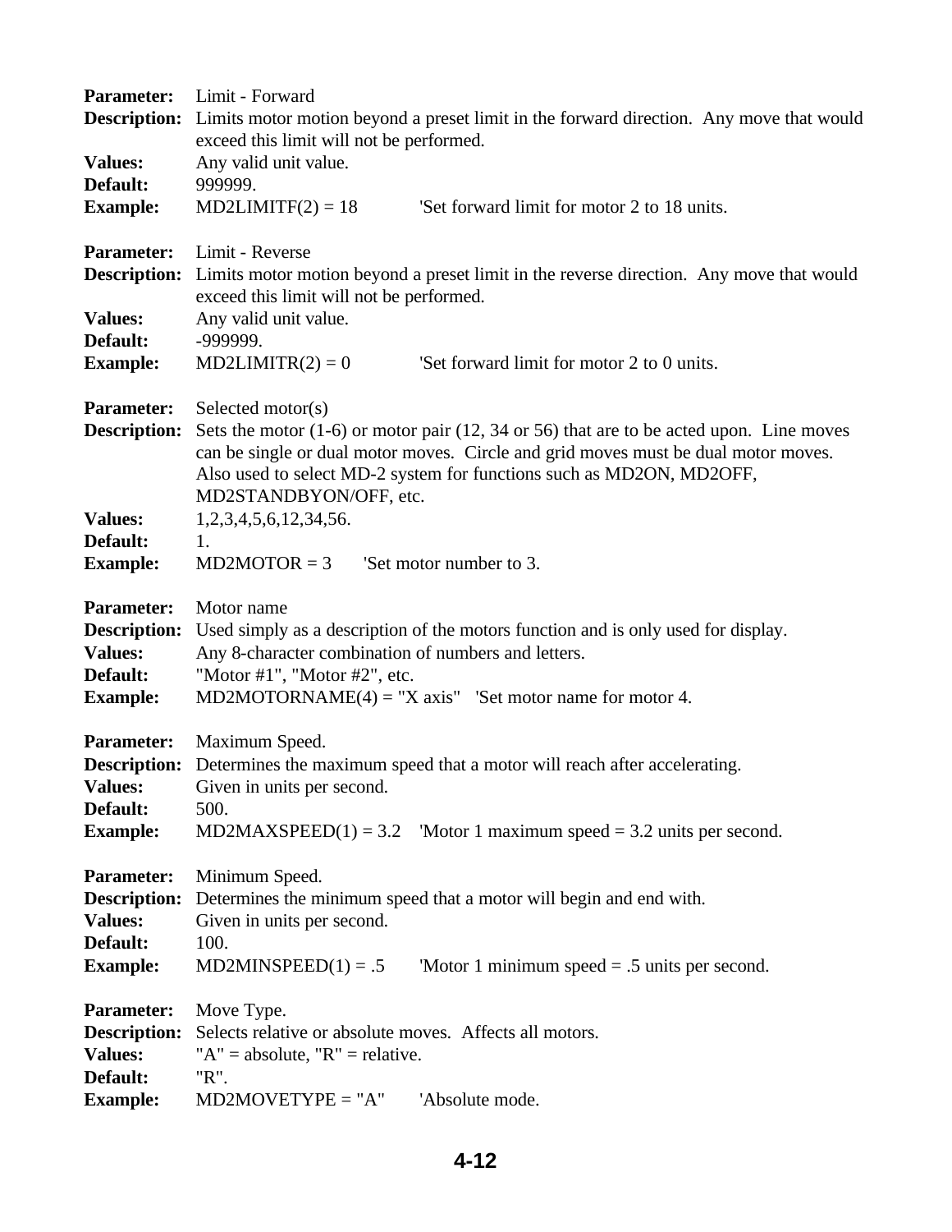**Parameter:** Limit - Forward
**Description:** Limits motor motion beyond a preset limit in the forward direction. Any move that would exceed this limit will not be performed.
**Values:** Any valid unit value.
**Default:** 999999.
**Example:** MD2LIMITF(2) = 18 'Set forward limit for motor 2 to 18 units.

**Parameter:** Limit - Reverse
**Description:** Limits motor motion beyond a preset limit in the reverse direction. Any move that would exceed this limit will not be performed.
**Values:** Any valid unit value.
**Default:** -999999.
**Example:** MD2LIMITR(2) = 0 'Set forward limit for motor 2 to 0 units.

**Parameter:** Selected motor(s)
**Description:** Sets the motor (1-6) or motor pair (12, 34 or 56) that are to be acted upon. Line moves can be single or dual motor moves. Circle and grid moves must be dual motor moves. Also used to select MD-2 system for functions such as MD2ON, MD2OFF, MD2STANDBYON/OFF, etc.
**Values:** 1,2,3,4,5,6,12,34,56.
**Default:** 1.
**Example:** MD2MOTOR = 3 'Set motor number to 3.

**Parameter:** Motor name
**Description:** Used simply as a description of the motors function and is only used for display.
**Values:** Any 8-character combination of numbers and letters.
**Default:** "Motor #1", "Motor #2", etc.
**Example:** MD2MOTORNAME(4) = "X axis" 'Set motor name for motor 4.

**Parameter:** Maximum Speed.
**Description:** Determines the maximum speed that a motor will reach after accelerating.
**Values:** Given in units per second.
**Default:** 500.
**Example:** MD2MAXSPEED(1) = 3.2 'Motor 1 maximum speed = 3.2 units per second.

**Parameter:** Minimum Speed.
**Description:** Determines the minimum speed that a motor will begin and end with.
**Values:** Given in units per second.
**Default:** 100.
**Example:** MD2MINSPEED(1) = .5 'Motor 1 minimum speed = .5 units per second.

**Parameter:** Move Type.
**Description:** Selects relative or absolute moves. Affects all motors.
**Values:** "A" = absolute, "R" = relative.
**Default:** "R".
**Example:** MD2MOVETYPE = "A" 'Absolute mode.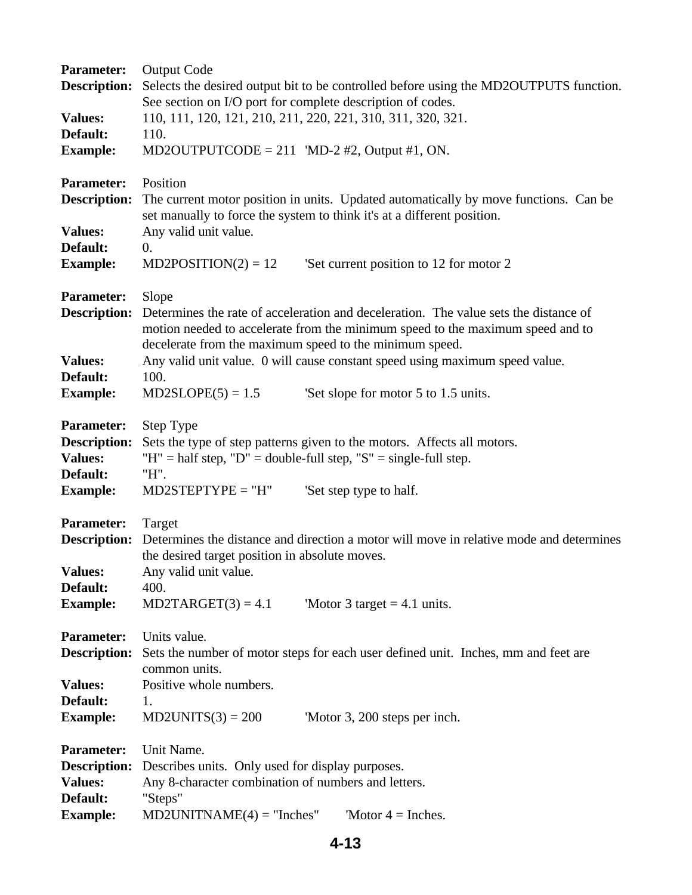**Parameter:** Output Code
**Description:** Selects the desired output bit to be controlled before using the MD2OUTPUTS function. See section on I/O port for complete description of codes.
**Values:** 110, 111, 120, 121, 210, 211, 220, 221, 310, 311, 320, 321.
**Default:** 110.
**Example:** MD2OUTPUTCODE = 211 'MD-2 #2, Output #1, ON.

**Parameter:** Position
**Description:** The current motor position in units. Updated automatically by move functions. Can be set manually to force the system to think it's at a different position.
**Values:** Any valid unit value.
**Default:** 0.
**Example:** MD2POSITION(2) = 12 'Set current position to 12 for motor 2

**Parameter:** Slope
**Description:** Determines the rate of acceleration and deceleration. The value sets the distance of motion needed to accelerate from the minimum speed to the maximum speed and to decelerate from the maximum speed to the minimum speed.
**Values:** Any valid unit value. 0 will cause constant speed using maximum speed value.
**Default:** 100.
**Example:** MD2SLOPE(5) = 1.5 'Set slope for motor 5 to 1.5 units.

**Parameter:** Step Type
**Description:** Sets the type of step patterns given to the motors. Affects all motors.
**Values:** "H" = half step, "D" = double-full step, "S" = single-full step.
**Default:** "H".
**Example:** MD2STEPTYPE = "H" 'Set step type to half.

**Parameter:** Target
**Description:** Determines the distance and direction a motor will move in relative mode and determines the desired target position in absolute moves.
**Values:** Any valid unit value.
**Default:** 400.
**Example:** MD2TARGET(3) = 4.1 'Motor 3 target = 4.1 units.

**Parameter:** Units value.
**Description:** Sets the number of motor steps for each user defined unit. Inches, mm and feet are common units.
**Values:** Positive whole numbers.
**Default:** 1.
**Example:** MD2UNITS(3) = 200 'Motor 3, 200 steps per inch.

**Parameter:** Unit Name.
**Description:** Describes units. Only used for display purposes.
**Values:** Any 8-character combination of numbers and letters.
**Default:** "Steps"
**Example:** MD2UNITNAME(4) = "Inches" 'Motor 4 = Inches.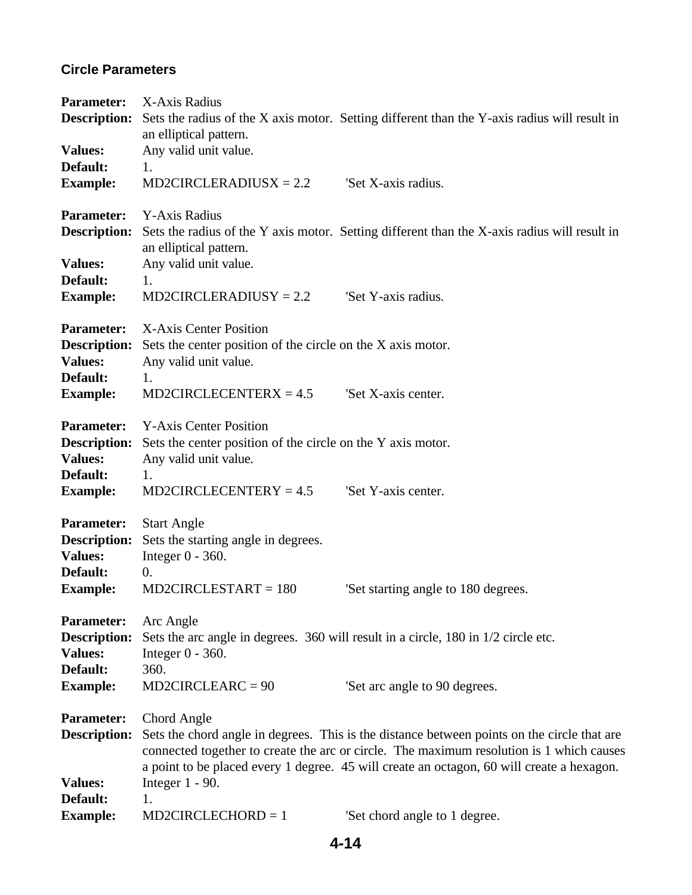### Circle Parameters

**Parameter:** X-Axis Radius
**Description:** Sets the radius of the X axis motor. Setting different than the Y-axis radius will result in an elliptical pattern.
**Values:** Any valid unit value.
**Default:** 1.
**Example:** MD2CIRCLERADIUSX = 2.2 'Set X-axis radius.

**Parameter:** Y-Axis Radius
**Description:** Sets the radius of the Y axis motor. Setting different than the X-axis radius will result in an elliptical pattern.
**Values:** Any valid unit value.
**Default:** 1.
**Example:** MD2CIRCLERADIUSY = 2.2 'Set Y-axis radius.

**Parameter:** X-Axis Center Position
**Description:** Sets the center position of the circle on the X axis motor.
**Values:** Any valid unit value.
**Default:** 1.
**Example:** MD2CIRCLECENTERX = 4.5 'Set X-axis center.

**Parameter:** Y-Axis Center Position
**Description:** Sets the center position of the circle on the Y axis motor.
**Values:** Any valid unit value.
**Default:** 1.
**Example:** MD2CIRCLECENTERY = 4.5 'Set Y-axis center.

**Parameter:** Start Angle
**Description:** Sets the starting angle in degrees.
**Values:** Integer 0 - 360.
**Default:** 0.
**Example:** MD2CIRCLESTART = 180 'Set starting angle to 180 degrees.

**Parameter:** Arc Angle
**Description:** Sets the arc angle in degrees. 360 will result in a circle, 180 in 1/2 circle etc.
**Values:** Integer 0 - 360.
**Default:** 360.
**Example:** MD2CIRCLEARC = 90 'Set arc angle to 90 degrees.

**Parameter:** Chord Angle
**Description:** Sets the chord angle in degrees. This is the distance between points on the circle that are connected together to create the arc or circle. The maximum resolution is 1 which causes a point to be placed every 1 degree. 45 will create an octagon, 60 will create a hexagon.
**Values:** Integer 1 - 90.
**Default:** 1.
**Example:** MD2CIRCLECHORD = 1 'Set chord angle to 1 degree.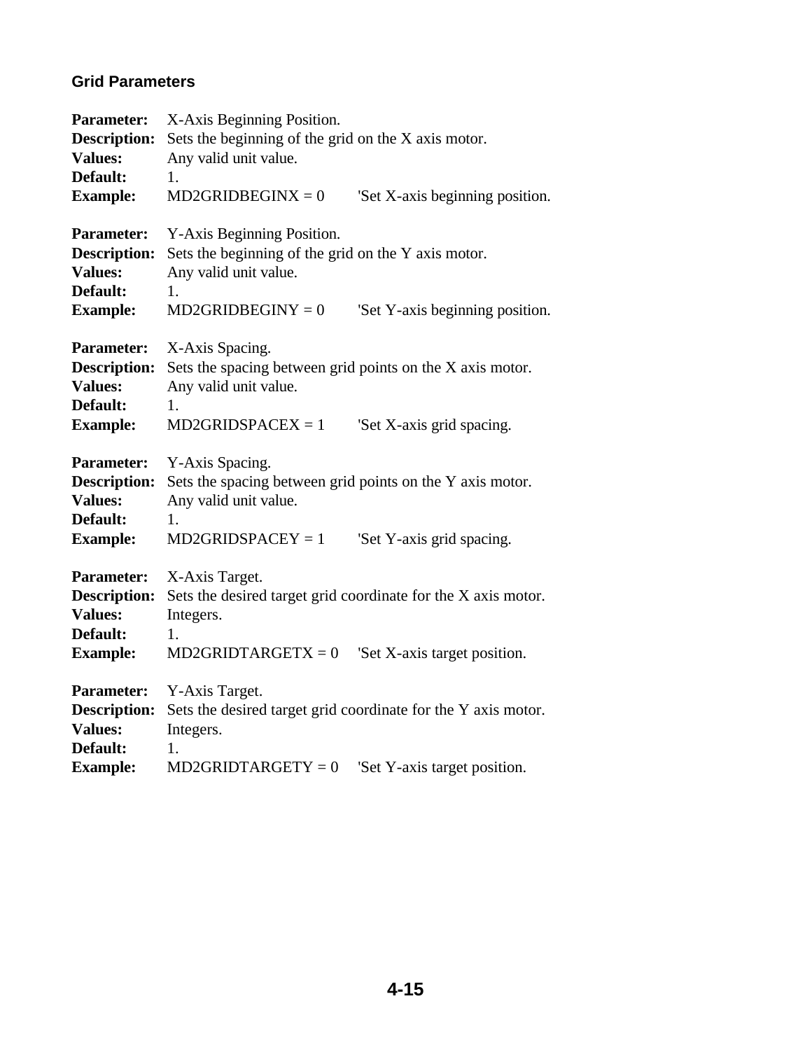### Grid Parameters

**Parameter:** X-Axis Beginning Position.
**Description:** Sets the beginning of the grid on the X axis motor.
**Values:** Any valid unit value.
**Default:** 1.
**Example:** MD2GRIDBEGINX = 0 'Set X-axis beginning position.

**Parameter:** Y-Axis Beginning Position.
**Description:** Sets the beginning of the grid on the Y axis motor.
**Values:** Any valid unit value.
**Default:** 1.
**Example:** MD2GRIDBEGINY = 0 'Set Y-axis beginning position.

**Parameter:** X-Axis Spacing.
**Description:** Sets the spacing between grid points on the X axis motor.
**Values:** Any valid unit value.
**Default:** 1.
**Example:** MD2GRIDSPACEX = 1 'Set X-axis grid spacing.

**Parameter:** Y-Axis Spacing.
**Description:** Sets the spacing between grid points on the Y axis motor.
**Values:** Any valid unit value.
**Default:** 1.
**Example:** MD2GRIDSPACEY = 1 'Set Y-axis grid spacing.

**Parameter:** X-Axis Target.
**Description:** Sets the desired target grid coordinate for the X axis motor.
**Values:** Integers.
**Default:** 1.
**Example:** MD2GRIDTARGETX = 0 'Set X-axis target position.

**Parameter:** Y-Axis Target.
**Description:** Sets the desired target grid coordinate for the Y axis motor.
**Values:** Integers.
**Default:** 1.
**Example:** MD2GRIDTARGETY = 0 'Set Y-axis target position.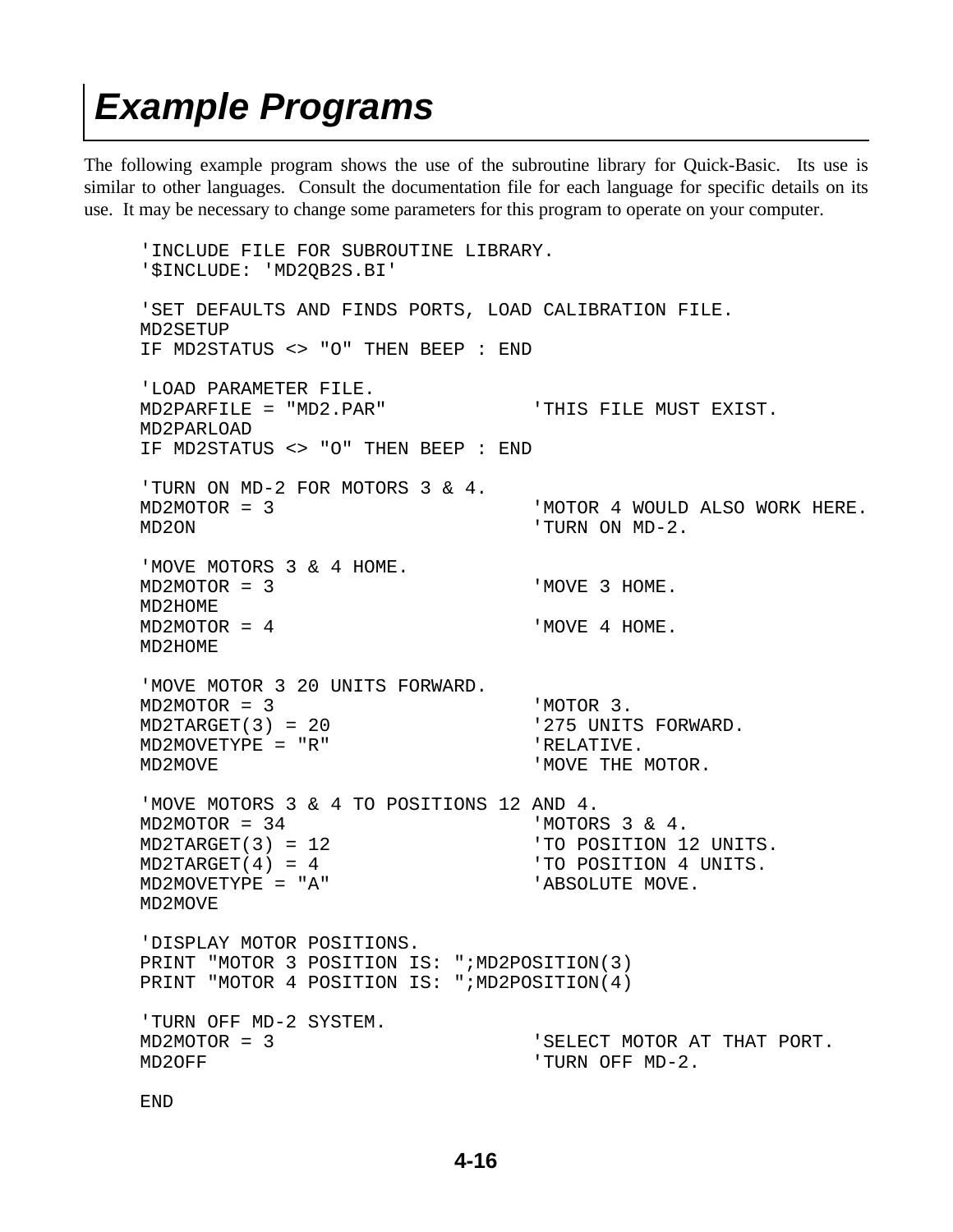# Example Programs

The following example program shows the use of the subroutine library for Quick-Basic. Its use is similar to other languages. Consult the documentation file for each language for specific details on its use. It may be necessary to change some parameters for this program to operate on your computer.

```
'INCLUDE FILE FOR SUBROUTINE LIBRARY.
'$INCLUDE: 'MD2QB2S.BI'

'SET DEFAULTS AND FINDS PORTS, LOAD CALIBRATION FILE.
MD2SETUP
IF MD2STATUS <> "O" THEN BEEP : END

'LOAD PARAMETER FILE.
MD2PARFILE = "MD2.PAR"             'THIS FILE MUST EXIST.
MD2PARLOAD
IF MD2STATUS <> "O" THEN BEEP : END

'TURN ON MD-2 FOR MOTORS 3 & 4.
MD2MOTOR = 3                       'MOTOR 4 WOULD ALSO WORK HERE.
MD2ON                              'TURN ON MD-2.

'MOVE MOTORS 3 & 4 HOME.
MD2MOTOR = 3                       'MOVE 3 HOME.
MD2HOME
MD2MOTOR = 4                       'MOVE 4 HOME.
MD2HOME

'MOVE MOTOR 3 20 UNITS FORWARD.
MD2MOTOR = 3                       'MOTOR 3.
MD2TARGET(3) = 20                  '275 UNITS FORWARD.
MD2MOVETYPE = "R"                  'RELATIVE.
MD2MOVE                            'MOVE THE MOTOR.

'MOVE MOTORS 3 & 4 TO POSITIONS 12 AND 4.
MD2MOTOR = 34                      'MOTORS 3 & 4.
MD2TARGET(3) = 12                  'TO POSITION 12 UNITS.
MD2TARGET(4) = 4                   'TO POSITION 4 UNITS.
MD2MOVETYPE = "A"                  'ABSOLUTE MOVE.
MD2MOVE

'DISPLAY MOTOR POSITIONS.
PRINT "MOTOR 3 POSITION IS: ";MD2POSITION(3)
PRINT "MOTOR 4 POSITION IS: ";MD2POSITION(4)

'TURN OFF MD-2 SYSTEM.
MD2MOTOR = 3                       'SELECT MOTOR AT THAT PORT.
MD2OFF                             'TURN OFF MD-2.

END
```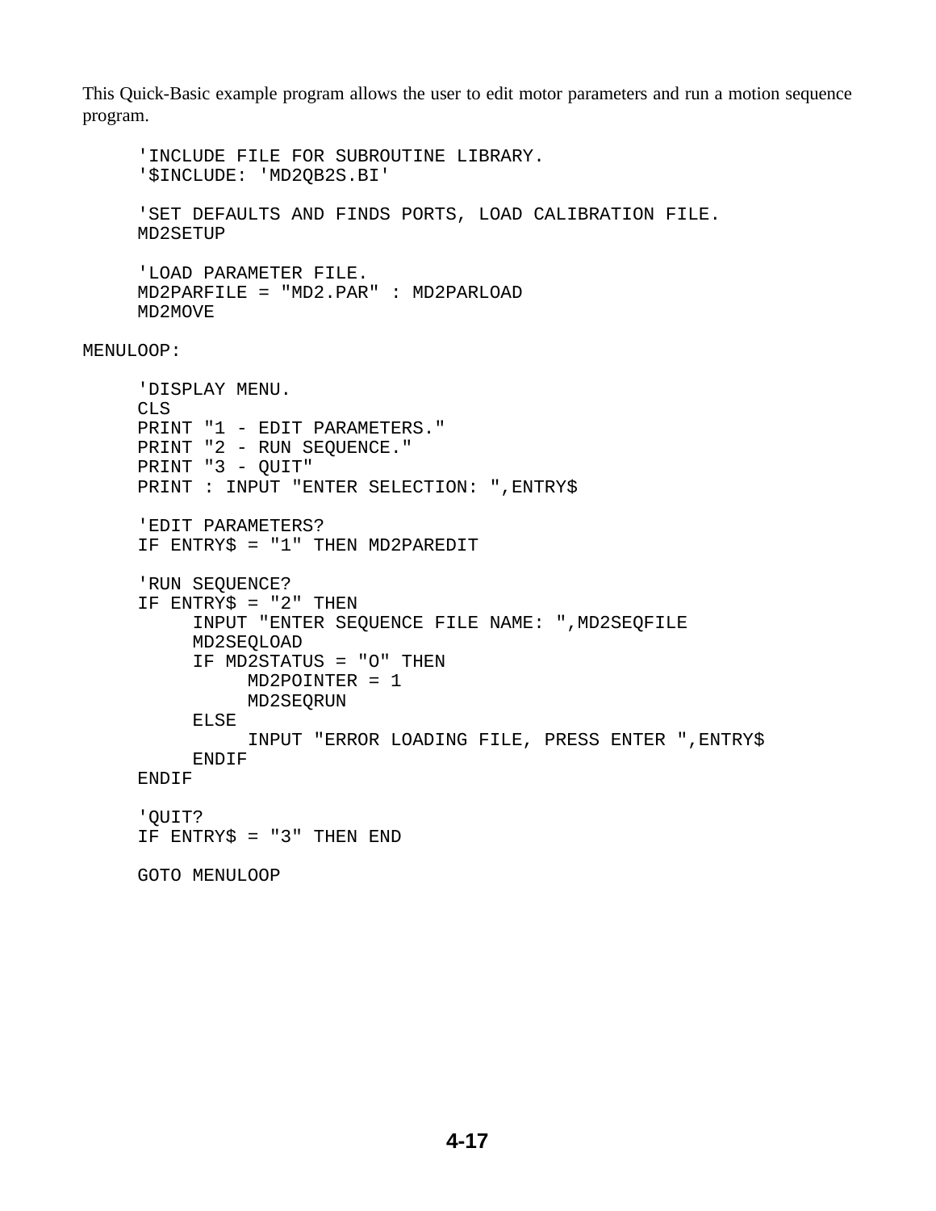This Quick-Basic example program allows the user to edit motor parameters and run a motion sequence program.

```
     'INCLUDE FILE FOR SUBROUTINE LIBRARY.
     '$INCLUDE: 'MD2QB2S.BI'

     'SET DEFAULTS AND FINDS PORTS, LOAD CALIBRATION FILE.
     MD2SETUP

     'LOAD PARAMETER FILE.
     MD2PARFILE = "MD2.PAR" : MD2PARLOAD
     MD2MOVE

MENULOOP:

     'DISPLAY MENU.
     CLS
     PRINT "1 - EDIT PARAMETERS."
     PRINT "2 - RUN SEQUENCE."
     PRINT "3 - QUIT"
     PRINT : INPUT "ENTER SELECTION: ",ENTRY$

     'EDIT PARAMETERS?
     IF ENTRY$ = "1" THEN MD2PAREDIT

     'RUN SEQUENCE?
     IF ENTRY$ = "2" THEN
          INPUT "ENTER SEQUENCE FILE NAME: ",MD2SEQFILE
          MD2SEQLOAD
          IF MD2STATUS = "O" THEN
               MD2POINTER = 1
               MD2SEQRUN
          ELSE
               INPUT "ERROR LOADING FILE, PRESS ENTER ",ENTRY$
          ENDIF
     ENDIF

     'QUIT?
     IF ENTRY$ = "3" THEN END

     GOTO MENULOOP
```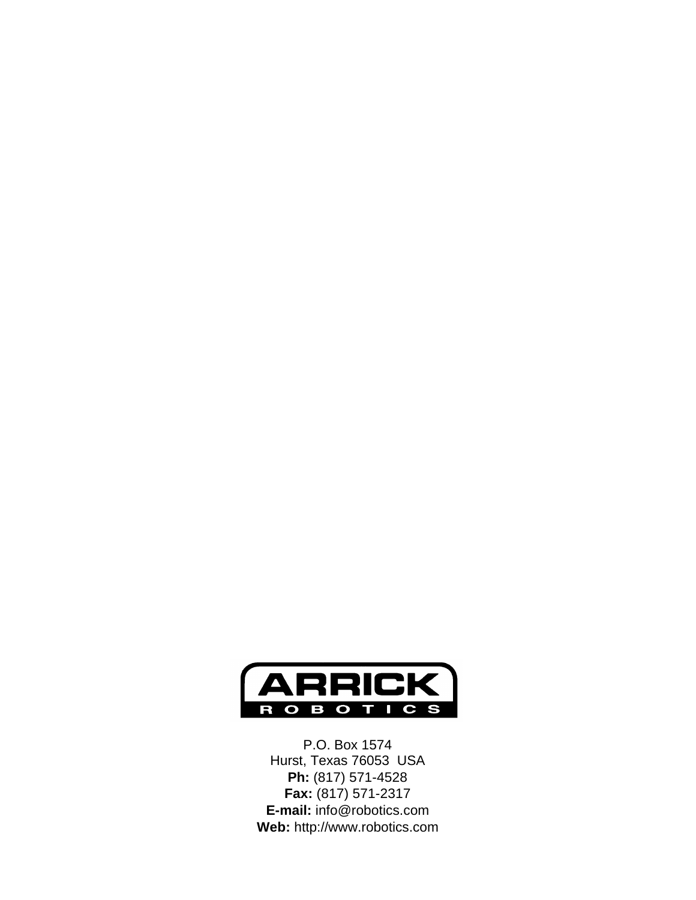ARRICK
ROBOTICS

P.O. Box 1574
Hurst, Texas 76053 USA
**Ph:** (817) 571-4528
**Fax:** (817) 571-2317
**E-mail:** info@robotics.com
**Web:** http://www.robotics.com